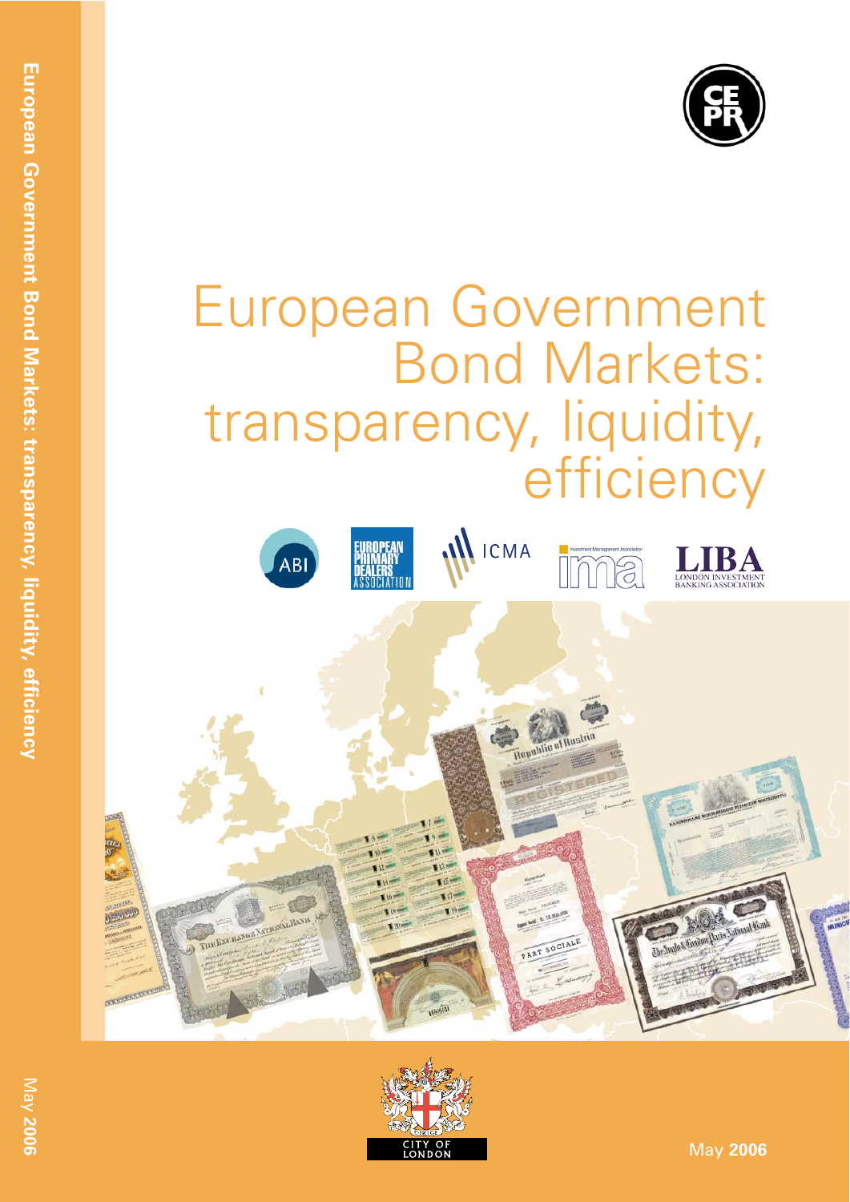# European Government Bond Markets: transparency, liquidity, efficiency

May **2006**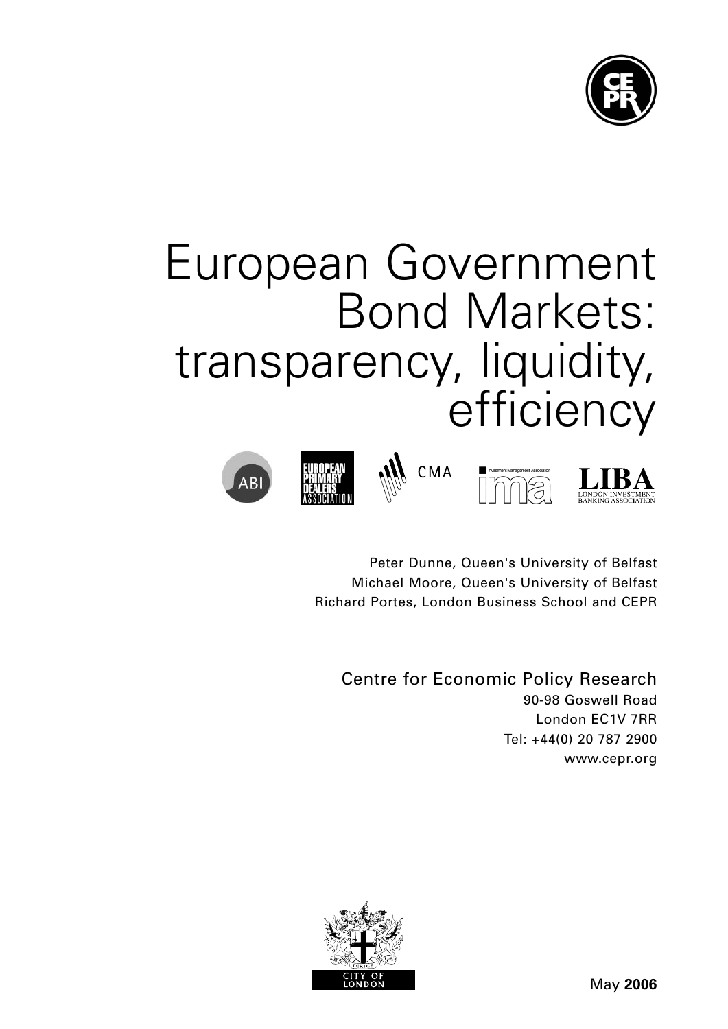# European Government Bond Markets: transparency, liquidity, efficiency

Peter Dunne, Queen's University of Belfast
Michael Moore, Queen's University of Belfast
Richard Portes, London Business School and CEPR

Centre for Economic Policy Research
90-98 Goswell Road
London EC1V 7RR
Tel: +44(0) 20 787 2900
www.cepr.org

May **2006**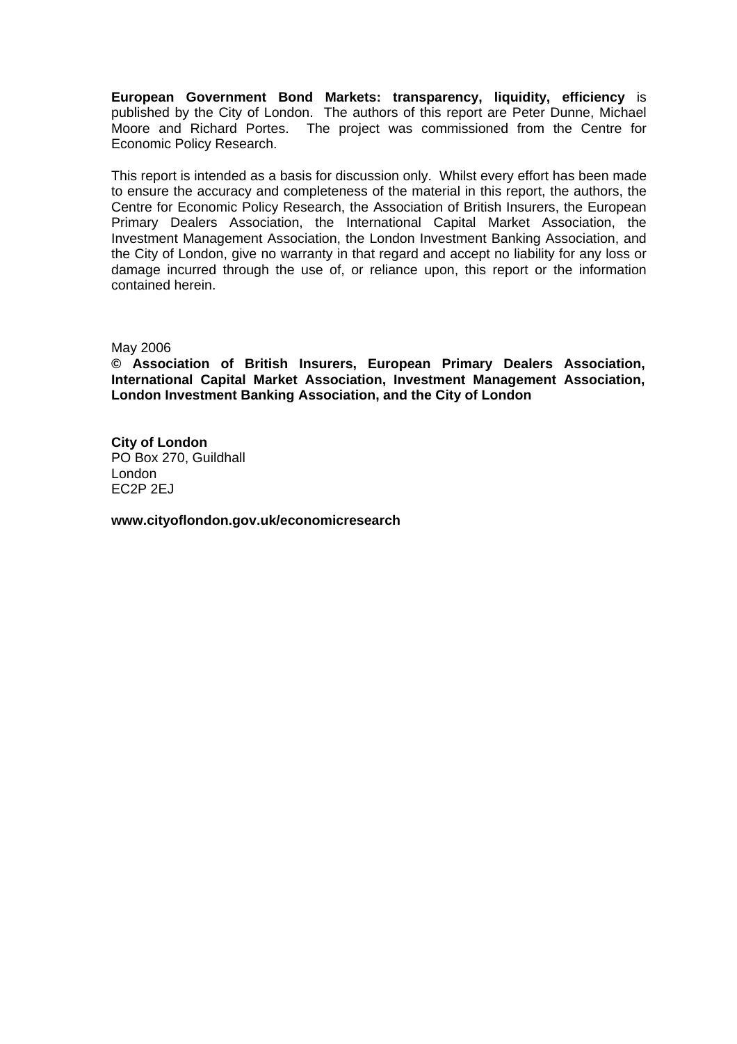**European Government Bond Markets: transparency, liquidity, efficiency** is published by the City of London. The authors of this report are Peter Dunne, Michael Moore and Richard Portes. The project was commissioned from the Centre for Economic Policy Research.

This report is intended as a basis for discussion only. Whilst every effort has been made to ensure the accuracy and completeness of the material in this report, the authors, the Centre for Economic Policy Research, the Association of British Insurers, the European Primary Dealers Association, the International Capital Market Association, the Investment Management Association, the London Investment Banking Association, and the City of London, give no warranty in that regard and accept no liability for any loss or damage incurred through the use of, or reliance upon, this report or the information contained herein.

May 2006

**© Association of British Insurers, European Primary Dealers Association, International Capital Market Association, Investment Management Association, London Investment Banking Association, and the City of London**

**City of London**
PO Box 270, Guildhall
London
EC2P 2EJ

**www.cityoflondon.gov.uk/economicresearch**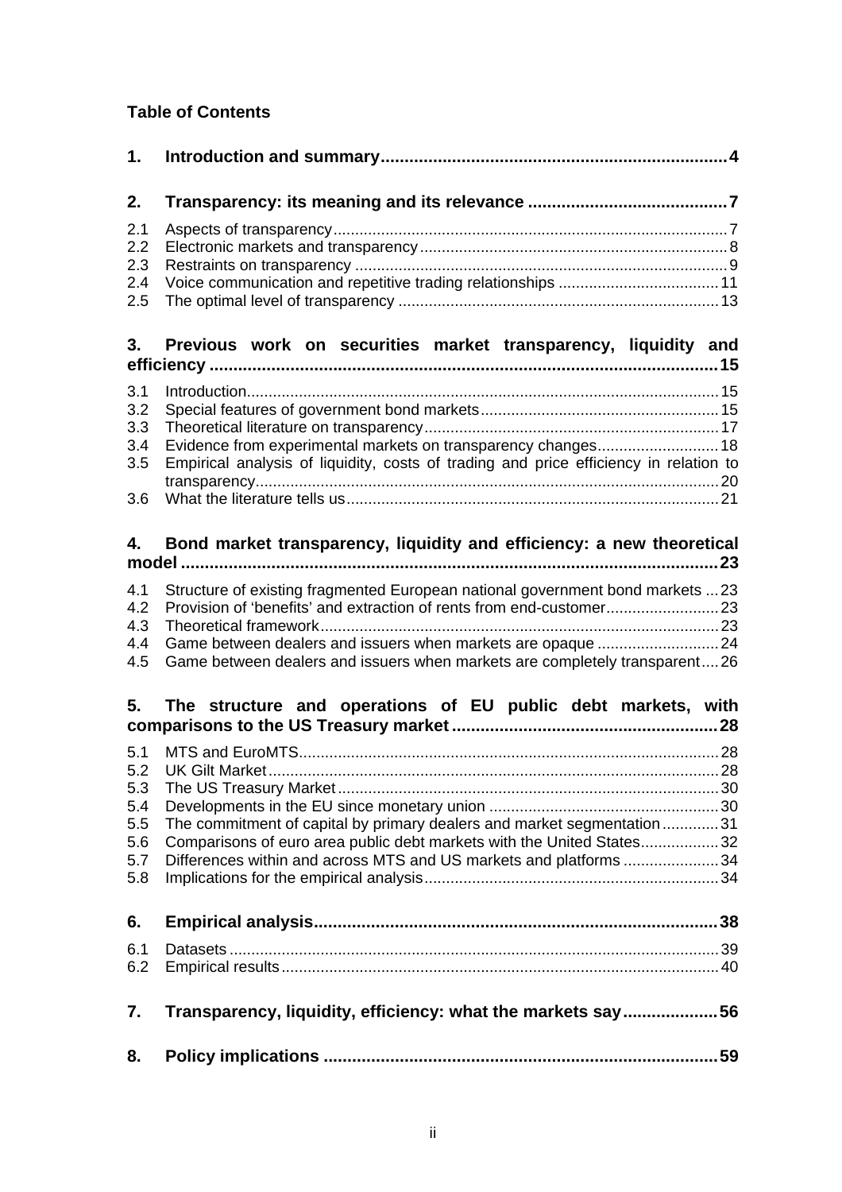## Table of Contents

| | | |
|---|---|---|
| **1.** | **Introduction and summary** | **4** |
| **2.** | **Transparency: its meaning and its relevance** | **7** |
| 2.1 | Aspects of transparency | 7 |
| 2.2 | Electronic markets and transparency | 8 |
| 2.3 | Restraints on transparency | 9 |
| 2.4 | Voice communication and repetitive trading relationships | 11 |
| 2.5 | The optimal level of transparency | 13 |
| **3.** | **Previous work on securities market transparency, liquidity and efficiency** | **15** |
| 3.1 | Introduction | 15 |
| 3.2 | Special features of government bond markets | 15 |
| 3.3 | Theoretical literature on transparency | 17 |
| 3.4 | Evidence from experimental markets on transparency changes | 18 |
| 3.5 | Empirical analysis of liquidity, costs of trading and price efficiency in relation to transparency | 20 |
| 3.6 | What the literature tells us | 21 |
| **4.** | **Bond market transparency, liquidity and efficiency: a new theoretical model** | **23** |
| 4.1 | Structure of existing fragmented European national government bond markets | 23 |
| 4.2 | Provision of 'benefits' and extraction of rents from end-customer | 23 |
| 4.3 | Theoretical framework | 23 |
| 4.4 | Game between dealers and issuers when markets are opaque | 24 |
| 4.5 | Game between dealers and issuers when markets are completely transparent | 26 |
| **5.** | **The structure and operations of EU public debt markets, with comparisons to the US Treasury market** | **28** |
| 5.1 | MTS and EuroMTS | 28 |
| 5.2 | UK Gilt Market | 28 |
| 5.3 | The US Treasury Market | 30 |
| 5.4 | Developments in the EU since monetary union | 30 |
| 5.5 | The commitment of capital by primary dealers and market segmentation | 31 |
| 5.6 | Comparisons of euro area public debt markets with the United States | 32 |
| 5.7 | Differences within and across MTS and US markets and platforms | 34 |
| 5.8 | Implications for the empirical analysis | 34 |
| **6.** | **Empirical analysis** | **38** |
| 6.1 | Datasets | 39 |
| 6.2 | Empirical results | 40 |
| **7.** | **Transparency, liquidity, efficiency: what the markets say** | **56** |
| **8.** | **Policy implications** | **59** |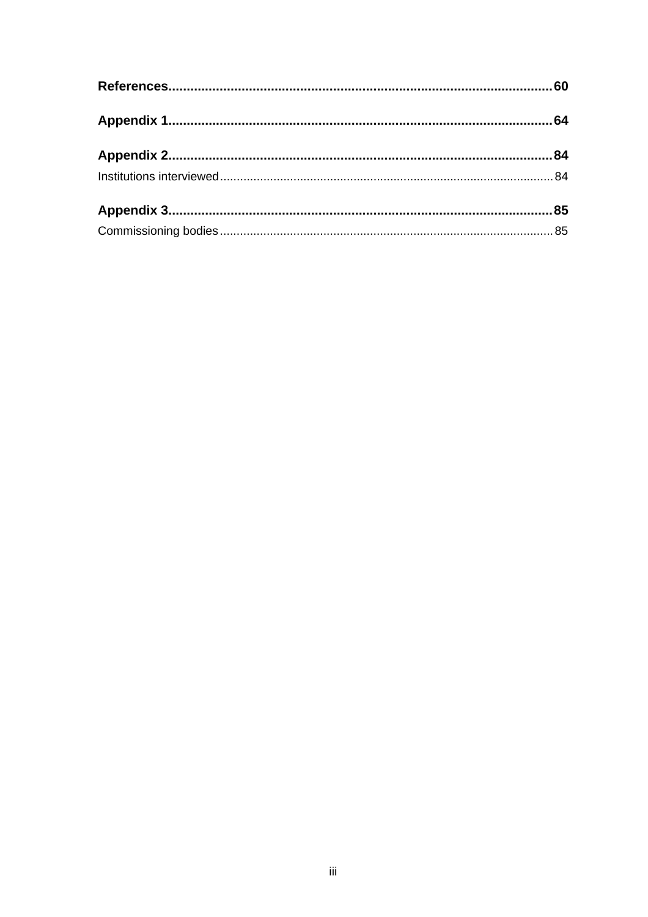**References** ........................................................................................................ **60**

**Appendix 1** ........................................................................................................ **64**

**Appendix 2** ........................................................................................................ **84**

Institutions interviewed ........................................................................................ 84

**Appendix 3** ........................................................................................................ **85**

Commissioning bodies ........................................................................................ 85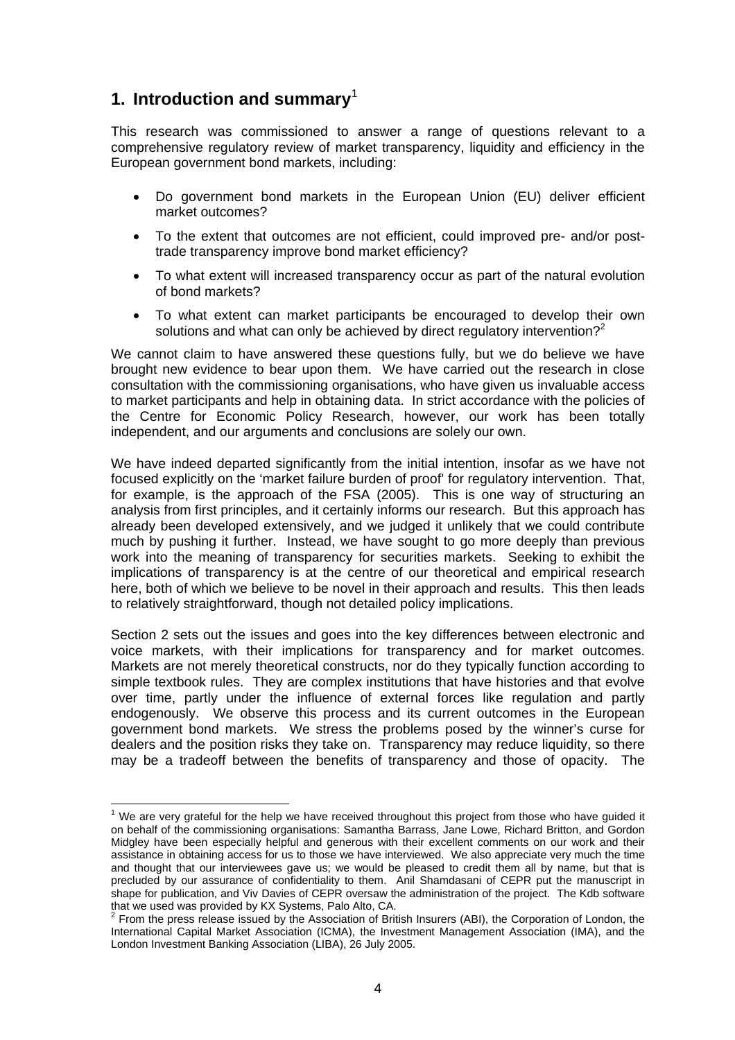## 1. Introduction and summary[1]

This research was commissioned to answer a range of questions relevant to a comprehensive regulatory review of market transparency, liquidity and efficiency in the European government bond markets, including:

- Do government bond markets in the European Union (EU) deliver efficient market outcomes?
- To the extent that outcomes are not efficient, could improved pre- and/or post-trade transparency improve bond market efficiency?
- To what extent will increased transparency occur as part of the natural evolution of bond markets?
- To what extent can market participants be encouraged to develop their own solutions and what can only be achieved by direct regulatory intervention?[2]

We cannot claim to have answered these questions fully, but we do believe we have brought new evidence to bear upon them. We have carried out the research in close consultation with the commissioning organisations, who have given us invaluable access to market participants and help in obtaining data. In strict accordance with the policies of the Centre for Economic Policy Research, however, our work has been totally independent, and our arguments and conclusions are solely our own.

We have indeed departed significantly from the initial intention, insofar as we have not focused explicitly on the 'market failure burden of proof' for regulatory intervention. That, for example, is the approach of the FSA (2005). This is one way of structuring an analysis from first principles, and it certainly informs our research. But this approach has already been developed extensively, and we judged it unlikely that we could contribute much by pushing it further. Instead, we have sought to go more deeply than previous work into the meaning of transparency for securities markets. Seeking to exhibit the implications of transparency is at the centre of our theoretical and empirical research here, both of which we believe to be novel in their approach and results. This then leads to relatively straightforward, though not detailed policy implications.

Section 2 sets out the issues and goes into the key differences between electronic and voice markets, with their implications for transparency and for market outcomes. Markets are not merely theoretical constructs, nor do they typically function according to simple textbook rules. They are complex institutions that have histories and that evolve over time, partly under the influence of external forces like regulation and partly endogenously. We observe this process and its current outcomes in the European government bond markets. We stress the problems posed by the winner's curse for dealers and the position risks they take on. Transparency may reduce liquidity, so there may be a tradeoff between the benefits of transparency and those of opacity. The

---

[1] We are very grateful for the help we have received throughout this project from those who have guided it on behalf of the commissioning organisations: Samantha Barrass, Jane Lowe, Richard Britton, and Gordon Midgley have been especially helpful and generous with their excellent comments on our work and their assistance in obtaining access for us to those we have interviewed. We also appreciate very much the time and thought that our interviewees gave us; we would be pleased to credit them all by name, but that is precluded by our assurance of confidentiality to them. Anil Shamdasani of CEPR put the manuscript in shape for publication, and Viv Davies of CEPR oversaw the administration of the project. The Kdb software that we used was provided by KX Systems, Palo Alto, CA.

[2] From the press release issued by the Association of British Insurers (ABI), the Corporation of London, the International Capital Market Association (ICMA), the Investment Management Association (IMA), and the London Investment Banking Association (LIBA), 26 July 2005.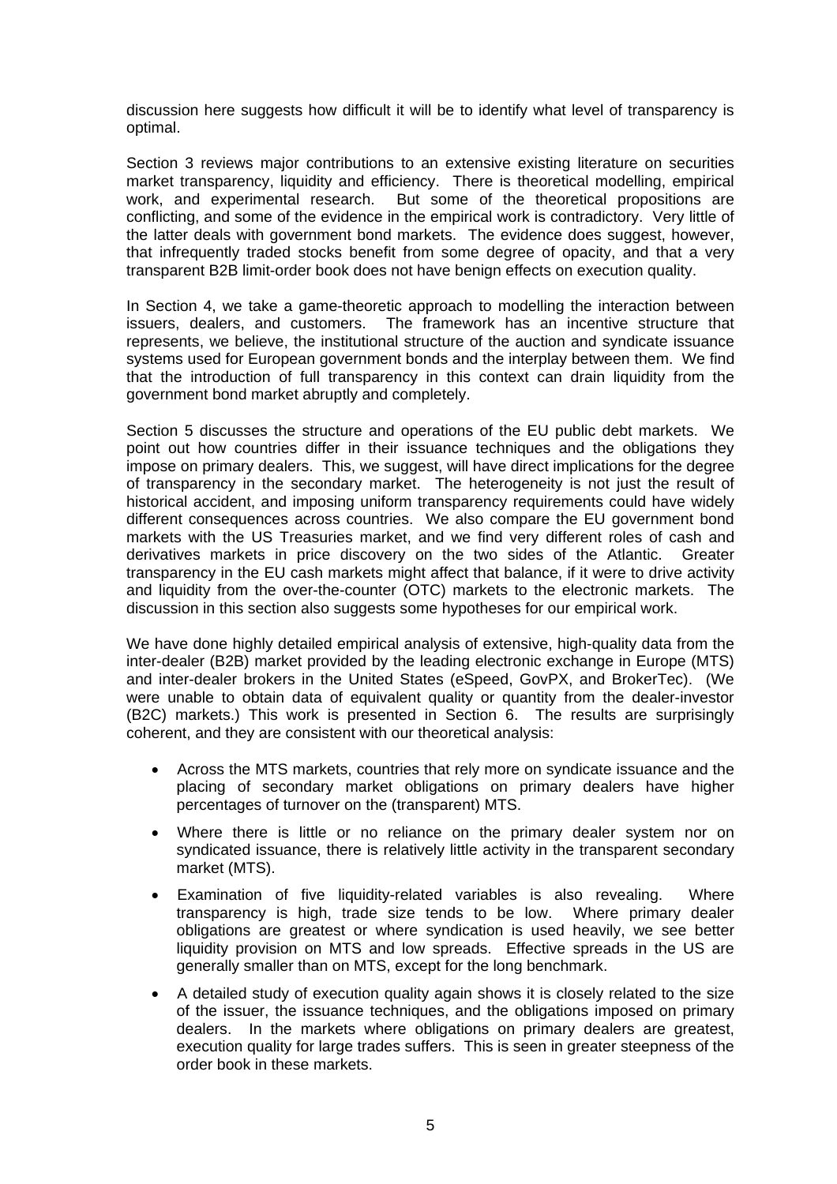discussion here suggests how difficult it will be to identify what level of transparency is optimal.

Section 3 reviews major contributions to an extensive existing literature on securities market transparency, liquidity and efficiency. There is theoretical modelling, empirical work, and experimental research. But some of the theoretical propositions are conflicting, and some of the evidence in the empirical work is contradictory. Very little of the latter deals with government bond markets. The evidence does suggest, however, that infrequently traded stocks benefit from some degree of opacity, and that a very transparent B2B limit-order book does not have benign effects on execution quality.

In Section 4, we take a game-theoretic approach to modelling the interaction between issuers, dealers, and customers. The framework has an incentive structure that represents, we believe, the institutional structure of the auction and syndicate issuance systems used for European government bonds and the interplay between them. We find that the introduction of full transparency in this context can drain liquidity from the government bond market abruptly and completely.

Section 5 discusses the structure and operations of the EU public debt markets. We point out how countries differ in their issuance techniques and the obligations they impose on primary dealers. This, we suggest, will have direct implications for the degree of transparency in the secondary market. The heterogeneity is not just the result of historical accident, and imposing uniform transparency requirements could have widely different consequences across countries. We also compare the EU government bond markets with the US Treasuries market, and we find very different roles of cash and derivatives markets in price discovery on the two sides of the Atlantic. Greater transparency in the EU cash markets might affect that balance, if it were to drive activity and liquidity from the over-the-counter (OTC) markets to the electronic markets. The discussion in this section also suggests some hypotheses for our empirical work.

We have done highly detailed empirical analysis of extensive, high-quality data from the inter-dealer (B2B) market provided by the leading electronic exchange in Europe (MTS) and inter-dealer brokers in the United States (eSpeed, GovPX, and BrokerTec). (We were unable to obtain data of equivalent quality or quantity from the dealer-investor (B2C) markets.) This work is presented in Section 6. The results are surprisingly coherent, and they are consistent with our theoretical analysis:

- Across the MTS markets, countries that rely more on syndicate issuance and the placing of secondary market obligations on primary dealers have higher percentages of turnover on the (transparent) MTS.
- Where there is little or no reliance on the primary dealer system nor on syndicated issuance, there is relatively little activity in the transparent secondary market (MTS).
- Examination of five liquidity-related variables is also revealing. Where transparency is high, trade size tends to be low. Where primary dealer obligations are greatest or where syndication is used heavily, we see better liquidity provision on MTS and low spreads. Effective spreads in the US are generally smaller than on MTS, except for the long benchmark.
- A detailed study of execution quality again shows it is closely related to the size of the issuer, the issuance techniques, and the obligations imposed on primary dealers. In the markets where obligations on primary dealers are greatest, execution quality for large trades suffers. This is seen in greater steepness of the order book in these markets.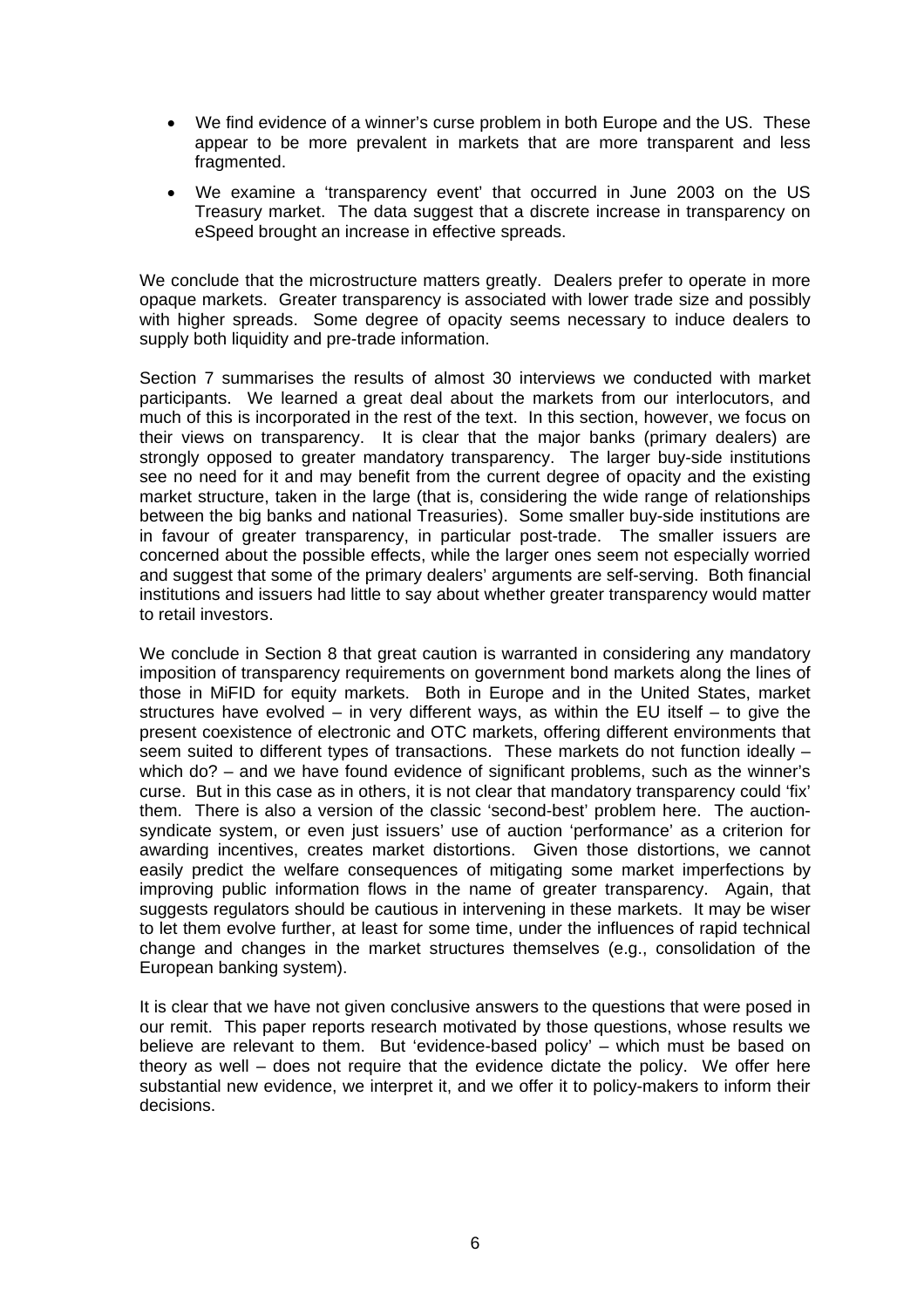- We find evidence of a winner's curse problem in both Europe and the US. These appear to be more prevalent in markets that are more transparent and less fragmented.
- We examine a 'transparency event' that occurred in June 2003 on the US Treasury market. The data suggest that a discrete increase in transparency on eSpeed brought an increase in effective spreads.

We conclude that the microstructure matters greatly. Dealers prefer to operate in more opaque markets. Greater transparency is associated with lower trade size and possibly with higher spreads. Some degree of opacity seems necessary to induce dealers to supply both liquidity and pre-trade information.

Section 7 summarises the results of almost 30 interviews we conducted with market participants. We learned a great deal about the markets from our interlocutors, and much of this is incorporated in the rest of the text. In this section, however, we focus on their views on transparency. It is clear that the major banks (primary dealers) are strongly opposed to greater mandatory transparency. The larger buy-side institutions see no need for it and may benefit from the current degree of opacity and the existing market structure, taken in the large (that is, considering the wide range of relationships between the big banks and national Treasuries). Some smaller buy-side institutions are in favour of greater transparency, in particular post-trade. The smaller issuers are concerned about the possible effects, while the larger ones seem not especially worried and suggest that some of the primary dealers' arguments are self-serving. Both financial institutions and issuers had little to say about whether greater transparency would matter to retail investors.

We conclude in Section 8 that great caution is warranted in considering any mandatory imposition of transparency requirements on government bond markets along the lines of those in MiFID for equity markets. Both in Europe and in the United States, market structures have evolved – in very different ways, as within the EU itself – to give the present coexistence of electronic and OTC markets, offering different environments that seem suited to different types of transactions. These markets do not function ideally – which do? – and we have found evidence of significant problems, such as the winner's curse. But in this case as in others, it is not clear that mandatory transparency could 'fix' them. There is also a version of the classic 'second-best' problem here. The auction-syndicate system, or even just issuers' use of auction 'performance' as a criterion for awarding incentives, creates market distortions. Given those distortions, we cannot easily predict the welfare consequences of mitigating some market imperfections by improving public information flows in the name of greater transparency. Again, that suggests regulators should be cautious in intervening in these markets. It may be wiser to let them evolve further, at least for some time, under the influences of rapid technical change and changes in the market structures themselves (e.g., consolidation of the European banking system).

It is clear that we have not given conclusive answers to the questions that were posed in our remit. This paper reports research motivated by those questions, whose results we believe are relevant to them. But 'evidence-based policy' – which must be based on theory as well – does not require that the evidence dictate the policy. We offer here substantial new evidence, we interpret it, and we offer it to policy-makers to inform their decisions.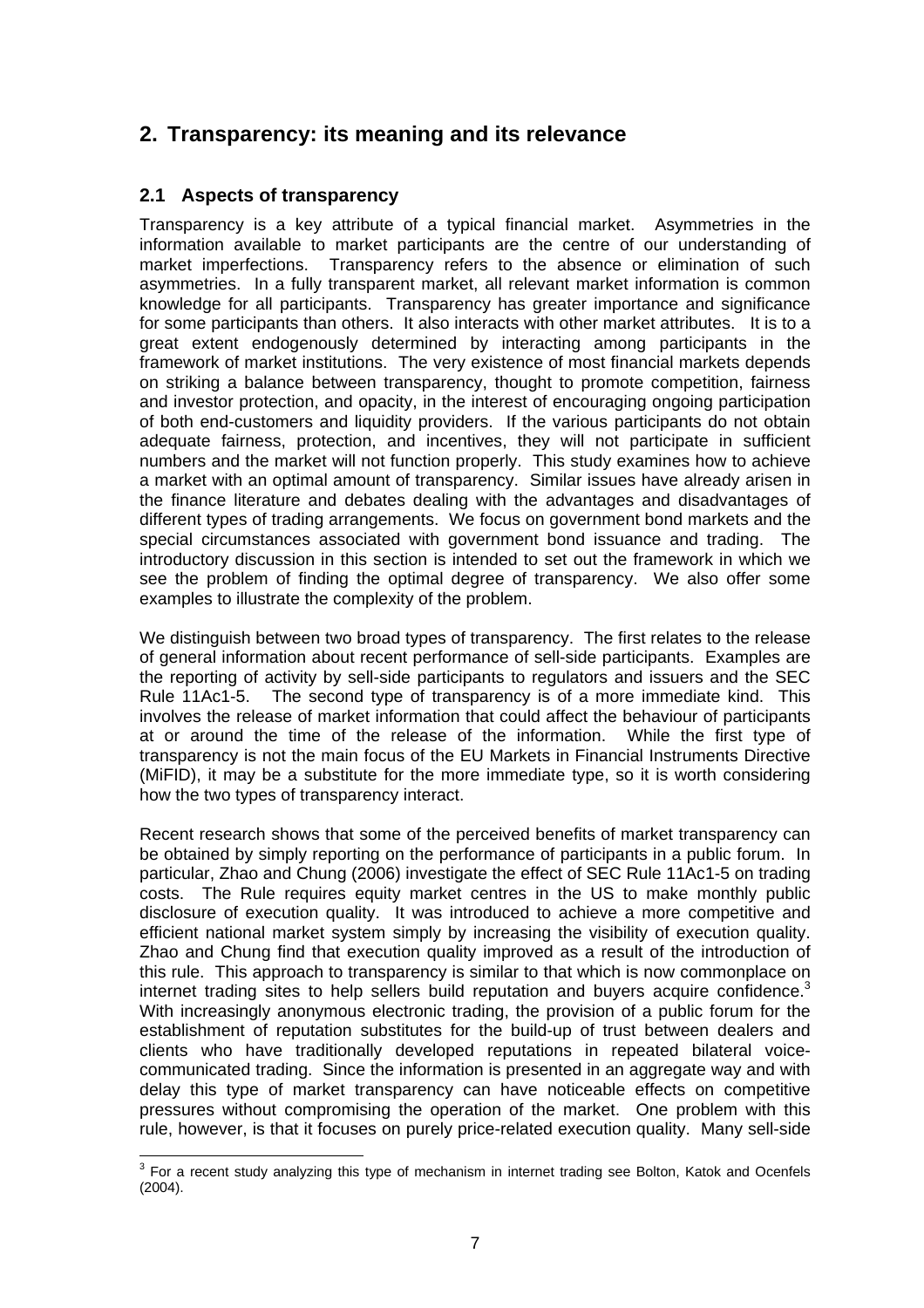## 2. Transparency: its meaning and its relevance

### 2.1 Aspects of transparency

Transparency is a key attribute of a typical financial market. Asymmetries in the information available to market participants are the centre of our understanding of market imperfections. Transparency refers to the absence or elimination of such asymmetries. In a fully transparent market, all relevant market information is common knowledge for all participants. Transparency has greater importance and significance for some participants than others. It also interacts with other market attributes. It is to a great extent endogenously determined by interacting among participants in the framework of market institutions. The very existence of most financial markets depends on striking a balance between transparency, thought to promote competition, fairness and investor protection, and opacity, in the interest of encouraging ongoing participation of both end-customers and liquidity providers. If the various participants do not obtain adequate fairness, protection, and incentives, they will not participate in sufficient numbers and the market will not function properly. This study examines how to achieve a market with an optimal amount of transparency. Similar issues have already arisen in the finance literature and debates dealing with the advantages and disadvantages of different types of trading arrangements. We focus on government bond markets and the special circumstances associated with government bond issuance and trading. The introductory discussion in this section is intended to set out the framework in which we see the problem of finding the optimal degree of transparency. We also offer some examples to illustrate the complexity of the problem.

We distinguish between two broad types of transparency. The first relates to the release of general information about recent performance of sell-side participants. Examples are the reporting of activity by sell-side participants to regulators and issuers and the SEC Rule 11Ac1-5. The second type of transparency is of a more immediate kind. This involves the release of market information that could affect the behaviour of participants at or around the time of the release of the information. While the first type of transparency is not the main focus of the EU Markets in Financial Instruments Directive (MiFID), it may be a substitute for the more immediate type, so it is worth considering how the two types of transparency interact.

Recent research shows that some of the perceived benefits of market transparency can be obtained by simply reporting on the performance of participants in a public forum. In particular, Zhao and Chung (2006) investigate the effect of SEC Rule 11Ac1-5 on trading costs. The Rule requires equity market centres in the US to make monthly public disclosure of execution quality. It was introduced to achieve a more competitive and efficient national market system simply by increasing the visibility of execution quality. Zhao and Chung find that execution quality improved as a result of the introduction of this rule. This approach to transparency is similar to that which is now commonplace on internet trading sites to help sellers build reputation and buyers acquire confidence.[3] With increasingly anonymous electronic trading, the provision of a public forum for the establishment of reputation substitutes for the build-up of trust between dealers and clients who have traditionally developed reputations in repeated bilateral voice-communicated trading. Since the information is presented in an aggregate way and with delay this type of market transparency can have noticeable effects on competitive pressures without compromising the operation of the market. One problem with this rule, however, is that it focuses on purely price-related execution quality. Many sell-side

[3] For a recent study analyzing this type of mechanism in internet trading see Bolton, Katok and Ocenfels (2004).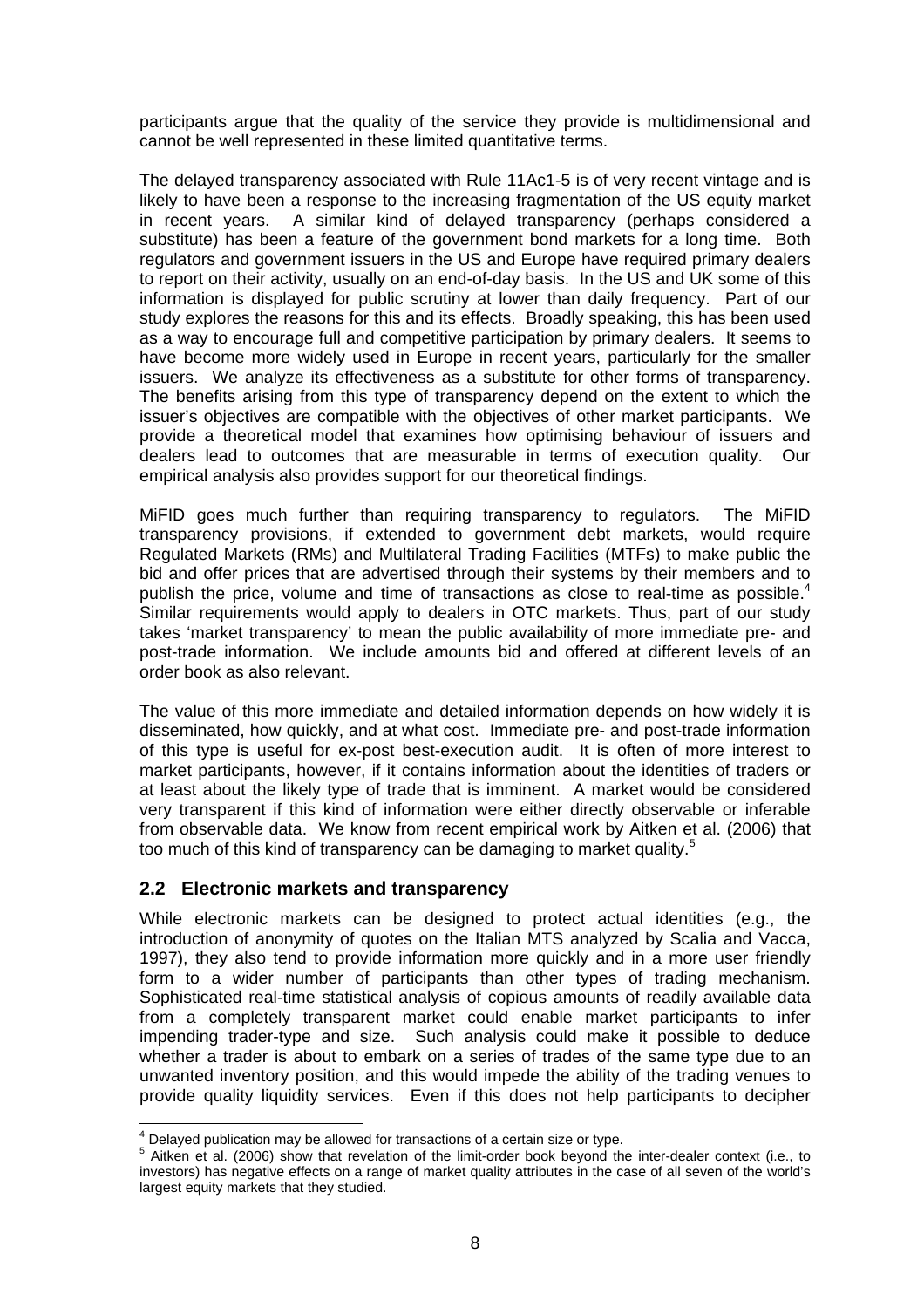participants argue that the quality of the service they provide is multidimensional and cannot be well represented in these limited quantitative terms.

The delayed transparency associated with Rule 11Ac1-5 is of very recent vintage and is likely to have been a response to the increasing fragmentation of the US equity market in recent years. A similar kind of delayed transparency (perhaps considered a substitute) has been a feature of the government bond markets for a long time. Both regulators and government issuers in the US and Europe have required primary dealers to report on their activity, usually on an end-of-day basis. In the US and UK some of this information is displayed for public scrutiny at lower than daily frequency. Part of our study explores the reasons for this and its effects. Broadly speaking, this has been used as a way to encourage full and competitive participation by primary dealers. It seems to have become more widely used in Europe in recent years, particularly for the smaller issuers. We analyze its effectiveness as a substitute for other forms of transparency. The benefits arising from this type of transparency depend on the extent to which the issuer's objectives are compatible with the objectives of other market participants. We provide a theoretical model that examines how optimising behaviour of issuers and dealers lead to outcomes that are measurable in terms of execution quality. Our empirical analysis also provides support for our theoretical findings.

MiFID goes much further than requiring transparency to regulators. The MiFID transparency provisions, if extended to government debt markets, would require Regulated Markets (RMs) and Multilateral Trading Facilities (MTFs) to make public the bid and offer prices that are advertised through their systems by their members and to publish the price, volume and time of transactions as close to real-time as possible.[4] Similar requirements would apply to dealers in OTC markets. Thus, part of our study takes 'market transparency' to mean the public availability of more immediate pre- and post-trade information. We include amounts bid and offered at different levels of an order book as also relevant.

The value of this more immediate and detailed information depends on how widely it is disseminated, how quickly, and at what cost. Immediate pre- and post-trade information of this type is useful for ex-post best-execution audit. It is often of more interest to market participants, however, if it contains information about the identities of traders or at least about the likely type of trade that is imminent. A market would be considered very transparent if this kind of information were either directly observable or inferable from observable data. We know from recent empirical work by Aitken et al. (2006) that too much of this kind of transparency can be damaging to market quality.[5]

## 2.2 Electronic markets and transparency

While electronic markets can be designed to protect actual identities (e.g., the introduction of anonymity of quotes on the Italian MTS analyzed by Scalia and Vacca, 1997), they also tend to provide information more quickly and in a more user friendly form to a wider number of participants than other types of trading mechanism. Sophisticated real-time statistical analysis of copious amounts of readily available data from a completely transparent market could enable market participants to infer impending trader-type and size. Such analysis could make it possible to deduce whether a trader is about to embark on a series of trades of the same type due to an unwanted inventory position, and this would impede the ability of the trading venues to provide quality liquidity services. Even if this does not help participants to decipher

---

[4] Delayed publication may be allowed for transactions of a certain size or type.

[5] Aitken et al. (2006) show that revelation of the limit-order book beyond the inter-dealer context (i.e., to investors) has negative effects on a range of market quality attributes in the case of all seven of the world's largest equity markets that they studied.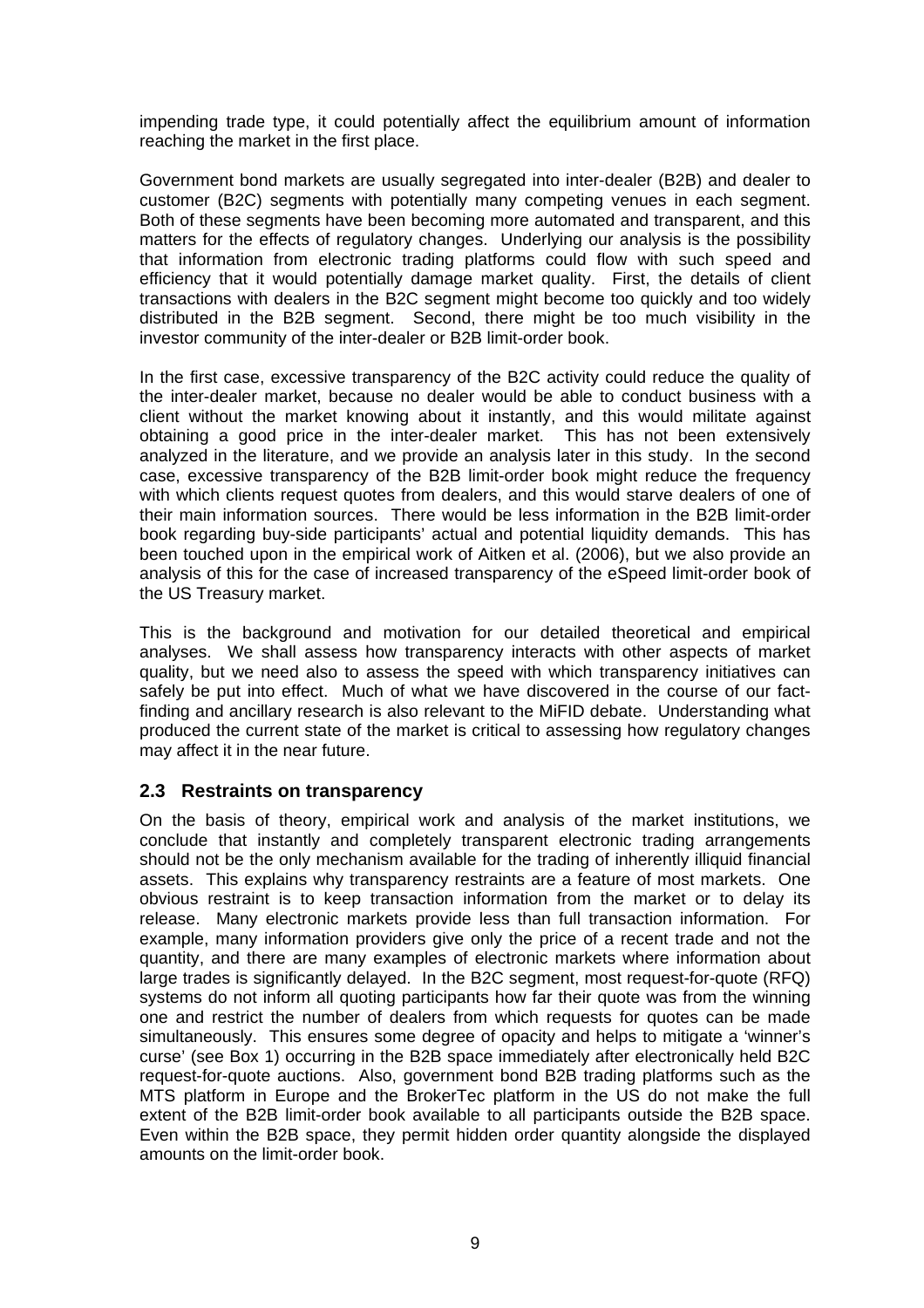impending trade type, it could potentially affect the equilibrium amount of information reaching the market in the first place.

Government bond markets are usually segregated into inter-dealer (B2B) and dealer to customer (B2C) segments with potentially many competing venues in each segment. Both of these segments have been becoming more automated and transparent, and this matters for the effects of regulatory changes. Underlying our analysis is the possibility that information from electronic trading platforms could flow with such speed and efficiency that it would potentially damage market quality. First, the details of client transactions with dealers in the B2C segment might become too quickly and too widely distributed in the B2B segment. Second, there might be too much visibility in the investor community of the inter-dealer or B2B limit-order book.

In the first case, excessive transparency of the B2C activity could reduce the quality of the inter-dealer market, because no dealer would be able to conduct business with a client without the market knowing about it instantly, and this would militate against obtaining a good price in the inter-dealer market. This has not been extensively analyzed in the literature, and we provide an analysis later in this study. In the second case, excessive transparency of the B2B limit-order book might reduce the frequency with which clients request quotes from dealers, and this would starve dealers of one of their main information sources. There would be less information in the B2B limit-order book regarding buy-side participants' actual and potential liquidity demands. This has been touched upon in the empirical work of Aitken et al. (2006), but we also provide an analysis of this for the case of increased transparency of the eSpeed limit-order book of the US Treasury market.

This is the background and motivation for our detailed theoretical and empirical analyses. We shall assess how transparency interacts with other aspects of market quality, but we need also to assess the speed with which transparency initiatives can safely be put into effect. Much of what we have discovered in the course of our fact-finding and ancillary research is also relevant to the MiFID debate. Understanding what produced the current state of the market is critical to assessing how regulatory changes may affect it in the near future.

## 2.3 Restraints on transparency

On the basis of theory, empirical work and analysis of the market institutions, we conclude that instantly and completely transparent electronic trading arrangements should not be the only mechanism available for the trading of inherently illiquid financial assets. This explains why transparency restraints are a feature of most markets. One obvious restraint is to keep transaction information from the market or to delay its release. Many electronic markets provide less than full transaction information. For example, many information providers give only the price of a recent trade and not the quantity, and there are many examples of electronic markets where information about large trades is significantly delayed. In the B2C segment, most request-for-quote (RFQ) systems do not inform all quoting participants how far their quote was from the winning one and restrict the number of dealers from which requests for quotes can be made simultaneously. This ensures some degree of opacity and helps to mitigate a 'winner's curse' (see Box 1) occurring in the B2B space immediately after electronically held B2C request-for-quote auctions. Also, government bond B2B trading platforms such as the MTS platform in Europe and the BrokerTec platform in the US do not make the full extent of the B2B limit-order book available to all participants outside the B2B space. Even within the B2B space, they permit hidden order quantity alongside the displayed amounts on the limit-order book.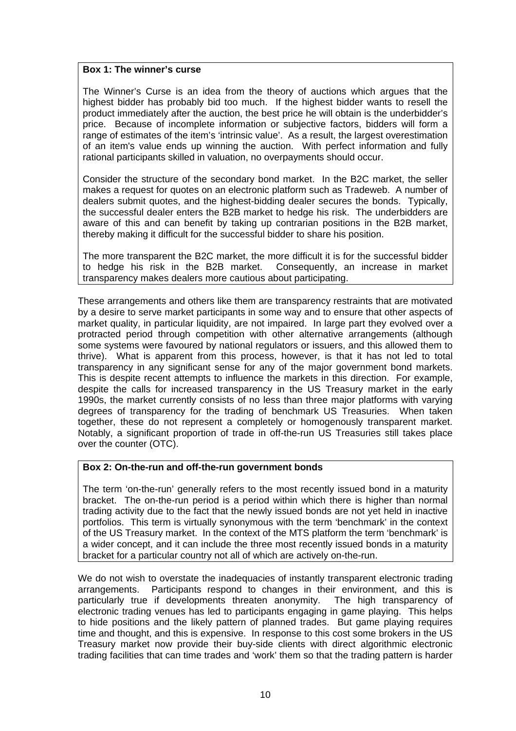**Box 1: The winner's curse**

The Winner's Curse is an idea from the theory of auctions which argues that the highest bidder has probably bid too much. If the highest bidder wants to resell the product immediately after the auction, the best price he will obtain is the underbidder's price. Because of incomplete information or subjective factors, bidders will form a range of estimates of the item's 'intrinsic value'. As a result, the largest overestimation of an item's value ends up winning the auction. With perfect information and fully rational participants skilled in valuation, no overpayments should occur.

Consider the structure of the secondary bond market. In the B2C market, the seller makes a request for quotes on an electronic platform such as Tradeweb. A number of dealers submit quotes, and the highest-bidding dealer secures the bonds. Typically, the successful dealer enters the B2B market to hedge his risk. The underbidders are aware of this and can benefit by taking up contrarian positions in the B2B market, thereby making it difficult for the successful bidder to share his position.

The more transparent the B2C market, the more difficult it is for the successful bidder to hedge his risk in the B2B market. Consequently, an increase in market transparency makes dealers more cautious about participating.

These arrangements and others like them are transparency restraints that are motivated by a desire to serve market participants in some way and to ensure that other aspects of market quality, in particular liquidity, are not impaired. In large part they evolved over a protracted period through competition with other alternative arrangements (although some systems were favoured by national regulators or issuers, and this allowed them to thrive). What is apparent from this process, however, is that it has not led to total transparency in any significant sense for any of the major government bond markets. This is despite recent attempts to influence the markets in this direction. For example, despite the calls for increased transparency in the US Treasury market in the early 1990s, the market currently consists of no less than three major platforms with varying degrees of transparency for the trading of benchmark US Treasuries. When taken together, these do not represent a completely or homogenously transparent market. Notably, a significant proportion of trade in off-the-run US Treasuries still takes place over the counter (OTC).

**Box 2: On-the-run and off-the-run government bonds**

The term 'on-the-run' generally refers to the most recently issued bond in a maturity bracket. The on-the-run period is a period within which there is higher than normal trading activity due to the fact that the newly issued bonds are not yet held in inactive portfolios. This term is virtually synonymous with the term 'benchmark' in the context of the US Treasury market. In the context of the MTS platform the term 'benchmark' is a wider concept, and it can include the three most recently issued bonds in a maturity bracket for a particular country not all of which are actively on-the-run.

We do not wish to overstate the inadequacies of instantly transparent electronic trading arrangements. Participants respond to changes in their environment, and this is particularly true if developments threaten anonymity. The high transparency of electronic trading venues has led to participants engaging in game playing. This helps to hide positions and the likely pattern of planned trades. But game playing requires time and thought, and this is expensive. In response to this cost some brokers in the US Treasury market now provide their buy-side clients with direct algorithmic electronic trading facilities that can time trades and 'work' them so that the trading pattern is harder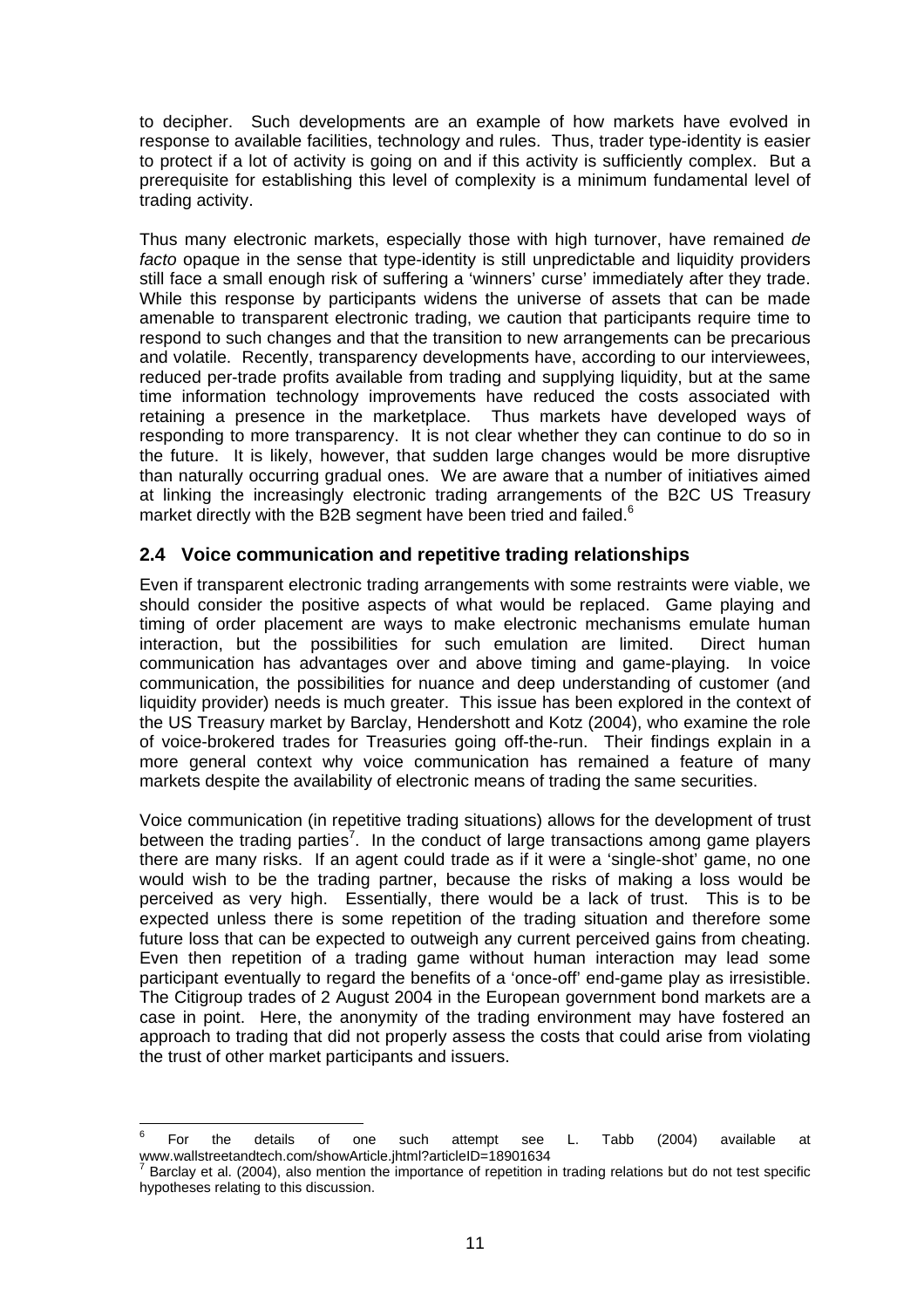to decipher. Such developments are an example of how markets have evolved in response to available facilities, technology and rules. Thus, trader type-identity is easier to protect if a lot of activity is going on and if this activity is sufficiently complex. But a prerequisite for establishing this level of complexity is a minimum fundamental level of trading activity.

Thus many electronic markets, especially those with high turnover, have remained *de facto* opaque in the sense that type-identity is still unpredictable and liquidity providers still face a small enough risk of suffering a 'winners' curse' immediately after they trade. While this response by participants widens the universe of assets that can be made amenable to transparent electronic trading, we caution that participants require time to respond to such changes and that the transition to new arrangements can be precarious and volatile. Recently, transparency developments have, according to our interviewees, reduced per-trade profits available from trading and supplying liquidity, but at the same time information technology improvements have reduced the costs associated with retaining a presence in the marketplace. Thus markets have developed ways of responding to more transparency. It is not clear whether they can continue to do so in the future. It is likely, however, that sudden large changes would be more disruptive than naturally occurring gradual ones. We are aware that a number of initiatives aimed at linking the increasingly electronic trading arrangements of the B2C US Treasury market directly with the B2B segment have been tried and failed.[6]

## 2.4 Voice communication and repetitive trading relationships

Even if transparent electronic trading arrangements with some restraints were viable, we should consider the positive aspects of what would be replaced. Game playing and timing of order placement are ways to make electronic mechanisms emulate human interaction, but the possibilities for such emulation are limited. Direct human communication has advantages over and above timing and game-playing. In voice communication, the possibilities for nuance and deep understanding of customer (and liquidity provider) needs is much greater. This issue has been explored in the context of the US Treasury market by Barclay, Hendershott and Kotz (2004), who examine the role of voice-brokered trades for Treasuries going off-the-run. Their findings explain in a more general context why voice communication has remained a feature of many markets despite the availability of electronic means of trading the same securities.

Voice communication (in repetitive trading situations) allows for the development of trust between the trading parties[7]. In the conduct of large transactions among game players there are many risks. If an agent could trade as if it were a 'single-shot' game, no one would wish to be the trading partner, because the risks of making a loss would be perceived as very high. Essentially, there would be a lack of trust. This is to be expected unless there is some repetition of the trading situation and therefore some future loss that can be expected to outweigh any current perceived gains from cheating. Even then repetition of a trading game without human interaction may lead some participant eventually to regard the benefits of a 'once-off' end-game play as irresistible. The Citigroup trades of 2 August 2004 in the European government bond markets are a case in point. Here, the anonymity of the trading environment may have fostered an approach to trading that did not properly assess the costs that could arise from violating the trust of other market participants and issuers.

---

[6] For the details of one such attempt see L. Tabb (2004) available at www.wallstreetandtech.com/showArticle.jhtml?articleID=18901634

[7] Barclay et al. (2004), also mention the importance of repetition in trading relations but do not test specific hypotheses relating to this discussion.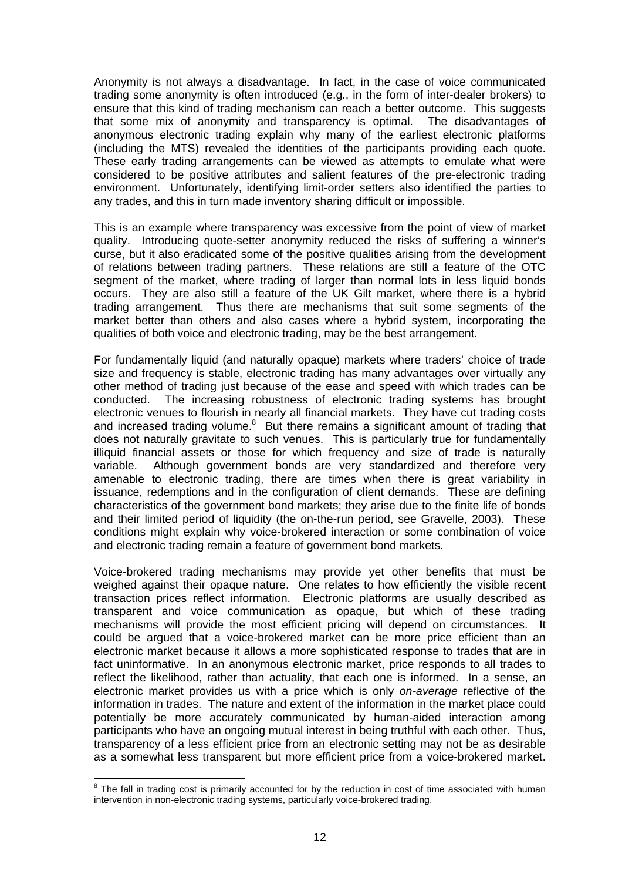Anonymity is not always a disadvantage. In fact, in the case of voice communicated trading some anonymity is often introduced (e.g., in the form of inter-dealer brokers) to ensure that this kind of trading mechanism can reach a better outcome. This suggests that some mix of anonymity and transparency is optimal. The disadvantages of anonymous electronic trading explain why many of the earliest electronic platforms (including the MTS) revealed the identities of the participants providing each quote. These early trading arrangements can be viewed as attempts to emulate what were considered to be positive attributes and salient features of the pre-electronic trading environment. Unfortunately, identifying limit-order setters also identified the parties to any trades, and this in turn made inventory sharing difficult or impossible.

This is an example where transparency was excessive from the point of view of market quality. Introducing quote-setter anonymity reduced the risks of suffering a winner's curse, but it also eradicated some of the positive qualities arising from the development of relations between trading partners. These relations are still a feature of the OTC segment of the market, where trading of larger than normal lots in less liquid bonds occurs. They are also still a feature of the UK Gilt market, where there is a hybrid trading arrangement. Thus there are mechanisms that suit some segments of the market better than others and also cases where a hybrid system, incorporating the qualities of both voice and electronic trading, may be the best arrangement.

For fundamentally liquid (and naturally opaque) markets where traders' choice of trade size and frequency is stable, electronic trading has many advantages over virtually any other method of trading just because of the ease and speed with which trades can be conducted. The increasing robustness of electronic trading systems has brought electronic venues to flourish in nearly all financial markets. They have cut trading costs and increased trading volume.[8] But there remains a significant amount of trading that does not naturally gravitate to such venues. This is particularly true for fundamentally illiquid financial assets or those for which frequency and size of trade is naturally variable. Although government bonds are very standardized and therefore very amenable to electronic trading, there are times when there is great variability in issuance, redemptions and in the configuration of client demands. These are defining characteristics of the government bond markets; they arise due to the finite life of bonds and their limited period of liquidity (the on-the-run period, see Gravelle, 2003). These conditions might explain why voice-brokered interaction or some combination of voice and electronic trading remain a feature of government bond markets.

Voice-brokered trading mechanisms may provide yet other benefits that must be weighed against their opaque nature. One relates to how efficiently the visible recent transaction prices reflect information. Electronic platforms are usually described as transparent and voice communication as opaque, but which of these trading mechanisms will provide the most efficient pricing will depend on circumstances. It could be argued that a voice-brokered market can be more price efficient than an electronic market because it allows a more sophisticated response to trades that are in fact uninformative. In an anonymous electronic market, price responds to all trades to reflect the likelihood, rather than actuality, that each one is informed. In a sense, an electronic market provides us with a price which is only *on-average* reflective of the information in trades. The nature and extent of the information in the market place could potentially be more accurately communicated by human-aided interaction among participants who have an ongoing mutual interest in being truthful with each other. Thus, transparency of a less efficient price from an electronic setting may not be as desirable as a somewhat less transparent but more efficient price from a voice-brokered market.

[8] The fall in trading cost is primarily accounted for by the reduction in cost of time associated with human intervention in non-electronic trading systems, particularly voice-brokered trading.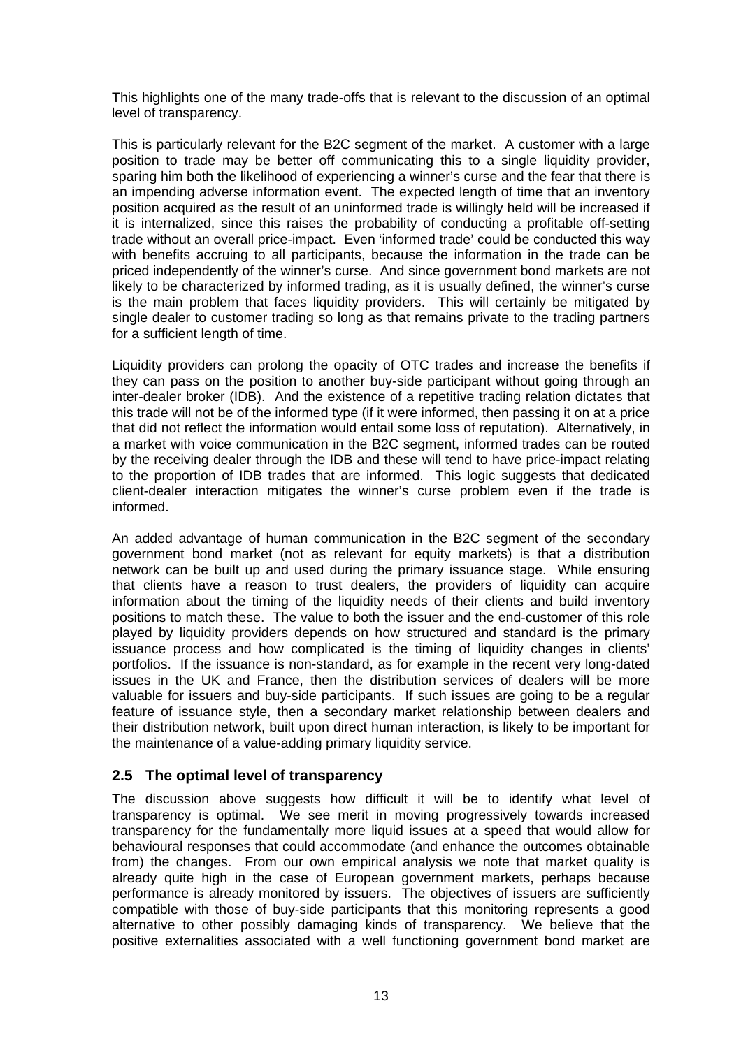This highlights one of the many trade-offs that is relevant to the discussion of an optimal level of transparency.

This is particularly relevant for the B2C segment of the market. A customer with a large position to trade may be better off communicating this to a single liquidity provider, sparing him both the likelihood of experiencing a winner's curse and the fear that there is an impending adverse information event. The expected length of time that an inventory position acquired as the result of an uninformed trade is willingly held will be increased if it is internalized, since this raises the probability of conducting a profitable off-setting trade without an overall price-impact. Even 'informed trade' could be conducted this way with benefits accruing to all participants, because the information in the trade can be priced independently of the winner's curse. And since government bond markets are not likely to be characterized by informed trading, as it is usually defined, the winner's curse is the main problem that faces liquidity providers. This will certainly be mitigated by single dealer to customer trading so long as that remains private to the trading partners for a sufficient length of time.

Liquidity providers can prolong the opacity of OTC trades and increase the benefits if they can pass on the position to another buy-side participant without going through an inter-dealer broker (IDB). And the existence of a repetitive trading relation dictates that this trade will not be of the informed type (if it were informed, then passing it on at a price that did not reflect the information would entail some loss of reputation). Alternatively, in a market with voice communication in the B2C segment, informed trades can be routed by the receiving dealer through the IDB and these will tend to have price-impact relating to the proportion of IDB trades that are informed. This logic suggests that dedicated client-dealer interaction mitigates the winner's curse problem even if the trade is informed.

An added advantage of human communication in the B2C segment of the secondary government bond market (not as relevant for equity markets) is that a distribution network can be built up and used during the primary issuance stage. While ensuring that clients have a reason to trust dealers, the providers of liquidity can acquire information about the timing of the liquidity needs of their clients and build inventory positions to match these. The value to both the issuer and the end-customer of this role played by liquidity providers depends on how structured and standard is the primary issuance process and how complicated is the timing of liquidity changes in clients' portfolios. If the issuance is non-standard, as for example in the recent very long-dated issues in the UK and France, then the distribution services of dealers will be more valuable for issuers and buy-side participants. If such issues are going to be a regular feature of issuance style, then a secondary market relationship between dealers and their distribution network, built upon direct human interaction, is likely to be important for the maintenance of a value-adding primary liquidity service.

## 2.5 The optimal level of transparency

The discussion above suggests how difficult it will be to identify what level of transparency is optimal. We see merit in moving progressively towards increased transparency for the fundamentally more liquid issues at a speed that would allow for behavioural responses that could accommodate (and enhance the outcomes obtainable from) the changes. From our own empirical analysis we note that market quality is already quite high in the case of European government markets, perhaps because performance is already monitored by issuers. The objectives of issuers are sufficiently compatible with those of buy-side participants that this monitoring represents a good alternative to other possibly damaging kinds of transparency. We believe that the positive externalities associated with a well functioning government bond market are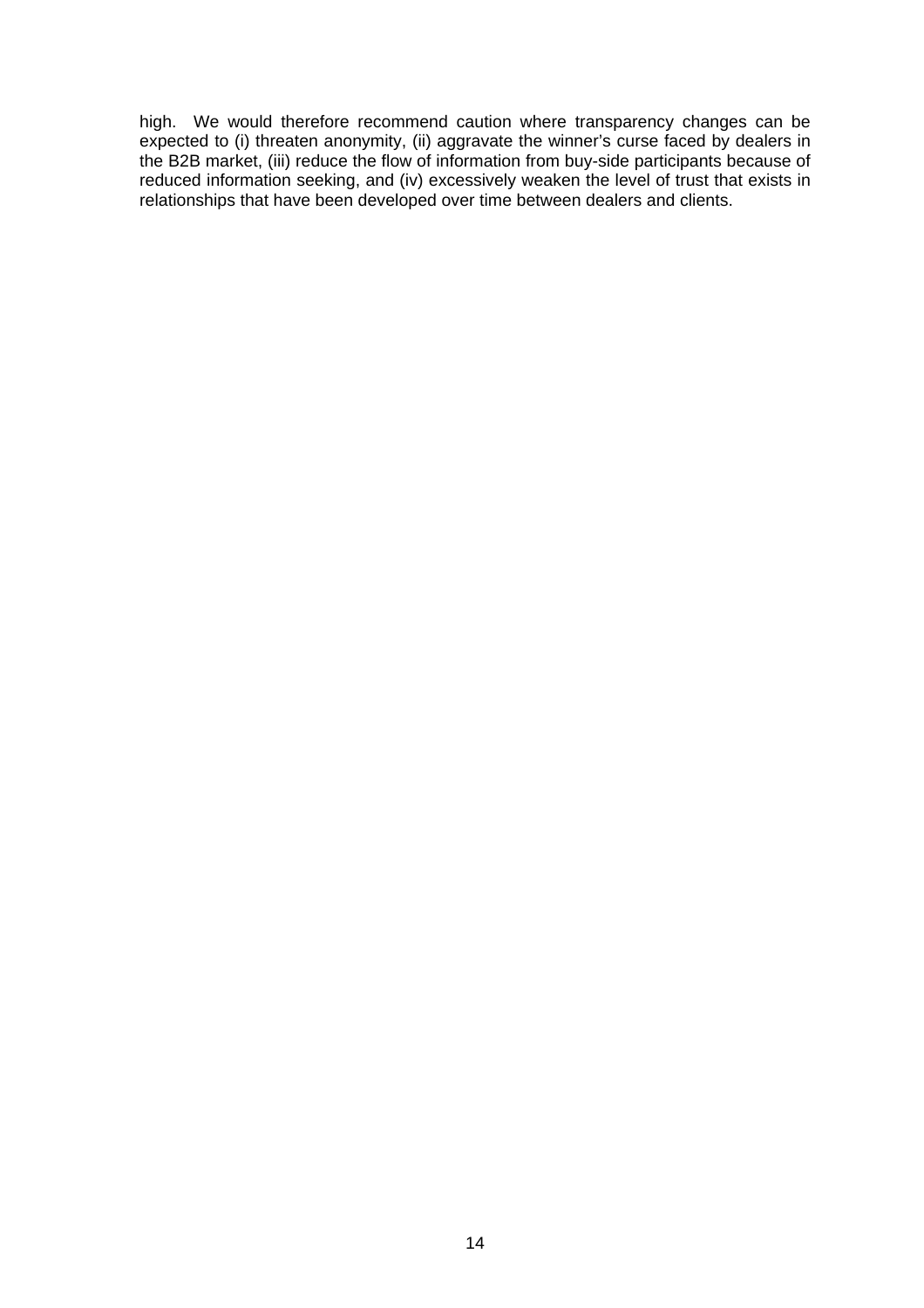high. We would therefore recommend caution where transparency changes can be expected to (i) threaten anonymity, (ii) aggravate the winner's curse faced by dealers in the B2B market, (iii) reduce the flow of information from buy-side participants because of reduced information seeking, and (iv) excessively weaken the level of trust that exists in relationships that have been developed over time between dealers and clients.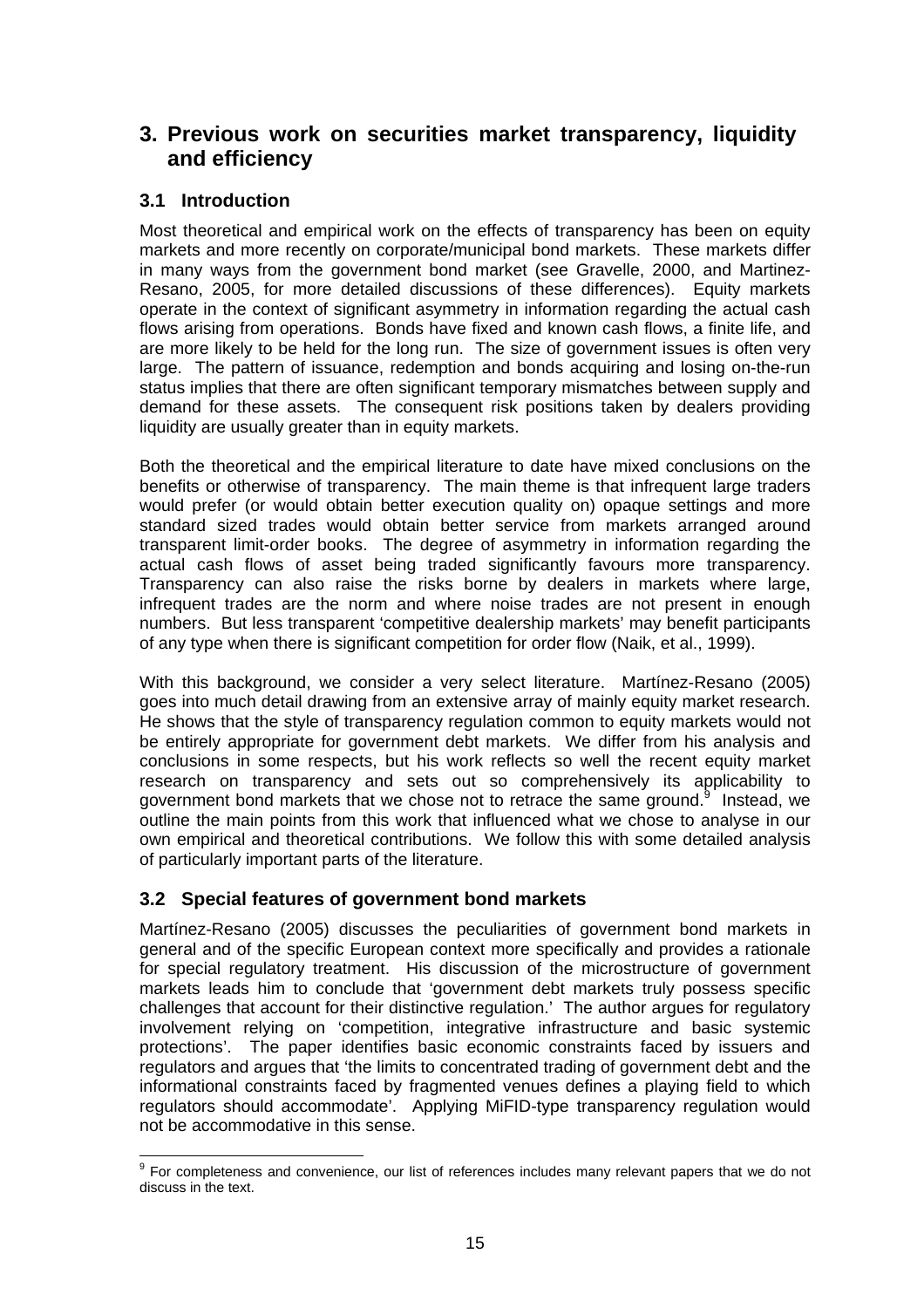# 3. Previous work on securities market transparency, liquidity and efficiency

## 3.1 Introduction

Most theoretical and empirical work on the effects of transparency has been on equity markets and more recently on corporate/municipal bond markets. These markets differ in many ways from the government bond market (see Gravelle, 2000, and Martinez-Resano, 2005, for more detailed discussions of these differences). Equity markets operate in the context of significant asymmetry in information regarding the actual cash flows arising from operations. Bonds have fixed and known cash flows, a finite life, and are more likely to be held for the long run. The size of government issues is often very large. The pattern of issuance, redemption and bonds acquiring and losing on-the-run status implies that there are often significant temporary mismatches between supply and demand for these assets. The consequent risk positions taken by dealers providing liquidity are usually greater than in equity markets.

Both the theoretical and the empirical literature to date have mixed conclusions on the benefits or otherwise of transparency. The main theme is that infrequent large traders would prefer (or would obtain better execution quality on) opaque settings and more standard sized trades would obtain better service from markets arranged around transparent limit-order books. The degree of asymmetry in information regarding the actual cash flows of asset being traded significantly favours more transparency. Transparency can also raise the risks borne by dealers in markets where large, infrequent trades are the norm and where noise trades are not present in enough numbers. But less transparent 'competitive dealership markets' may benefit participants of any type when there is significant competition for order flow (Naik, et al., 1999).

With this background, we consider a very select literature. Martínez-Resano (2005) goes into much detail drawing from an extensive array of mainly equity market research. He shows that the style of transparency regulation common to equity markets would not be entirely appropriate for government debt markets. We differ from his analysis and conclusions in some respects, but his work reflects so well the recent equity market research on transparency and sets out so comprehensively its applicability to government bond markets that we chose not to retrace the same ground.[9] Instead, we outline the main points from this work that influenced what we chose to analyse in our own empirical and theoretical contributions. We follow this with some detailed analysis of particularly important parts of the literature.

## 3.2 Special features of government bond markets

Martínez-Resano (2005) discusses the peculiarities of government bond markets in general and of the specific European context more specifically and provides a rationale for special regulatory treatment. His discussion of the microstructure of government markets leads him to conclude that 'government debt markets truly possess specific challenges that account for their distinctive regulation.' The author argues for regulatory involvement relying on 'competition, integrative infrastructure and basic systemic protections'. The paper identifies basic economic constraints faced by issuers and regulators and argues that 'the limits to concentrated trading of government debt and the informational constraints faced by fragmented venues defines a playing field to which regulators should accommodate'. Applying MiFID-type transparency regulation would not be accommodative in this sense.

[9] For completeness and convenience, our list of references includes many relevant papers that we do not discuss in the text.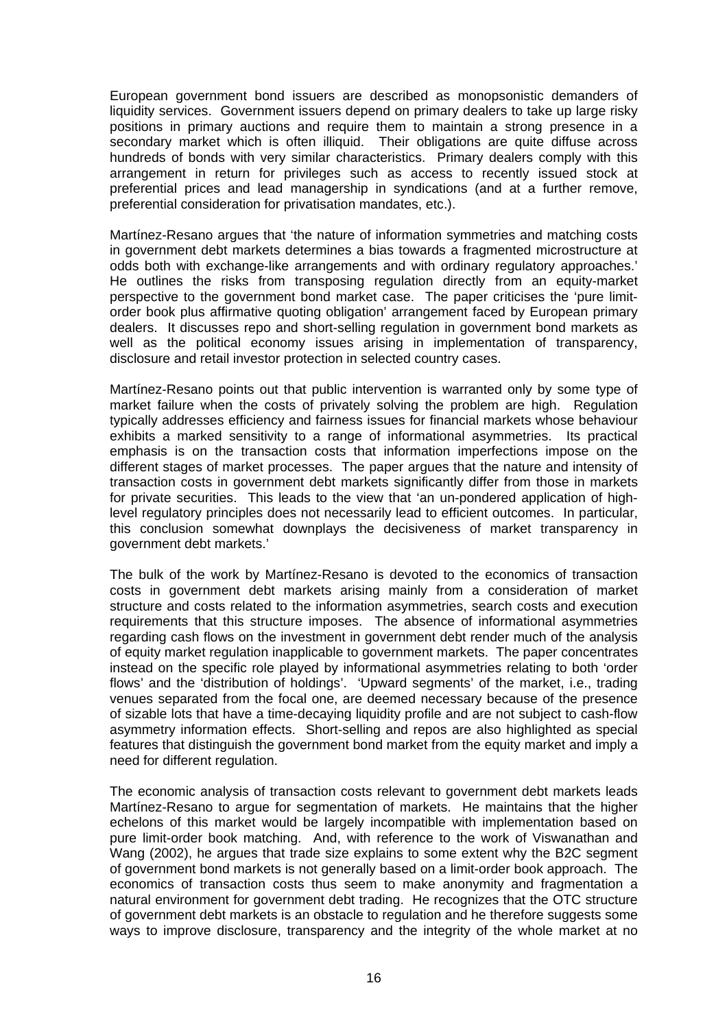European government bond issuers are described as monopsonistic demanders of liquidity services. Government issuers depend on primary dealers to take up large risky positions in primary auctions and require them to maintain a strong presence in a secondary market which is often illiquid. Their obligations are quite diffuse across hundreds of bonds with very similar characteristics. Primary dealers comply with this arrangement in return for privileges such as access to recently issued stock at preferential prices and lead managership in syndications (and at a further remove, preferential consideration for privatisation mandates, etc.).

Martínez-Resano argues that 'the nature of information symmetries and matching costs in government debt markets determines a bias towards a fragmented microstructure at odds both with exchange-like arrangements and with ordinary regulatory approaches.' He outlines the risks from transposing regulation directly from an equity-market perspective to the government bond market case. The paper criticises the 'pure limit-order book plus affirmative quoting obligation' arrangement faced by European primary dealers. It discusses repo and short-selling regulation in government bond markets as well as the political economy issues arising in implementation of transparency, disclosure and retail investor protection in selected country cases.

Martínez-Resano points out that public intervention is warranted only by some type of market failure when the costs of privately solving the problem are high. Regulation typically addresses efficiency and fairness issues for financial markets whose behaviour exhibits a marked sensitivity to a range of informational asymmetries. Its practical emphasis is on the transaction costs that information imperfections impose on the different stages of market processes. The paper argues that the nature and intensity of transaction costs in government debt markets significantly differ from those in markets for private securities. This leads to the view that 'an un-pondered application of high-level regulatory principles does not necessarily lead to efficient outcomes. In particular, this conclusion somewhat downplays the decisiveness of market transparency in government debt markets.'

The bulk of the work by Martínez-Resano is devoted to the economics of transaction costs in government debt markets arising mainly from a consideration of market structure and costs related to the information asymmetries, search costs and execution requirements that this structure imposes. The absence of informational asymmetries regarding cash flows on the investment in government debt render much of the analysis of equity market regulation inapplicable to government markets. The paper concentrates instead on the specific role played by informational asymmetries relating to both 'order flows' and the 'distribution of holdings'. 'Upward segments' of the market, i.e., trading venues separated from the focal one, are deemed necessary because of the presence of sizable lots that have a time-decaying liquidity profile and are not subject to cash-flow asymmetry information effects. Short-selling and repos are also highlighted as special features that distinguish the government bond market from the equity market and imply a need for different regulation.

The economic analysis of transaction costs relevant to government debt markets leads Martínez-Resano to argue for segmentation of markets. He maintains that the higher echelons of this market would be largely incompatible with implementation based on pure limit-order book matching. And, with reference to the work of Viswanathan and Wang (2002), he argues that trade size explains to some extent why the B2C segment of government bond markets is not generally based on a limit-order book approach. The economics of transaction costs thus seem to make anonymity and fragmentation a natural environment for government debt trading. He recognizes that the OTC structure of government debt markets is an obstacle to regulation and he therefore suggests some ways to improve disclosure, transparency and the integrity of the whole market at no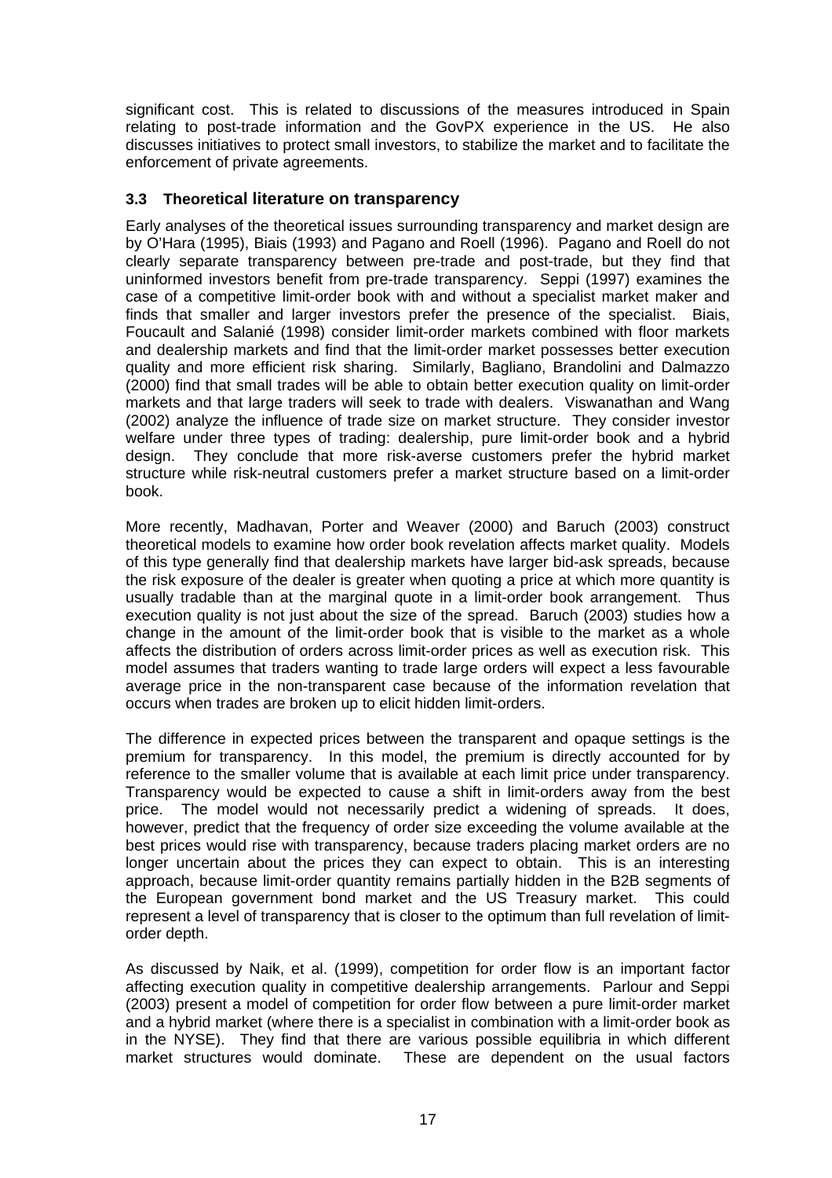significant cost. This is related to discussions of the measures introduced in Spain relating to post-trade information and the GovPX experience in the US. He also discusses initiatives to protect small investors, to stabilize the market and to facilitate the enforcement of private agreements.

### 3.3 Theoretical literature on transparency

Early analyses of the theoretical issues surrounding transparency and market design are by O'Hara (1995), Biais (1993) and Pagano and Roell (1996). Pagano and Roell do not clearly separate transparency between pre-trade and post-trade, but they find that uninformed investors benefit from pre-trade transparency. Seppi (1997) examines the case of a competitive limit-order book with and without a specialist market maker and finds that smaller and larger investors prefer the presence of the specialist. Biais, Foucault and Salanié (1998) consider limit-order markets combined with floor markets and dealership markets and find that the limit-order market possesses better execution quality and more efficient risk sharing. Similarly, Bagliano, Brandolini and Dalmazzo (2000) find that small trades will be able to obtain better execution quality on limit-order markets and that large traders will seek to trade with dealers. Viswanathan and Wang (2002) analyze the influence of trade size on market structure. They consider investor welfare under three types of trading: dealership, pure limit-order book and a hybrid design. They conclude that more risk-averse customers prefer the hybrid market structure while risk-neutral customers prefer a market structure based on a limit-order book.

More recently, Madhavan, Porter and Weaver (2000) and Baruch (2003) construct theoretical models to examine how order book revelation affects market quality. Models of this type generally find that dealership markets have larger bid-ask spreads, because the risk exposure of the dealer is greater when quoting a price at which more quantity is usually tradable than at the marginal quote in a limit-order book arrangement. Thus execution quality is not just about the size of the spread. Baruch (2003) studies how a change in the amount of the limit-order book that is visible to the market as a whole affects the distribution of orders across limit-order prices as well as execution risk. This model assumes that traders wanting to trade large orders will expect a less favourable average price in the non-transparent case because of the information revelation that occurs when trades are broken up to elicit hidden limit-orders.

The difference in expected prices between the transparent and opaque settings is the premium for transparency. In this model, the premium is directly accounted for by reference to the smaller volume that is available at each limit price under transparency. Transparency would be expected to cause a shift in limit-orders away from the best price. The model would not necessarily predict a widening of spreads. It does, however, predict that the frequency of order size exceeding the volume available at the best prices would rise with transparency, because traders placing market orders are no longer uncertain about the prices they can expect to obtain. This is an interesting approach, because limit-order quantity remains partially hidden in the B2B segments of the European government bond market and the US Treasury market. This could represent a level of transparency that is closer to the optimum than full revelation of limit-order depth.

As discussed by Naik, et al. (1999), competition for order flow is an important factor affecting execution quality in competitive dealership arrangements. Parlour and Seppi (2003) present a model of competition for order flow between a pure limit-order market and a hybrid market (where there is a specialist in combination with a limit-order book as in the NYSE). They find that there are various possible equilibria in which different market structures would dominate. These are dependent on the usual factors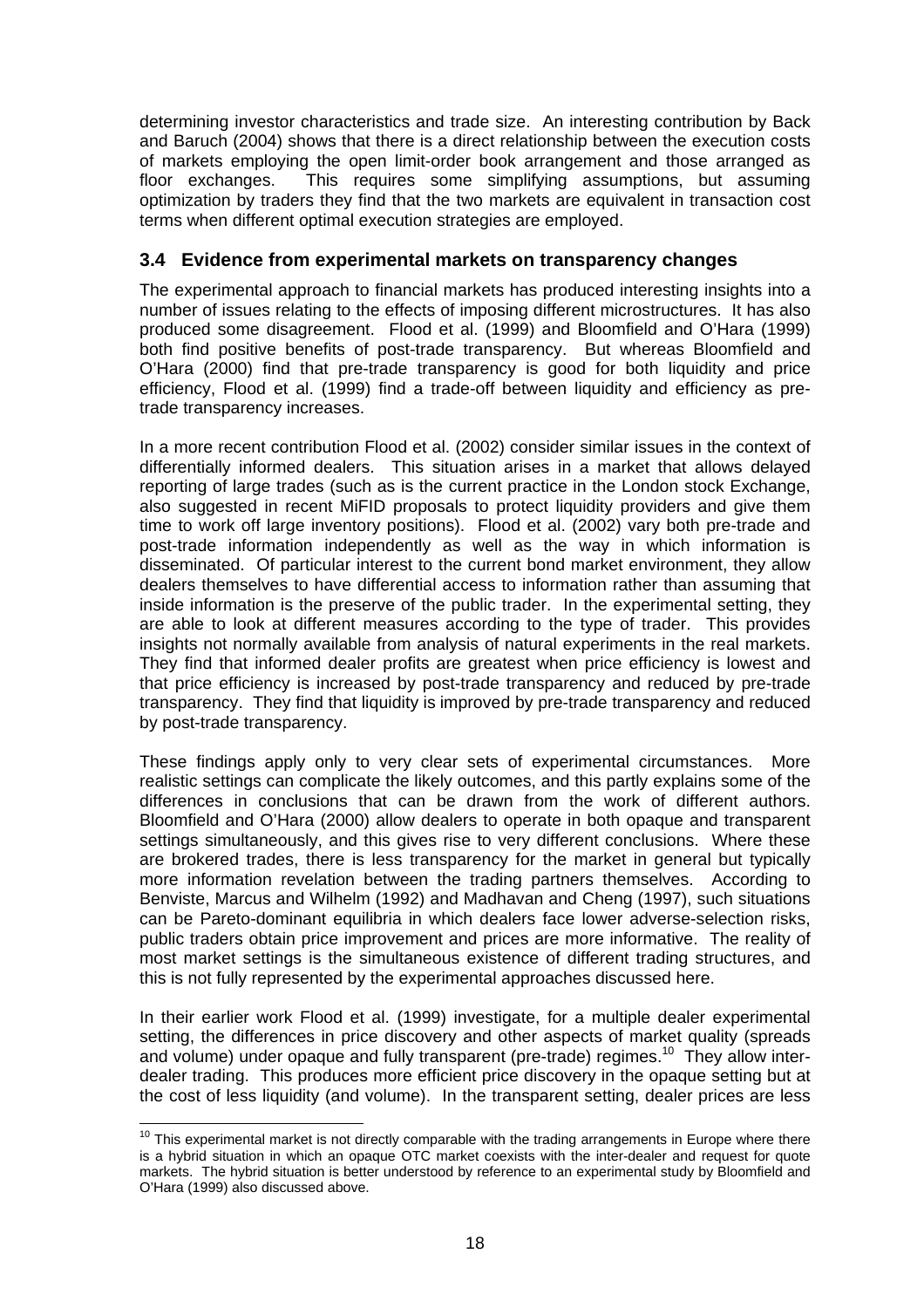determining investor characteristics and trade size. An interesting contribution by Back and Baruch (2004) shows that there is a direct relationship between the execution costs of markets employing the open limit-order book arrangement and those arranged as floor exchanges. This requires some simplifying assumptions, but assuming optimization by traders they find that the two markets are equivalent in transaction cost terms when different optimal execution strategies are employed.

### 3.4 Evidence from experimental markets on transparency changes

The experimental approach to financial markets has produced interesting insights into a number of issues relating to the effects of imposing different microstructures. It has also produced some disagreement. Flood et al. (1999) and Bloomfield and O'Hara (1999) both find positive benefits of post-trade transparency. But whereas Bloomfield and O'Hara (2000) find that pre-trade transparency is good for both liquidity and price efficiency, Flood et al. (1999) find a trade-off between liquidity and efficiency as pre-trade transparency increases.

In a more recent contribution Flood et al. (2002) consider similar issues in the context of differentially informed dealers. This situation arises in a market that allows delayed reporting of large trades (such as is the current practice in the London stock Exchange, also suggested in recent MiFID proposals to protect liquidity providers and give them time to work off large inventory positions). Flood et al. (2002) vary both pre-trade and post-trade information independently as well as the way in which information is disseminated. Of particular interest to the current bond market environment, they allow dealers themselves to have differential access to information rather than assuming that inside information is the preserve of the public trader. In the experimental setting, they are able to look at different measures according to the type of trader. This provides insights not normally available from analysis of natural experiments in the real markets. They find that informed dealer profits are greatest when price efficiency is lowest and that price efficiency is increased by post-trade transparency and reduced by pre-trade transparency. They find that liquidity is improved by pre-trade transparency and reduced by post-trade transparency.

These findings apply only to very clear sets of experimental circumstances. More realistic settings can complicate the likely outcomes, and this partly explains some of the differences in conclusions that can be drawn from the work of different authors. Bloomfield and O'Hara (2000) allow dealers to operate in both opaque and transparent settings simultaneously, and this gives rise to very different conclusions. Where these are brokered trades, there is less transparency for the market in general but typically more information revelation between the trading partners themselves. According to Benviste, Marcus and Wilhelm (1992) and Madhavan and Cheng (1997), such situations can be Pareto-dominant equilibria in which dealers face lower adverse-selection risks, public traders obtain price improvement and prices are more informative. The reality of most market settings is the simultaneous existence of different trading structures, and this is not fully represented by the experimental approaches discussed here.

In their earlier work Flood et al. (1999) investigate, for a multiple dealer experimental setting, the differences in price discovery and other aspects of market quality (spreads and volume) under opaque and fully transparent (pre-trade) regimes.[10] They allow inter-dealer trading. This produces more efficient price discovery in the opaque setting but at the cost of less liquidity (and volume). In the transparent setting, dealer prices are less

[10] This experimental market is not directly comparable with the trading arrangements in Europe where there is a hybrid situation in which an opaque OTC market coexists with the inter-dealer and request for quote markets. The hybrid situation is better understood by reference to an experimental study by Bloomfield and O'Hara (1999) also discussed above.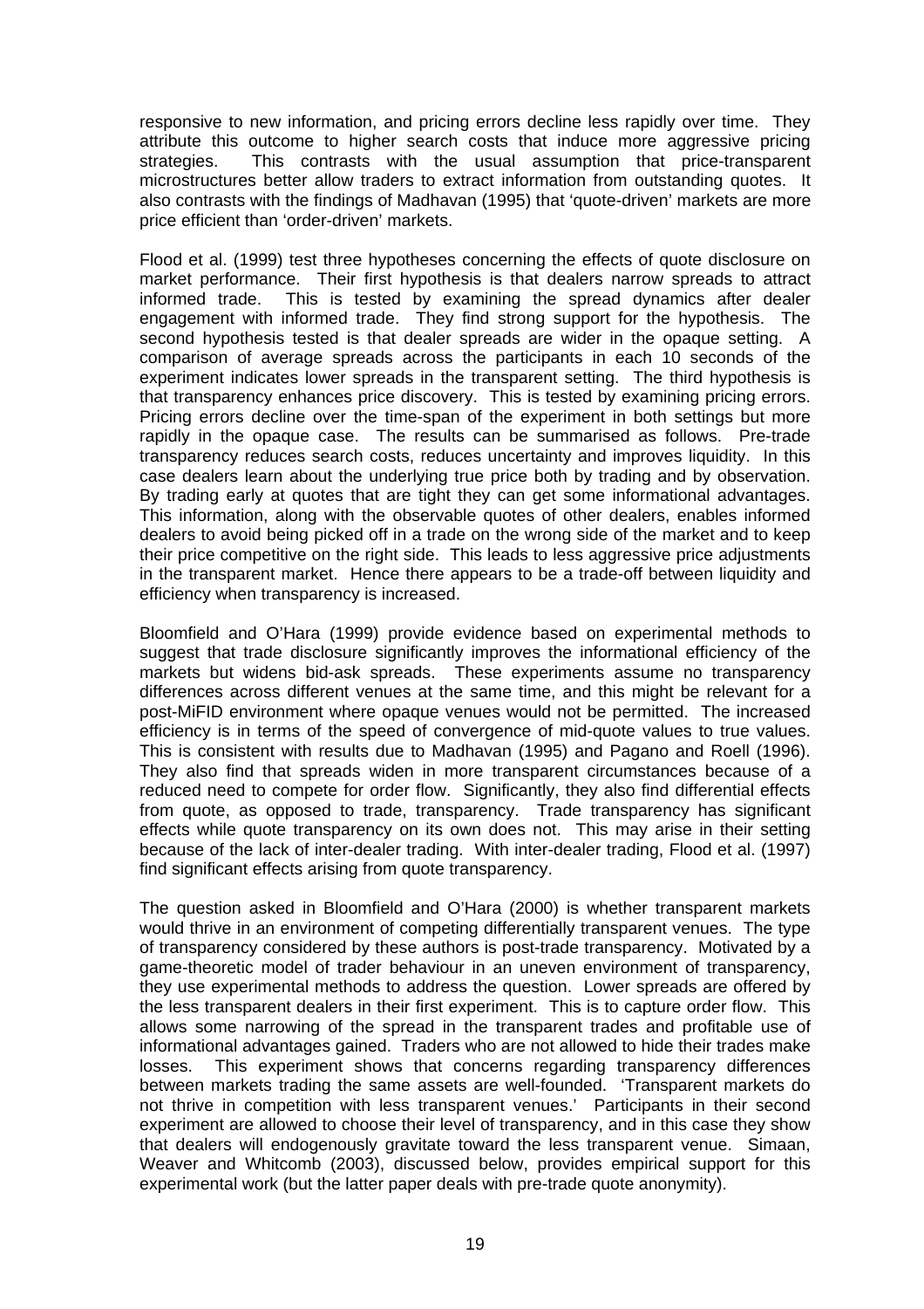responsive to new information, and pricing errors decline less rapidly over time. They attribute this outcome to higher search costs that induce more aggressive pricing strategies. This contrasts with the usual assumption that price-transparent microstructures better allow traders to extract information from outstanding quotes. It also contrasts with the findings of Madhavan (1995) that 'quote-driven' markets are more price efficient than 'order-driven' markets.

Flood et al. (1999) test three hypotheses concerning the effects of quote disclosure on market performance. Their first hypothesis is that dealers narrow spreads to attract informed trade. This is tested by examining the spread dynamics after dealer engagement with informed trade. They find strong support for the hypothesis. The second hypothesis tested is that dealer spreads are wider in the opaque setting. A comparison of average spreads across the participants in each 10 seconds of the experiment indicates lower spreads in the transparent setting. The third hypothesis is that transparency enhances price discovery. This is tested by examining pricing errors. Pricing errors decline over the time-span of the experiment in both settings but more rapidly in the opaque case. The results can be summarised as follows. Pre-trade transparency reduces search costs, reduces uncertainty and improves liquidity. In this case dealers learn about the underlying true price both by trading and by observation. By trading early at quotes that are tight they can get some informational advantages. This information, along with the observable quotes of other dealers, enables informed dealers to avoid being picked off in a trade on the wrong side of the market and to keep their price competitive on the right side. This leads to less aggressive price adjustments in the transparent market. Hence there appears to be a trade-off between liquidity and efficiency when transparency is increased.

Bloomfield and O'Hara (1999) provide evidence based on experimental methods to suggest that trade disclosure significantly improves the informational efficiency of the markets but widens bid-ask spreads. These experiments assume no transparency differences across different venues at the same time, and this might be relevant for a post-MiFID environment where opaque venues would not be permitted. The increased efficiency is in terms of the speed of convergence of mid-quote values to true values. This is consistent with results due to Madhavan (1995) and Pagano and Roell (1996). They also find that spreads widen in more transparent circumstances because of a reduced need to compete for order flow. Significantly, they also find differential effects from quote, as opposed to trade, transparency. Trade transparency has significant effects while quote transparency on its own does not. This may arise in their setting because of the lack of inter-dealer trading. With inter-dealer trading, Flood et al. (1997) find significant effects arising from quote transparency.

The question asked in Bloomfield and O'Hara (2000) is whether transparent markets would thrive in an environment of competing differentially transparent venues. The type of transparency considered by these authors is post-trade transparency. Motivated by a game-theoretic model of trader behaviour in an uneven environment of transparency, they use experimental methods to address the question. Lower spreads are offered by the less transparent dealers in their first experiment. This is to capture order flow. This allows some narrowing of the spread in the transparent trades and profitable use of informational advantages gained. Traders who are not allowed to hide their trades make losses. This experiment shows that concerns regarding transparency differences between markets trading the same assets are well-founded. 'Transparent markets do not thrive in competition with less transparent venues.' Participants in their second experiment are allowed to choose their level of transparency, and in this case they show that dealers will endogenously gravitate toward the less transparent venue. Simaan, Weaver and Whitcomb (2003), discussed below, provides empirical support for this experimental work (but the latter paper deals with pre-trade quote anonymity).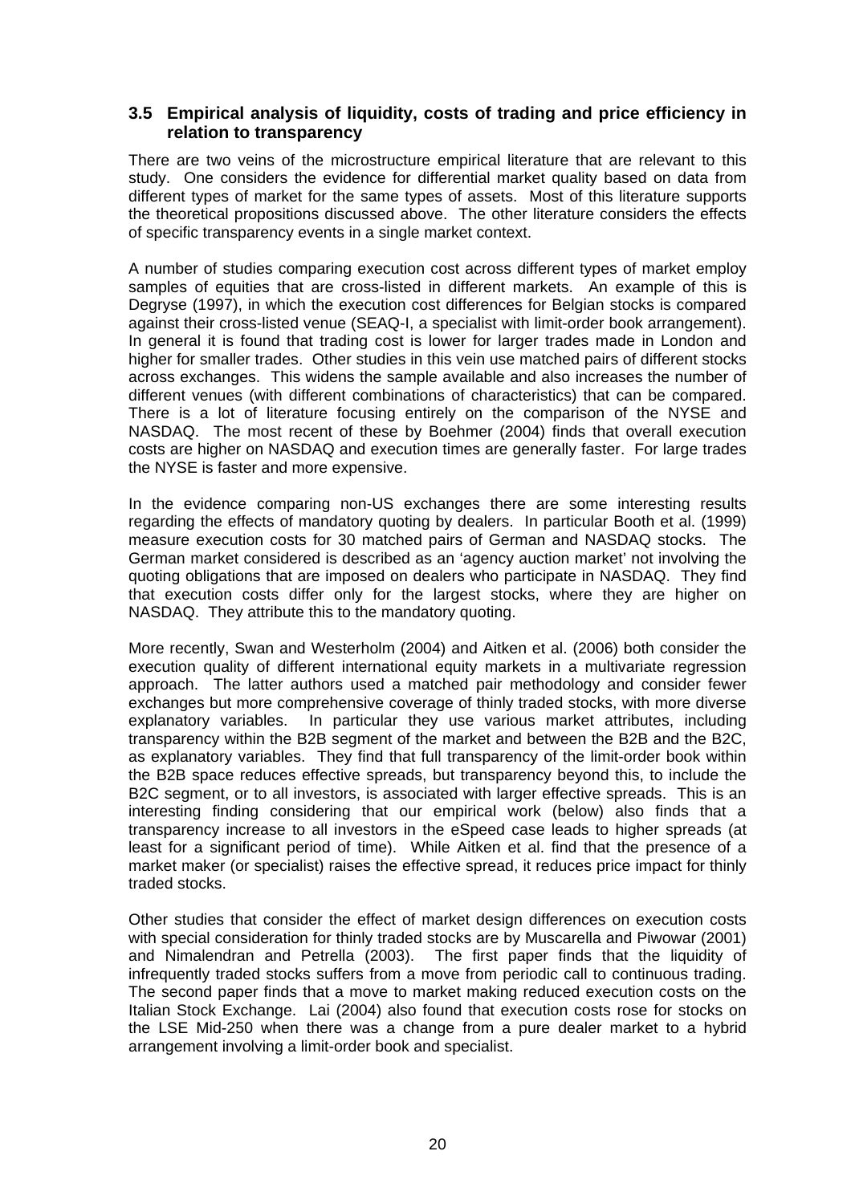### 3.5 Empirical analysis of liquidity, costs of trading and price efficiency in relation to transparency

There are two veins of the microstructure empirical literature that are relevant to this study. One considers the evidence for differential market quality based on data from different types of market for the same types of assets. Most of this literature supports the theoretical propositions discussed above. The other literature considers the effects of specific transparency events in a single market context.

A number of studies comparing execution cost across different types of market employ samples of equities that are cross-listed in different markets. An example of this is Degryse (1997), in which the execution cost differences for Belgian stocks is compared against their cross-listed venue (SEAQ-I, a specialist with limit-order book arrangement). In general it is found that trading cost is lower for larger trades made in London and higher for smaller trades. Other studies in this vein use matched pairs of different stocks across exchanges. This widens the sample available and also increases the number of different venues (with different combinations of characteristics) that can be compared. There is a lot of literature focusing entirely on the comparison of the NYSE and NASDAQ. The most recent of these by Boehmer (2004) finds that overall execution costs are higher on NASDAQ and execution times are generally faster. For large trades the NYSE is faster and more expensive.

In the evidence comparing non-US exchanges there are some interesting results regarding the effects of mandatory quoting by dealers. In particular Booth et al. (1999) measure execution costs for 30 matched pairs of German and NASDAQ stocks. The German market considered is described as an 'agency auction market' not involving the quoting obligations that are imposed on dealers who participate in NASDAQ. They find that execution costs differ only for the largest stocks, where they are higher on NASDAQ. They attribute this to the mandatory quoting.

More recently, Swan and Westerholm (2004) and Aitken et al. (2006) both consider the execution quality of different international equity markets in a multivariate regression approach. The latter authors used a matched pair methodology and consider fewer exchanges but more comprehensive coverage of thinly traded stocks, with more diverse explanatory variables. In particular they use various market attributes, including transparency within the B2B segment of the market and between the B2B and the B2C, as explanatory variables. They find that full transparency of the limit-order book within the B2B space reduces effective spreads, but transparency beyond this, to include the B2C segment, or to all investors, is associated with larger effective spreads. This is an interesting finding considering that our empirical work (below) also finds that a transparency increase to all investors in the eSpeed case leads to higher spreads (at least for a significant period of time). While Aitken et al. find that the presence of a market maker (or specialist) raises the effective spread, it reduces price impact for thinly traded stocks.

Other studies that consider the effect of market design differences on execution costs with special consideration for thinly traded stocks are by Muscarella and Piwowar (2001) and Nimalendran and Petrella (2003). The first paper finds that the liquidity of infrequently traded stocks suffers from a move from periodic call to continuous trading. The second paper finds that a move to market making reduced execution costs on the Italian Stock Exchange. Lai (2004) also found that execution costs rose for stocks on the LSE Mid-250 when there was a change from a pure dealer market to a hybrid arrangement involving a limit-order book and specialist.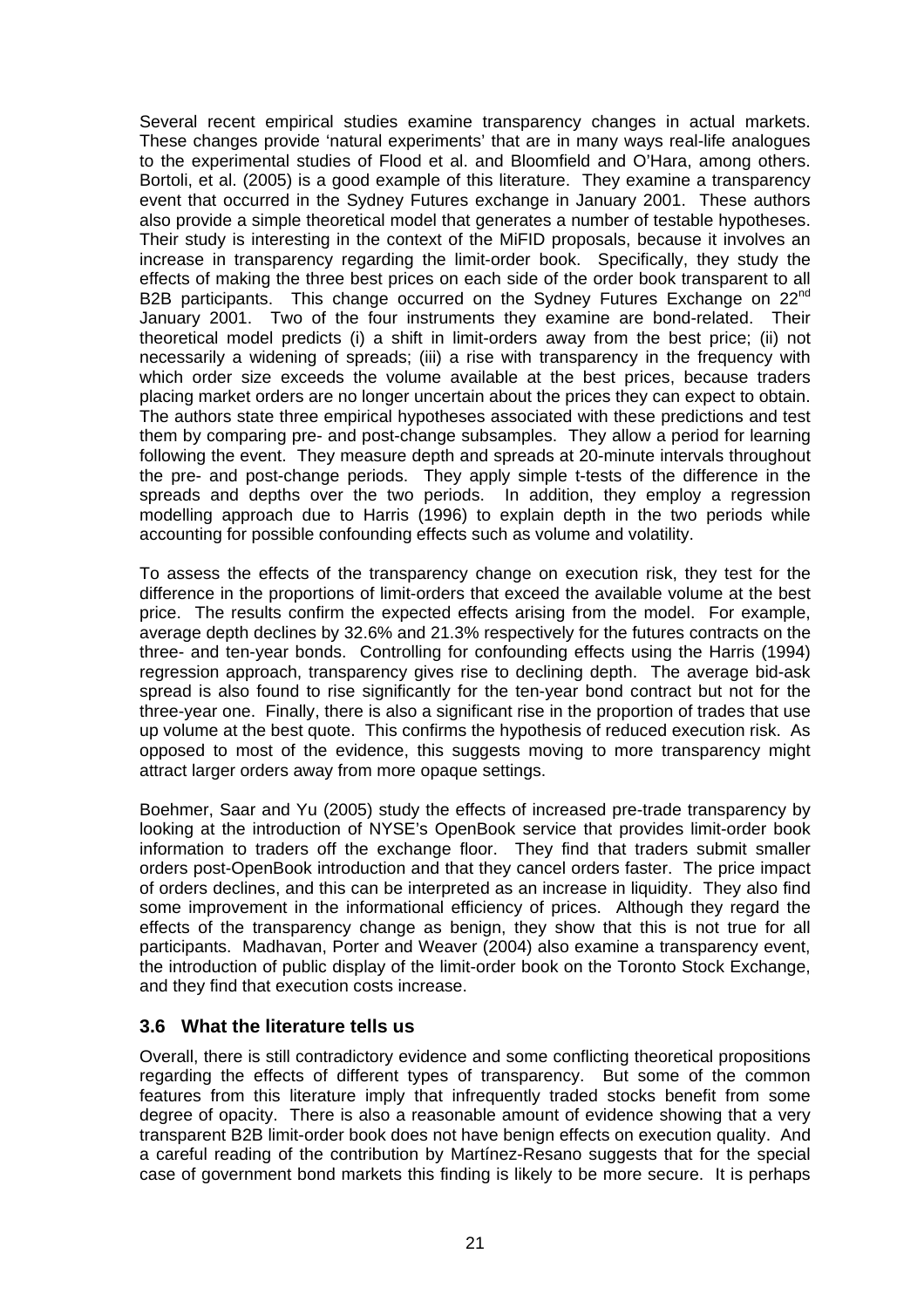Several recent empirical studies examine transparency changes in actual markets. These changes provide 'natural experiments' that are in many ways real-life analogues to the experimental studies of Flood et al. and Bloomfield and O'Hara, among others. Bortoli, et al. (2005) is a good example of this literature. They examine a transparency event that occurred in the Sydney Futures exchange in January 2001. These authors also provide a simple theoretical model that generates a number of testable hypotheses. Their study is interesting in the context of the MiFID proposals, because it involves an increase in transparency regarding the limit-order book. Specifically, they study the effects of making the three best prices on each side of the order book transparent to all B2B participants. This change occurred on the Sydney Futures Exchange on 22[nd] January 2001. Two of the four instruments they examine are bond-related. Their theoretical model predicts (i) a shift in limit-orders away from the best price; (ii) not necessarily a widening of spreads; (iii) a rise with transparency in the frequency with which order size exceeds the volume available at the best prices, because traders placing market orders are no longer uncertain about the prices they can expect to obtain. The authors state three empirical hypotheses associated with these predictions and test them by comparing pre- and post-change subsamples. They allow a period for learning following the event. They measure depth and spreads at 20-minute intervals throughout the pre- and post-change periods. They apply simple t-tests of the difference in the spreads and depths over the two periods. In addition, they employ a regression modelling approach due to Harris (1996) to explain depth in the two periods while accounting for possible confounding effects such as volume and volatility.

To assess the effects of the transparency change on execution risk, they test for the difference in the proportions of limit-orders that exceed the available volume at the best price. The results confirm the expected effects arising from the model. For example, average depth declines by 32.6% and 21.3% respectively for the futures contracts on the three- and ten-year bonds. Controlling for confounding effects using the Harris (1994) regression approach, transparency gives rise to declining depth. The average bid-ask spread is also found to rise significantly for the ten-year bond contract but not for the three-year one. Finally, there is also a significant rise in the proportion of trades that use up volume at the best quote. This confirms the hypothesis of reduced execution risk. As opposed to most of the evidence, this suggests moving to more transparency might attract larger orders away from more opaque settings.

Boehmer, Saar and Yu (2005) study the effects of increased pre-trade transparency by looking at the introduction of NYSE's OpenBook service that provides limit-order book information to traders off the exchange floor. They find that traders submit smaller orders post-OpenBook introduction and that they cancel orders faster. The price impact of orders declines, and this can be interpreted as an increase in liquidity. They also find some improvement in the informational efficiency of prices. Although they regard the effects of the transparency change as benign, they show that this is not true for all participants. Madhavan, Porter and Weaver (2004) also examine a transparency event, the introduction of public display of the limit-order book on the Toronto Stock Exchange, and they find that execution costs increase.

### 3.6 What the literature tells us

Overall, there is still contradictory evidence and some conflicting theoretical propositions regarding the effects of different types of transparency. But some of the common features from this literature imply that infrequently traded stocks benefit from some degree of opacity. There is also a reasonable amount of evidence showing that a very transparent B2B limit-order book does not have benign effects on execution quality. And a careful reading of the contribution by Martínez-Resano suggests that for the special case of government bond markets this finding is likely to be more secure. It is perhaps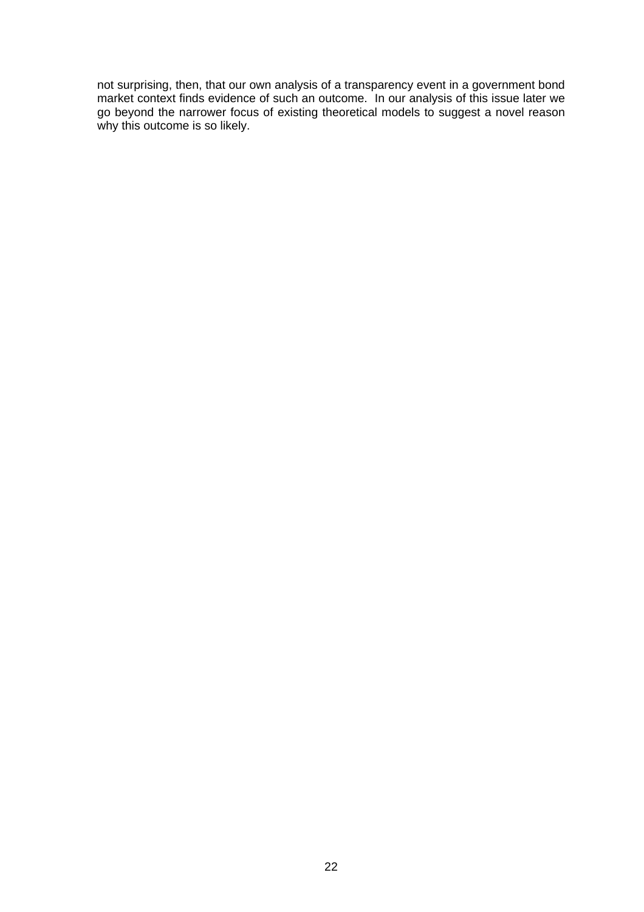not surprising, then, that our own analysis of a transparency event in a government bond market context finds evidence of such an outcome. In our analysis of this issue later we go beyond the narrower focus of existing theoretical models to suggest a novel reason why this outcome is so likely.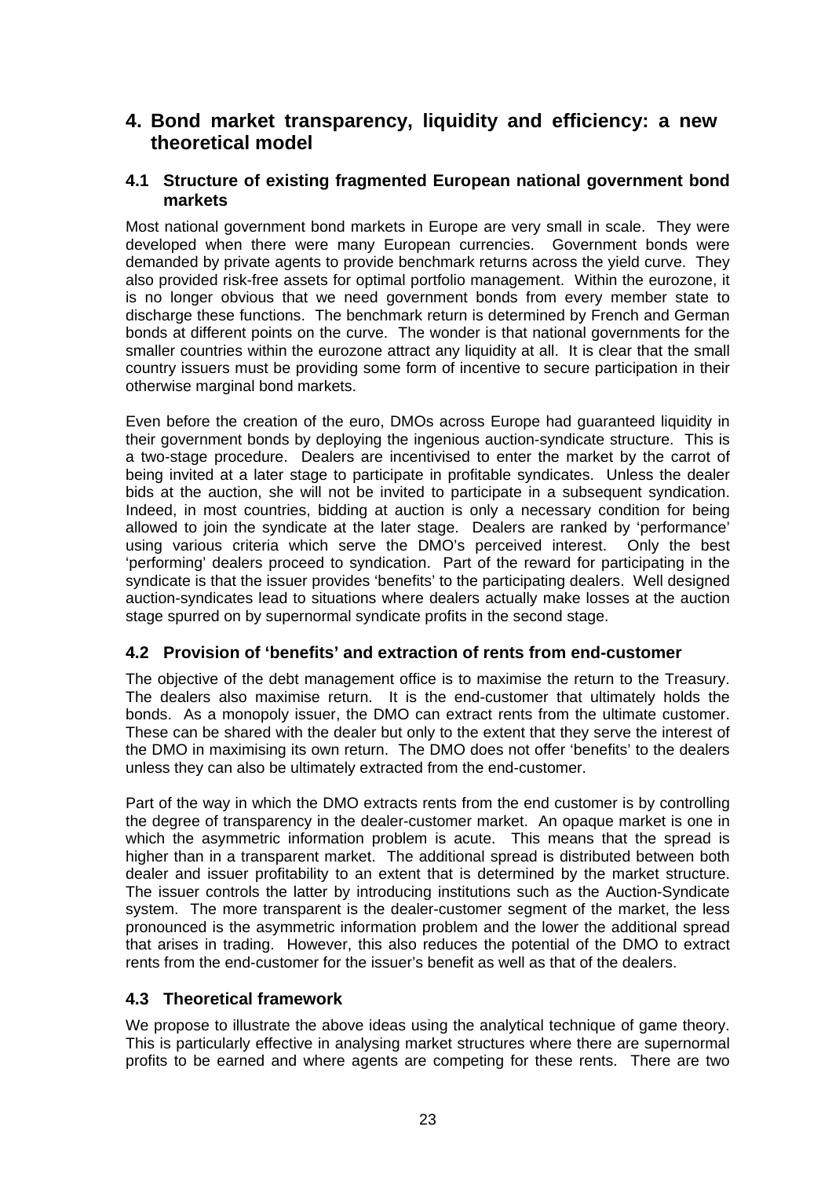# 4. Bond market transparency, liquidity and efficiency: a new theoretical model

## 4.1 Structure of existing fragmented European national government bond markets

Most national government bond markets in Europe are very small in scale. They were developed when there were many European currencies. Government bonds were demanded by private agents to provide benchmark returns across the yield curve. They also provided risk-free assets for optimal portfolio management. Within the eurozone, it is no longer obvious that we need government bonds from every member state to discharge these functions. The benchmark return is determined by French and German bonds at different points on the curve. The wonder is that national governments for the smaller countries within the eurozone attract any liquidity at all. It is clear that the small country issuers must be providing some form of incentive to secure participation in their otherwise marginal bond markets.

Even before the creation of the euro, DMOs across Europe had guaranteed liquidity in their government bonds by deploying the ingenious auction-syndicate structure. This is a two-stage procedure. Dealers are incentivised to enter the market by the carrot of being invited at a later stage to participate in profitable syndicates. Unless the dealer bids at the auction, she will not be invited to participate in a subsequent syndication. Indeed, in most countries, bidding at auction is only a necessary condition for being allowed to join the syndicate at the later stage. Dealers are ranked by 'performance' using various criteria which serve the DMO's perceived interest. Only the best 'performing' dealers proceed to syndication. Part of the reward for participating in the syndicate is that the issuer provides 'benefits' to the participating dealers. Well designed auction-syndicates lead to situations where dealers actually make losses at the auction stage spurred on by supernormal syndicate profits in the second stage.

## 4.2 Provision of 'benefits' and extraction of rents from end-customer

The objective of the debt management office is to maximise the return to the Treasury. The dealers also maximise return. It is the end-customer that ultimately holds the bonds. As a monopoly issuer, the DMO can extract rents from the ultimate customer. These can be shared with the dealer but only to the extent that they serve the interest of the DMO in maximising its own return. The DMO does not offer 'benefits' to the dealers unless they can also be ultimately extracted from the end-customer.

Part of the way in which the DMO extracts rents from the end customer is by controlling the degree of transparency in the dealer-customer market. An opaque market is one in which the asymmetric information problem is acute. This means that the spread is higher than in a transparent market. The additional spread is distributed between both dealer and issuer profitability to an extent that is determined by the market structure. The issuer controls the latter by introducing institutions such as the Auction-Syndicate system. The more transparent is the dealer-customer segment of the market, the less pronounced is the asymmetric information problem and the lower the additional spread that arises in trading. However, this also reduces the potential of the DMO to extract rents from the end-customer for the issuer's benefit as well as that of the dealers.

## 4.3 Theoretical framework

We propose to illustrate the above ideas using the analytical technique of game theory. This is particularly effective in analysing market structures where there are supernormal profits to be earned and where agents are competing for these rents. There are two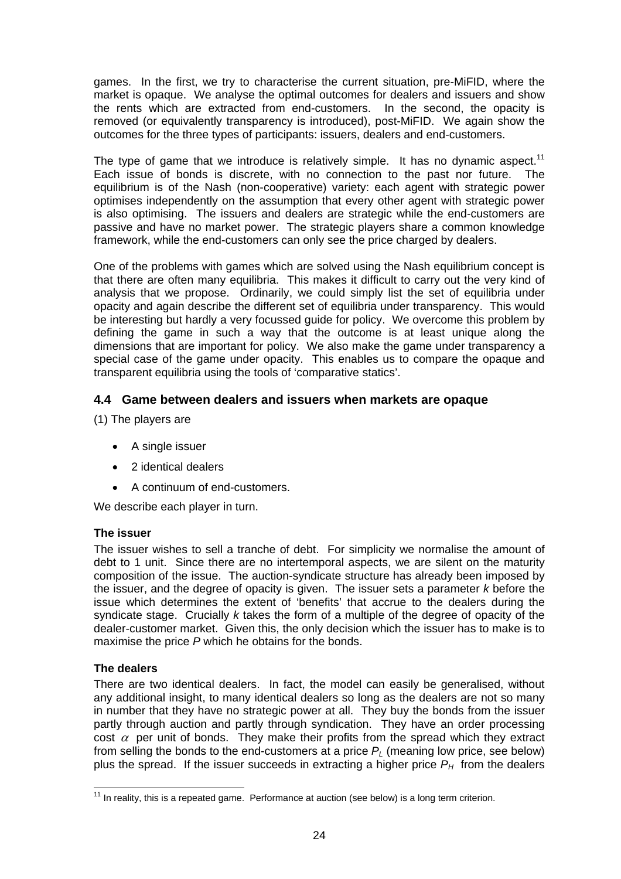games. In the first, we try to characterise the current situation, pre-MiFID, where the market is opaque. We analyse the optimal outcomes for dealers and issuers and show the rents which are extracted from end-customers. In the second, the opacity is removed (or equivalently transparency is introduced), post-MiFID. We again show the outcomes for the three types of participants: issuers, dealers and end-customers.

The type of game that we introduce is relatively simple. It has no dynamic aspect.[11] Each issue of bonds is discrete, with no connection to the past nor future. The equilibrium is of the Nash (non-cooperative) variety: each agent with strategic power optimises independently on the assumption that every other agent with strategic power is also optimising. The issuers and dealers are strategic while the end-customers are passive and have no market power. The strategic players share a common knowledge framework, while the end-customers can only see the price charged by dealers.

One of the problems with games which are solved using the Nash equilibrium concept is that there are often many equilibria. This makes it difficult to carry out the very kind of analysis that we propose. Ordinarily, we could simply list the set of equilibria under opacity and again describe the different set of equilibria under transparency. This would be interesting but hardly a very focussed guide for policy. We overcome this problem by defining the game in such a way that the outcome is at least unique along the dimensions that are important for policy. We also make the game under transparency a special case of the game under opacity. This enables us to compare the opaque and transparent equilibria using the tools of 'comparative statics'.

## 4.4 Game between dealers and issuers when markets are opaque

(1) The players are

- A single issuer
- 2 identical dealers
- A continuum of end-customers.

We describe each player in turn.

**The issuer**

The issuer wishes to sell a tranche of debt. For simplicity we normalise the amount of debt to 1 unit. Since there are no intertemporal aspects, we are silent on the maturity composition of the issue. The auction-syndicate structure has already been imposed by the issuer, and the degree of opacity is given. The issuer sets a parameter *k* before the issue which determines the extent of 'benefits' that accrue to the dealers during the syndicate stage. Crucially *k* takes the form of a multiple of the degree of opacity of the dealer-customer market. Given this, the only decision which the issuer has to make is to maximise the price *P* which he obtains for the bonds.

**The dealers**

There are two identical dealers. In fact, the model can easily be generalised, without any additional insight, to many identical dealers so long as the dealers are not so many in number that they have no strategic power at all. They buy the bonds from the issuer partly through auction and partly through syndication. They have an order processing cost $\alpha$ per unit of bonds. They make their profits from the spread which they extract from selling the bonds to the end-customers at a price $P_L$ (meaning low price, see below) plus the spread. If the issuer succeeds in extracting a higher price $P_H$ from the dealers

[11] In reality, this is a repeated game. Performance at auction (see below) is a long term criterion.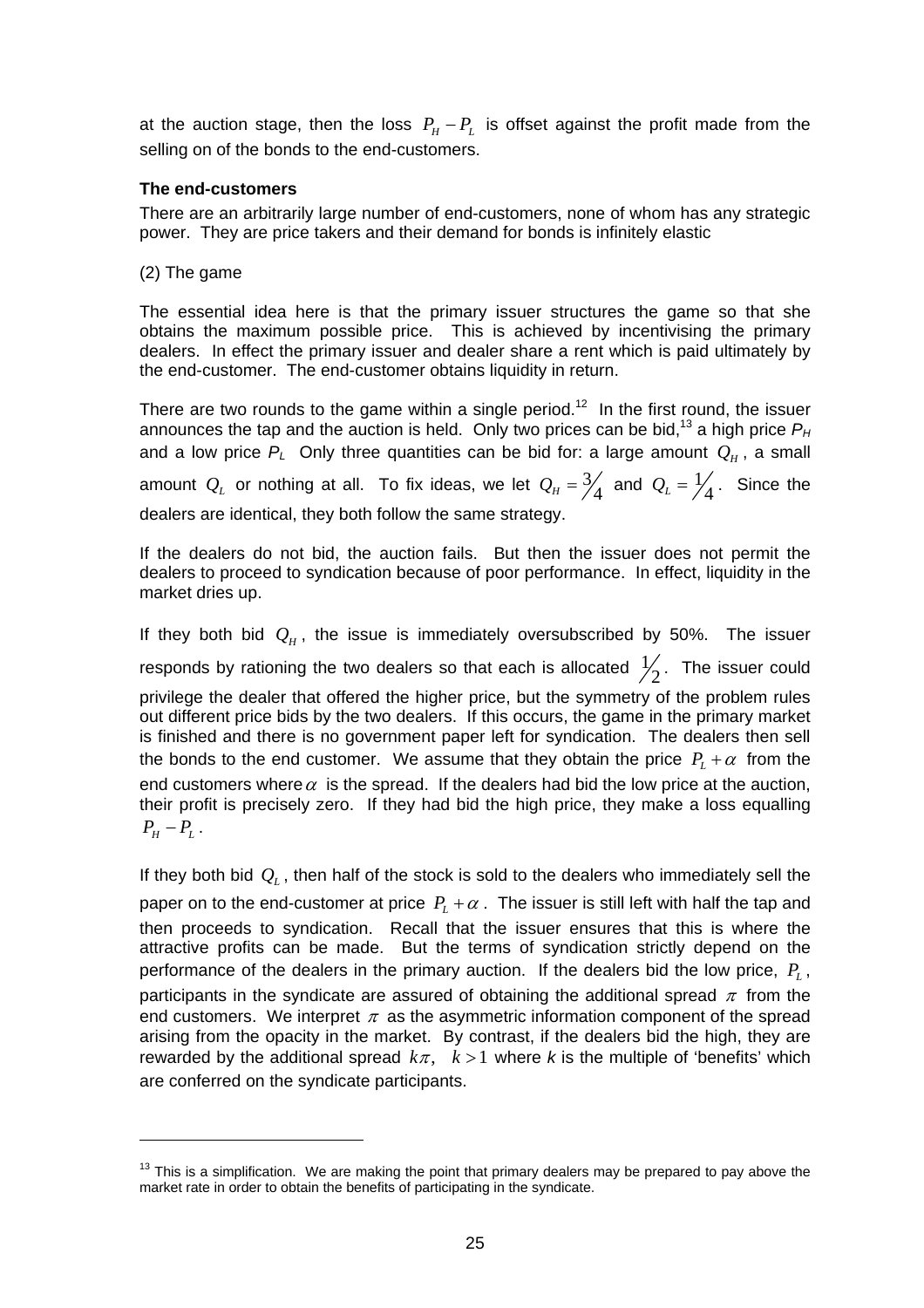at the auction stage, then the loss $P_H - P_L$ is offset against the profit made from the selling on of the bonds to the end-customers.

**The end-customers**

There are an arbitrarily large number of end-customers, none of whom has any strategic power. They are price takers and their demand for bonds is infinitely elastic

(2) The game

The essential idea here is that the primary issuer structures the game so that she obtains the maximum possible price. This is achieved by incentivising the primary dealers. In effect the primary issuer and dealer share a rent which is paid ultimately by the end-customer. The end-customer obtains liquidity in return.

There are two rounds to the game within a single period.[12] In the first round, the issuer announces the tap and the auction is held. Only two prices can be bid,[13] a high price $P_H$ and a low price $P_L$ Only three quantities can be bid for: a large amount $Q_H$, a small amount $Q_L$ or nothing at all. To fix ideas, we let $Q_H = 3/4$ and $Q_L = 1/4$. Since the dealers are identical, they both follow the same strategy.

If the dealers do not bid, the auction fails. But then the issuer does not permit the dealers to proceed to syndication because of poor performance. In effect, liquidity in the market dries up.

If they both bid $Q_H$, the issue is immediately oversubscribed by 50%. The issuer responds by rationing the two dealers so that each is allocated $1/2$. The issuer could privilege the dealer that offered the higher price, but the symmetry of the problem rules out different price bids by the two dealers. If this occurs, the game in the primary market is finished and there is no government paper left for syndication. The dealers then sell the bonds to the end customer. We assume that they obtain the price $P_L + \alpha$ from the end customers where $\alpha$ is the spread. If the dealers had bid the low price at the auction, their profit is precisely zero. If they had bid the high price, they make a loss equalling $P_H - P_L$.

If they both bid $Q_L$, then half of the stock is sold to the dealers who immediately sell the paper on to the end-customer at price $P_L + \alpha$. The issuer is still left with half the tap and then proceeds to syndication. Recall that the issuer ensures that this is where the attractive profits can be made. But the terms of syndication strictly depend on the performance of the dealers in the primary auction. If the dealers bid the low price, $P_L$, participants in the syndicate are assured of obtaining the additional spread $\pi$ from the end customers. We interpret $\pi$ as the asymmetric information component of the spread arising from the opacity in the market. By contrast, if the dealers bid the high, they are rewarded by the additional spread $k\pi, \quad k > 1$ where *k* is the multiple of 'benefits' which are conferred on the syndicate participants.

---

[13] This is a simplification. We are making the point that primary dealers may be prepared to pay above the market rate in order to obtain the benefits of participating in the syndicate.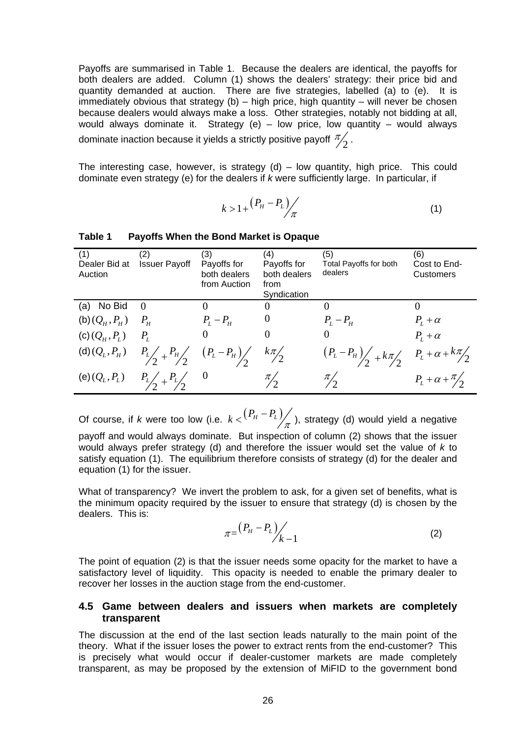Payoffs are summarised in Table 1. Because the dealers are identical, the payoffs for both dealers are added. Column (1) shows the dealers' strategy: their price bid and quantity demanded at auction. There are five strategies, labelled (a) to (e). It is immediately obvious that strategy (b) – high price, high quantity – will never be chosen because dealers would always make a loss. Other strategies, notably not bidding at all, would always dominate it. Strategy (e) – low price, low quantity – would always dominate inaction because it yields a strictly positive payoff $\pi/2$.

The interesting case, however, is strategy (d) – low quantity, high price. This could dominate even strategy (e) for the dealers if *k* were sufficiently large. In particular, if

$$k > 1 + (P_H - P_L)/\pi \tag{1}$$

**Table 1 Payoffs When the Bond Market is Opaque**

| (1) Dealer Bid at Auction | (2) Issuer Payoff | (3) Payoffs for both dealers from Auction | (4) Payoffs for both dealers from Syndication | (5) Total Payoffs for both dealers | (6) Cost to End-Customers |
|---|---|---|---|---|---|
| (a) No Bid | 0 | 0 | 0 | 0 | 0 |
| (b) $(Q_H, P_H)$ | $P_H$ | $P_L - P_H$ | 0 | $P_L - P_H$ | $P_L + \alpha$ |
| (c) $(Q_H, P_L)$ | $P_L$ | 0 | 0 | 0 | $P_L + \alpha$ |
| (d) $(Q_L, P_H)$ | $P_L/2 + P_H/2$ | $(P_L - P_H)/2$ | $k\pi/2$ | $(P_L - P_H)/2 + k\pi/2$ | $P_L + \alpha + k\pi/2$ |
| (e) $(Q_L, P_L)$ | $P_L/2 + P_L/2$ | 0 | $\pi/2$ | $\pi/2$ | $P_L + \alpha + \pi/2$ |

Of course, if *k* were too low (i.e. $k < (P_H - P_L)/\pi$), strategy (d) would yield a negative payoff and would always dominate. But inspection of column (2) shows that the issuer would always prefer strategy (d) and therefore the issuer would set the value of *k* to satisfy equation (1). The equilibrium therefore consists of strategy (d) for the dealer and equation (1) for the issuer.

What of transparency? We invert the problem to ask, for a given set of benefits, what is the minimum opacity required by the issuer to ensure that strategy (d) is chosen by the dealers. This is:

$$\pi = (P_H - P_L)/(k - 1) \tag{2}$$

The point of equation (2) is that the issuer needs some opacity for the market to have a satisfactory level of liquidity. This opacity is needed to enable the primary dealer to recover her losses in the auction stage from the end-customer.

### 4.5 Game between dealers and issuers when markets are completely transparent

The discussion at the end of the last section leads naturally to the main point of the theory. What if the issuer loses the power to extract rents from the end-customer? This is precisely what would occur if dealer-customer markets are made completely transparent, as may be proposed by the extension of MiFID to the government bond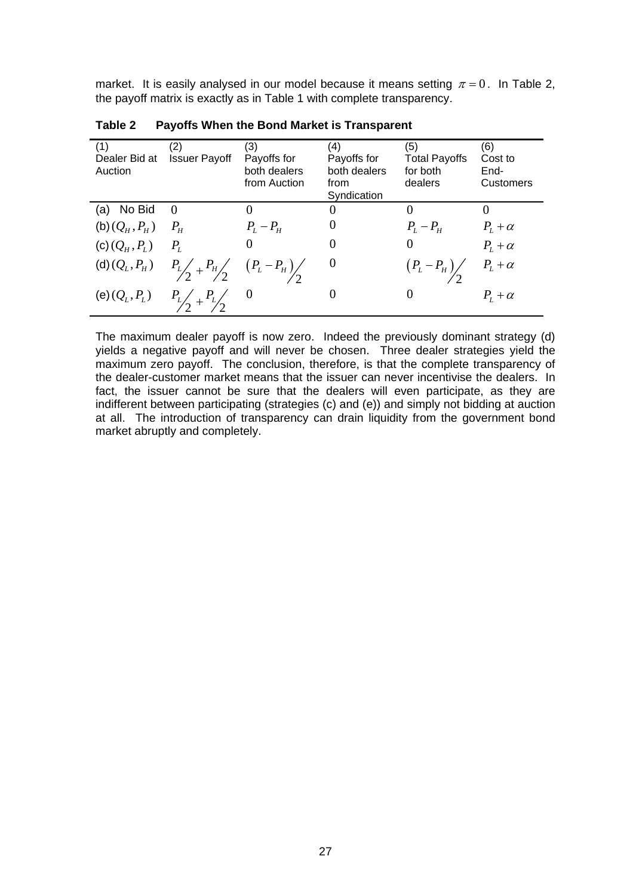market. It is easily analysed in our model because it means setting $\pi = 0$. In Table 2, the payoff matrix is exactly as in Table 1 with complete transparency.

**Table 2 Payoffs When the Bond Market is Transparent**

| (1) Dealer Bid at Auction | (2) Issuer Payoff | (3) Payoffs for both dealers from Auction | (4) Payoffs for both dealers from Syndication | (5) Total Payoffs for both dealers | (6) Cost to End-Customers |
|---|---|---|---|---|---|
| (a) No Bid | $0$ | $0$ | $0$ | $0$ | $0$ |
| (b) $(Q_H, P_H)$ | $P_H$ | $P_L - P_H$ | $0$ | $P_L - P_H$ | $P_L + \alpha$ |
| (c) $(Q_H, P_L)$ | $P_L$ | $0$ | $0$ | $0$ | $P_L + \alpha$ |
| (d) $(Q_L, P_H)$ | $P_L/2 + P_H/2$ | $(P_L - P_H)/2$ | $0$ | $(P_L - P_H)/2$ | $P_L + \alpha$ |
| (e) $(Q_L, P_L)$ | $P_L/2 + P_L/2$ | $0$ | $0$ | $0$ | $P_L + \alpha$ |

The maximum dealer payoff is now zero. Indeed the previously dominant strategy (d) yields a negative payoff and will never be chosen. Three dealer strategies yield the maximum zero payoff. The conclusion, therefore, is that the complete transparency of the dealer-customer market means that the issuer can never incentivise the dealers. In fact, the issuer cannot be sure that the dealers will even participate, as they are indifferent between participating (strategies (c) and (e)) and simply not bidding at auction at all. The introduction of transparency can drain liquidity from the government bond market abruptly and completely.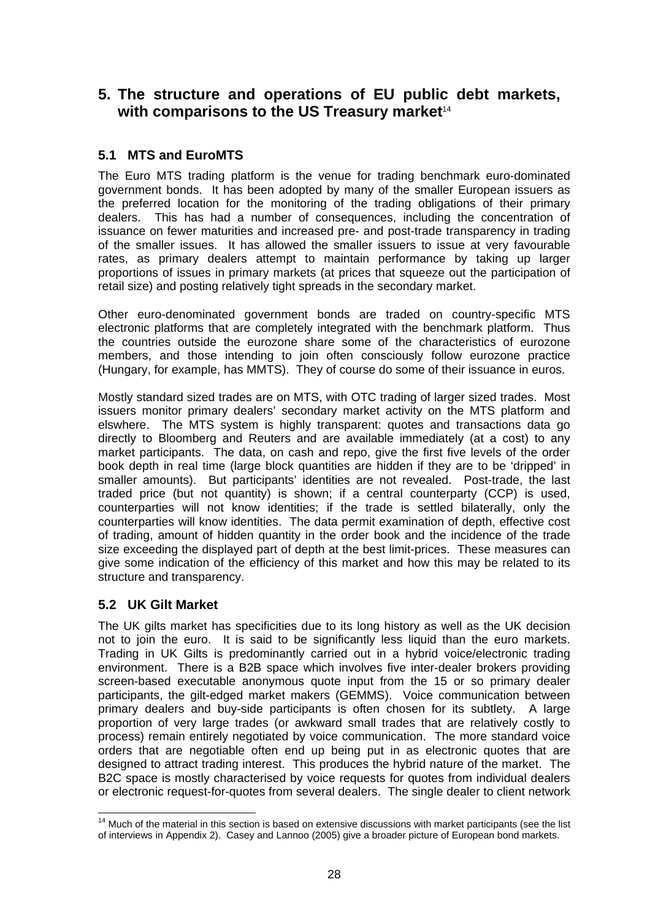# 5. The structure and operations of EU public debt markets, with comparisons to the US Treasury market[14]

## 5.1 MTS and EuroMTS

The Euro MTS trading platform is the venue for trading benchmark euro-dominated government bonds. It has been adopted by many of the smaller European issuers as the preferred location for the monitoring of the trading obligations of their primary dealers. This has had a number of consequences, including the concentration of issuance on fewer maturities and increased pre- and post-trade transparency in trading of the smaller issues. It has allowed the smaller issuers to issue at very favourable rates, as primary dealers attempt to maintain performance by taking up larger proportions of issues in primary markets (at prices that squeeze out the participation of retail size) and posting relatively tight spreads in the secondary market.

Other euro-denominated government bonds are traded on country-specific MTS electronic platforms that are completely integrated with the benchmark platform. Thus the countries outside the eurozone share some of the characteristics of eurozone members, and those intending to join often consciously follow eurozone practice (Hungary, for example, has MMTS). They of course do some of their issuance in euros.

Mostly standard sized trades are on MTS, with OTC trading of larger sized trades. Most issuers monitor primary dealers' secondary market activity on the MTS platform and elswhere. The MTS system is highly transparent: quotes and transactions data go directly to Bloomberg and Reuters and are available immediately (at a cost) to any market participants. The data, on cash and repo, give the first five levels of the order book depth in real time (large block quantities are hidden if they are to be 'dripped' in smaller amounts). But participants' identities are not revealed. Post-trade, the last traded price (but not quantity) is shown; if a central counterparty (CCP) is used, counterparties will not know identities; if the trade is settled bilaterally, only the counterparties will know identities. The data permit examination of depth, effective cost of trading, amount of hidden quantity in the order book and the incidence of the trade size exceeding the displayed part of depth at the best limit-prices. These measures can give some indication of the efficiency of this market and how this may be related to its structure and transparency.

## 5.2 UK Gilt Market

The UK gilts market has specificities due to its long history as well as the UK decision not to join the euro. It is said to be significantly less liquid than the euro markets. Trading in UK Gilts is predominantly carried out in a hybrid voice/electronic trading environment. There is a B2B space which involves five inter-dealer brokers providing screen-based executable anonymous quote input from the 15 or so primary dealer participants, the gilt-edged market makers (GEMMS). Voice communication between primary dealers and buy-side participants is often chosen for its subtlety. A large proportion of very large trades (or awkward small trades that are relatively costly to process) remain entirely negotiated by voice communication. The more standard voice orders that are negotiable often end up being put in as electronic quotes that are designed to attract trading interest. This produces the hybrid nature of the market. The B2C space is mostly characterised by voice requests for quotes from individual dealers or electronic request-for-quotes from several dealers. The single dealer to client network

---

[14] Much of the material in this section is based on extensive discussions with market participants (see the list of interviews in Appendix 2). Casey and Lannoo (2005) give a broader picture of European bond markets.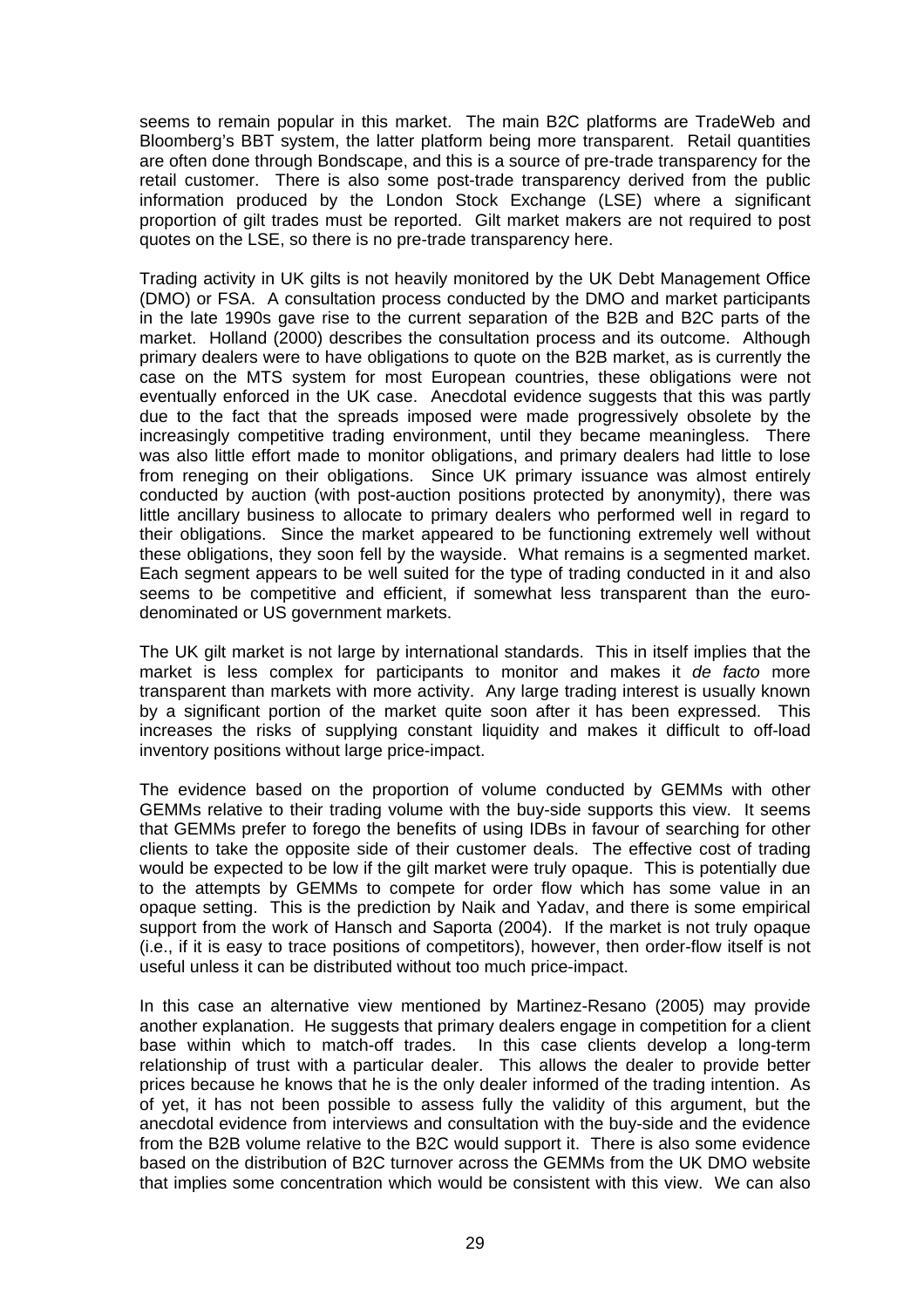seems to remain popular in this market. The main B2C platforms are TradeWeb and Bloomberg's BBT system, the latter platform being more transparent. Retail quantities are often done through Bondscape, and this is a source of pre-trade transparency for the retail customer. There is also some post-trade transparency derived from the public information produced by the London Stock Exchange (LSE) where a significant proportion of gilt trades must be reported. Gilt market makers are not required to post quotes on the LSE, so there is no pre-trade transparency here.

Trading activity in UK gilts is not heavily monitored by the UK Debt Management Office (DMO) or FSA. A consultation process conducted by the DMO and market participants in the late 1990s gave rise to the current separation of the B2B and B2C parts of the market. Holland (2000) describes the consultation process and its outcome. Although primary dealers were to have obligations to quote on the B2B market, as is currently the case on the MTS system for most European countries, these obligations were not eventually enforced in the UK case. Anecdotal evidence suggests that this was partly due to the fact that the spreads imposed were made progressively obsolete by the increasingly competitive trading environment, until they became meaningless. There was also little effort made to monitor obligations, and primary dealers had little to lose from reneging on their obligations. Since UK primary issuance was almost entirely conducted by auction (with post-auction positions protected by anonymity), there was little ancillary business to allocate to primary dealers who performed well in regard to their obligations. Since the market appeared to be functioning extremely well without these obligations, they soon fell by the wayside. What remains is a segmented market. Each segment appears to be well suited for the type of trading conducted in it and also seems to be competitive and efficient, if somewhat less transparent than the euro-denominated or US government markets.

The UK gilt market is not large by international standards. This in itself implies that the market is less complex for participants to monitor and makes it *de facto* more transparent than markets with more activity. Any large trading interest is usually known by a significant portion of the market quite soon after it has been expressed. This increases the risks of supplying constant liquidity and makes it difficult to off-load inventory positions without large price-impact.

The evidence based on the proportion of volume conducted by GEMMs with other GEMMs relative to their trading volume with the buy-side supports this view. It seems that GEMMs prefer to forego the benefits of using IDBs in favour of searching for other clients to take the opposite side of their customer deals. The effective cost of trading would be expected to be low if the gilt market were truly opaque. This is potentially due to the attempts by GEMMs to compete for order flow which has some value in an opaque setting. This is the prediction by Naik and Yadav, and there is some empirical support from the work of Hansch and Saporta (2004). If the market is not truly opaque (i.e., if it is easy to trace positions of competitors), however, then order-flow itself is not useful unless it can be distributed without too much price-impact.

In this case an alternative view mentioned by Martinez-Resano (2005) may provide another explanation. He suggests that primary dealers engage in competition for a client base within which to match-off trades. In this case clients develop a long-term relationship of trust with a particular dealer. This allows the dealer to provide better prices because he knows that he is the only dealer informed of the trading intention. As of yet, it has not been possible to assess fully the validity of this argument, but the anecdotal evidence from interviews and consultation with the buy-side and the evidence from the B2B volume relative to the B2C would support it. There is also some evidence based on the distribution of B2C turnover across the GEMMs from the UK DMO website that implies some concentration which would be consistent with this view. We can also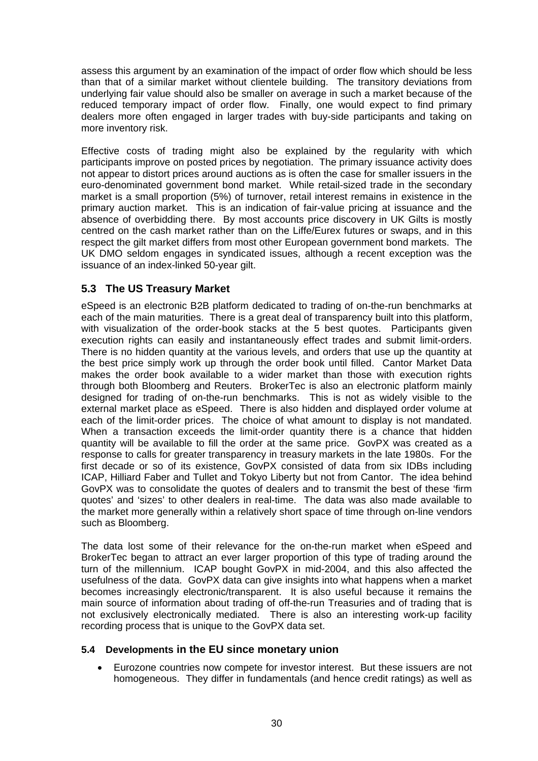assess this argument by an examination of the impact of order flow which should be less than that of a similar market without clientele building. The transitory deviations from underlying fair value should also be smaller on average in such a market because of the reduced temporary impact of order flow. Finally, one would expect to find primary dealers more often engaged in larger trades with buy-side participants and taking on more inventory risk.

Effective costs of trading might also be explained by the regularity with which participants improve on posted prices by negotiation. The primary issuance activity does not appear to distort prices around auctions as is often the case for smaller issuers in the euro-denominated government bond market. While retail-sized trade in the secondary market is a small proportion (5%) of turnover, retail interest remains in existence in the primary auction market. This is an indication of fair-value pricing at issuance and the absence of overbidding there. By most accounts price discovery in UK Gilts is mostly centred on the cash market rather than on the Liffe/Eurex futures or swaps, and in this respect the gilt market differs from most other European government bond markets. The UK DMO seldom engages in syndicated issues, although a recent exception was the issuance of an index-linked 50-year gilt.

## 5.3 The US Treasury Market

eSpeed is an electronic B2B platform dedicated to trading of on-the-run benchmarks at each of the main maturities. There is a great deal of transparency built into this platform, with visualization of the order-book stacks at the 5 best quotes. Participants given execution rights can easily and instantaneously effect trades and submit limit-orders. There is no hidden quantity at the various levels, and orders that use up the quantity at the best price simply work up through the order book until filled. Cantor Market Data makes the order book available to a wider market than those with execution rights through both Bloomberg and Reuters. BrokerTec is also an electronic platform mainly designed for trading of on-the-run benchmarks. This is not as widely visible to the external market place as eSpeed. There is also hidden and displayed order volume at each of the limit-order prices. The choice of what amount to display is not mandated. When a transaction exceeds the limit-order quantity there is a chance that hidden quantity will be available to fill the order at the same price. GovPX was created as a response to calls for greater transparency in treasury markets in the late 1980s. For the first decade or so of its existence, GovPX consisted of data from six IDBs including ICAP, Hilliard Faber and Tullet and Tokyo Liberty but not from Cantor. The idea behind GovPX was to consolidate the quotes of dealers and to transmit the best of these 'firm quotes' and 'sizes' to other dealers in real-time. The data was also made available to the market more generally within a relatively short space of time through on-line vendors such as Bloomberg.

The data lost some of their relevance for the on-the-run market when eSpeed and BrokerTec began to attract an ever larger proportion of this type of trading around the turn of the millennium. ICAP bought GovPX in mid-2004, and this also affected the usefulness of the data. GovPX data can give insights into what happens when a market becomes increasingly electronic/transparent. It is also useful because it remains the main source of information about trading of off-the-run Treasuries and of trading that is not exclusively electronically mediated. There is also an interesting work-up facility recording process that is unique to the GovPX data set.

### 5.4 Developments in the EU since monetary union

- Eurozone countries now compete for investor interest. But these issuers are not homogeneous. They differ in fundamentals (and hence credit ratings) as well as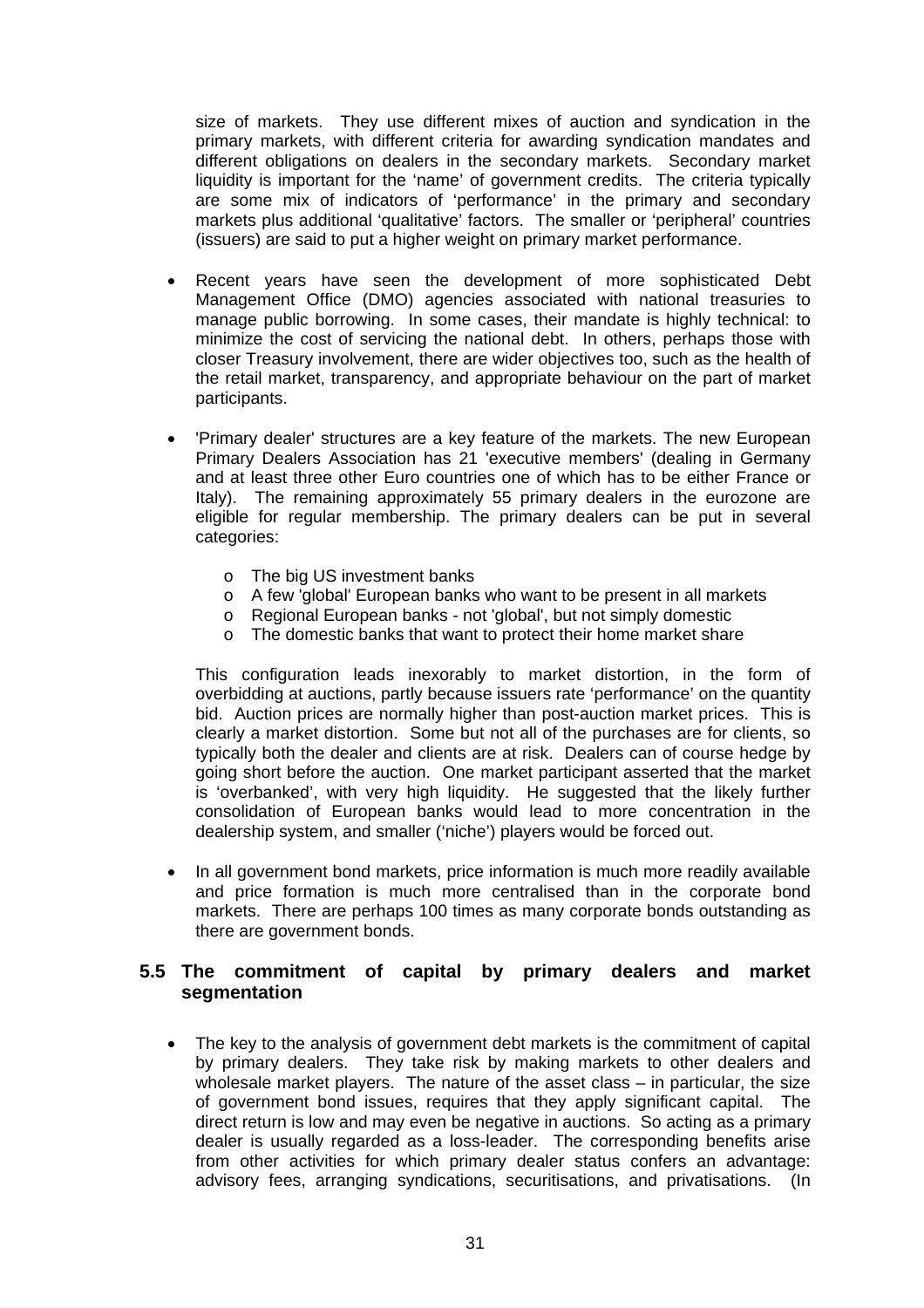size of markets. They use different mixes of auction and syndication in the primary markets, with different criteria for awarding syndication mandates and different obligations on dealers in the secondary markets. Secondary market liquidity is important for the 'name' of government credits. The criteria typically are some mix of indicators of 'performance' in the primary and secondary markets plus additional 'qualitative' factors. The smaller or 'peripheral' countries (issuers) are said to put a higher weight on primary market performance.

- Recent years have seen the development of more sophisticated Debt Management Office (DMO) agencies associated with national treasuries to manage public borrowing. In some cases, their mandate is highly technical: to minimize the cost of servicing the national debt. In others, perhaps those with closer Treasury involvement, there are wider objectives too, such as the health of the retail market, transparency, and appropriate behaviour on the part of market participants.

- 'Primary dealer' structures are a key feature of the markets. The new European Primary Dealers Association has 21 'executive members' (dealing in Germany and at least three other Euro countries one of which has to be either France or Italy). The remaining approximately 55 primary dealers in the eurozone are eligible for regular membership. The primary dealers can be put in several categories:

  - The big US investment banks
  - A few 'global' European banks who want to be present in all markets
  - Regional European banks - not 'global', but not simply domestic
  - The domestic banks that want to protect their home market share

  This configuration leads inexorably to market distortion, in the form of overbidding at auctions, partly because issuers rate 'performance' on the quantity bid. Auction prices are normally higher than post-auction market prices. This is clearly a market distortion. Some but not all of the purchases are for clients, so typically both the dealer and clients are at risk. Dealers can of course hedge by going short before the auction. One market participant asserted that the market is 'overbanked', with very high liquidity. He suggested that the likely further consolidation of European banks would lead to more concentration in the dealership system, and smaller ('niche') players would be forced out.

- In all government bond markets, price information is much more readily available and price formation is much more centralised than in the corporate bond markets. There are perhaps 100 times as many corporate bonds outstanding as there are government bonds.

### 5.5 The commitment of capital by primary dealers and market segmentation

- The key to the analysis of government debt markets is the commitment of capital by primary dealers. They take risk by making markets to other dealers and wholesale market players. The nature of the asset class – in particular, the size of government bond issues, requires that they apply significant capital. The direct return is low and may even be negative in auctions. So acting as a primary dealer is usually regarded as a loss-leader. The corresponding benefits arise from other activities for which primary dealer status confers an advantage: advisory fees, arranging syndications, securitisations, and privatisations. (In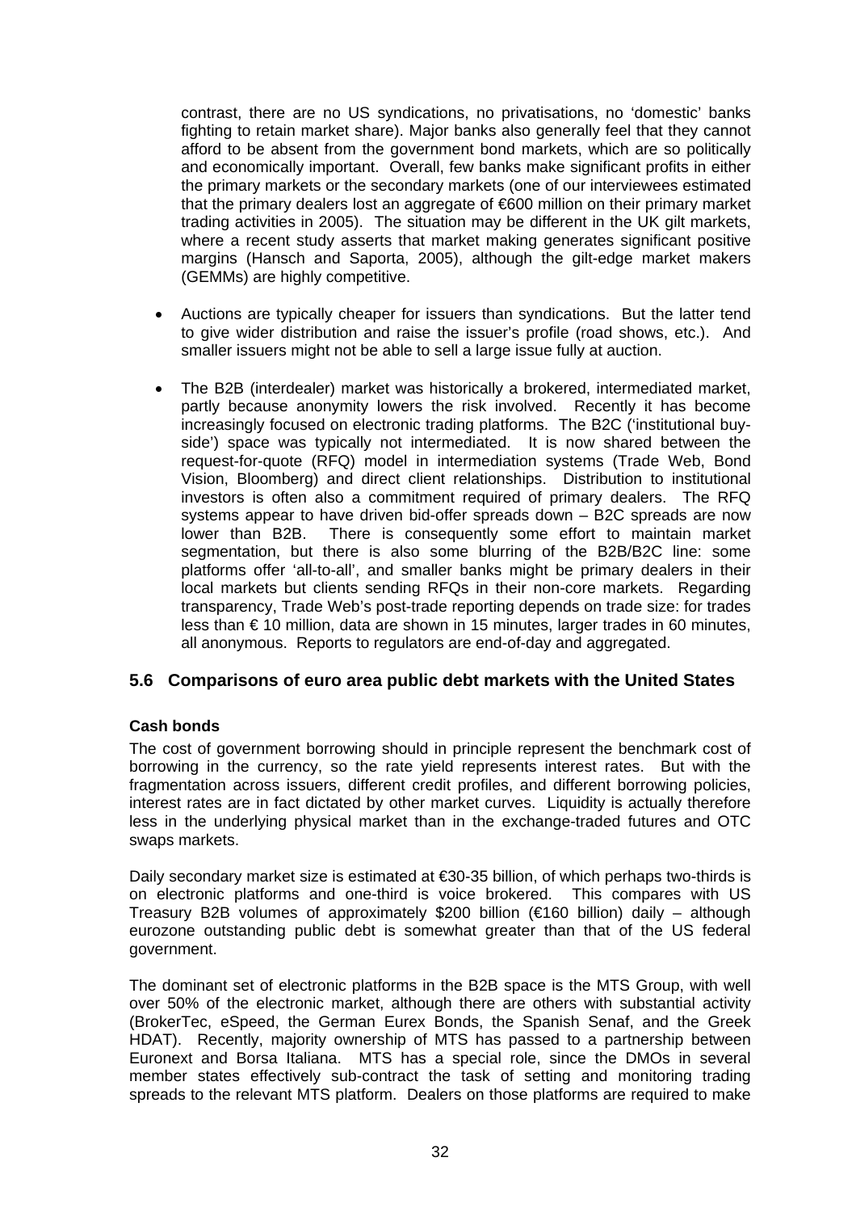contrast, there are no US syndications, no privatisations, no 'domestic' banks fighting to retain market share). Major banks also generally feel that they cannot afford to be absent from the government bond markets, which are so politically and economically important. Overall, few banks make significant profits in either the primary markets or the secondary markets (one of our interviewees estimated that the primary dealers lost an aggregate of €600 million on their primary market trading activities in 2005). The situation may be different in the UK gilt markets, where a recent study asserts that market making generates significant positive margins (Hansch and Saporta, 2005), although the gilt-edge market makers (GEMMs) are highly competitive.

- Auctions are typically cheaper for issuers than syndications. But the latter tend to give wider distribution and raise the issuer's profile (road shows, etc.). And smaller issuers might not be able to sell a large issue fully at auction.

- The B2B (interdealer) market was historically a brokered, intermediated market, partly because anonymity lowers the risk involved. Recently it has become increasingly focused on electronic trading platforms. The B2C ('institutional buy-side') space was typically not intermediated. It is now shared between the request-for-quote (RFQ) model in intermediation systems (Trade Web, Bond Vision, Bloomberg) and direct client relationships. Distribution to institutional investors is often also a commitment required of primary dealers. The RFQ systems appear to have driven bid-offer spreads down – B2C spreads are now lower than B2B. There is consequently some effort to maintain market segmentation, but there is also some blurring of the B2B/B2C line: some platforms offer 'all-to-all', and smaller banks might be primary dealers in their local markets but clients sending RFQs in their non-core markets. Regarding transparency, Trade Web's post-trade reporting depends on trade size: for trades less than € 10 million, data are shown in 15 minutes, larger trades in 60 minutes, all anonymous. Reports to regulators are end-of-day and aggregated.

## 5.6 Comparisons of euro area public debt markets with the United States

**Cash bonds**

The cost of government borrowing should in principle represent the benchmark cost of borrowing in the currency, so the rate yield represents interest rates. But with the fragmentation across issuers, different credit profiles, and different borrowing policies, interest rates are in fact dictated by other market curves. Liquidity is actually therefore less in the underlying physical market than in the exchange-traded futures and OTC swaps markets.

Daily secondary market size is estimated at €30-35 billion, of which perhaps two-thirds is on electronic platforms and one-third is voice brokered. This compares with US Treasury B2B volumes of approximately $200 billion (€160 billion) daily – although eurozone outstanding public debt is somewhat greater than that of the US federal government.

The dominant set of electronic platforms in the B2B space is the MTS Group, with well over 50% of the electronic market, although there are others with substantial activity (BrokerTec, eSpeed, the German Eurex Bonds, the Spanish Senaf, and the Greek HDAT). Recently, majority ownership of MTS has passed to a partnership between Euronext and Borsa Italiana. MTS has a special role, since the DMOs in several member states effectively sub-contract the task of setting and monitoring trading spreads to the relevant MTS platform. Dealers on those platforms are required to make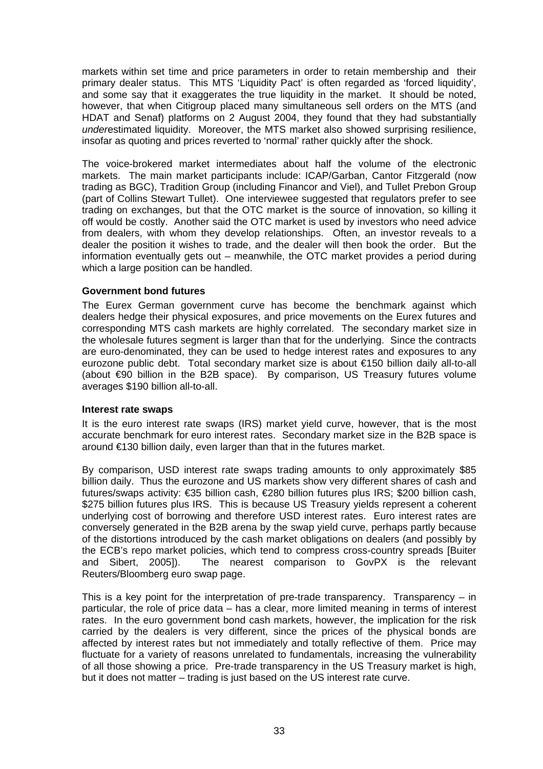markets within set time and price parameters in order to retain membership and their primary dealer status. This MTS 'Liquidity Pact' is often regarded as 'forced liquidity', and some say that it exaggerates the true liquidity in the market. It should be noted, however, that when Citigroup placed many simultaneous sell orders on the MTS (and HDAT and Senaf) platforms on 2 August 2004, they found that they had substantially *under*estimated liquidity. Moreover, the MTS market also showed surprising resilience, insofar as quoting and prices reverted to 'normal' rather quickly after the shock.

The voice-brokered market intermediates about half the volume of the electronic markets. The main market participants include: ICAP/Garban, Cantor Fitzgerald (now trading as BGC), Tradition Group (including Financor and Viel), and Tullet Prebon Group (part of Collins Stewart Tullet). One interviewee suggested that regulators prefer to see trading on exchanges, but that the OTC market is the source of innovation, so killing it off would be costly. Another said the OTC market is used by investors who need advice from dealers, with whom they develop relationships. Often, an investor reveals to a dealer the position it wishes to trade, and the dealer will then book the order. But the information eventually gets out – meanwhile, the OTC market provides a period during which a large position can be handled.

**Government bond futures**

The Eurex German government curve has become the benchmark against which dealers hedge their physical exposures, and price movements on the Eurex futures and corresponding MTS cash markets are highly correlated. The secondary market size in the wholesale futures segment is larger than that for the underlying. Since the contracts are euro-denominated, they can be used to hedge interest rates and exposures to any eurozone public debt. Total secondary market size is about €150 billion daily all-to-all (about €90 billion in the B2B space). By comparison, US Treasury futures volume averages $190 billion all-to-all.

**Interest rate swaps**

It is the euro interest rate swaps (IRS) market yield curve, however, that is the most accurate benchmark for euro interest rates. Secondary market size in the B2B space is around €130 billion daily, even larger than that in the futures market.

By comparison, USD interest rate swaps trading amounts to only approximately $85 billion daily. Thus the eurozone and US markets show very different shares of cash and futures/swaps activity: €35 billion cash, €280 billion futures plus IRS; $200 billion cash, $275 billion futures plus IRS. This is because US Treasury yields represent a coherent underlying cost of borrowing and therefore USD interest rates. Euro interest rates are conversely generated in the B2B arena by the swap yield curve, perhaps partly because of the distortions introduced by the cash market obligations on dealers (and possibly by the ECB's repo market policies, which tend to compress cross-country spreads [Buiter and Sibert, 2005]). The nearest comparison to GovPX is the relevant Reuters/Bloomberg euro swap page.

This is a key point for the interpretation of pre-trade transparency. Transparency – in particular, the role of price data – has a clear, more limited meaning in terms of interest rates. In the euro government bond cash markets, however, the implication for the risk carried by the dealers is very different, since the prices of the physical bonds are affected by interest rates but not immediately and totally reflective of them. Price may fluctuate for a variety of reasons unrelated to fundamentals, increasing the vulnerability of all those showing a price. Pre-trade transparency in the US Treasury market is high, but it does not matter – trading is just based on the US interest rate curve.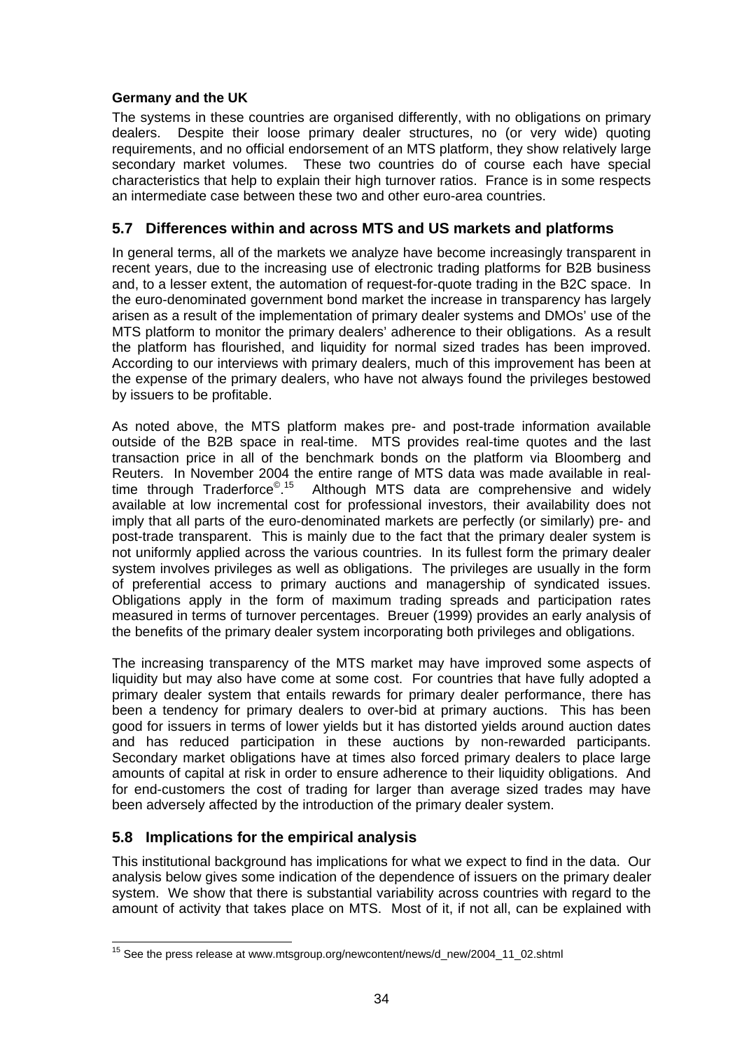**Germany and the UK**

The systems in these countries are organised differently, with no obligations on primary dealers. Despite their loose primary dealer structures, no (or very wide) quoting requirements, and no official endorsement of an MTS platform, they show relatively large secondary market volumes. These two countries do of course each have special characteristics that help to explain their high turnover ratios. France is in some respects an intermediate case between these two and other euro-area countries.

## 5.7 Differences within and across MTS and US markets and platforms

In general terms, all of the markets we analyze have become increasingly transparent in recent years, due to the increasing use of electronic trading platforms for B2B business and, to a lesser extent, the automation of request-for-quote trading in the B2C space. In the euro-denominated government bond market the increase in transparency has largely arisen as a result of the implementation of primary dealer systems and DMOs' use of the MTS platform to monitor the primary dealers' adherence to their obligations. As a result the platform has flourished, and liquidity for normal sized trades has been improved. According to our interviews with primary dealers, much of this improvement has been at the expense of the primary dealers, who have not always found the privileges bestowed by issuers to be profitable.

As noted above, the MTS platform makes pre- and post-trade information available outside of the B2B space in real-time. MTS provides real-time quotes and the last transaction price in all of the benchmark bonds on the platform via Bloomberg and Reuters. In November 2004 the entire range of MTS data was made available in real-time through Traderforce©.[15] Although MTS data are comprehensive and widely available at low incremental cost for professional investors, their availability does not imply that all parts of the euro-denominated markets are perfectly (or similarly) pre- and post-trade transparent. This is mainly due to the fact that the primary dealer system is not uniformly applied across the various countries. In its fullest form the primary dealer system involves privileges as well as obligations. The privileges are usually in the form of preferential access to primary auctions and managership of syndicated issues. Obligations apply in the form of maximum trading spreads and participation rates measured in terms of turnover percentages. Breuer (1999) provides an early analysis of the benefits of the primary dealer system incorporating both privileges and obligations.

The increasing transparency of the MTS market may have improved some aspects of liquidity but may also have come at some cost. For countries that have fully adopted a primary dealer system that entails rewards for primary dealer performance, there has been a tendency for primary dealers to over-bid at primary auctions. This has been good for issuers in terms of lower yields but it has distorted yields around auction dates and has reduced participation in these auctions by non-rewarded participants. Secondary market obligations have at times also forced primary dealers to place large amounts of capital at risk in order to ensure adherence to their liquidity obligations. And for end-customers the cost of trading for larger than average sized trades may have been adversely affected by the introduction of the primary dealer system.

## 5.8 Implications for the empirical analysis

This institutional background has implications for what we expect to find in the data. Our analysis below gives some indication of the dependence of issuers on the primary dealer system. We show that there is substantial variability across countries with regard to the amount of activity that takes place on MTS. Most of it, if not all, can be explained with

---

[15] See the press release at www.mtsgroup.org/newcontent/news/d_new/2004_11_02.shtml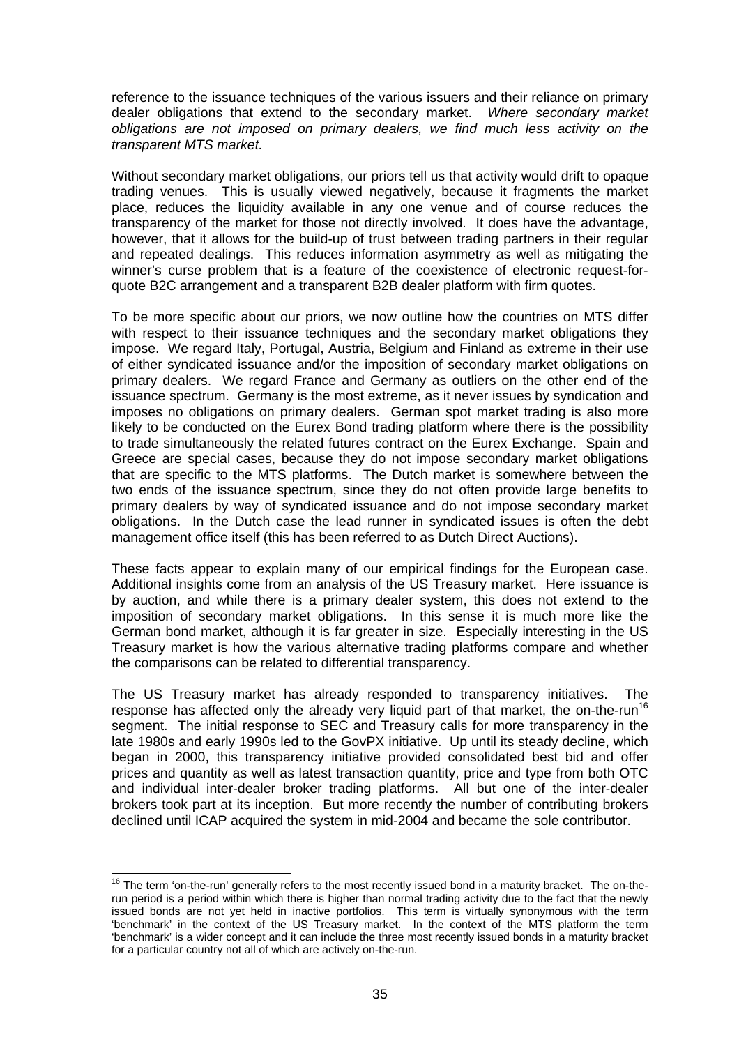reference to the issuance techniques of the various issuers and their reliance on primary dealer obligations that extend to the secondary market. *Where secondary market obligations are not imposed on primary dealers, we find much less activity on the transparent MTS market.*

Without secondary market obligations, our priors tell us that activity would drift to opaque trading venues. This is usually viewed negatively, because it fragments the market place, reduces the liquidity available in any one venue and of course reduces the transparency of the market for those not directly involved. It does have the advantage, however, that it allows for the build-up of trust between trading partners in their regular and repeated dealings. This reduces information asymmetry as well as mitigating the winner's curse problem that is a feature of the coexistence of electronic request-for-quote B2C arrangement and a transparent B2B dealer platform with firm quotes.

To be more specific about our priors, we now outline how the countries on MTS differ with respect to their issuance techniques and the secondary market obligations they impose. We regard Italy, Portugal, Austria, Belgium and Finland as extreme in their use of either syndicated issuance and/or the imposition of secondary market obligations on primary dealers. We regard France and Germany as outliers on the other end of the issuance spectrum. Germany is the most extreme, as it never issues by syndication and imposes no obligations on primary dealers. German spot market trading is also more likely to be conducted on the Eurex Bond trading platform where there is the possibility to trade simultaneously the related futures contract on the Eurex Exchange. Spain and Greece are special cases, because they do not impose secondary market obligations that are specific to the MTS platforms. The Dutch market is somewhere between the two ends of the issuance spectrum, since they do not often provide large benefits to primary dealers by way of syndicated issuance and do not impose secondary market obligations. In the Dutch case the lead runner in syndicated issues is often the debt management office itself (this has been referred to as Dutch Direct Auctions).

These facts appear to explain many of our empirical findings for the European case. Additional insights come from an analysis of the US Treasury market. Here issuance is by auction, and while there is a primary dealer system, this does not extend to the imposition of secondary market obligations. In this sense it is much more like the German bond market, although it is far greater in size. Especially interesting in the US Treasury market is how the various alternative trading platforms compare and whether the comparisons can be related to differential transparency.

The US Treasury market has already responded to transparency initiatives. The response has affected only the already very liquid part of that market, the on-the-run[16] segment. The initial response to SEC and Treasury calls for more transparency in the late 1980s and early 1990s led to the GovPX initiative. Up until its steady decline, which began in 2000, this transparency initiative provided consolidated best bid and offer prices and quantity as well as latest transaction quantity, price and type from both OTC and individual inter-dealer broker trading platforms. All but one of the inter-dealer brokers took part at its inception. But more recently the number of contributing brokers declined until ICAP acquired the system in mid-2004 and became the sole contributor.

---

[16] The term 'on-the-run' generally refers to the most recently issued bond in a maturity bracket. The on-the-run period is a period within which there is higher than normal trading activity due to the fact that the newly issued bonds are not yet held in inactive portfolios. This term is virtually synonymous with the term 'benchmark' in the context of the US Treasury market. In the context of the MTS platform the term 'benchmark' is a wider concept and it can include the three most recently issued bonds in a maturity bracket for a particular country not all of which are actively on-the-run.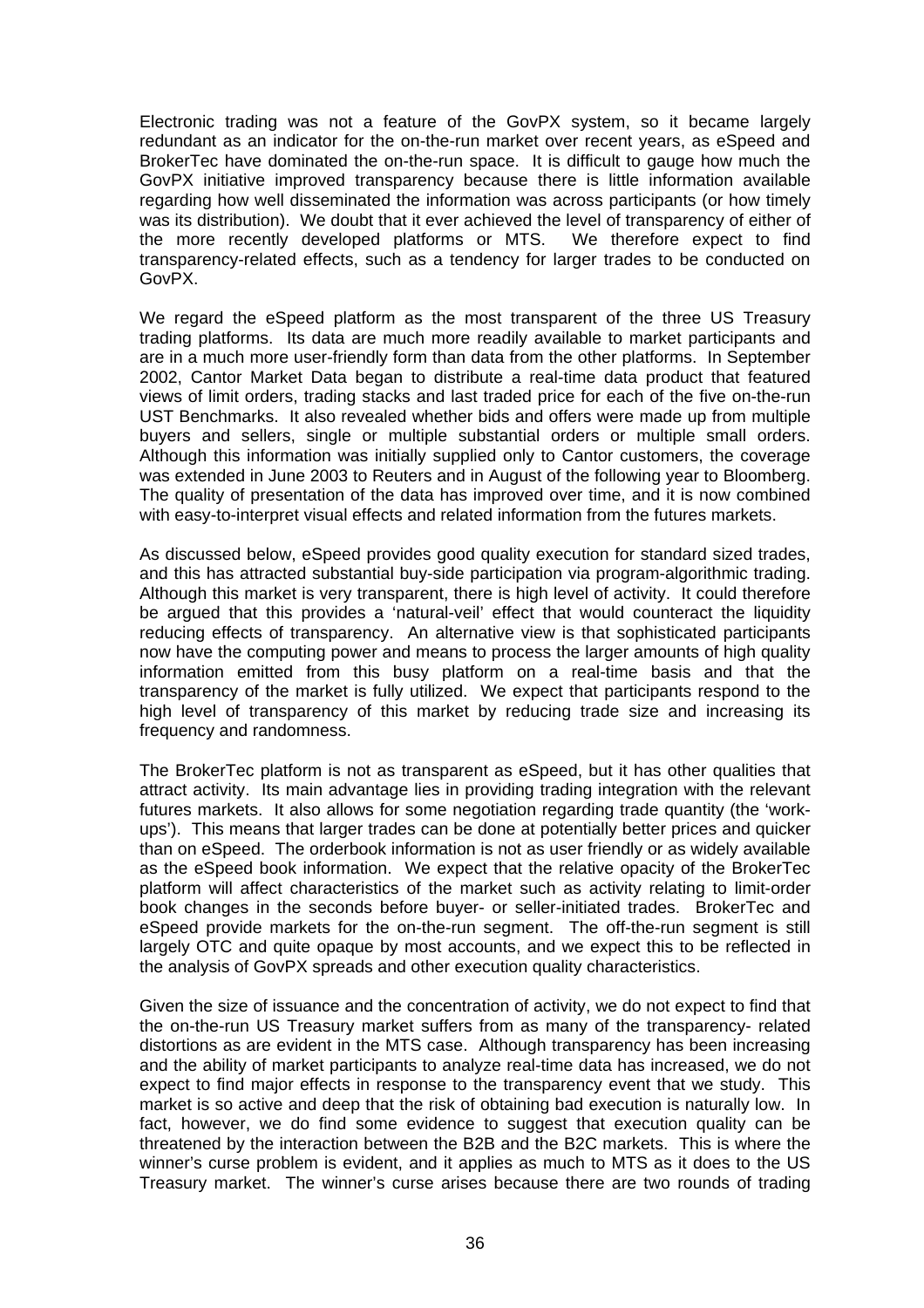Electronic trading was not a feature of the GovPX system, so it became largely redundant as an indicator for the on-the-run market over recent years, as eSpeed and BrokerTec have dominated the on-the-run space. It is difficult to gauge how much the GovPX initiative improved transparency because there is little information available regarding how well disseminated the information was across participants (or how timely was its distribution). We doubt that it ever achieved the level of transparency of either of the more recently developed platforms or MTS. We therefore expect to find transparency-related effects, such as a tendency for larger trades to be conducted on GovPX.

We regard the eSpeed platform as the most transparent of the three US Treasury trading platforms. Its data are much more readily available to market participants and are in a much more user-friendly form than data from the other platforms. In September 2002, Cantor Market Data began to distribute a real-time data product that featured views of limit orders, trading stacks and last traded price for each of the five on-the-run UST Benchmarks. It also revealed whether bids and offers were made up from multiple buyers and sellers, single or multiple substantial orders or multiple small orders. Although this information was initially supplied only to Cantor customers, the coverage was extended in June 2003 to Reuters and in August of the following year to Bloomberg. The quality of presentation of the data has improved over time, and it is now combined with easy-to-interpret visual effects and related information from the futures markets.

As discussed below, eSpeed provides good quality execution for standard sized trades, and this has attracted substantial buy-side participation via program-algorithmic trading. Although this market is very transparent, there is high level of activity. It could therefore be argued that this provides a 'natural-veil' effect that would counteract the liquidity reducing effects of transparency. An alternative view is that sophisticated participants now have the computing power and means to process the larger amounts of high quality information emitted from this busy platform on a real-time basis and that the transparency of the market is fully utilized. We expect that participants respond to the high level of transparency of this market by reducing trade size and increasing its frequency and randomness.

The BrokerTec platform is not as transparent as eSpeed, but it has other qualities that attract activity. Its main advantage lies in providing trading integration with the relevant futures markets. It also allows for some negotiation regarding trade quantity (the 'work-ups'). This means that larger trades can be done at potentially better prices and quicker than on eSpeed. The orderbook information is not as user friendly or as widely available as the eSpeed book information. We expect that the relative opacity of the BrokerTec platform will affect characteristics of the market such as activity relating to limit-order book changes in the seconds before buyer- or seller-initiated trades. BrokerTec and eSpeed provide markets for the on-the-run segment. The off-the-run segment is still largely OTC and quite opaque by most accounts, and we expect this to be reflected in the analysis of GovPX spreads and other execution quality characteristics.

Given the size of issuance and the concentration of activity, we do not expect to find that the on-the-run US Treasury market suffers from as many of the transparency- related distortions as are evident in the MTS case. Although transparency has been increasing and the ability of market participants to analyze real-time data has increased, we do not expect to find major effects in response to the transparency event that we study. This market is so active and deep that the risk of obtaining bad execution is naturally low. In fact, however, we do find some evidence to suggest that execution quality can be threatened by the interaction between the B2B and the B2C markets. This is where the winner's curse problem is evident, and it applies as much to MTS as it does to the US Treasury market. The winner's curse arises because there are two rounds of trading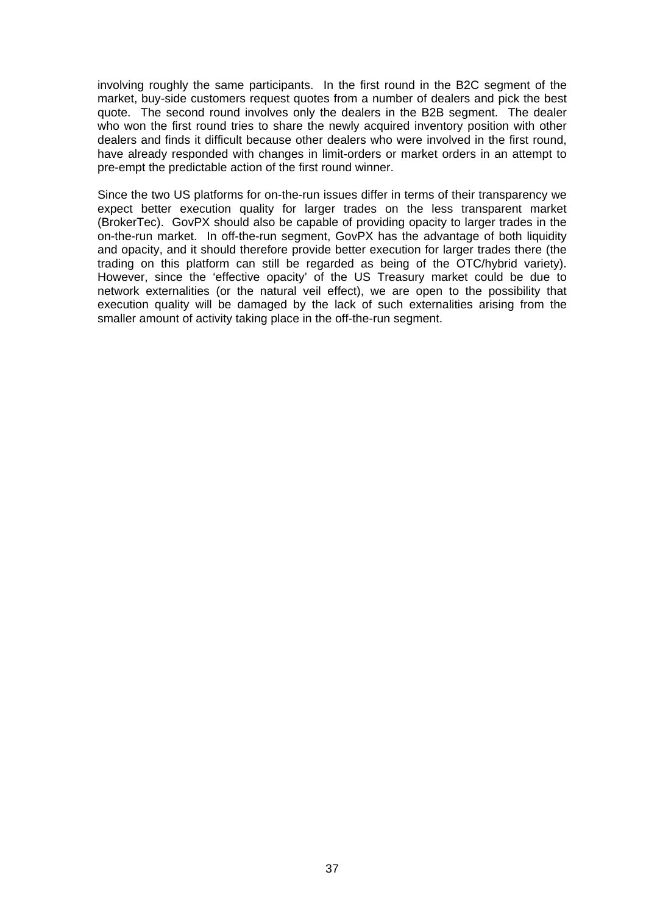involving roughly the same participants. In the first round in the B2C segment of the market, buy-side customers request quotes from a number of dealers and pick the best quote. The second round involves only the dealers in the B2B segment. The dealer who won the first round tries to share the newly acquired inventory position with other dealers and finds it difficult because other dealers who were involved in the first round, have already responded with changes in limit-orders or market orders in an attempt to pre-empt the predictable action of the first round winner.

Since the two US platforms for on-the-run issues differ in terms of their transparency we expect better execution quality for larger trades on the less transparent market (BrokerTec). GovPX should also be capable of providing opacity to larger trades in the on-the-run market. In off-the-run segment, GovPX has the advantage of both liquidity and opacity, and it should therefore provide better execution for larger trades there (the trading on this platform can still be regarded as being of the OTC/hybrid variety). However, since the 'effective opacity' of the US Treasury market could be due to network externalities (or the natural veil effect), we are open to the possibility that execution quality will be damaged by the lack of such externalities arising from the smaller amount of activity taking place in the off-the-run segment.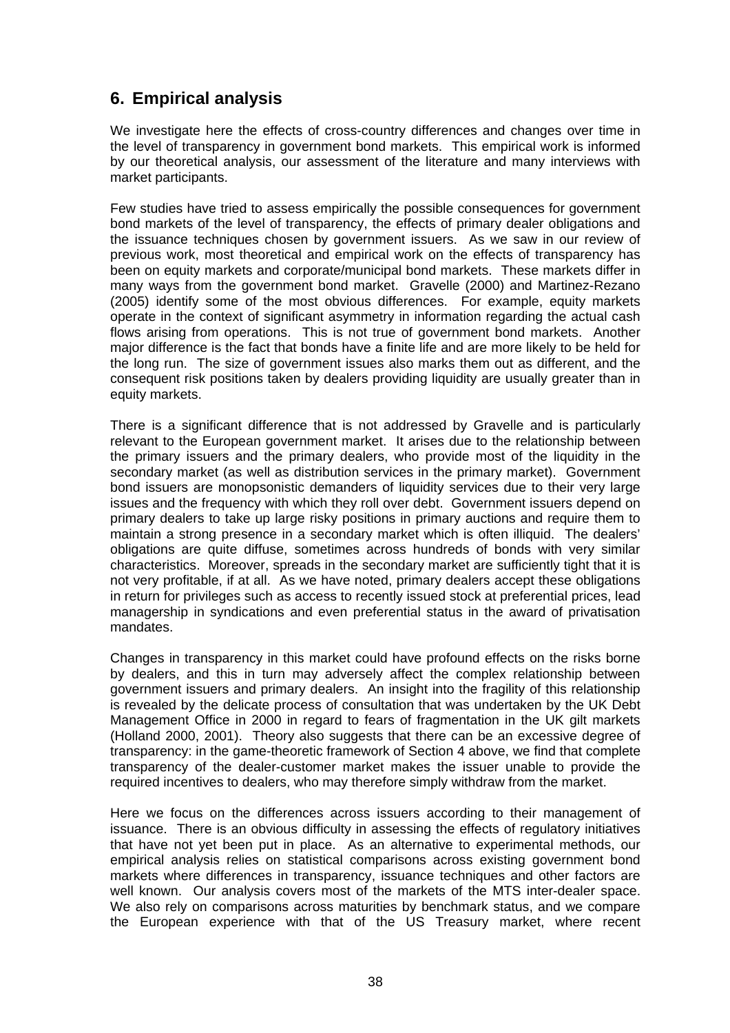## 6. Empirical analysis

We investigate here the effects of cross-country differences and changes over time in the level of transparency in government bond markets. This empirical work is informed by our theoretical analysis, our assessment of the literature and many interviews with market participants.

Few studies have tried to assess empirically the possible consequences for government bond markets of the level of transparency, the effects of primary dealer obligations and the issuance techniques chosen by government issuers. As we saw in our review of previous work, most theoretical and empirical work on the effects of transparency has been on equity markets and corporate/municipal bond markets. These markets differ in many ways from the government bond market. Gravelle (2000) and Martinez-Rezano (2005) identify some of the most obvious differences. For example, equity markets operate in the context of significant asymmetry in information regarding the actual cash flows arising from operations. This is not true of government bond markets. Another major difference is the fact that bonds have a finite life and are more likely to be held for the long run. The size of government issues also marks them out as different, and the consequent risk positions taken by dealers providing liquidity are usually greater than in equity markets.

There is a significant difference that is not addressed by Gravelle and is particularly relevant to the European government market. It arises due to the relationship between the primary issuers and the primary dealers, who provide most of the liquidity in the secondary market (as well as distribution services in the primary market). Government bond issuers are monopsonistic demanders of liquidity services due to their very large issues and the frequency with which they roll over debt. Government issuers depend on primary dealers to take up large risky positions in primary auctions and require them to maintain a strong presence in a secondary market which is often illiquid. The dealers' obligations are quite diffuse, sometimes across hundreds of bonds with very similar characteristics. Moreover, spreads in the secondary market are sufficiently tight that it is not very profitable, if at all. As we have noted, primary dealers accept these obligations in return for privileges such as access to recently issued stock at preferential prices, lead managership in syndications and even preferential status in the award of privatisation mandates.

Changes in transparency in this market could have profound effects on the risks borne by dealers, and this in turn may adversely affect the complex relationship between government issuers and primary dealers. An insight into the fragility of this relationship is revealed by the delicate process of consultation that was undertaken by the UK Debt Management Office in 2000 in regard to fears of fragmentation in the UK gilt markets (Holland 2000, 2001). Theory also suggests that there can be an excessive degree of transparency: in the game-theoretic framework of Section 4 above, we find that complete transparency of the dealer-customer market makes the issuer unable to provide the required incentives to dealers, who may therefore simply withdraw from the market.

Here we focus on the differences across issuers according to their management of issuance. There is an obvious difficulty in assessing the effects of regulatory initiatives that have not yet been put in place. As an alternative to experimental methods, our empirical analysis relies on statistical comparisons across existing government bond markets where differences in transparency, issuance techniques and other factors are well known. Our analysis covers most of the markets of the MTS inter-dealer space. We also rely on comparisons across maturities by benchmark status, and we compare the European experience with that of the US Treasury market, where recent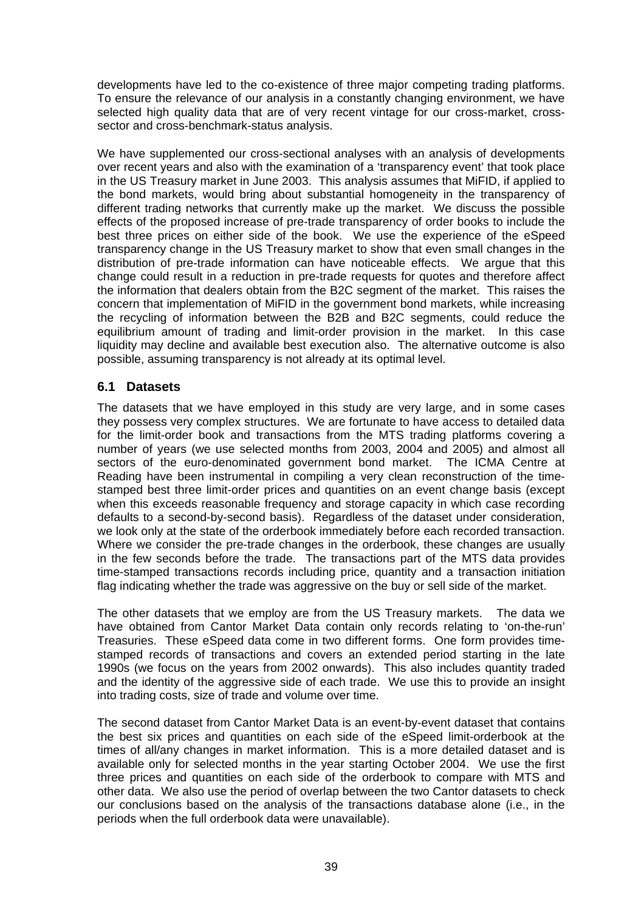developments have led to the co-existence of three major competing trading platforms. To ensure the relevance of our analysis in a constantly changing environment, we have selected high quality data that are of very recent vintage for our cross-market, cross-sector and cross-benchmark-status analysis.

We have supplemented our cross-sectional analyses with an analysis of developments over recent years and also with the examination of a 'transparency event' that took place in the US Treasury market in June 2003. This analysis assumes that MiFID, if applied to the bond markets, would bring about substantial homogeneity in the transparency of different trading networks that currently make up the market. We discuss the possible effects of the proposed increase of pre-trade transparency of order books to include the best three prices on either side of the book. We use the experience of the eSpeed transparency change in the US Treasury market to show that even small changes in the distribution of pre-trade information can have noticeable effects. We argue that this change could result in a reduction in pre-trade requests for quotes and therefore affect the information that dealers obtain from the B2C segment of the market. This raises the concern that implementation of MiFID in the government bond markets, while increasing the recycling of information between the B2B and B2C segments, could reduce the equilibrium amount of trading and limit-order provision in the market. In this case liquidity may decline and available best execution also. The alternative outcome is also possible, assuming transparency is not already at its optimal level.

## 6.1 Datasets

The datasets that we have employed in this study are very large, and in some cases they possess very complex structures. We are fortunate to have access to detailed data for the limit-order book and transactions from the MTS trading platforms covering a number of years (we use selected months from 2003, 2004 and 2005) and almost all sectors of the euro-denominated government bond market. The ICMA Centre at Reading have been instrumental in compiling a very clean reconstruction of the time-stamped best three limit-order prices and quantities on an event change basis (except when this exceeds reasonable frequency and storage capacity in which case recording defaults to a second-by-second basis). Regardless of the dataset under consideration, we look only at the state of the orderbook immediately before each recorded transaction. Where we consider the pre-trade changes in the orderbook, these changes are usually in the few seconds before the trade. The transactions part of the MTS data provides time-stamped transactions records including price, quantity and a transaction initiation flag indicating whether the trade was aggressive on the buy or sell side of the market.

The other datasets that we employ are from the US Treasury markets. The data we have obtained from Cantor Market Data contain only records relating to 'on-the-run' Treasuries. These eSpeed data come in two different forms. One form provides time-stamped records of transactions and covers an extended period starting in the late 1990s (we focus on the years from 2002 onwards). This also includes quantity traded and the identity of the aggressive side of each trade. We use this to provide an insight into trading costs, size of trade and volume over time.

The second dataset from Cantor Market Data is an event-by-event dataset that contains the best six prices and quantities on each side of the eSpeed limit-orderbook at the times of all/any changes in market information. This is a more detailed dataset and is available only for selected months in the year starting October 2004. We use the first three prices and quantities on each side of the orderbook to compare with MTS and other data. We also use the period of overlap between the two Cantor datasets to check our conclusions based on the analysis of the transactions database alone (i.e., in the periods when the full orderbook data were unavailable).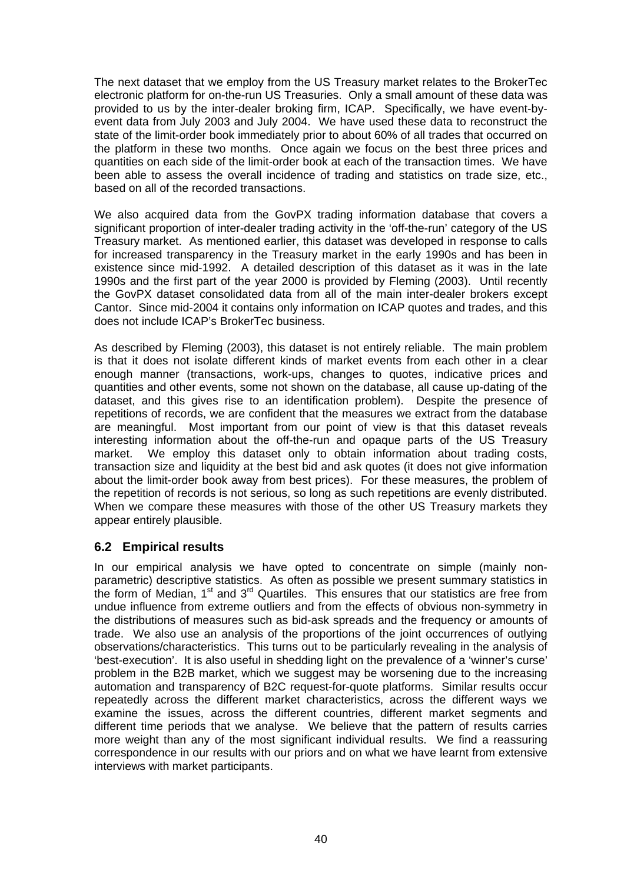The next dataset that we employ from the US Treasury market relates to the BrokerTec electronic platform for on-the-run US Treasuries. Only a small amount of these data was provided to us by the inter-dealer broking firm, ICAP. Specifically, we have event-by-event data from July 2003 and July 2004. We have used these data to reconstruct the state of the limit-order book immediately prior to about 60% of all trades that occurred on the platform in these two months. Once again we focus on the best three prices and quantities on each side of the limit-order book at each of the transaction times. We have been able to assess the overall incidence of trading and statistics on trade size, etc., based on all of the recorded transactions.

We also acquired data from the GovPX trading information database that covers a significant proportion of inter-dealer trading activity in the 'off-the-run' category of the US Treasury market. As mentioned earlier, this dataset was developed in response to calls for increased transparency in the Treasury market in the early 1990s and has been in existence since mid-1992. A detailed description of this dataset as it was in the late 1990s and the first part of the year 2000 is provided by Fleming (2003). Until recently the GovPX dataset consolidated data from all of the main inter-dealer brokers except Cantor. Since mid-2004 it contains only information on ICAP quotes and trades, and this does not include ICAP's BrokerTec business.

As described by Fleming (2003), this dataset is not entirely reliable. The main problem is that it does not isolate different kinds of market events from each other in a clear enough manner (transactions, work-ups, changes to quotes, indicative prices and quantities and other events, some not shown on the database, all cause up-dating of the dataset, and this gives rise to an identification problem). Despite the presence of repetitions of records, we are confident that the measures we extract from the database are meaningful. Most important from our point of view is that this dataset reveals interesting information about the off-the-run and opaque parts of the US Treasury market. We employ this dataset only to obtain information about trading costs, transaction size and liquidity at the best bid and ask quotes (it does not give information about the limit-order book away from best prices). For these measures, the problem of the repetition of records is not serious, so long as such repetitions are evenly distributed. When we compare these measures with those of the other US Treasury markets they appear entirely plausible.

## 6.2 Empirical results

In our empirical analysis we have opted to concentrate on simple (mainly non-parametric) descriptive statistics. As often as possible we present summary statistics in the form of Median, 1st and 3rd Quartiles. This ensures that our statistics are free from undue influence from extreme outliers and from the effects of obvious non-symmetry in the distributions of measures such as bid-ask spreads and the frequency or amounts of trade. We also use an analysis of the proportions of the joint occurrences of outlying observations/characteristics. This turns out to be particularly revealing in the analysis of 'best-execution'. It is also useful in shedding light on the prevalence of a 'winner's curse' problem in the B2B market, which we suggest may be worsening due to the increasing automation and transparency of B2C request-for-quote platforms. Similar results occur repeatedly across the different market characteristics, across the different ways we examine the issues, across the different countries, different market segments and different time periods that we analyse. We believe that the pattern of results carries more weight than any of the most significant individual results. We find a reassuring correspondence in our results with our priors and on what we have learnt from extensive interviews with market participants.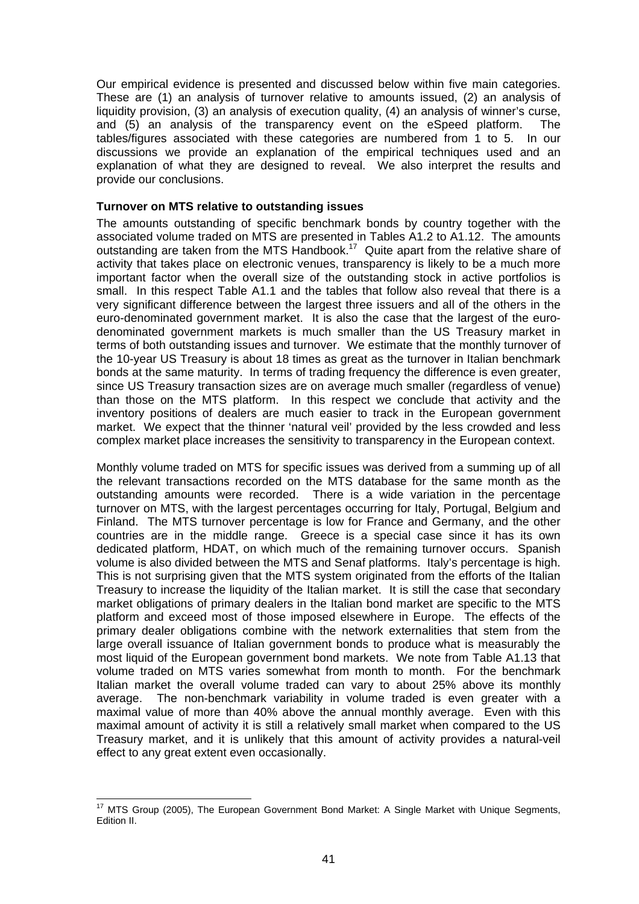Our empirical evidence is presented and discussed below within five main categories. These are (1) an analysis of turnover relative to amounts issued, (2) an analysis of liquidity provision, (3) an analysis of execution quality, (4) an analysis of winner's curse, and (5) an analysis of the transparency event on the eSpeed platform. The tables/figures associated with these categories are numbered from 1 to 5. In our discussions we provide an explanation of the empirical techniques used and an explanation of what they are designed to reveal. We also interpret the results and provide our conclusions.

**Turnover on MTS relative to outstanding issues**

The amounts outstanding of specific benchmark bonds by country together with the associated volume traded on MTS are presented in Tables A1.2 to A1.12. The amounts outstanding are taken from the MTS Handbook.[17] Quite apart from the relative share of activity that takes place on electronic venues, transparency is likely to be a much more important factor when the overall size of the outstanding stock in active portfolios is small. In this respect Table A1.1 and the tables that follow also reveal that there is a very significant difference between the largest three issuers and all of the others in the euro-denominated government market. It is also the case that the largest of the euro-denominated government markets is much smaller than the US Treasury market in terms of both outstanding issues and turnover. We estimate that the monthly turnover of the 10-year US Treasury is about 18 times as great as the turnover in Italian benchmark bonds at the same maturity. In terms of trading frequency the difference is even greater, since US Treasury transaction sizes are on average much smaller (regardless of venue) than those on the MTS platform. In this respect we conclude that activity and the inventory positions of dealers are much easier to track in the European government market. We expect that the thinner 'natural veil' provided by the less crowded and less complex market place increases the sensitivity to transparency in the European context.

Monthly volume traded on MTS for specific issues was derived from a summing up of all the relevant transactions recorded on the MTS database for the same month as the outstanding amounts were recorded. There is a wide variation in the percentage turnover on MTS, with the largest percentages occurring for Italy, Portugal, Belgium and Finland. The MTS turnover percentage is low for France and Germany, and the other countries are in the middle range. Greece is a special case since it has its own dedicated platform, HDAT, on which much of the remaining turnover occurs. Spanish volume is also divided between the MTS and Senaf platforms. Italy's percentage is high. This is not surprising given that the MTS system originated from the efforts of the Italian Treasury to increase the liquidity of the Italian market. It is still the case that secondary market obligations of primary dealers in the Italian bond market are specific to the MTS platform and exceed most of those imposed elsewhere in Europe. The effects of the primary dealer obligations combine with the network externalities that stem from the large overall issuance of Italian government bonds to produce what is measurably the most liquid of the European government bond markets. We note from Table A1.13 that volume traded on MTS varies somewhat from month to month. For the benchmark Italian market the overall volume traded can vary to about 25% above its monthly average. The non-benchmark variability in volume traded is even greater with a maximal value of more than 40% above the annual monthly average. Even with this maximal amount of activity it is still a relatively small market when compared to the US Treasury market, and it is unlikely that this amount of activity provides a natural-veil effect to any great extent even occasionally.

[17] MTS Group (2005), The European Government Bond Market: A Single Market with Unique Segments, Edition II.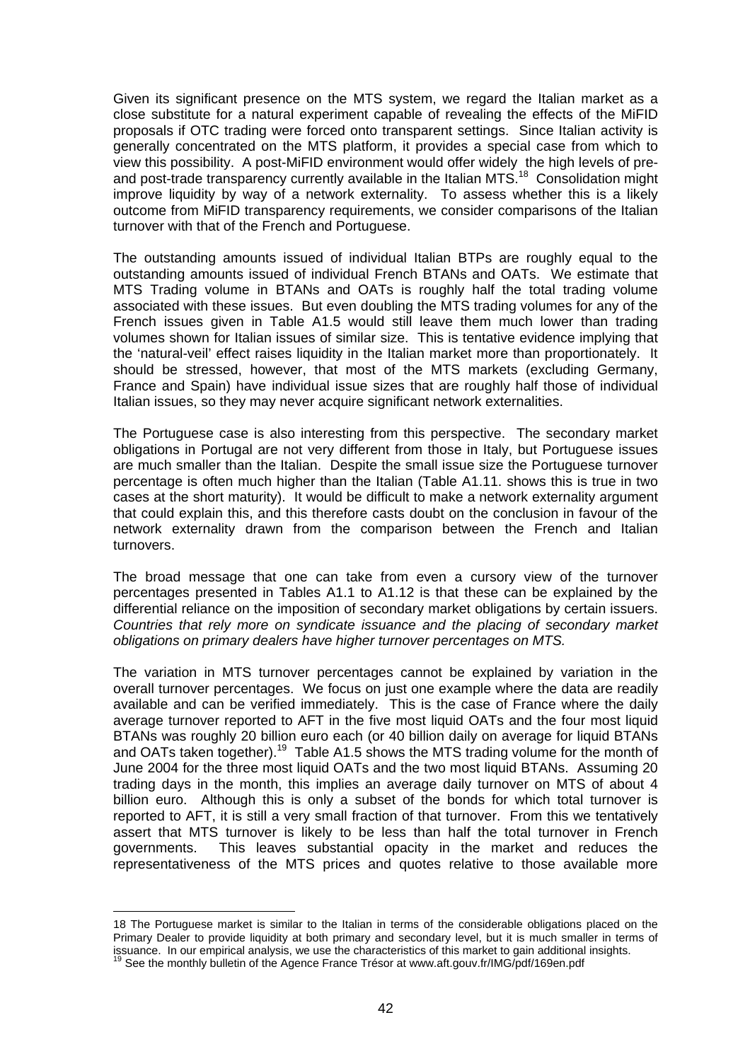Given its significant presence on the MTS system, we regard the Italian market as a close substitute for a natural experiment capable of revealing the effects of the MiFID proposals if OTC trading were forced onto transparent settings. Since Italian activity is generally concentrated on the MTS platform, it provides a special case from which to view this possibility. A post-MiFID environment would offer widely the high levels of pre- and post-trade transparency currently available in the Italian MTS.[18] Consolidation might improve liquidity by way of a network externality. To assess whether this is a likely outcome from MiFID transparency requirements, we consider comparisons of the Italian turnover with that of the French and Portuguese.

The outstanding amounts issued of individual Italian BTPs are roughly equal to the outstanding amounts issued of individual French BTANs and OATs. We estimate that MTS Trading volume in BTANs and OATs is roughly half the total trading volume associated with these issues. But even doubling the MTS trading volumes for any of the French issues given in Table A1.5 would still leave them much lower than trading volumes shown for Italian issues of similar size. This is tentative evidence implying that the 'natural-veil' effect raises liquidity in the Italian market more than proportionately. It should be stressed, however, that most of the MTS markets (excluding Germany, France and Spain) have individual issue sizes that are roughly half those of individual Italian issues, so they may never acquire significant network externalities.

The Portuguese case is also interesting from this perspective. The secondary market obligations in Portugal are not very different from those in Italy, but Portuguese issues are much smaller than the Italian. Despite the small issue size the Portuguese turnover percentage is often much higher than the Italian (Table A1.11. shows this is true in two cases at the short maturity). It would be difficult to make a network externality argument that could explain this, and this therefore casts doubt on the conclusion in favour of the network externality drawn from the comparison between the French and Italian turnovers.

The broad message that one can take from even a cursory view of the turnover percentages presented in Tables A1.1 to A1.12 is that these can be explained by the differential reliance on the imposition of secondary market obligations by certain issuers. *Countries that rely more on syndicate issuance and the placing of secondary market obligations on primary dealers have higher turnover percentages on MTS.*

The variation in MTS turnover percentages cannot be explained by variation in the overall turnover percentages. We focus on just one example where the data are readily available and can be verified immediately. This is the case of France where the daily average turnover reported to AFT in the five most liquid OATs and the four most liquid BTANs was roughly 20 billion euro each (or 40 billion daily on average for liquid BTANs and OATs taken together).[19] Table A1.5 shows the MTS trading volume for the month of June 2004 for the three most liquid OATs and the two most liquid BTANs. Assuming 20 trading days in the month, this implies an average daily turnover on MTS of about 4 billion euro. Although this is only a subset of the bonds for which total turnover is reported to AFT, it is still a very small fraction of that turnover. From this we tentatively assert that MTS turnover is likely to be less than half the total turnover in French governments. This leaves substantial opacity in the market and reduces the representativeness of the MTS prices and quotes relative to those available more

---

18 The Portuguese market is similar to the Italian in terms of the considerable obligations placed on the Primary Dealer to provide liquidity at both primary and secondary level, but it is much smaller in terms of issuance. In our empirical analysis, we use the characteristics of this market to gain additional insights.

19 See the monthly bulletin of the Agence France Trésor at www.aft.gouv.fr/IMG/pdf/169en.pdf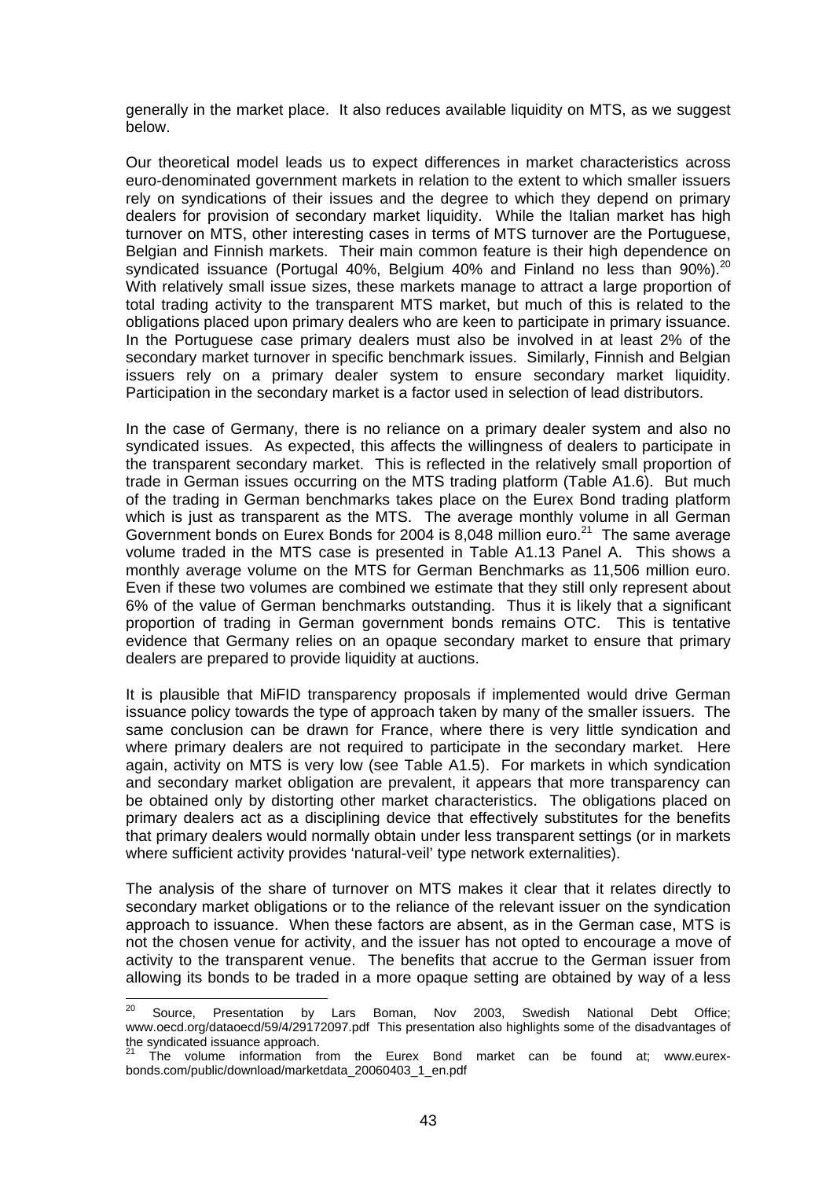generally in the market place. It also reduces available liquidity on MTS, as we suggest below.

Our theoretical model leads us to expect differences in market characteristics across euro-denominated government markets in relation to the extent to which smaller issuers rely on syndications of their issues and the degree to which they depend on primary dealers for provision of secondary market liquidity. While the Italian market has high turnover on MTS, other interesting cases in terms of MTS turnover are the Portuguese, Belgian and Finnish markets. Their main common feature is their high dependence on syndicated issuance (Portugal 40%, Belgium 40% and Finland no less than 90%).[20] With relatively small issue sizes, these markets manage to attract a large proportion of total trading activity to the transparent MTS market, but much of this is related to the obligations placed upon primary dealers who are keen to participate in primary issuance. In the Portuguese case primary dealers must also be involved in at least 2% of the secondary market turnover in specific benchmark issues. Similarly, Finnish and Belgian issuers rely on a primary dealer system to ensure secondary market liquidity. Participation in the secondary market is a factor used in selection of lead distributors.

In the case of Germany, there is no reliance on a primary dealer system and also no syndicated issues. As expected, this affects the willingness of dealers to participate in the transparent secondary market. This is reflected in the relatively small proportion of trade in German issues occurring on the MTS trading platform (Table A1.6). But much of the trading in German benchmarks takes place on the Eurex Bond trading platform which is just as transparent as the MTS. The average monthly volume in all German Government bonds on Eurex Bonds for 2004 is 8,048 million euro.[21] The same average volume traded in the MTS case is presented in Table A1.13 Panel A. This shows a monthly average volume on the MTS for German Benchmarks as 11,506 million euro. Even if these two volumes are combined we estimate that they still only represent about 6% of the value of German benchmarks outstanding. Thus it is likely that a significant proportion of trading in German government bonds remains OTC. This is tentative evidence that Germany relies on an opaque secondary market to ensure that primary dealers are prepared to provide liquidity at auctions.

It is plausible that MiFID transparency proposals if implemented would drive German issuance policy towards the type of approach taken by many of the smaller issuers. The same conclusion can be drawn for France, where there is very little syndication and where primary dealers are not required to participate in the secondary market. Here again, activity on MTS is very low (see Table A1.5). For markets in which syndication and secondary market obligation are prevalent, it appears that more transparency can be obtained only by distorting other market characteristics. The obligations placed on primary dealers act as a disciplining device that effectively substitutes for the benefits that primary dealers would normally obtain under less transparent settings (or in markets where sufficient activity provides 'natural-veil' type network externalities).

The analysis of the share of turnover on MTS makes it clear that it relates directly to secondary market obligations or to the reliance of the relevant issuer on the syndication approach to issuance. When these factors are absent, as in the German case, MTS is not the chosen venue for activity, and the issuer has not opted to encourage a move of activity to the transparent venue. The benefits that accrue to the German issuer from allowing its bonds to be traded in a more opaque setting are obtained by way of a less

---

[20] Source, Presentation by Lars Boman, Nov 2003, Swedish National Debt Office; www.oecd.org/dataoecd/59/4/29172097.pdf This presentation also highlights some of the disadvantages of the syndicated issuance approach.

[21] The volume information from the Eurex Bond market can be found at; www.eurex-bonds.com/public/download/marketdata_20060403_1_en.pdf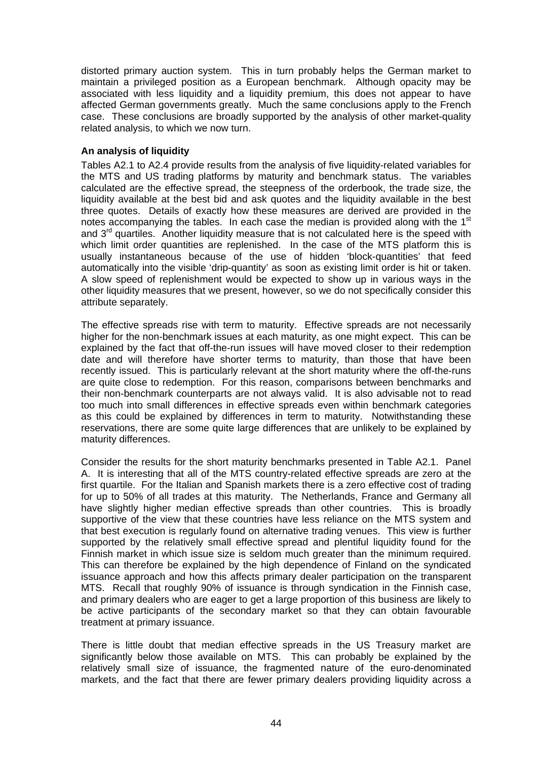distorted primary auction system. This in turn probably helps the German market to maintain a privileged position as a European benchmark. Although opacity may be associated with less liquidity and a liquidity premium, this does not appear to have affected German governments greatly. Much the same conclusions apply to the French case. These conclusions are broadly supported by the analysis of other market-quality related analysis, to which we now turn.

**An analysis of liquidity**

Tables A2.1 to A2.4 provide results from the analysis of five liquidity-related variables for the MTS and US trading platforms by maturity and benchmark status. The variables calculated are the effective spread, the steepness of the orderbook, the trade size, the liquidity available at the best bid and ask quotes and the liquidity available in the best three quotes. Details of exactly how these measures are derived are provided in the notes accompanying the tables. In each case the median is provided along with the 1st and 3rd quartiles. Another liquidity measure that is not calculated here is the speed with which limit order quantities are replenished. In the case of the MTS platform this is usually instantaneous because of the use of hidden 'block-quantities' that feed automatically into the visible 'drip-quantity' as soon as existing limit order is hit or taken. A slow speed of replenishment would be expected to show up in various ways in the other liquidity measures that we present, however, so we do not specifically consider this attribute separately.

The effective spreads rise with term to maturity. Effective spreads are not necessarily higher for the non-benchmark issues at each maturity, as one might expect. This can be explained by the fact that off-the-run issues will have moved closer to their redemption date and will therefore have shorter terms to maturity, than those that have been recently issued. This is particularly relevant at the short maturity where the off-the-runs are quite close to redemption. For this reason, comparisons between benchmarks and their non-benchmark counterparts are not always valid. It is also advisable not to read too much into small differences in effective spreads even within benchmark categories as this could be explained by differences in term to maturity. Notwithstanding these reservations, there are some quite large differences that are unlikely to be explained by maturity differences.

Consider the results for the short maturity benchmarks presented in Table A2.1. Panel A. It is interesting that all of the MTS country-related effective spreads are zero at the first quartile. For the Italian and Spanish markets there is a zero effective cost of trading for up to 50% of all trades at this maturity. The Netherlands, France and Germany all have slightly higher median effective spreads than other countries. This is broadly supportive of the view that these countries have less reliance on the MTS system and that best execution is regularly found on alternative trading venues. This view is further supported by the relatively small effective spread and plentiful liquidity found for the Finnish market in which issue size is seldom much greater than the minimum required. This can therefore be explained by the high dependence of Finland on the syndicated issuance approach and how this affects primary dealer participation on the transparent MTS. Recall that roughly 90% of issuance is through syndication in the Finnish case, and primary dealers who are eager to get a large proportion of this business are likely to be active participants of the secondary market so that they can obtain favourable treatment at primary issuance.

There is little doubt that median effective spreads in the US Treasury market are significantly below those available on MTS. This can probably be explained by the relatively small size of issuance, the fragmented nature of the euro-denominated markets, and the fact that there are fewer primary dealers providing liquidity across a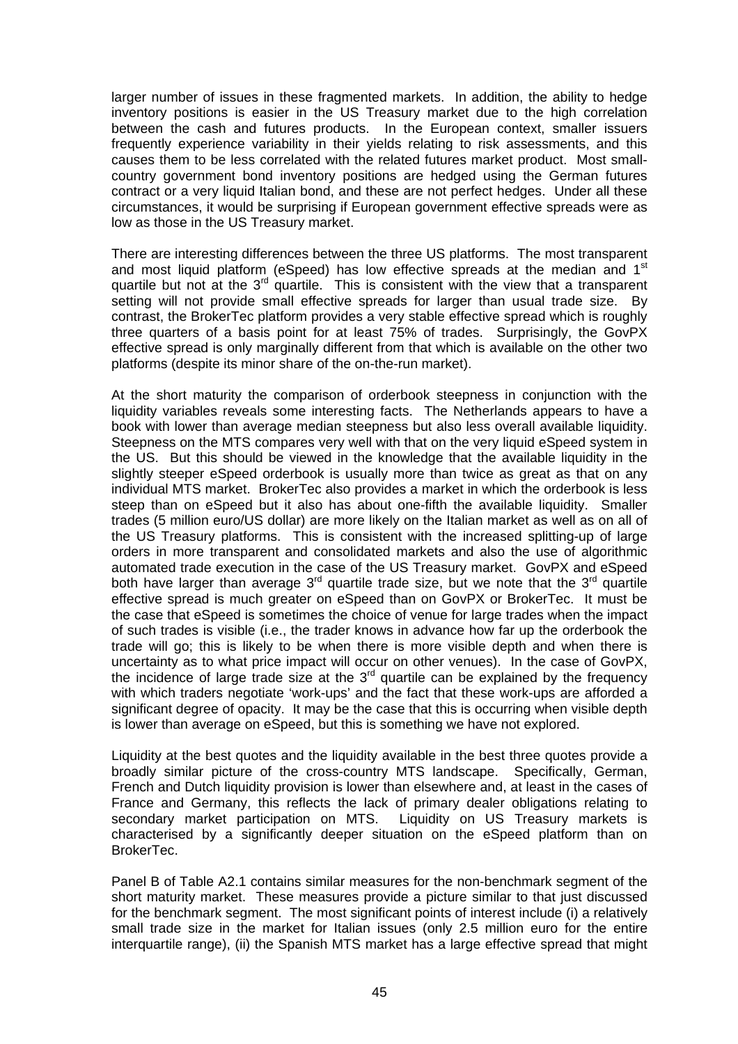larger number of issues in these fragmented markets. In addition, the ability to hedge inventory positions is easier in the US Treasury market due to the high correlation between the cash and futures products. In the European context, smaller issuers frequently experience variability in their yields relating to risk assessments, and this causes them to be less correlated with the related futures market product. Most small-country government bond inventory positions are hedged using the German futures contract or a very liquid Italian bond, and these are not perfect hedges. Under all these circumstances, it would be surprising if European government effective spreads were as low as those in the US Treasury market.

There are interesting differences between the three US platforms. The most transparent and most liquid platform (eSpeed) has low effective spreads at the median and 1st quartile but not at the 3rd quartile. This is consistent with the view that a transparent setting will not provide small effective spreads for larger than usual trade size. By contrast, the BrokerTec platform provides a very stable effective spread which is roughly three quarters of a basis point for at least 75% of trades. Surprisingly, the GovPX effective spread is only marginally different from that which is available on the other two platforms (despite its minor share of the on-the-run market).

At the short maturity the comparison of orderbook steepness in conjunction with the liquidity variables reveals some interesting facts. The Netherlands appears to have a book with lower than average median steepness but also less overall available liquidity. Steepness on the MTS compares very well with that on the very liquid eSpeed system in the US. But this should be viewed in the knowledge that the available liquidity in the slightly steeper eSpeed orderbook is usually more than twice as great as that on any individual MTS market. BrokerTec also provides a market in which the orderbook is less steep than on eSpeed but it also has about one-fifth the available liquidity. Smaller trades (5 million euro/US dollar) are more likely on the Italian market as well as on all of the US Treasury platforms. This is consistent with the increased splitting-up of large orders in more transparent and consolidated markets and also the use of algorithmic automated trade execution in the case of the US Treasury market. GovPX and eSpeed both have larger than average 3rd quartile trade size, but we note that the 3rd quartile effective spread is much greater on eSpeed than on GovPX or BrokerTec. It must be the case that eSpeed is sometimes the choice of venue for large trades when the impact of such trades is visible (i.e., the trader knows in advance how far up the orderbook the trade will go; this is likely to be when there is more visible depth and when there is uncertainty as to what price impact will occur on other venues). In the case of GovPX, the incidence of large trade size at the 3rd quartile can be explained by the frequency with which traders negotiate 'work-ups' and the fact that these work-ups are afforded a significant degree of opacity. It may be the case that this is occurring when visible depth is lower than average on eSpeed, but this is something we have not explored.

Liquidity at the best quotes and the liquidity available in the best three quotes provide a broadly similar picture of the cross-country MTS landscape. Specifically, German, French and Dutch liquidity provision is lower than elsewhere and, at least in the cases of France and Germany, this reflects the lack of primary dealer obligations relating to secondary market participation on MTS. Liquidity on US Treasury markets is characterised by a significantly deeper situation on the eSpeed platform than on BrokerTec.

Panel B of Table A2.1 contains similar measures for the non-benchmark segment of the short maturity market. These measures provide a picture similar to that just discussed for the benchmark segment. The most significant points of interest include (i) a relatively small trade size in the market for Italian issues (only 2.5 million euro for the entire interquartile range), (ii) the Spanish MTS market has a large effective spread that might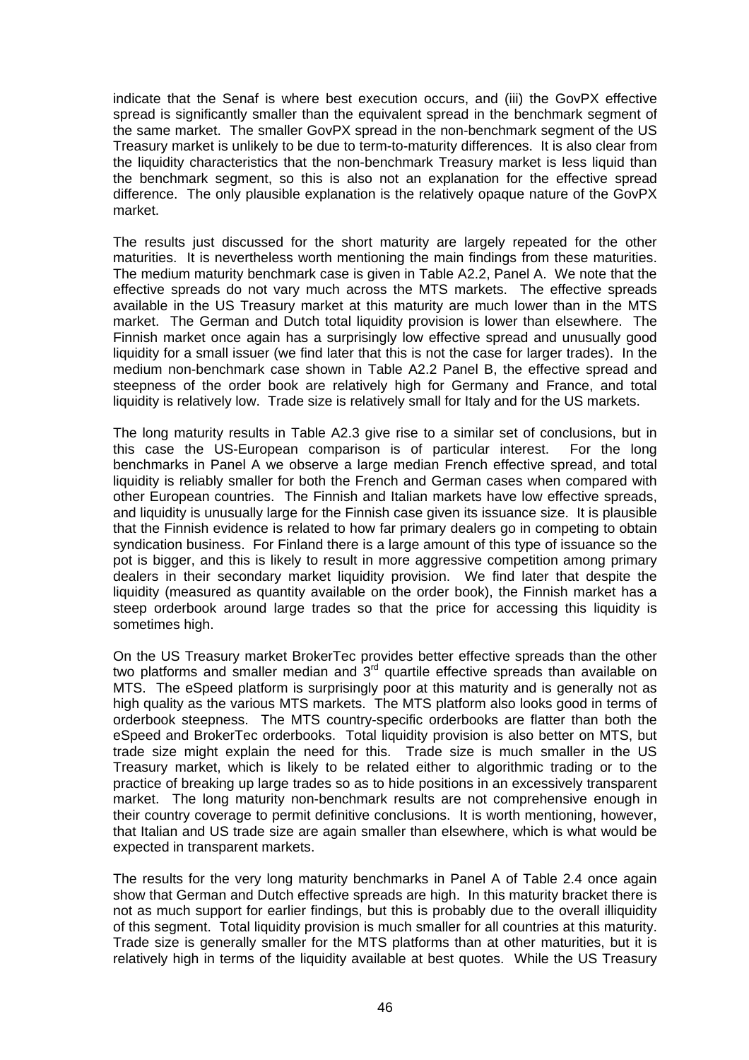indicate that the Senaf is where best execution occurs, and (iii) the GovPX effective spread is significantly smaller than the equivalent spread in the benchmark segment of the same market. The smaller GovPX spread in the non-benchmark segment of the US Treasury market is unlikely to be due to term-to-maturity differences. It is also clear from the liquidity characteristics that the non-benchmark Treasury market is less liquid than the benchmark segment, so this is also not an explanation for the effective spread difference. The only plausible explanation is the relatively opaque nature of the GovPX market.

The results just discussed for the short maturity are largely repeated for the other maturities. It is nevertheless worth mentioning the main findings from these maturities. The medium maturity benchmark case is given in Table A2.2, Panel A. We note that the effective spreads do not vary much across the MTS markets. The effective spreads available in the US Treasury market at this maturity are much lower than in the MTS market. The German and Dutch total liquidity provision is lower than elsewhere. The Finnish market once again has a surprisingly low effective spread and unusually good liquidity for a small issuer (we find later that this is not the case for larger trades). In the medium non-benchmark case shown in Table A2.2 Panel B, the effective spread and steepness of the order book are relatively high for Germany and France, and total liquidity is relatively low. Trade size is relatively small for Italy and for the US markets.

The long maturity results in Table A2.3 give rise to a similar set of conclusions, but in this case the US-European comparison is of particular interest. For the long benchmarks in Panel A we observe a large median French effective spread, and total liquidity is reliably smaller for both the French and German cases when compared with other European countries. The Finnish and Italian markets have low effective spreads, and liquidity is unusually large for the Finnish case given its issuance size. It is plausible that the Finnish evidence is related to how far primary dealers go in competing to obtain syndication business. For Finland there is a large amount of this type of issuance so the pot is bigger, and this is likely to result in more aggressive competition among primary dealers in their secondary market liquidity provision. We find later that despite the liquidity (measured as quantity available on the order book), the Finnish market has a steep orderbook around large trades so that the price for accessing this liquidity is sometimes high.

On the US Treasury market BrokerTec provides better effective spreads than the other two platforms and smaller median and 3rd quartile effective spreads than available on MTS. The eSpeed platform is surprisingly poor at this maturity and is generally not as high quality as the various MTS markets. The MTS platform also looks good in terms of orderbook steepness. The MTS country-specific orderbooks are flatter than both the eSpeed and BrokerTec orderbooks. Total liquidity provision is also better on MTS, but trade size might explain the need for this. Trade size is much smaller in the US Treasury market, which is likely to be related either to algorithmic trading or to the practice of breaking up large trades so as to hide positions in an excessively transparent market. The long maturity non-benchmark results are not comprehensive enough in their country coverage to permit definitive conclusions. It is worth mentioning, however, that Italian and US trade size are again smaller than elsewhere, which is what would be expected in transparent markets.

The results for the very long maturity benchmarks in Panel A of Table 2.4 once again show that German and Dutch effective spreads are high. In this maturity bracket there is not as much support for earlier findings, but this is probably due to the overall illiquidity of this segment. Total liquidity provision is much smaller for all countries at this maturity. Trade size is generally smaller for the MTS platforms than at other maturities, but it is relatively high in terms of the liquidity available at best quotes. While the US Treasury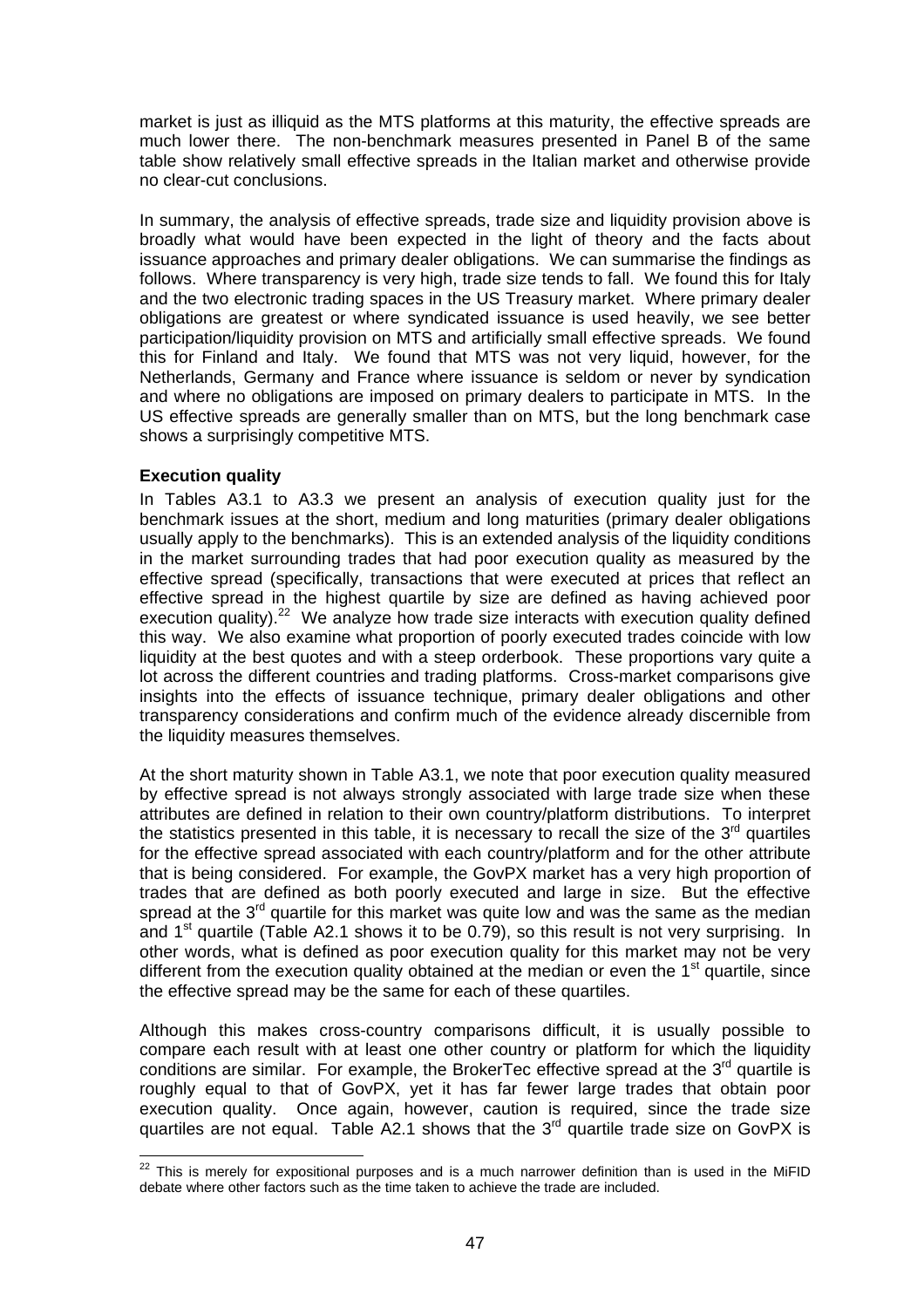market is just as illiquid as the MTS platforms at this maturity, the effective spreads are much lower there. The non-benchmark measures presented in Panel B of the same table show relatively small effective spreads in the Italian market and otherwise provide no clear-cut conclusions.

In summary, the analysis of effective spreads, trade size and liquidity provision above is broadly what would have been expected in the light of theory and the facts about issuance approaches and primary dealer obligations. We can summarise the findings as follows. Where transparency is very high, trade size tends to fall. We found this for Italy and the two electronic trading spaces in the US Treasury market. Where primary dealer obligations are greatest or where syndicated issuance is used heavily, we see better participation/liquidity provision on MTS and artificially small effective spreads. We found this for Finland and Italy. We found that MTS was not very liquid, however, for the Netherlands, Germany and France where issuance is seldom or never by syndication and where no obligations are imposed on primary dealers to participate in MTS. In the US effective spreads are generally smaller than on MTS, but the long benchmark case shows a surprisingly competitive MTS.

**Execution quality**

In Tables A3.1 to A3.3 we present an analysis of execution quality just for the benchmark issues at the short, medium and long maturities (primary dealer obligations usually apply to the benchmarks). This is an extended analysis of the liquidity conditions in the market surrounding trades that had poor execution quality as measured by the effective spread (specifically, transactions that were executed at prices that reflect an effective spread in the highest quartile by size are defined as having achieved poor execution quality).[22] We analyze how trade size interacts with execution quality defined this way. We also examine what proportion of poorly executed trades coincide with low liquidity at the best quotes and with a steep orderbook. These proportions vary quite a lot across the different countries and trading platforms. Cross-market comparisons give insights into the effects of issuance technique, primary dealer obligations and other transparency considerations and confirm much of the evidence already discernible from the liquidity measures themselves.

At the short maturity shown in Table A3.1, we note that poor execution quality measured by effective spread is not always strongly associated with large trade size when these attributes are defined in relation to their own country/platform distributions. To interpret the statistics presented in this table, it is necessary to recall the size of the 3rd quartiles for the effective spread associated with each country/platform and for the other attribute that is being considered. For example, the GovPX market has a very high proportion of trades that are defined as both poorly executed and large in size. But the effective spread at the 3rd quartile for this market was quite low and was the same as the median and 1st quartile (Table A2.1 shows it to be 0.79), so this result is not very surprising. In other words, what is defined as poor execution quality for this market may not be very different from the execution quality obtained at the median or even the 1st quartile, since the effective spread may be the same for each of these quartiles.

Although this makes cross-country comparisons difficult, it is usually possible to compare each result with at least one other country or platform for which the liquidity conditions are similar. For example, the BrokerTec effective spread at the 3rd quartile is roughly equal to that of GovPX, yet it has far fewer large trades that obtain poor execution quality. Once again, however, caution is required, since the trade size quartiles are not equal. Table A2.1 shows that the 3rd quartile trade size on GovPX is

---

[22] This is merely for expositional purposes and is a much narrower definition than is used in the MiFID debate where other factors such as the time taken to achieve the trade are included.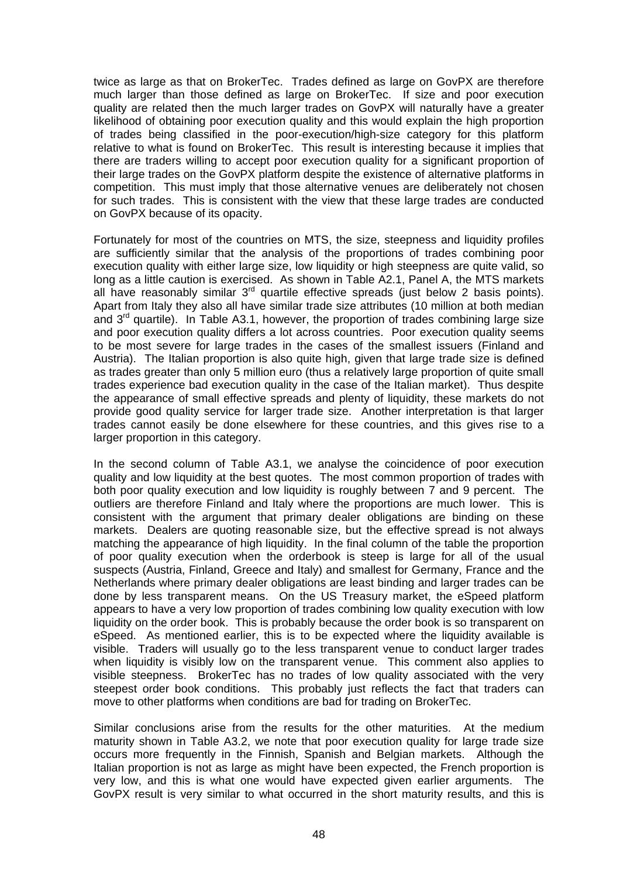twice as large as that on BrokerTec. Trades defined as large on GovPX are therefore much larger than those defined as large on BrokerTec. If size and poor execution quality are related then the much larger trades on GovPX will naturally have a greater likelihood of obtaining poor execution quality and this would explain the high proportion of trades being classified in the poor-execution/high-size category for this platform relative to what is found on BrokerTec. This result is interesting because it implies that there are traders willing to accept poor execution quality for a significant proportion of their large trades on the GovPX platform despite the existence of alternative platforms in competition. This must imply that those alternative venues are deliberately not chosen for such trades. This is consistent with the view that these large trades are conducted on GovPX because of its opacity.

Fortunately for most of the countries on MTS, the size, steepness and liquidity profiles are sufficiently similar that the analysis of the proportions of trades combining poor execution quality with either large size, low liquidity or high steepness are quite valid, so long as a little caution is exercised. As shown in Table A2.1, Panel A, the MTS markets all have reasonably similar 3rd quartile effective spreads (just below 2 basis points). Apart from Italy they also all have similar trade size attributes (10 million at both median and 3rd quartile). In Table A3.1, however, the proportion of trades combining large size and poor execution quality differs a lot across countries. Poor execution quality seems to be most severe for large trades in the cases of the smallest issuers (Finland and Austria). The Italian proportion is also quite high, given that large trade size is defined as trades greater than only 5 million euro (thus a relatively large proportion of quite small trades experience bad execution quality in the case of the Italian market). Thus despite the appearance of small effective spreads and plenty of liquidity, these markets do not provide good quality service for larger trade size. Another interpretation is that larger trades cannot easily be done elsewhere for these countries, and this gives rise to a larger proportion in this category.

In the second column of Table A3.1, we analyse the coincidence of poor execution quality and low liquidity at the best quotes. The most common proportion of trades with both poor quality execution and low liquidity is roughly between 7 and 9 percent. The outliers are therefore Finland and Italy where the proportions are much lower. This is consistent with the argument that primary dealer obligations are binding on these markets. Dealers are quoting reasonable size, but the effective spread is not always matching the appearance of high liquidity. In the final column of the table the proportion of poor quality execution when the orderbook is steep is large for all of the usual suspects (Austria, Finland, Greece and Italy) and smallest for Germany, France and the Netherlands where primary dealer obligations are least binding and larger trades can be done by less transparent means. On the US Treasury market, the eSpeed platform appears to have a very low proportion of trades combining low quality execution with low liquidity on the order book. This is probably because the order book is so transparent on eSpeed. As mentioned earlier, this is to be expected where the liquidity available is visible. Traders will usually go to the less transparent venue to conduct larger trades when liquidity is visibly low on the transparent venue. This comment also applies to visible steepness. BrokerTec has no trades of low quality associated with the very steepest order book conditions. This probably just reflects the fact that traders can move to other platforms when conditions are bad for trading on BrokerTec.

Similar conclusions arise from the results for the other maturities. At the medium maturity shown in Table A3.2, we note that poor execution quality for large trade size occurs more frequently in the Finnish, Spanish and Belgian markets. Although the Italian proportion is not as large as might have been expected, the French proportion is very low, and this is what one would have expected given earlier arguments. The GovPX result is very similar to what occurred in the short maturity results, and this is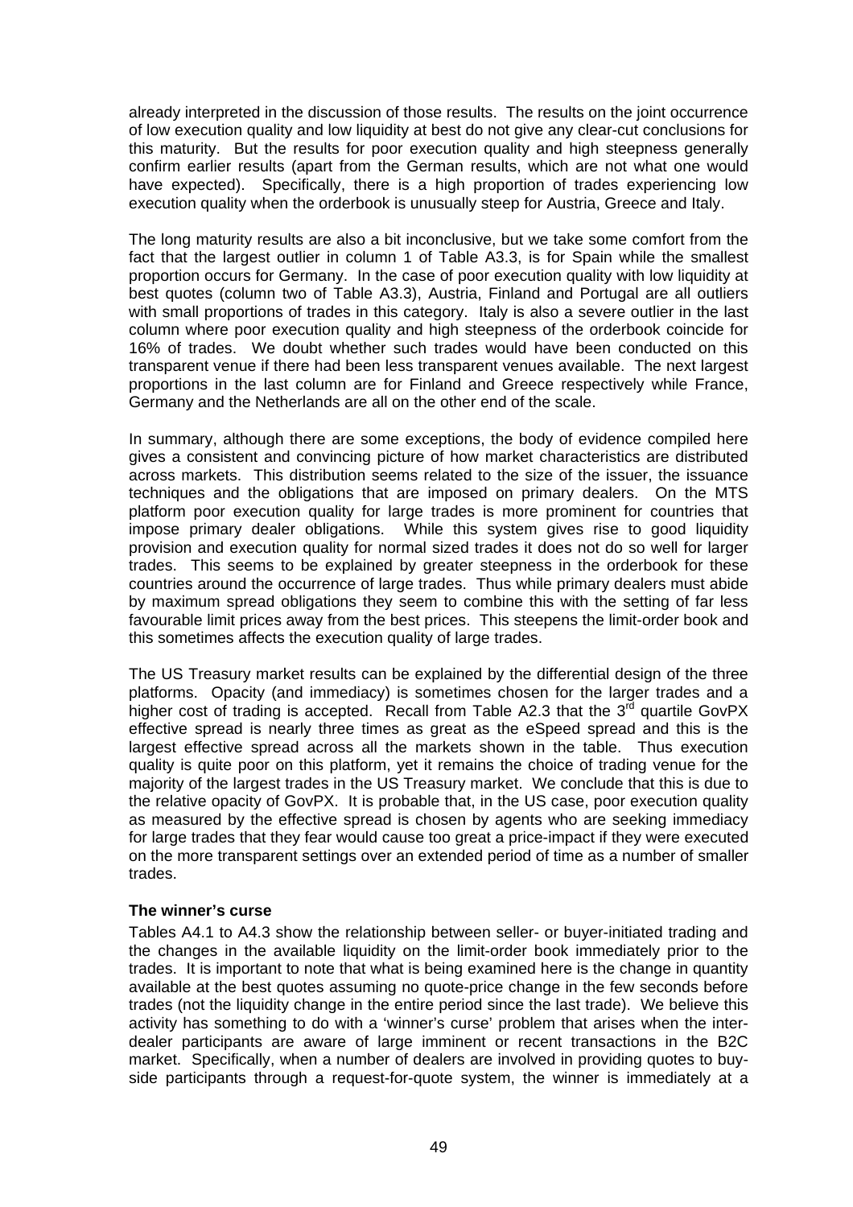already interpreted in the discussion of those results. The results on the joint occurrence of low execution quality and low liquidity at best do not give any clear-cut conclusions for this maturity. But the results for poor execution quality and high steepness generally confirm earlier results (apart from the German results, which are not what one would have expected). Specifically, there is a high proportion of trades experiencing low execution quality when the orderbook is unusually steep for Austria, Greece and Italy.

The long maturity results are also a bit inconclusive, but we take some comfort from the fact that the largest outlier in column 1 of Table A3.3, is for Spain while the smallest proportion occurs for Germany. In the case of poor execution quality with low liquidity at best quotes (column two of Table A3.3), Austria, Finland and Portugal are all outliers with small proportions of trades in this category. Italy is also a severe outlier in the last column where poor execution quality and high steepness of the orderbook coincide for 16% of trades. We doubt whether such trades would have been conducted on this transparent venue if there had been less transparent venues available. The next largest proportions in the last column are for Finland and Greece respectively while France, Germany and the Netherlands are all on the other end of the scale.

In summary, although there are some exceptions, the body of evidence compiled here gives a consistent and convincing picture of how market characteristics are distributed across markets. This distribution seems related to the size of the issuer, the issuance techniques and the obligations that are imposed on primary dealers. On the MTS platform poor execution quality for large trades is more prominent for countries that impose primary dealer obligations. While this system gives rise to good liquidity provision and execution quality for normal sized trades it does not do so well for larger trades. This seems to be explained by greater steepness in the orderbook for these countries around the occurrence of large trades. Thus while primary dealers must abide by maximum spread obligations they seem to combine this with the setting of far less favourable limit prices away from the best prices. This steepens the limit-order book and this sometimes affects the execution quality of large trades.

The US Treasury market results can be explained by the differential design of the three platforms. Opacity (and immediacy) is sometimes chosen for the larger trades and a higher cost of trading is accepted. Recall from Table A2.3 that the 3rd quartile GovPX effective spread is nearly three times as great as the eSpeed spread and this is the largest effective spread across all the markets shown in the table. Thus execution quality is quite poor on this platform, yet it remains the choice of trading venue for the majority of the largest trades in the US Treasury market. We conclude that this is due to the relative opacity of GovPX. It is probable that, in the US case, poor execution quality as measured by the effective spread is chosen by agents who are seeking immediacy for large trades that they fear would cause too great a price-impact if they were executed on the more transparent settings over an extended period of time as a number of smaller trades.

**The winner's curse**

Tables A4.1 to A4.3 show the relationship between seller- or buyer-initiated trading and the changes in the available liquidity on the limit-order book immediately prior to the trades. It is important to note that what is being examined here is the change in quantity available at the best quotes assuming no quote-price change in the few seconds before trades (not the liquidity change in the entire period since the last trade). We believe this activity has something to do with a 'winner's curse' problem that arises when the inter-dealer participants are aware of large imminent or recent transactions in the B2C market. Specifically, when a number of dealers are involved in providing quotes to buy-side participants through a request-for-quote system, the winner is immediately at a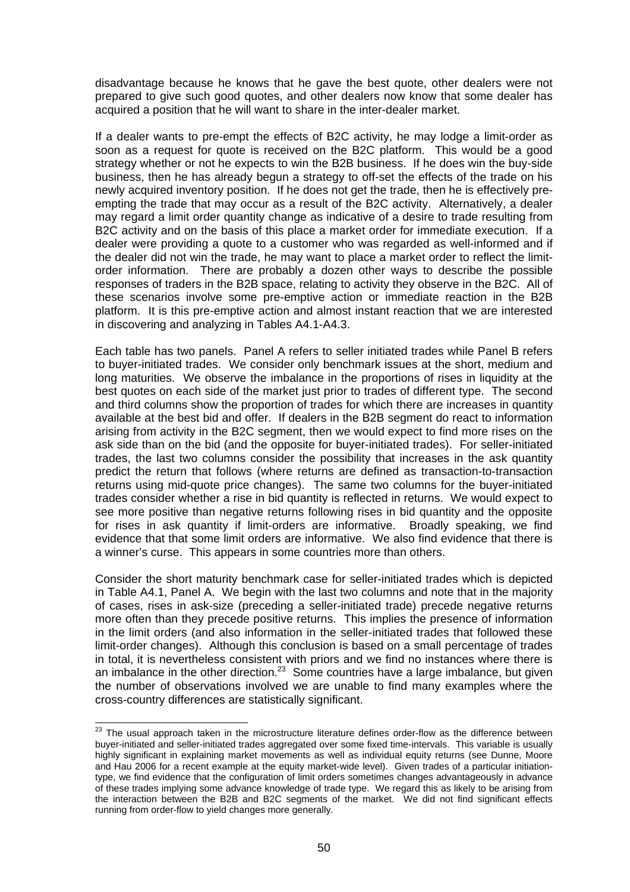disadvantage because he knows that he gave the best quote, other dealers were not prepared to give such good quotes, and other dealers now know that some dealer has acquired a position that he will want to share in the inter-dealer market.

If a dealer wants to pre-empt the effects of B2C activity, he may lodge a limit-order as soon as a request for quote is received on the B2C platform. This would be a good strategy whether or not he expects to win the B2B business. If he does win the buy-side business, then he has already begun a strategy to off-set the effects of the trade on his newly acquired inventory position. If he does not get the trade, then he is effectively pre-empting the trade that may occur as a result of the B2C activity. Alternatively, a dealer may regard a limit order quantity change as indicative of a desire to trade resulting from B2C activity and on the basis of this place a market order for immediate execution. If a dealer were providing a quote to a customer who was regarded as well-informed and if the dealer did not win the trade, he may want to place a market order to reflect the limit-order information. There are probably a dozen other ways to describe the possible responses of traders in the B2B space, relating to activity they observe in the B2C. All of these scenarios involve some pre-emptive action or immediate reaction in the B2B platform. It is this pre-emptive action and almost instant reaction that we are interested in discovering and analyzing in Tables A4.1-A4.3.

Each table has two panels. Panel A refers to seller initiated trades while Panel B refers to buyer-initiated trades. We consider only benchmark issues at the short, medium and long maturities. We observe the imbalance in the proportions of rises in liquidity at the best quotes on each side of the market just prior to trades of different type. The second and third columns show the proportion of trades for which there are increases in quantity available at the best bid and offer. If dealers in the B2B segment do react to information arising from activity in the B2C segment, then we would expect to find more rises on the ask side than on the bid (and the opposite for buyer-initiated trades). For seller-initiated trades, the last two columns consider the possibility that increases in the ask quantity predict the return that follows (where returns are defined as transaction-to-transaction returns using mid-quote price changes). The same two columns for the buyer-initiated trades consider whether a rise in bid quantity is reflected in returns. We would expect to see more positive than negative returns following rises in bid quantity and the opposite for rises in ask quantity if limit-orders are informative. Broadly speaking, we find evidence that that some limit orders are informative. We also find evidence that there is a winner's curse. This appears in some countries more than others.

Consider the short maturity benchmark case for seller-initiated trades which is depicted in Table A4.1, Panel A. We begin with the last two columns and note that in the majority of cases, rises in ask-size (preceding a seller-initiated trade) precede negative returns more often than they precede positive returns. This implies the presence of information in the limit orders (and also information in the seller-initiated trades that followed these limit-order changes). Although this conclusion is based on a small percentage of trades in total, it is nevertheless consistent with priors and we find no instances where there is an imbalance in the other direction.[23] Some countries have a large imbalance, but given the number of observations involved we are unable to find many examples where the cross-country differences are statistically significant.

[23] The usual approach taken in the microstructure literature defines order-flow as the difference between buyer-initiated and seller-initiated trades aggregated over some fixed time-intervals. This variable is usually highly significant in explaining market movements as well as individual equity returns (see Dunne, Moore and Hau 2006 for a recent example at the equity market-wide level). Given trades of a particular initiation-type, we find evidence that the configuration of limit orders sometimes changes advantageously in advance of these trades implying some advance knowledge of trade type. We regard this as likely to be arising from the interaction between the B2B and B2C segments of the market. We did not find significant effects running from order-flow to yield changes more generally.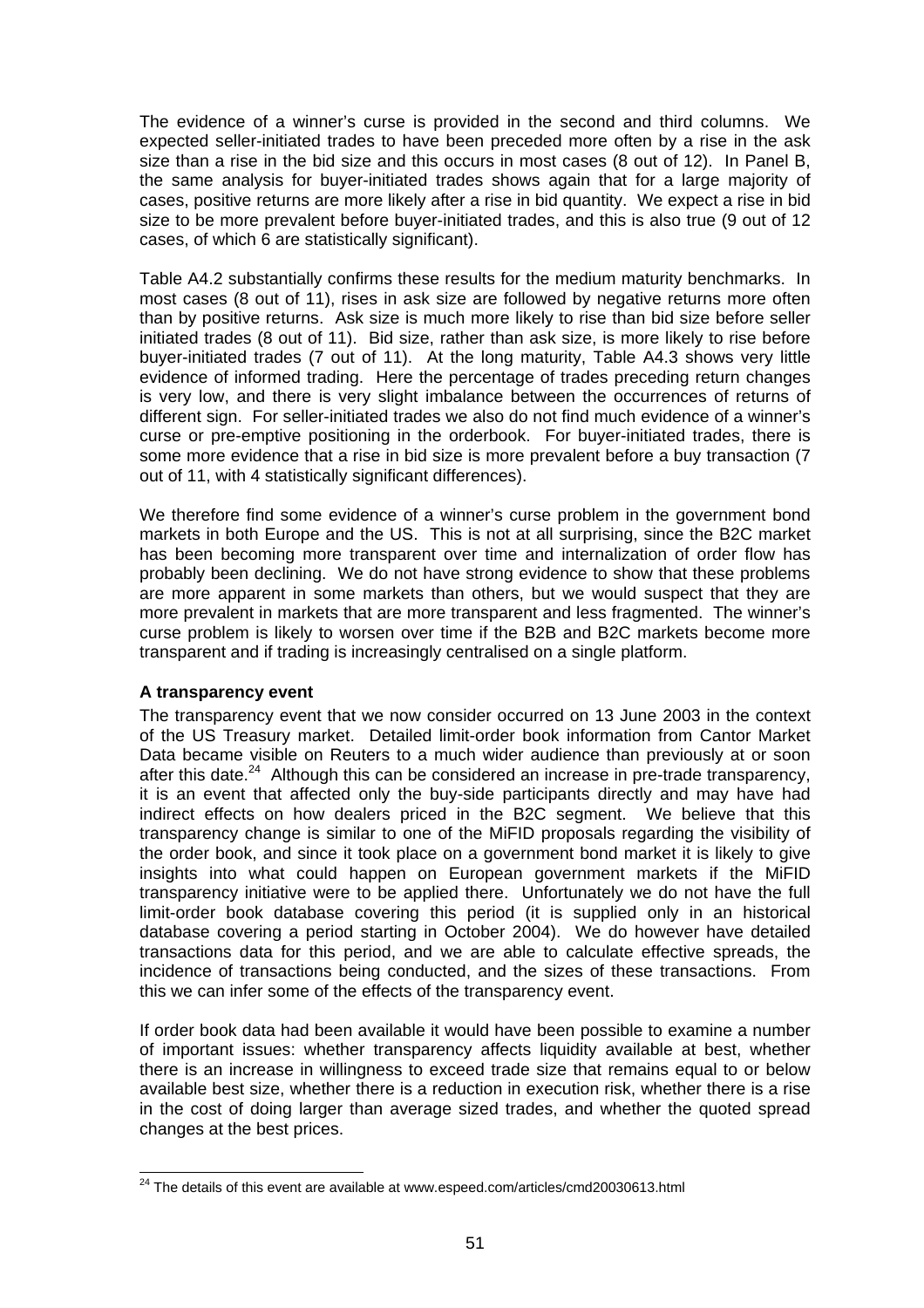The evidence of a winner's curse is provided in the second and third columns. We expected seller-initiated trades to have been preceded more often by a rise in the ask size than a rise in the bid size and this occurs in most cases (8 out of 12). In Panel B, the same analysis for buyer-initiated trades shows again that for a large majority of cases, positive returns are more likely after a rise in bid quantity. We expect a rise in bid size to be more prevalent before buyer-initiated trades, and this is also true (9 out of 12 cases, of which 6 are statistically significant).

Table A4.2 substantially confirms these results for the medium maturity benchmarks. In most cases (8 out of 11), rises in ask size are followed by negative returns more often than by positive returns. Ask size is much more likely to rise than bid size before seller initiated trades (8 out of 11). Bid size, rather than ask size, is more likely to rise before buyer-initiated trades (7 out of 11). At the long maturity, Table A4.3 shows very little evidence of informed trading. Here the percentage of trades preceding return changes is very low, and there is very slight imbalance between the occurrences of returns of different sign. For seller-initiated trades we also do not find much evidence of a winner's curse or pre-emptive positioning in the orderbook. For buyer-initiated trades, there is some more evidence that a rise in bid size is more prevalent before a buy transaction (7 out of 11, with 4 statistically significant differences).

We therefore find some evidence of a winner's curse problem in the government bond markets in both Europe and the US. This is not at all surprising, since the B2C market has been becoming more transparent over time and internalization of order flow has probably been declining. We do not have strong evidence to show that these problems are more apparent in some markets than others, but we would suspect that they are more prevalent in markets that are more transparent and less fragmented. The winner's curse problem is likely to worsen over time if the B2B and B2C markets become more transparent and if trading is increasingly centralised on a single platform.

**A transparency event**

The transparency event that we now consider occurred on 13 June 2003 in the context of the US Treasury market. Detailed limit-order book information from Cantor Market Data became visible on Reuters to a much wider audience than previously at or soon after this date.[24] Although this can be considered an increase in pre-trade transparency, it is an event that affected only the buy-side participants directly and may have had indirect effects on how dealers priced in the B2C segment. We believe that this transparency change is similar to one of the MiFID proposals regarding the visibility of the order book, and since it took place on a government bond market it is likely to give insights into what could happen on European government markets if the MiFID transparency initiative were to be applied there. Unfortunately we do not have the full limit-order book database covering this period (it is supplied only in an historical database covering a period starting in October 2004). We do however have detailed transactions data for this period, and we are able to calculate effective spreads, the incidence of transactions being conducted, and the sizes of these transactions. From this we can infer some of the effects of the transparency event.

If order book data had been available it would have been possible to examine a number of important issues: whether transparency affects liquidity available at best, whether there is an increase in willingness to exceed trade size that remains equal to or below available best size, whether there is a reduction in execution risk, whether there is a rise in the cost of doing larger than average sized trades, and whether the quoted spread changes at the best prices.

[24] The details of this event are available at www.espeed.com/articles/cmd20030613.html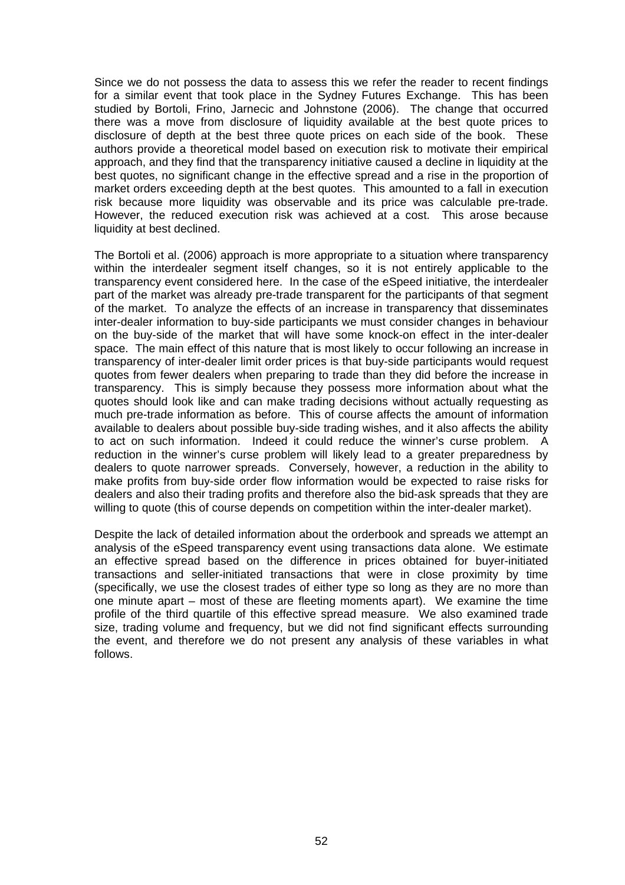Since we do not possess the data to assess this we refer the reader to recent findings for a similar event that took place in the Sydney Futures Exchange. This has been studied by Bortoli, Frino, Jarnecic and Johnstone (2006). The change that occurred there was a move from disclosure of liquidity available at the best quote prices to disclosure of depth at the best three quote prices on each side of the book. These authors provide a theoretical model based on execution risk to motivate their empirical approach, and they find that the transparency initiative caused a decline in liquidity at the best quotes, no significant change in the effective spread and a rise in the proportion of market orders exceeding depth at the best quotes. This amounted to a fall in execution risk because more liquidity was observable and its price was calculable pre-trade. However, the reduced execution risk was achieved at a cost. This arose because liquidity at best declined.

The Bortoli et al. (2006) approach is more appropriate to a situation where transparency within the interdealer segment itself changes, so it is not entirely applicable to the transparency event considered here. In the case of the eSpeed initiative, the interdealer part of the market was already pre-trade transparent for the participants of that segment of the market. To analyze the effects of an increase in transparency that disseminates inter-dealer information to buy-side participants we must consider changes in behaviour on the buy-side of the market that will have some knock-on effect in the inter-dealer space. The main effect of this nature that is most likely to occur following an increase in transparency of inter-dealer limit order prices is that buy-side participants would request quotes from fewer dealers when preparing to trade than they did before the increase in transparency. This is simply because they possess more information about what the quotes should look like and can make trading decisions without actually requesting as much pre-trade information as before. This of course affects the amount of information available to dealers about possible buy-side trading wishes, and it also affects the ability to act on such information. Indeed it could reduce the winner's curse problem. A reduction in the winner's curse problem will likely lead to a greater preparedness by dealers to quote narrower spreads. Conversely, however, a reduction in the ability to make profits from buy-side order flow information would be expected to raise risks for dealers and also their trading profits and therefore also the bid-ask spreads that they are willing to quote (this of course depends on competition within the inter-dealer market).

Despite the lack of detailed information about the orderbook and spreads we attempt an analysis of the eSpeed transparency event using transactions data alone. We estimate an effective spread based on the difference in prices obtained for buyer-initiated transactions and seller-initiated transactions that were in close proximity by time (specifically, we use the closest trades of either type so long as they are no more than one minute apart – most of these are fleeting moments apart). We examine the time profile of the third quartile of this effective spread measure. We also examined trade size, trading volume and frequency, but we did not find significant effects surrounding the event, and therefore we do not present any analysis of these variables in what follows.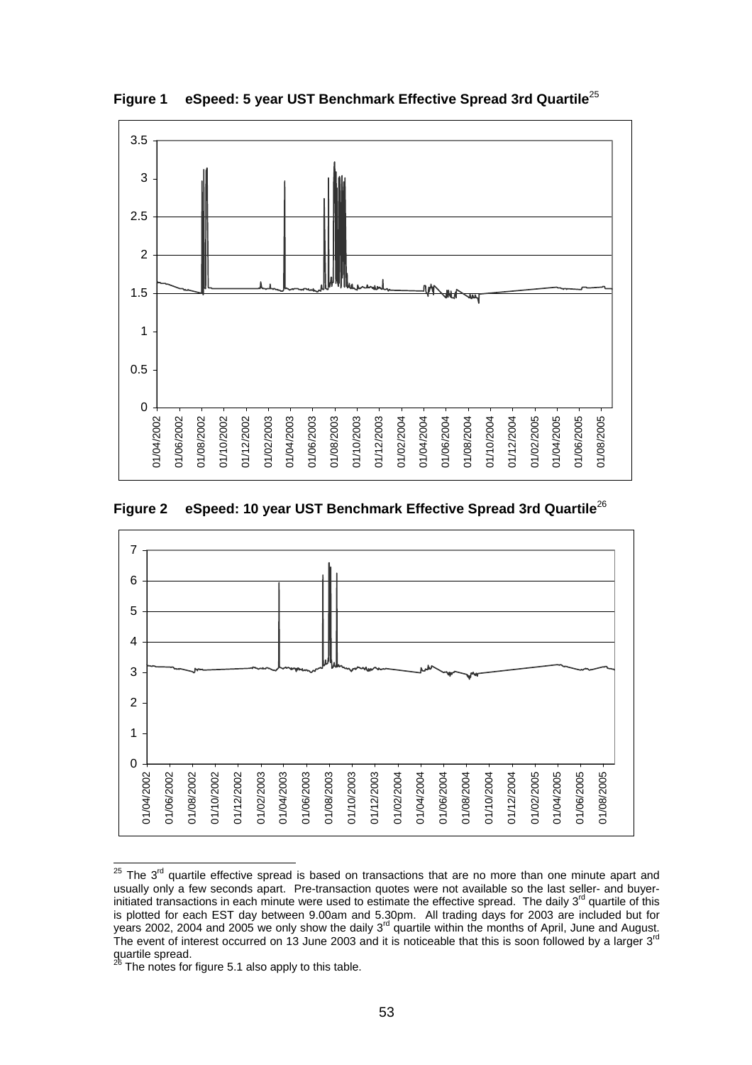**Figure 1 eSpeed: 5 year UST Benchmark Effective Spread 3rd Quartile**[25]

**Figure 2 eSpeed: 10 year UST Benchmark Effective Spread 3rd Quartile**[26]

---

[25] The 3[rd] quartile effective spread is based on transactions that are no more than one minute apart and usually only a few seconds apart. Pre-transaction quotes were not available so the last seller- and buyer-initiated transactions in each minute were used to estimate the effective spread. The daily 3[rd] quartile of this is plotted for each EST day between 9.00am and 5.30pm. All trading days for 2003 are included but for years 2002, 2004 and 2005 we only show the daily 3[rd] quartile within the months of April, June and August. The event of interest occurred on 13 June 2003 and it is noticeable that this is soon followed by a larger 3[rd] quartile spread.

[26] The notes for figure 5.1 also apply to this table.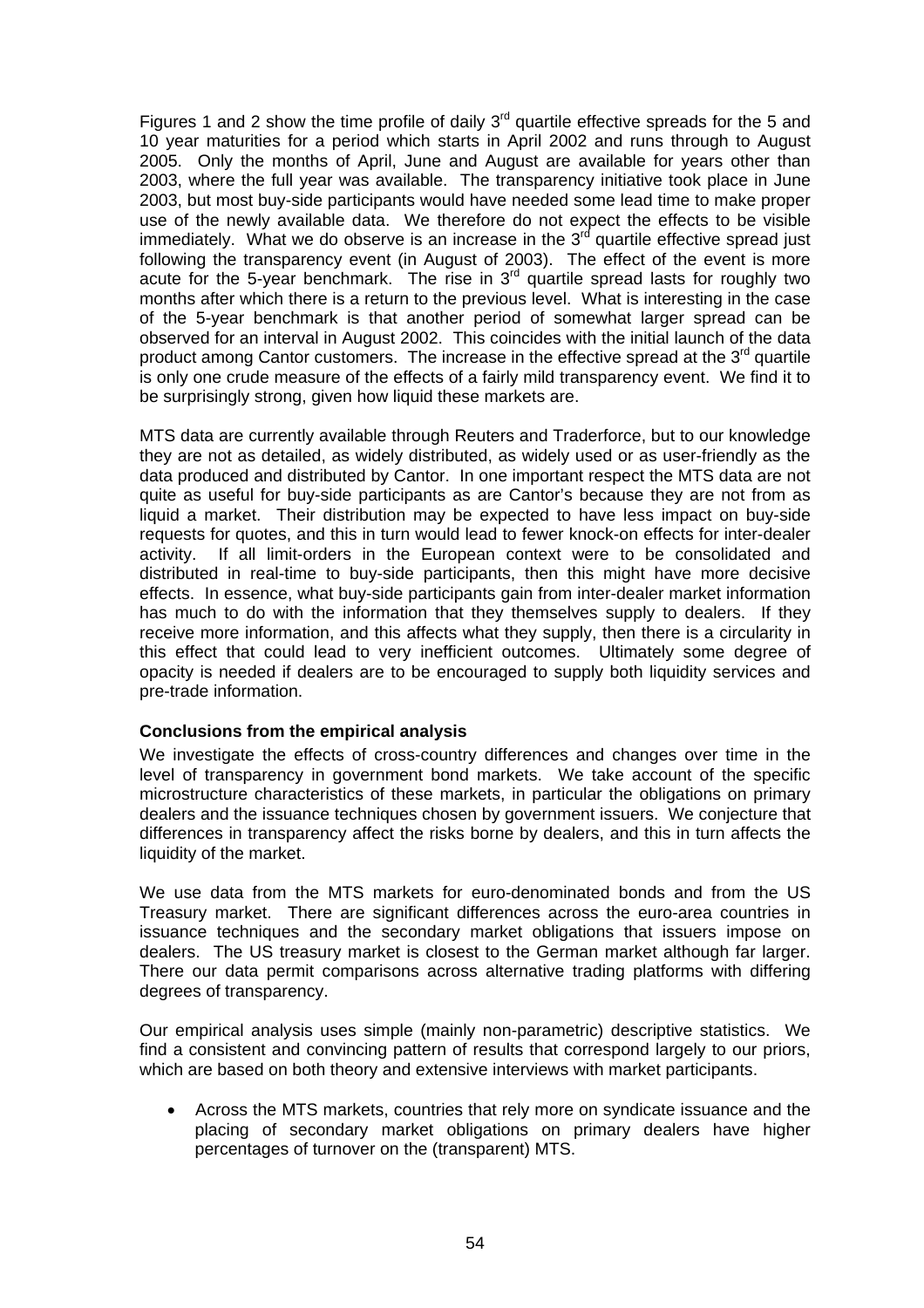Figures 1 and 2 show the time profile of daily 3rd quartile effective spreads for the 5 and 10 year maturities for a period which starts in April 2002 and runs through to August 2005. Only the months of April, June and August are available for years other than 2003, where the full year was available. The transparency initiative took place in June 2003, but most buy-side participants would have needed some lead time to make proper use of the newly available data. We therefore do not expect the effects to be visible immediately. What we do observe is an increase in the 3rd quartile effective spread just following the transparency event (in August of 2003). The effect of the event is more acute for the 5-year benchmark. The rise in 3rd quartile spread lasts for roughly two months after which there is a return to the previous level. What is interesting in the case of the 5-year benchmark is that another period of somewhat larger spread can be observed for an interval in August 2002. This coincides with the initial launch of the data product among Cantor customers. The increase in the effective spread at the 3rd quartile is only one crude measure of the effects of a fairly mild transparency event. We find it to be surprisingly strong, given how liquid these markets are.

MTS data are currently available through Reuters and Traderforce, but to our knowledge they are not as detailed, as widely distributed, as widely used or as user-friendly as the data produced and distributed by Cantor. In one important respect the MTS data are not quite as useful for buy-side participants as are Cantor's because they are not from as liquid a market. Their distribution may be expected to have less impact on buy-side requests for quotes, and this in turn would lead to fewer knock-on effects for inter-dealer activity. If all limit-orders in the European context were to be consolidated and distributed in real-time to buy-side participants, then this might have more decisive effects. In essence, what buy-side participants gain from inter-dealer market information has much to do with the information that they themselves supply to dealers. If they receive more information, and this affects what they supply, then there is a circularity in this effect that could lead to very inefficient outcomes. Ultimately some degree of opacity is needed if dealers are to be encouraged to supply both liquidity services and pre-trade information.

**Conclusions from the empirical analysis**

We investigate the effects of cross-country differences and changes over time in the level of transparency in government bond markets. We take account of the specific microstructure characteristics of these markets, in particular the obligations on primary dealers and the issuance techniques chosen by government issuers. We conjecture that differences in transparency affect the risks borne by dealers, and this in turn affects the liquidity of the market.

We use data from the MTS markets for euro-denominated bonds and from the US Treasury market. There are significant differences across the euro-area countries in issuance techniques and the secondary market obligations that issuers impose on dealers. The US treasury market is closest to the German market although far larger. There our data permit comparisons across alternative trading platforms with differing degrees of transparency.

Our empirical analysis uses simple (mainly non-parametric) descriptive statistics. We find a consistent and convincing pattern of results that correspond largely to our priors, which are based on both theory and extensive interviews with market participants.

- Across the MTS markets, countries that rely more on syndicate issuance and the placing of secondary market obligations on primary dealers have higher percentages of turnover on the (transparent) MTS.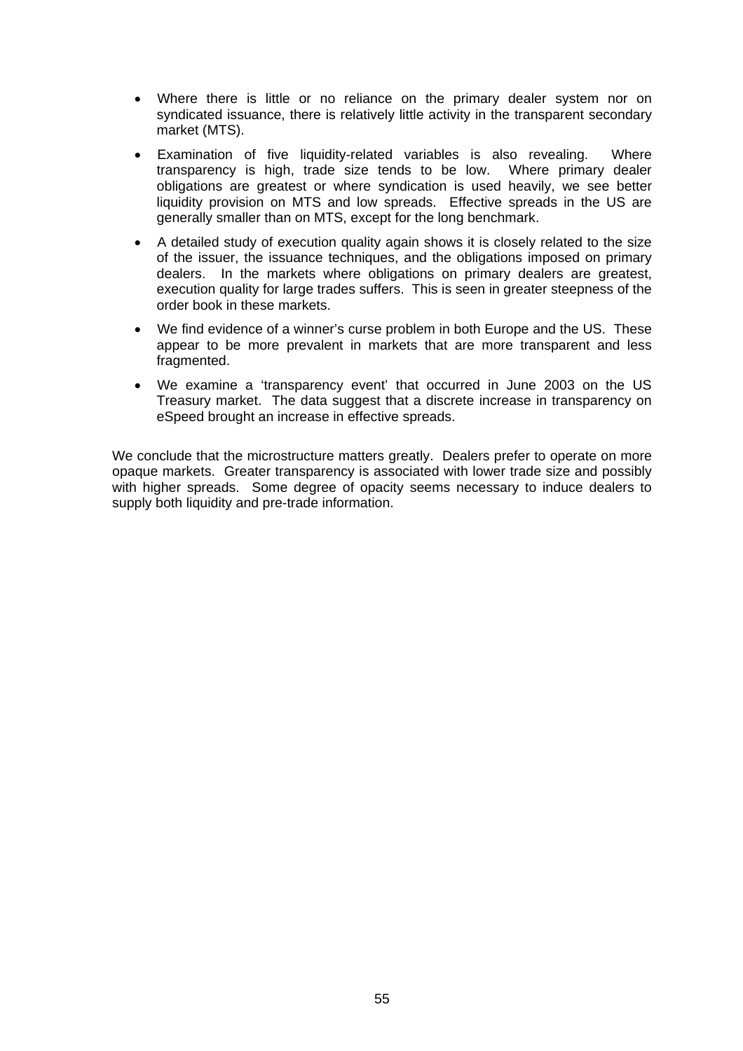- Where there is little or no reliance on the primary dealer system nor on syndicated issuance, there is relatively little activity in the transparent secondary market (MTS).
- Examination of five liquidity-related variables is also revealing. Where transparency is high, trade size tends to be low. Where primary dealer obligations are greatest or where syndication is used heavily, we see better liquidity provision on MTS and low spreads. Effective spreads in the US are generally smaller than on MTS, except for the long benchmark.
- A detailed study of execution quality again shows it is closely related to the size of the issuer, the issuance techniques, and the obligations imposed on primary dealers. In the markets where obligations on primary dealers are greatest, execution quality for large trades suffers. This is seen in greater steepness of the order book in these markets.
- We find evidence of a winner's curse problem in both Europe and the US. These appear to be more prevalent in markets that are more transparent and less fragmented.
- We examine a 'transparency event' that occurred in June 2003 on the US Treasury market. The data suggest that a discrete increase in transparency on eSpeed brought an increase in effective spreads.

We conclude that the microstructure matters greatly. Dealers prefer to operate on more opaque markets. Greater transparency is associated with lower trade size and possibly with higher spreads. Some degree of opacity seems necessary to induce dealers to supply both liquidity and pre-trade information.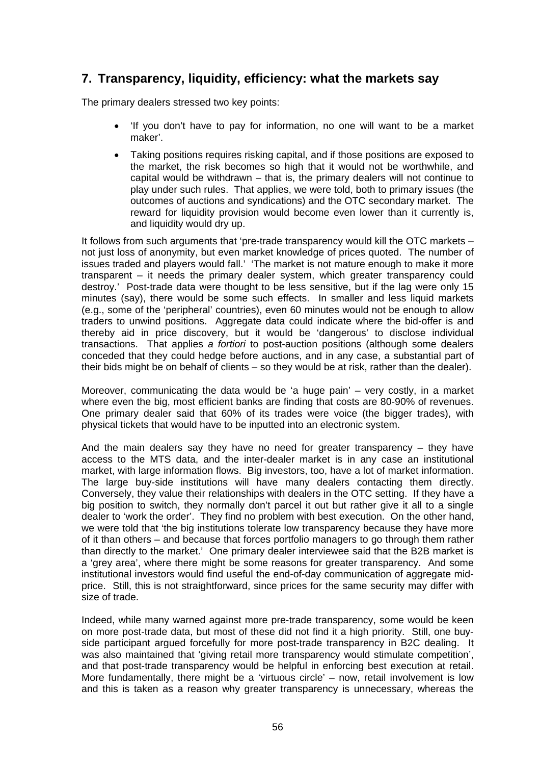## 7. Transparency, liquidity, efficiency: what the markets say

The primary dealers stressed two key points:

- 'If you don't have to pay for information, no one will want to be a market maker'.
- Taking positions requires risking capital, and if those positions are exposed to the market, the risk becomes so high that it would not be worthwhile, and capital would be withdrawn – that is, the primary dealers will not continue to play under such rules. That applies, we were told, both to primary issues (the outcomes of auctions and syndications) and the OTC secondary market. The reward for liquidity provision would become even lower than it currently is, and liquidity would dry up.

It follows from such arguments that 'pre-trade transparency would kill the OTC markets – not just loss of anonymity, but even market knowledge of prices quoted. The number of issues traded and players would fall.' 'The market is not mature enough to make it more transparent – it needs the primary dealer system, which greater transparency could destroy.' Post-trade data were thought to be less sensitive, but if the lag were only 15 minutes (say), there would be some such effects. In smaller and less liquid markets (e.g., some of the 'peripheral' countries), even 60 minutes would not be enough to allow traders to unwind positions. Aggregate data could indicate where the bid-offer is and thereby aid in price discovery, but it would be 'dangerous' to disclose individual transactions. That applies *a fortiori* to post-auction positions (although some dealers conceded that they could hedge before auctions, and in any case, a substantial part of their bids might be on behalf of clients – so they would be at risk, rather than the dealer).

Moreover, communicating the data would be 'a huge pain' – very costly, in a market where even the big, most efficient banks are finding that costs are 80-90% of revenues. One primary dealer said that 60% of its trades were voice (the bigger trades), with physical tickets that would have to be inputted into an electronic system.

And the main dealers say they have no need for greater transparency – they have access to the MTS data, and the inter-dealer market is in any case an institutional market, with large information flows. Big investors, too, have a lot of market information. The large buy-side institutions will have many dealers contacting them directly. Conversely, they value their relationships with dealers in the OTC setting. If they have a big position to switch, they normally don't parcel it out but rather give it all to a single dealer to 'work the order'. They find no problem with best execution. On the other hand, we were told that 'the big institutions tolerate low transparency because they have more of it than others – and because that forces portfolio managers to go through them rather than directly to the market.' One primary dealer interviewee said that the B2B market is a 'grey area', where there might be some reasons for greater transparency. And some institutional investors would find useful the end-of-day communication of aggregate mid-price. Still, this is not straightforward, since prices for the same security may differ with size of trade.

Indeed, while many warned against more pre-trade transparency, some would be keen on more post-trade data, but most of these did not find it a high priority. Still, one buy-side participant argued forcefully for more post-trade transparency in B2C dealing. It was also maintained that 'giving retail more transparency would stimulate competition', and that post-trade transparency would be helpful in enforcing best execution at retail. More fundamentally, there might be a 'virtuous circle' – now, retail involvement is low and this is taken as a reason why greater transparency is unnecessary, whereas the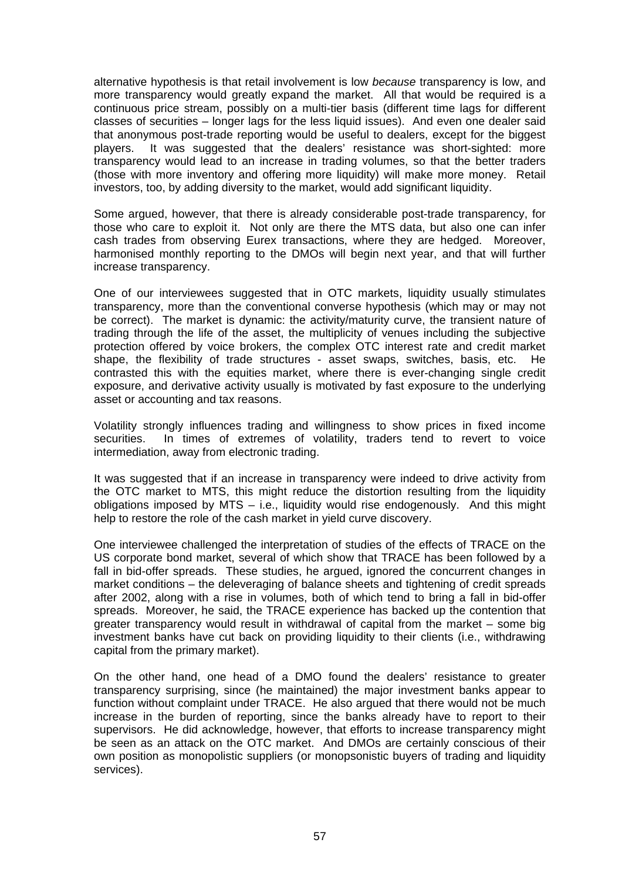alternative hypothesis is that retail involvement is low *because* transparency is low, and more transparency would greatly expand the market. All that would be required is a continuous price stream, possibly on a multi-tier basis (different time lags for different classes of securities – longer lags for the less liquid issues). And even one dealer said that anonymous post-trade reporting would be useful to dealers, except for the biggest players. It was suggested that the dealers' resistance was short-sighted: more transparency would lead to an increase in trading volumes, so that the better traders (those with more inventory and offering more liquidity) will make more money. Retail investors, too, by adding diversity to the market, would add significant liquidity.

Some argued, however, that there is already considerable post-trade transparency, for those who care to exploit it. Not only are there the MTS data, but also one can infer cash trades from observing Eurex transactions, where they are hedged. Moreover, harmonised monthly reporting to the DMOs will begin next year, and that will further increase transparency.

One of our interviewees suggested that in OTC markets, liquidity usually stimulates transparency, more than the conventional converse hypothesis (which may or may not be correct). The market is dynamic: the activity/maturity curve, the transient nature of trading through the life of the asset, the multiplicity of venues including the subjective protection offered by voice brokers, the complex OTC interest rate and credit market shape, the flexibility of trade structures - asset swaps, switches, basis, etc. He contrasted this with the equities market, where there is ever-changing single credit exposure, and derivative activity usually is motivated by fast exposure to the underlying asset or accounting and tax reasons.

Volatility strongly influences trading and willingness to show prices in fixed income securities. In times of extremes of volatility, traders tend to revert to voice intermediation, away from electronic trading.

It was suggested that if an increase in transparency were indeed to drive activity from the OTC market to MTS, this might reduce the distortion resulting from the liquidity obligations imposed by MTS – i.e., liquidity would rise endogenously. And this might help to restore the role of the cash market in yield curve discovery.

One interviewee challenged the interpretation of studies of the effects of TRACE on the US corporate bond market, several of which show that TRACE has been followed by a fall in bid-offer spreads. These studies, he argued, ignored the concurrent changes in market conditions – the deleveraging of balance sheets and tightening of credit spreads after 2002, along with a rise in volumes, both of which tend to bring a fall in bid-offer spreads. Moreover, he said, the TRACE experience has backed up the contention that greater transparency would result in withdrawal of capital from the market – some big investment banks have cut back on providing liquidity to their clients (i.e., withdrawing capital from the primary market).

On the other hand, one head of a DMO found the dealers' resistance to greater transparency surprising, since (he maintained) the major investment banks appear to function without complaint under TRACE. He also argued that there would not be much increase in the burden of reporting, since the banks already have to report to their supervisors. He did acknowledge, however, that efforts to increase transparency might be seen as an attack on the OTC market. And DMOs are certainly conscious of their own position as monopolistic suppliers (or monopsonistic buyers of trading and liquidity services).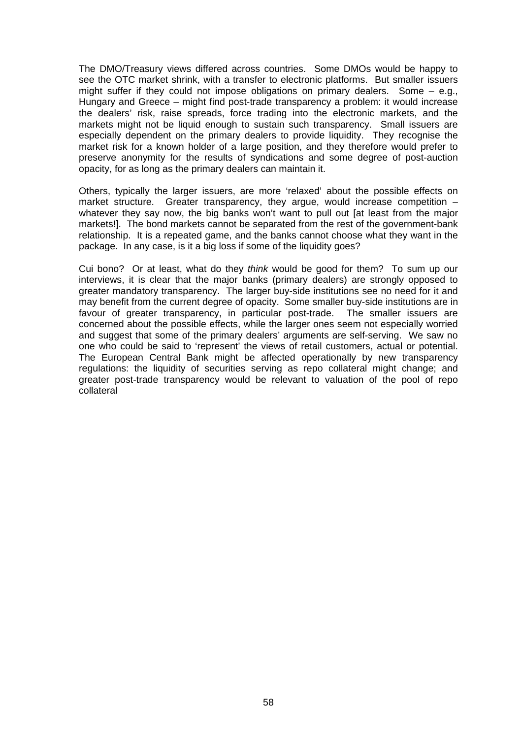The DMO/Treasury views differed across countries. Some DMOs would be happy to see the OTC market shrink, with a transfer to electronic platforms. But smaller issuers might suffer if they could not impose obligations on primary dealers. Some – e.g., Hungary and Greece – might find post-trade transparency a problem: it would increase the dealers' risk, raise spreads, force trading into the electronic markets, and the markets might not be liquid enough to sustain such transparency. Small issuers are especially dependent on the primary dealers to provide liquidity. They recognise the market risk for a known holder of a large position, and they therefore would prefer to preserve anonymity for the results of syndications and some degree of post-auction opacity, for as long as the primary dealers can maintain it.

Others, typically the larger issuers, are more 'relaxed' about the possible effects on market structure. Greater transparency, they argue, would increase competition – whatever they say now, the big banks won't want to pull out [at least from the major markets!]. The bond markets cannot be separated from the rest of the government-bank relationship. It is a repeated game, and the banks cannot choose what they want in the package. In any case, is it a big loss if some of the liquidity goes?

Cui bono? Or at least, what do they *think* would be good for them? To sum up our interviews, it is clear that the major banks (primary dealers) are strongly opposed to greater mandatory transparency. The larger buy-side institutions see no need for it and may benefit from the current degree of opacity. Some smaller buy-side institutions are in favour of greater transparency, in particular post-trade. The smaller issuers are concerned about the possible effects, while the larger ones seem not especially worried and suggest that some of the primary dealers' arguments are self-serving. We saw no one who could be said to 'represent' the views of retail customers, actual or potential. The European Central Bank might be affected operationally by new transparency regulations: the liquidity of securities serving as repo collateral might change; and greater post-trade transparency would be relevant to valuation of the pool of repo collateral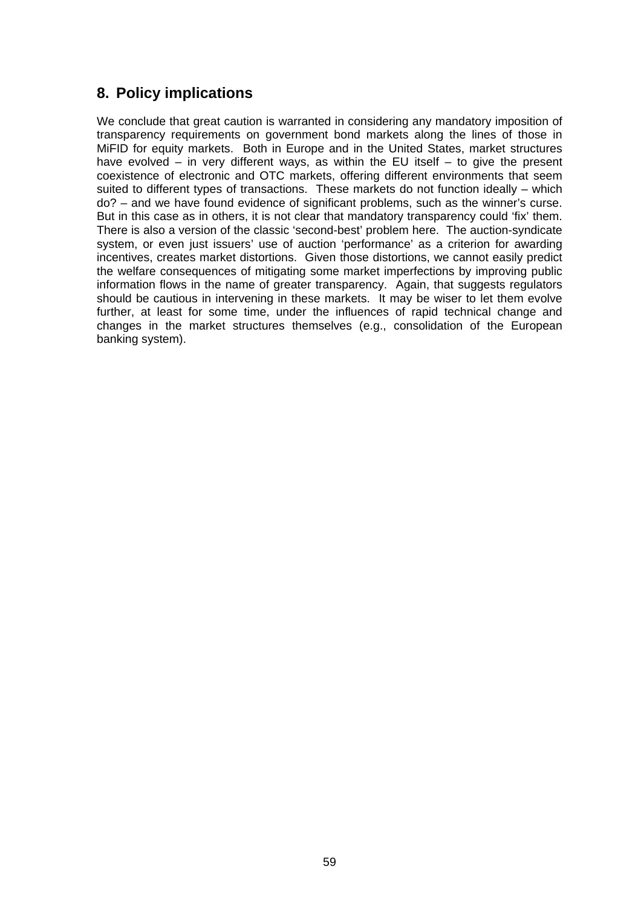## 8. Policy implications

We conclude that great caution is warranted in considering any mandatory imposition of transparency requirements on government bond markets along the lines of those in MiFID for equity markets. Both in Europe and in the United States, market structures have evolved – in very different ways, as within the EU itself – to give the present coexistence of electronic and OTC markets, offering different environments that seem suited to different types of transactions. These markets do not function ideally – which do? – and we have found evidence of significant problems, such as the winner's curse. But in this case as in others, it is not clear that mandatory transparency could 'fix' them. There is also a version of the classic 'second-best' problem here. The auction-syndicate system, or even just issuers' use of auction 'performance' as a criterion for awarding incentives, creates market distortions. Given those distortions, we cannot easily predict the welfare consequences of mitigating some market imperfections by improving public information flows in the name of greater transparency. Again, that suggests regulators should be cautious in intervening in these markets. It may be wiser to let them evolve further, at least for some time, under the influences of rapid technical change and changes in the market structures themselves (e.g., consolidation of the European banking system).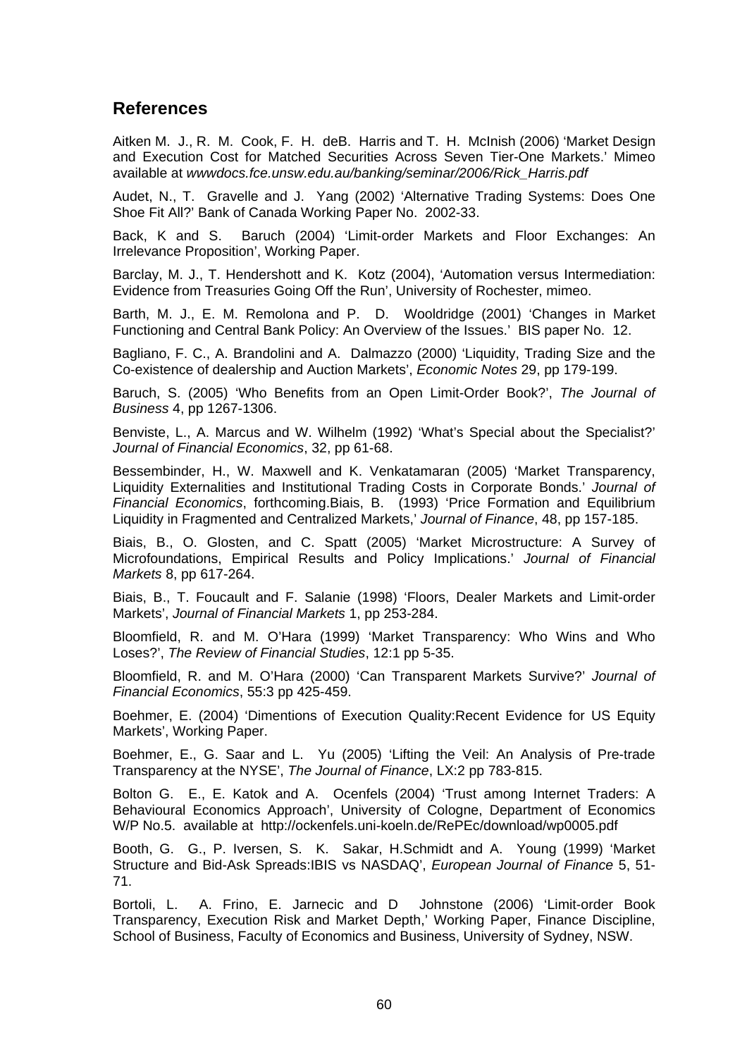## References

Aitken M. J., R. M. Cook, F. H. deB. Harris and T. H. McInish (2006) 'Market Design and Execution Cost for Matched Securities Across Seven Tier-One Markets.' Mimeo available at *wwwdocs.fce.unsw.edu.au/banking/seminar/2006/Rick_Harris.pdf*

Audet, N., T. Gravelle and J. Yang (2002) 'Alternative Trading Systems: Does One Shoe Fit All?' Bank of Canada Working Paper No. 2002-33.

Back, K and S. Baruch (2004) 'Limit-order Markets and Floor Exchanges: An Irrelevance Proposition', Working Paper.

Barclay, M. J., T. Hendershott and K. Kotz (2004), 'Automation versus Intermediation: Evidence from Treasuries Going Off the Run', University of Rochester, mimeo.

Barth, M. J., E. M. Remolona and P. D. Wooldridge (2001) 'Changes in Market Functioning and Central Bank Policy: An Overview of the Issues.' BIS paper No. 12.

Bagliano, F. C., A. Brandolini and A. Dalmazzo (2000) 'Liquidity, Trading Size and the Co-existence of dealership and Auction Markets', *Economic Notes* 29, pp 179-199.

Baruch, S. (2005) 'Who Benefits from an Open Limit-Order Book?', *The Journal of Business* 4, pp 1267-1306.

Benviste, L., A. Marcus and W. Wilhelm (1992) 'What's Special about the Specialist?' *Journal of Financial Economics*, 32, pp 61-68.

Bessembinder, H., W. Maxwell and K. Venkatamaran (2005) 'Market Transparency, Liquidity Externalities and Institutional Trading Costs in Corporate Bonds.' *Journal of Financial Economics*, forthcoming.Biais, B. (1993) 'Price Formation and Equilibrium Liquidity in Fragmented and Centralized Markets,' *Journal of Finance*, 48, pp 157-185.

Biais, B., O. Glosten, and C. Spatt (2005) 'Market Microstructure: A Survey of Microfoundations, Empirical Results and Policy Implications.' *Journal of Financial Markets* 8, pp 617-264.

Biais, B., T. Foucault and F. Salanie (1998) 'Floors, Dealer Markets and Limit-order Markets', *Journal of Financial Markets* 1, pp 253-284.

Bloomfield, R. and M. O'Hara (1999) 'Market Transparency: Who Wins and Who Loses?', *The Review of Financial Studies*, 12:1 pp 5-35.

Bloomfield, R. and M. O'Hara (2000) 'Can Transparent Markets Survive?' *Journal of Financial Economics*, 55:3 pp 425-459.

Boehmer, E. (2004) 'Dimentions of Execution Quality:Recent Evidence for US Equity Markets', Working Paper.

Boehmer, E., G. Saar and L. Yu (2005) 'Lifting the Veil: An Analysis of Pre-trade Transparency at the NYSE', *The Journal of Finance*, LX:2 pp 783-815.

Bolton G. E., E. Katok and A. Ocenfels (2004) 'Trust among Internet Traders: A Behavioural Economics Approach', University of Cologne, Department of Economics W/P No.5. available at http://ockenfels.uni-koeln.de/RePEc/download/wp0005.pdf

Booth, G. G., P. Iversen, S. K. Sakar, H.Schmidt and A. Young (1999) 'Market Structure and Bid-Ask Spreads:IBIS vs NASDAQ', *European Journal of Finance* 5, 51-71.

Bortoli, L. A. Frino, E. Jarnecic and D Johnstone (2006) 'Limit-order Book Transparency, Execution Risk and Market Depth,' Working Paper, Finance Discipline, School of Business, Faculty of Economics and Business, University of Sydney, NSW.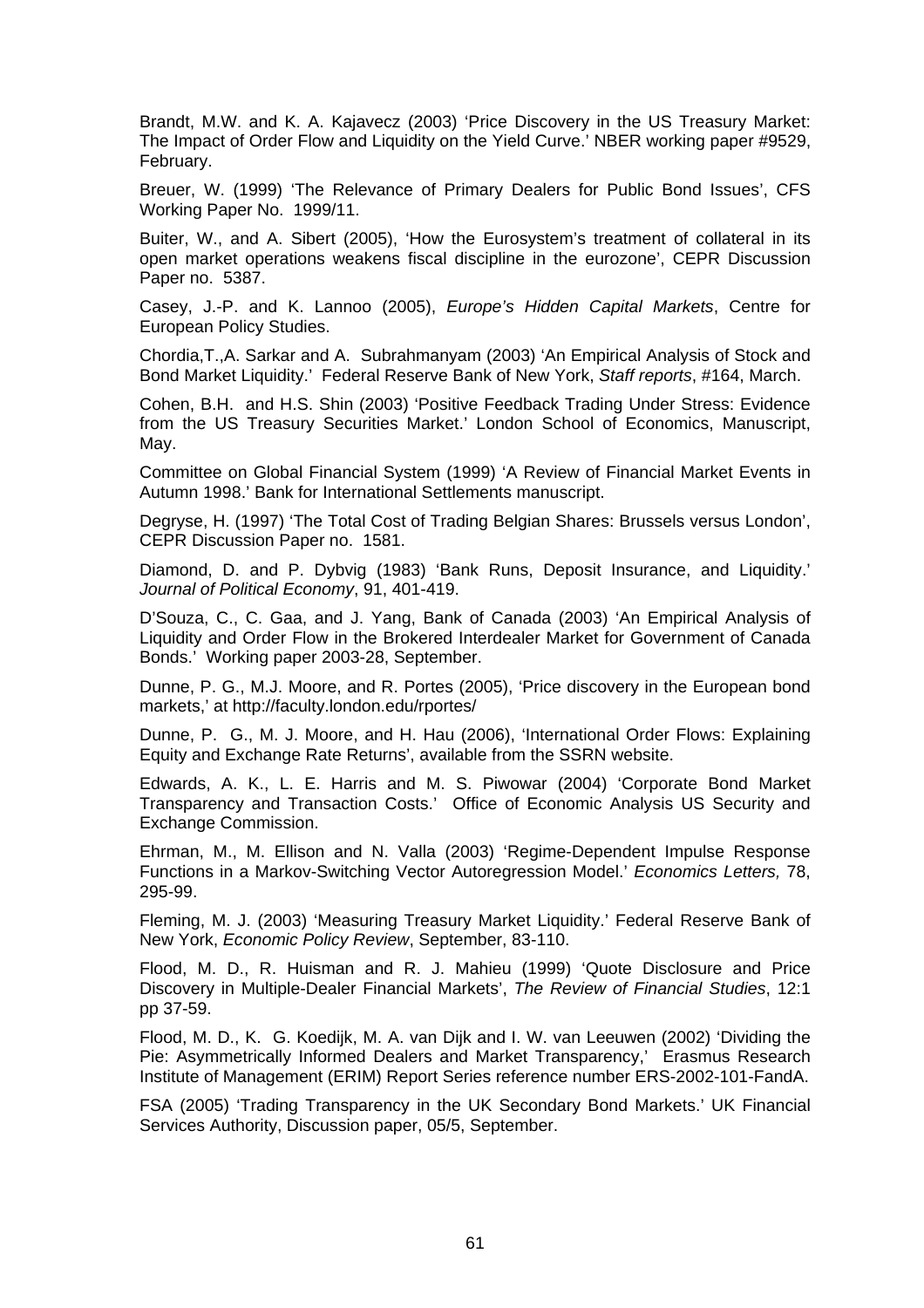Brandt, M.W. and K. A. Kajavecz (2003) 'Price Discovery in the US Treasury Market: The Impact of Order Flow and Liquidity on the Yield Curve.' NBER working paper #9529, February.

Breuer, W. (1999) 'The Relevance of Primary Dealers for Public Bond Issues', CFS Working Paper No. 1999/11.

Buiter, W., and A. Sibert (2005), 'How the Eurosystem's treatment of collateral in its open market operations weakens fiscal discipline in the eurozone', CEPR Discussion Paper no. 5387.

Casey, J.-P. and K. Lannoo (2005), *Europe's Hidden Capital Markets*, Centre for European Policy Studies.

Chordia,T.,A. Sarkar and A. Subrahmanyam (2003) 'An Empirical Analysis of Stock and Bond Market Liquidity.' Federal Reserve Bank of New York, *Staff reports*, #164, March.

Cohen, B.H. and H.S. Shin (2003) 'Positive Feedback Trading Under Stress: Evidence from the US Treasury Securities Market.' London School of Economics, Manuscript, May.

Committee on Global Financial System (1999) 'A Review of Financial Market Events in Autumn 1998.' Bank for International Settlements manuscript.

Degryse, H. (1997) 'The Total Cost of Trading Belgian Shares: Brussels versus London', CEPR Discussion Paper no. 1581.

Diamond, D. and P. Dybvig (1983) 'Bank Runs, Deposit Insurance, and Liquidity.' *Journal of Political Economy*, 91, 401-419.

D'Souza, C., C. Gaa, and J. Yang, Bank of Canada (2003) 'An Empirical Analysis of Liquidity and Order Flow in the Brokered Interdealer Market for Government of Canada Bonds.' Working paper 2003-28, September.

Dunne, P. G., M.J. Moore, and R. Portes (2005), 'Price discovery in the European bond markets,' at http://faculty.london.edu/rportes/

Dunne, P. G., M. J. Moore, and H. Hau (2006), 'International Order Flows: Explaining Equity and Exchange Rate Returns', available from the SSRN website.

Edwards, A. K., L. E. Harris and M. S. Piwowar (2004) 'Corporate Bond Market Transparency and Transaction Costs.' Office of Economic Analysis US Security and Exchange Commission.

Ehrman, M., M. Ellison and N. Valla (2003) 'Regime-Dependent Impulse Response Functions in a Markov-Switching Vector Autoregression Model.' *Economics Letters,* 78, 295-99.

Fleming, M. J. (2003) 'Measuring Treasury Market Liquidity.' Federal Reserve Bank of New York, *Economic Policy Review*, September, 83-110.

Flood, M. D., R. Huisman and R. J. Mahieu (1999) 'Quote Disclosure and Price Discovery in Multiple-Dealer Financial Markets', *The Review of Financial Studies*, 12:1 pp 37-59.

Flood, M. D., K. G. Koedijk, M. A. van Dijk and I. W. van Leeuwen (2002) 'Dividing the Pie: Asymmetrically Informed Dealers and Market Transparency,' Erasmus Research Institute of Management (ERIM) Report Series reference number ERS-2002-101-FandA.

FSA (2005) 'Trading Transparency in the UK Secondary Bond Markets.' UK Financial Services Authority, Discussion paper, 05/5, September.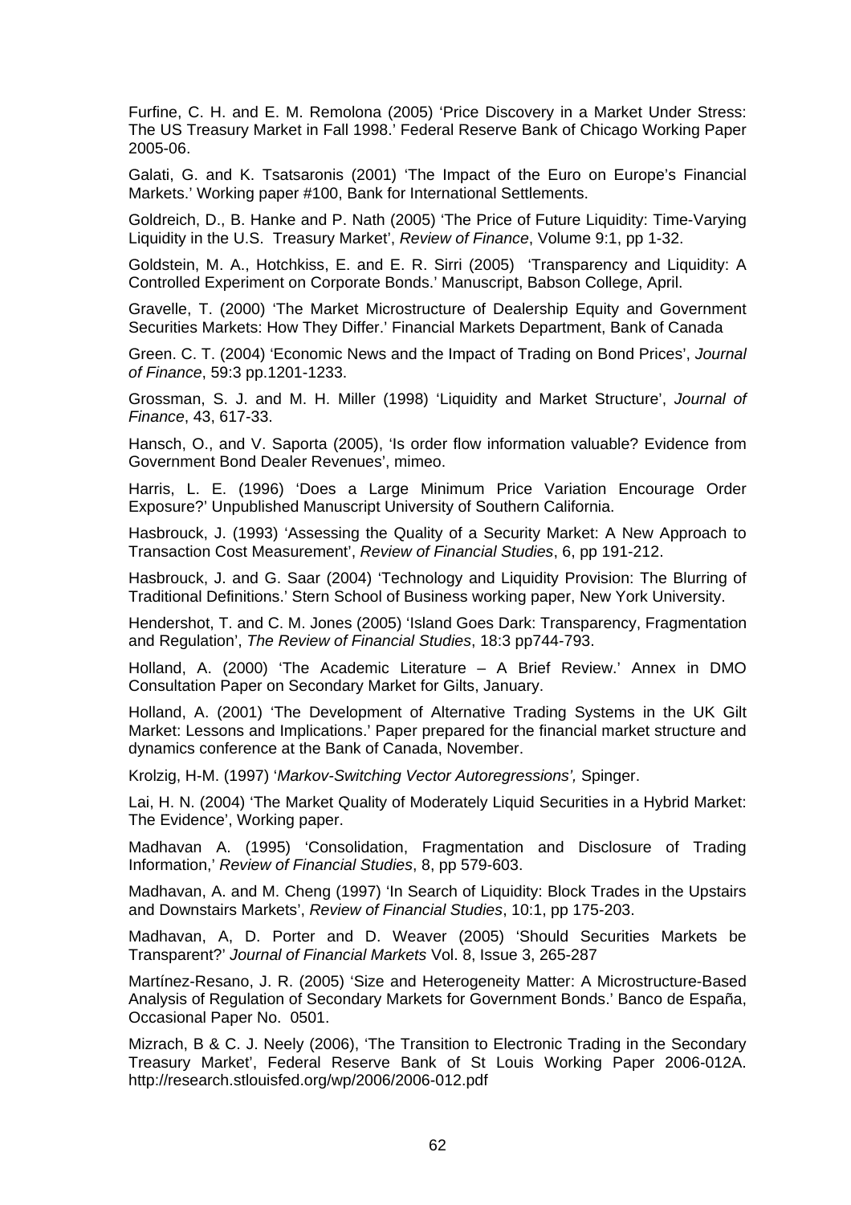Furfine, C. H. and E. M. Remolona (2005) 'Price Discovery in a Market Under Stress: The US Treasury Market in Fall 1998.' Federal Reserve Bank of Chicago Working Paper 2005-06.

Galati, G. and K. Tsatsaronis (2001) 'The Impact of the Euro on Europe's Financial Markets.' Working paper #100, Bank for International Settlements.

Goldreich, D., B. Hanke and P. Nath (2005) 'The Price of Future Liquidity: Time-Varying Liquidity in the U.S. Treasury Market', *Review of Finance*, Volume 9:1, pp 1-32.

Goldstein, M. A., Hotchkiss, E. and E. R. Sirri (2005) 'Transparency and Liquidity: A Controlled Experiment on Corporate Bonds.' Manuscript, Babson College, April.

Gravelle, T. (2000) 'The Market Microstructure of Dealership Equity and Government Securities Markets: How They Differ.' Financial Markets Department, Bank of Canada

Green. C. T. (2004) 'Economic News and the Impact of Trading on Bond Prices', *Journal of Finance*, 59:3 pp.1201-1233.

Grossman, S. J. and M. H. Miller (1998) 'Liquidity and Market Structure', *Journal of Finance*, 43, 617-33.

Hansch, O., and V. Saporta (2005), 'Is order flow information valuable? Evidence from Government Bond Dealer Revenues', mimeo.

Harris, L. E. (1996) 'Does a Large Minimum Price Variation Encourage Order Exposure?' Unpublished Manuscript University of Southern California.

Hasbrouck, J. (1993) 'Assessing the Quality of a Security Market: A New Approach to Transaction Cost Measurement', *Review of Financial Studies*, 6, pp 191-212.

Hasbrouck, J. and G. Saar (2004) 'Technology and Liquidity Provision: The Blurring of Traditional Definitions.' Stern School of Business working paper, New York University.

Hendershot, T. and C. M. Jones (2005) 'Island Goes Dark: Transparency, Fragmentation and Regulation', *The Review of Financial Studies*, 18:3 pp744-793.

Holland, A. (2000) 'The Academic Literature – A Brief Review.' Annex in DMO Consultation Paper on Secondary Market for Gilts, January.

Holland, A. (2001) 'The Development of Alternative Trading Systems in the UK Gilt Market: Lessons and Implications.' Paper prepared for the financial market structure and dynamics conference at the Bank of Canada, November.

Krolzig, H-M. (1997) '*Markov-Switching Vector Autoregressions',* Spinger.

Lai, H. N. (2004) 'The Market Quality of Moderately Liquid Securities in a Hybrid Market: The Evidence', Working paper.

Madhavan A. (1995) 'Consolidation, Fragmentation and Disclosure of Trading Information,' *Review of Financial Studies*, 8, pp 579-603.

Madhavan, A. and M. Cheng (1997) 'In Search of Liquidity: Block Trades in the Upstairs and Downstairs Markets', *Review of Financial Studies*, 10:1, pp 175-203.

Madhavan, A, D. Porter and D. Weaver (2005) 'Should Securities Markets be Transparent?' *Journal of Financial Markets* Vol. 8, Issue 3, 265-287

Martínez-Resano, J. R. (2005) 'Size and Heterogeneity Matter: A Microstructure-Based Analysis of Regulation of Secondary Markets for Government Bonds.' Banco de España, Occasional Paper No. 0501.

Mizrach, B & C. J. Neely (2006), 'The Transition to Electronic Trading in the Secondary Treasury Market', Federal Reserve Bank of St Louis Working Paper 2006-012A. http://research.stlouisfed.org/wp/2006/2006-012.pdf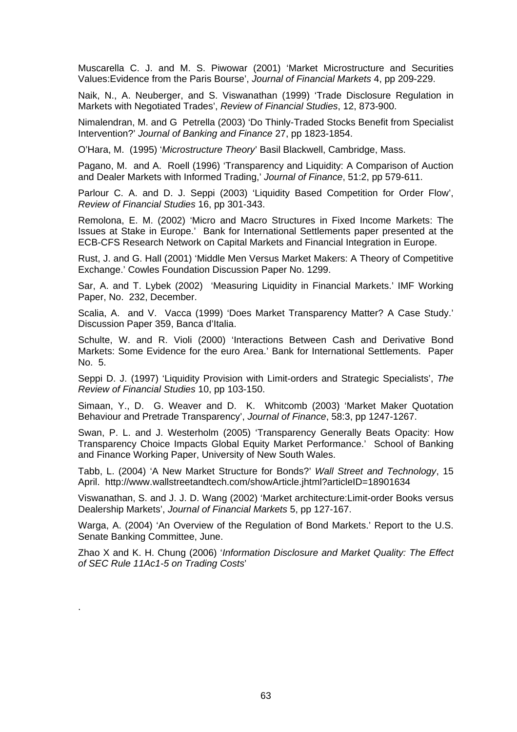Muscarella C. J. and M. S. Piwowar (2001) 'Market Microstructure and Securities Values:Evidence from the Paris Bourse', *Journal of Financial Markets* 4, pp 209-229.

Naik, N., A. Neuberger, and S. Viswanathan (1999) 'Trade Disclosure Regulation in Markets with Negotiated Trades', *Review of Financial Studies*, 12, 873-900.

Nimalendran, M. and G Petrella (2003) 'Do Thinly-Traded Stocks Benefit from Specialist Intervention?' *Journal of Banking and Finance* 27, pp 1823-1854.

O'Hara, M. (1995) '*Microstructure Theory*' Basil Blackwell, Cambridge, Mass.

Pagano, M. and A. Roell (1996) 'Transparency and Liquidity: A Comparison of Auction and Dealer Markets with Informed Trading,' *Journal of Finance*, 51:2, pp 579-611.

Parlour C. A. and D. J. Seppi (2003) 'Liquidity Based Competition for Order Flow', *Review of Financial Studies* 16, pp 301-343.

Remolona, E. M. (2002) 'Micro and Macro Structures in Fixed Income Markets: The Issues at Stake in Europe.' Bank for International Settlements paper presented at the ECB-CFS Research Network on Capital Markets and Financial Integration in Europe.

Rust, J. and G. Hall (2001) 'Middle Men Versus Market Makers: A Theory of Competitive Exchange.' Cowles Foundation Discussion Paper No. 1299.

Sar, A. and T. Lybek (2002) 'Measuring Liquidity in Financial Markets.' IMF Working Paper, No. 232, December.

Scalia, A. and V. Vacca (1999) 'Does Market Transparency Matter? A Case Study.' Discussion Paper 359, Banca d'Italia.

Schulte, W. and R. Violi (2000) 'Interactions Between Cash and Derivative Bond Markets: Some Evidence for the euro Area.' Bank for International Settlements. Paper No. 5.

Seppi D. J. (1997) 'Liquidity Provision with Limit-orders and Strategic Specialists', *The Review of Financial Studies* 10, pp 103-150.

Simaan, Y., D. G. Weaver and D. K. Whitcomb (2003) 'Market Maker Quotation Behaviour and Pretrade Transparency', *Journal of Finance*, 58:3, pp 1247-1267.

Swan, P. L. and J. Westerholm (2005) 'Transparency Generally Beats Opacity: How Transparency Choice Impacts Global Equity Market Performance.' School of Banking and Finance Working Paper, University of New South Wales.

Tabb, L. (2004) 'A New Market Structure for Bonds?' *Wall Street and Technology*, 15 April. http://www.wallstreetandtech.com/showArticle.jhtml?articleID=18901634

Viswanathan, S. and J. J. D. Wang (2002) 'Market architecture:Limit-order Books versus Dealership Markets', *Journal of Financial Markets* 5, pp 127-167.

Warga, A. (2004) 'An Overview of the Regulation of Bond Markets.' Report to the U.S. Senate Banking Committee, June.

Zhao X and K. H. Chung (2006) '*Information Disclosure and Market Quality: The Effect of SEC Rule 11Ac1-5 on Trading Costs*'

.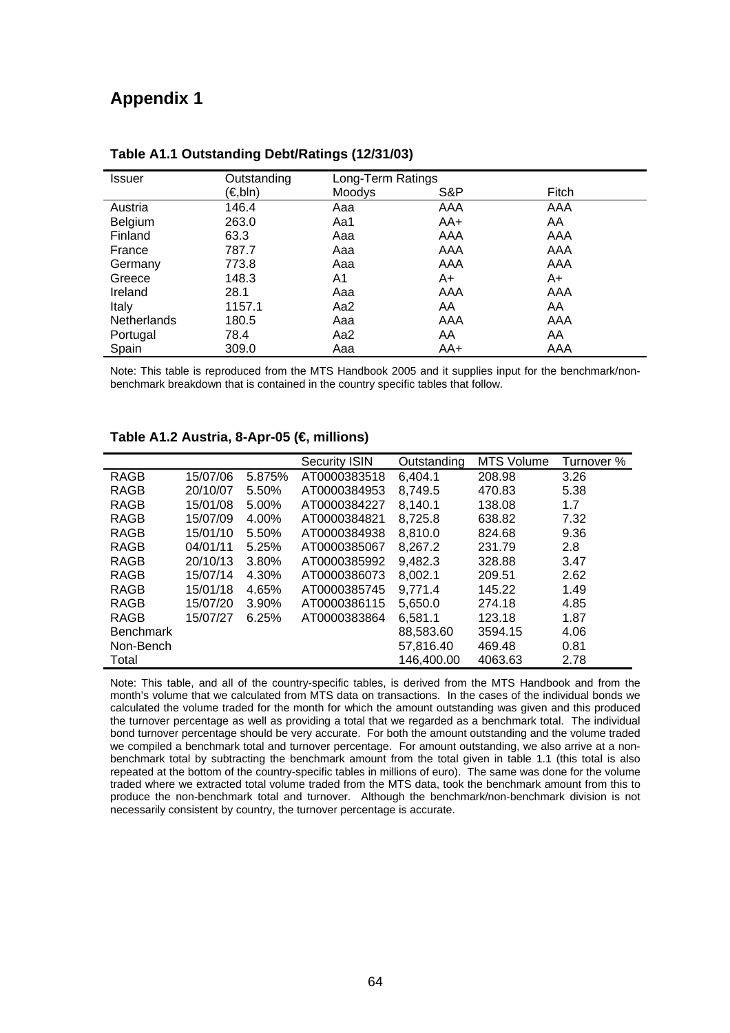# Appendix 1

**Table A1.1 Outstanding Debt/Ratings (12/31/03)**

| Issuer | Outstanding (€,bln) | Long-Term Ratings Moodys | S&P | Fitch |
|---|---|---|---|---|
| Austria | 146.4 | Aaa | AAA | AAA |
| Belgium | 263.0 | Aa1 | AA+ | AA |
| Finland | 63.3 | Aaa | AAA | AAA |
| France | 787.7 | Aaa | AAA | AAA |
| Germany | 773.8 | Aaa | AAA | AAA |
| Greece | 148.3 | A1 | A+ | A+ |
| Ireland | 28.1 | Aaa | AAA | AAA |
| Italy | 1157.1 | Aa2 | AA | AA |
| Netherlands | 180.5 | Aaa | AAA | AAA |
| Portugal | 78.4 | Aa2 | AA | AA |
| Spain | 309.0 | Aaa | AA+ | AAA |

Note: This table is reproduced from the MTS Handbook 2005 and it supplies input for the benchmark/non-benchmark breakdown that is contained in the country specific tables that follow.

**Table A1.2 Austria, 8-Apr-05 (€, millions)**

| | | | Security ISIN | Outstanding | MTS Volume | Turnover % |
|---|---|---|---|---|---|---|
| RAGB | 15/07/06 | 5.875% | AT0000383518 | 6,404.1 | 208.98 | 3.26 |
| RAGB | 20/10/07 | 5.50% | AT0000384953 | 8,749.5 | 470.83 | 5.38 |
| RAGB | 15/01/08 | 5.00% | AT0000384227 | 8,140.1 | 138.08 | 1.7 |
| RAGB | 15/07/09 | 4.00% | AT0000384821 | 8,725.8 | 638.82 | 7.32 |
| RAGB | 15/01/10 | 5.50% | AT0000384938 | 8,810.0 | 824.68 | 9.36 |
| RAGB | 04/01/11 | 5.25% | AT0000385067 | 8,267.2 | 231.79 | 2.8 |
| RAGB | 20/10/13 | 3.80% | AT0000385992 | 9,482.3 | 328.88 | 3.47 |
| RAGB | 15/07/14 | 4.30% | AT0000386073 | 8,002.1 | 209.51 | 2.62 |
| RAGB | 15/01/18 | 4.65% | AT0000385745 | 9,771.4 | 145.22 | 1.49 |
| RAGB | 15/07/20 | 3.90% | AT0000386115 | 5,650.0 | 274.18 | 4.85 |
| RAGB | 15/07/27 | 6.25% | AT0000383864 | 6,581.1 | 123.18 | 1.87 |
| Benchmark | | | | 88,583.60 | 3594.15 | 4.06 |
| Non-Bench | | | | 57,816.40 | 469.48 | 0.81 |
| Total | | | | 146,400.00 | 4063.63 | 2.78 |

Note: This table, and all of the country-specific tables, is derived from the MTS Handbook and from the month's volume that we calculated from MTS data on transactions. In the cases of the individual bonds we calculated the volume traded for the month for which the amount outstanding was given and this produced the turnover percentage as well as providing a total that we regarded as a benchmark total. The individual bond turnover percentage should be very accurate. For both the amount outstanding and the volume traded we compiled a benchmark total and turnover percentage. For amount outstanding, we also arrive at a non-benchmark total by subtracting the benchmark amount from the total given in table 1.1 (this total is also repeated at the bottom of the country-specific tables in millions of euro). The same was done for the volume traded where we extracted total volume traded from the MTS data, took the benchmark amount from this to produce the non-benchmark total and turnover. Although the benchmark/non-benchmark division is not necessarily consistent by country, the turnover percentage is accurate.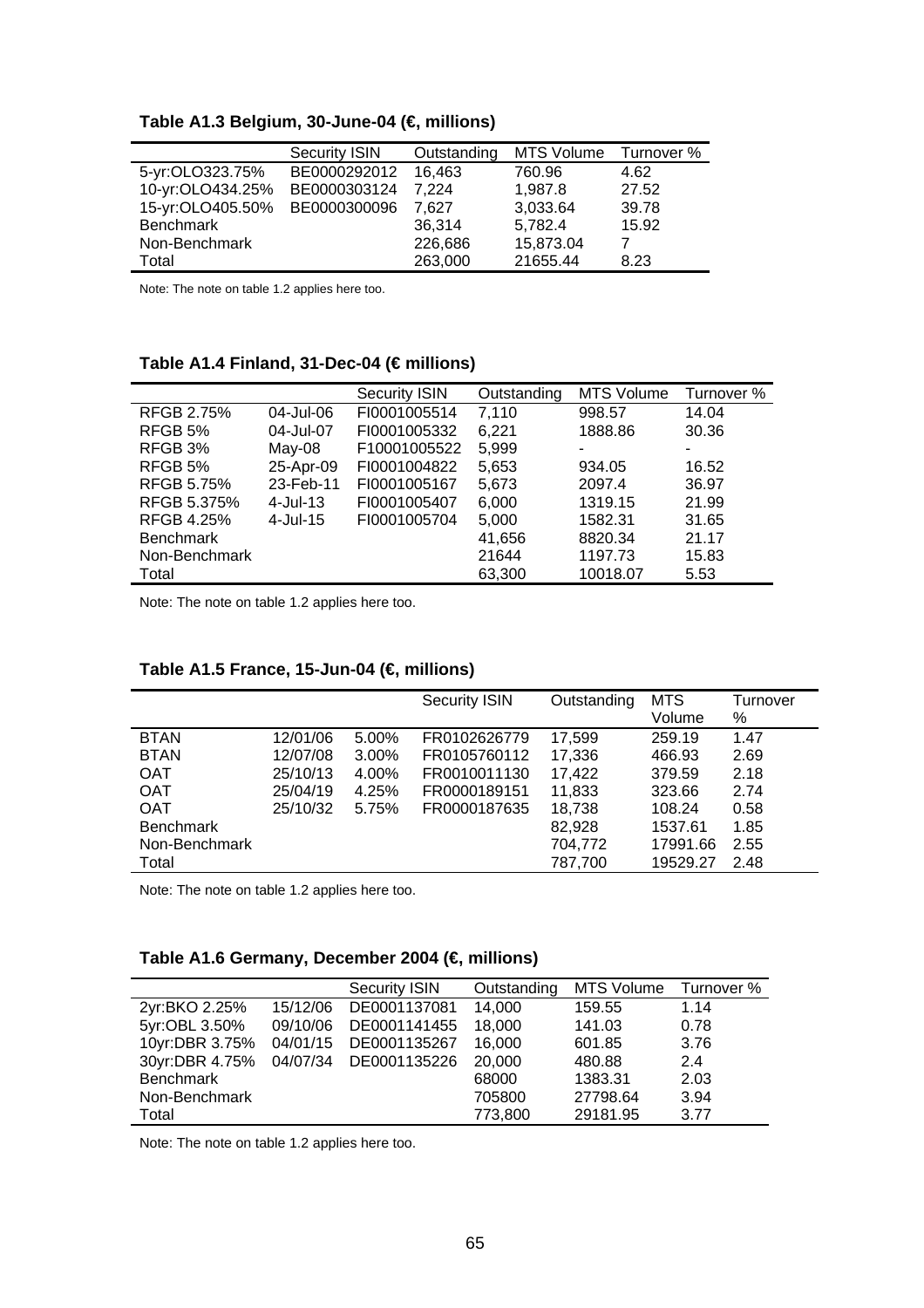**Table A1.3 Belgium, 30-June-04 (€, millions)**

| | Security ISIN | Outstanding | MTS Volume | Turnover % |
|---|---|---|---|---|
| 5-yr:OLO323.75% | BE0000292012 | 16,463 | 760.96 | 4.62 |
| 10-yr:OLO434.25% | BE0000303124 | 7,224 | 1,987.8 | 27.52 |
| 15-yr:OLO405.50% | BE0000300096 | 7,627 | 3,033.64 | 39.78 |
| Benchmark | | 36,314 | 5,782.4 | 15.92 |
| Non-Benchmark | | 226,686 | 15,873.04 | 7 |
| Total | | 263,000 | 21655.44 | 8.23 |

Note: The note on table 1.2 applies here too.

**Table A1.4 Finland, 31-Dec-04 (€ millions)**

| | | Security ISIN | Outstanding | MTS Volume | Turnover % |
|---|---|---|---|---|---|
| RFGB 2.75% | 04-Jul-06 | FI0001005514 | 7,110 | 998.57 | 14.04 |
| RFGB 5% | 04-Jul-07 | FI0001005332 | 6,221 | 1888.86 | 30.36 |
| RFGB 3% | May-08 | F10001005522 | 5,999 | - | - |
| RFGB 5% | 25-Apr-09 | FI0001004822 | 5,653 | 934.05 | 16.52 |
| RFGB 5.75% | 23-Feb-11 | FI0001005167 | 5,673 | 2097.4 | 36.97 |
| RFGB 5.375% | 4-Jul-13 | FI0001005407 | 6,000 | 1319.15 | 21.99 |
| RFGB 4.25% | 4-Jul-15 | FI0001005704 | 5,000 | 1582.31 | 31.65 |
| Benchmark | | | 41,656 | 8820.34 | 21.17 |
| Non-Benchmark | | | 21644 | 1197.73 | 15.83 |
| Total | | | 63,300 | 10018.07 | 5.53 |

Note: The note on table 1.2 applies here too.

**Table A1.5 France, 15-Jun-04 (€, millions)**

| | | | Security ISIN | Outstanding | MTS Volume | Turnover % |
|---|---|---|---|---|---|---|
| BTAN | 12/01/06 | 5.00% | FR0102626779 | 17,599 | 259.19 | 1.47 |
| BTAN | 12/07/08 | 3.00% | FR0105760112 | 17,336 | 466.93 | 2.69 |
| OAT | 25/10/13 | 4.00% | FR0010011130 | 17,422 | 379.59 | 2.18 |
| OAT | 25/04/19 | 4.25% | FR0000189151 | 11,833 | 323.66 | 2.74 |
| OAT | 25/10/32 | 5.75% | FR0000187635 | 18,738 | 108.24 | 0.58 |
| Benchmark | | | | 82,928 | 1537.61 | 1.85 |
| Non-Benchmark | | | | 704,772 | 17991.66 | 2.55 |
| Total | | | | 787,700 | 19529.27 | 2.48 |

Note: The note on table 1.2 applies here too.

**Table A1.6 Germany, December 2004 (€, millions)**

| | | Security ISIN | Outstanding | MTS Volume | Turnover % |
|---|---|---|---|---|---|
| 2yr:BKO 2.25% | 15/12/06 | DE0001137081 | 14,000 | 159.55 | 1.14 |
| 5yr:OBL 3.50% | 09/10/06 | DE0001141455 | 18,000 | 141.03 | 0.78 |
| 10yr:DBR 3.75% | 04/01/15 | DE0001135267 | 16,000 | 601.85 | 3.76 |
| 30yr:DBR 4.75% | 04/07/34 | DE0001135226 | 20,000 | 480.88 | 2.4 |
| Benchmark | | | 68000 | 1383.31 | 2.03 |
| Non-Benchmark | | | 705800 | 27798.64 | 3.94 |
| Total | | | 773,800 | 29181.95 | 3.77 |

Note: The note on table 1.2 applies here too.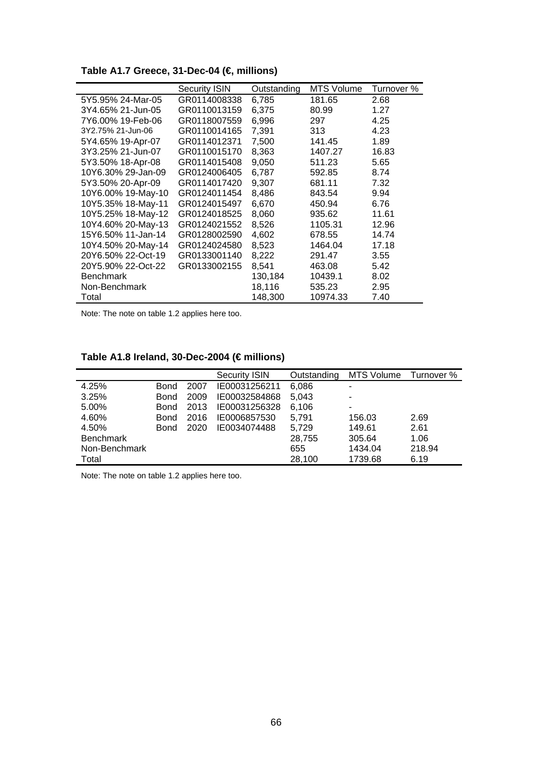**Table A1.7 Greece, 31-Dec-04 (€, millions)**

| | Security ISIN | Outstanding | MTS Volume | Turnover % |
|---|---|---|---|---|
| 5Y5.95% 24-Mar-05 | GR0114008338 | 6,785 | 181.65 | 2.68 |
| 3Y4.65% 21-Jun-05 | GR0110013159 | 6,375 | 80.99 | 1.27 |
| 7Y6.00% 19-Feb-06 | GR0118007559 | 6,996 | 297 | 4.25 |
| 3Y2.75% 21-Jun-06 | GR0110014165 | 7,391 | 313 | 4.23 |
| 5Y4.65% 19-Apr-07 | GR0114012371 | 7,500 | 141.45 | 1.89 |
| 3Y3.25% 21-Jun-07 | GR0110015170 | 8,363 | 1407.27 | 16.83 |
| 5Y3.50% 18-Apr-08 | GR0114015408 | 9,050 | 511.23 | 5.65 |
| 10Y6.30% 29-Jan-09 | GR0124006405 | 6,787 | 592.85 | 8.74 |
| 5Y3.50% 20-Apr-09 | GR0114017420 | 9,307 | 681.11 | 7.32 |
| 10Y6.00% 19-May-10 | GR0124011454 | 8,486 | 843.54 | 9.94 |
| 10Y5.35% 18-May-11 | GR0124015497 | 6,670 | 450.94 | 6.76 |
| 10Y5.25% 18-May-12 | GR0124018525 | 8,060 | 935.62 | 11.61 |
| 10Y4.60% 20-May-13 | GR0124021552 | 8,526 | 1105.31 | 12.96 |
| 15Y6.50% 11-Jan-14 | GR0128002590 | 4,602 | 678.55 | 14.74 |
| 10Y4.50% 20-May-14 | GR0124024580 | 8,523 | 1464.04 | 17.18 |
| 20Y6.50% 22-Oct-19 | GR0133001140 | 8,222 | 291.47 | 3.55 |
| 20Y5.90% 22-Oct-22 | GR0133002155 | 8,541 | 463.08 | 5.42 |
| Benchmark | | 130,184 | 10439.1 | 8.02 |
| Non-Benchmark | | 18,116 | 535.23 | 2.95 |
| Total | | 148,300 | 10974.33 | 7.40 |

Note: The note on table 1.2 applies here too.

**Table A1.8 Ireland, 30-Dec-2004 (€ millions)**

| | | | Security ISIN | Outstanding | MTS Volume | Turnover % |
|---|---|---|---|---|---|---|
| 4.25% | Bond | 2007 | IE00031256211 | 6,086 | - | |
| 3.25% | Bond | 2009 | IE00032584868 | 5,043 | - | |
| 5.00% | Bond | 2013 | IE00031256328 | 6,106 | - | |
| 4.60% | Bond | 2016 | IE0006857530 | 5,791 | 156.03 | 2.69 |
| 4.50% | Bond | 2020 | IE0034074488 | 5,729 | 149.61 | 2.61 |
| Benchmark | | | | 28,755 | 305.64 | 1.06 |
| Non-Benchmark | | | | 655 | 1434.04 | 218.94 |
| Total | | | | 28,100 | 1739.68 | 6.19 |

Note: The note on table 1.2 applies here too.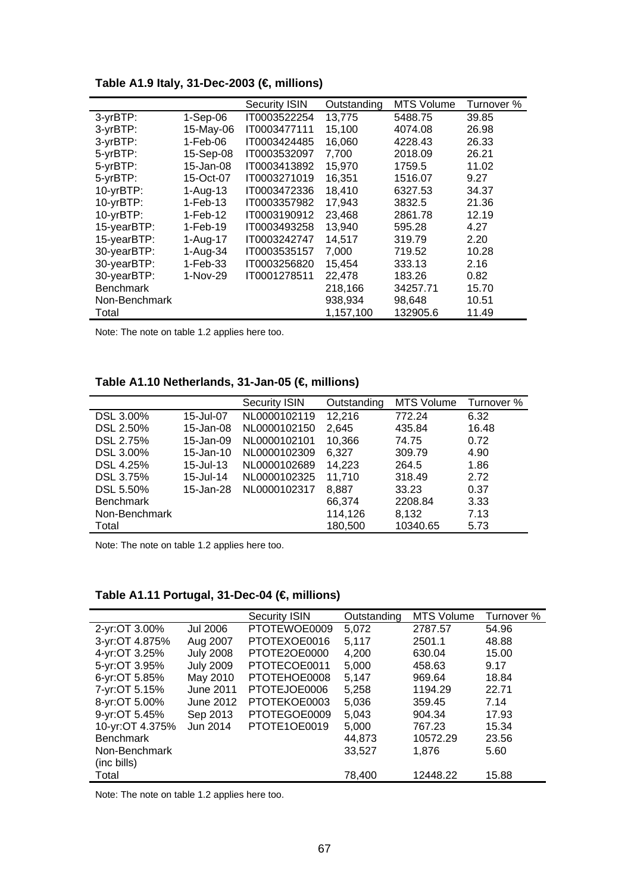**Table A1.9 Italy, 31-Dec-2003 (€, millions)**

| | | Security ISIN | Outstanding | MTS Volume | Turnover % |
|---|---|---|---|---|---|
| 3-yrBTP: | 1-Sep-06 | IT0003522254 | 13,775 | 5488.75 | 39.85 |
| 3-yrBTP: | 15-May-06 | IT0003477111 | 15,100 | 4074.08 | 26.98 |
| 3-yrBTP: | 1-Feb-06 | IT0003424485 | 16,060 | 4228.43 | 26.33 |
| 5-yrBTP: | 15-Sep-08 | IT0003532097 | 7,700 | 2018.09 | 26.21 |
| 5-yrBTP: | 15-Jan-08 | IT0003413892 | 15,970 | 1759.5 | 11.02 |
| 5-yrBTP: | 15-Oct-07 | IT0003271019 | 16,351 | 1516.07 | 9.27 |
| 10-yrBTP: | 1-Aug-13 | IT0003472336 | 18,410 | 6327.53 | 34.37 |
| 10-yrBTP: | 1-Feb-13 | IT0003357982 | 17,943 | 3832.5 | 21.36 |
| 10-yrBTP: | 1-Feb-12 | IT0003190912 | 23,468 | 2861.78 | 12.19 |
| 15-yearBTP: | 1-Feb-19 | IT0003493258 | 13,940 | 595.28 | 4.27 |
| 15-yearBTP: | 1-Aug-17 | IT0003242747 | 14,517 | 319.79 | 2.20 |
| 30-yearBTP: | 1-Aug-34 | IT0003535157 | 7,000 | 719.52 | 10.28 |
| 30-yearBTP: | 1-Feb-33 | IT0003256820 | 15,454 | 333.13 | 2.16 |
| 30-yearBTP: | 1-Nov-29 | IT0001278511 | 22,478 | 183.26 | 0.82 |
| Benchmark | | | 218,166 | 34257.71 | 15.70 |
| Non-Benchmark | | | 938,934 | 98,648 | 10.51 |
| Total | | | 1,157,100 | 132905.6 | 11.49 |

Note: The note on table 1.2 applies here too.

**Table A1.10 Netherlands, 31-Jan-05 (€, millions)**

| | | Security ISIN | Outstanding | MTS Volume | Turnover % |
|---|---|---|---|---|---|
| DSL 3.00% | 15-Jul-07 | NL0000102119 | 12,216 | 772.24 | 6.32 |
| DSL 2.50% | 15-Jan-08 | NL0000102150 | 2,645 | 435.84 | 16.48 |
| DSL 2.75% | 15-Jan-09 | NL0000102101 | 10,366 | 74.75 | 0.72 |
| DSL 3.00% | 15-Jan-10 | NL0000102309 | 6,327 | 309.79 | 4.90 |
| DSL 4.25% | 15-Jul-13 | NL0000102689 | 14,223 | 264.5 | 1.86 |
| DSL 3.75% | 15-Jul-14 | NL0000102325 | 11,710 | 318.49 | 2.72 |
| DSL 5.50% | 15-Jan-28 | NL0000102317 | 8,887 | 33.23 | 0.37 |
| Benchmark | | | 66,374 | 2208.84 | 3.33 |
| Non-Benchmark | | | 114,126 | 8,132 | 7.13 |
| Total | | | 180,500 | 10340.65 | 5.73 |

Note: The note on table 1.2 applies here too.

**Table A1.11 Portugal, 31-Dec-04 (€, millions)**

| | | Security ISIN | Outstanding | MTS Volume | Turnover % |
|---|---|---|---|---|---|
| 2-yr:OT 3.00% | Jul 2006 | PTOTEWOE0009 | 5,072 | 2787.57 | 54.96 |
| 3-yr:OT 4.875% | Aug 2007 | PTOTEXOE0016 | 5,117 | 2501.1 | 48.88 |
| 4-yr:OT 3.25% | July 2008 | PTOTE2OE0000 | 4,200 | 630.04 | 15.00 |
| 5-yr:OT 3.95% | July 2009 | PTOTECOE0011 | 5,000 | 458.63 | 9.17 |
| 6-yr:OT 5.85% | May 2010 | PTOTEHOE0008 | 5,147 | 969.64 | 18.84 |
| 7-yr:OT 5.15% | June 2011 | PTOTEJOE0006 | 5,258 | 1194.29 | 22.71 |
| 8-yr:OT 5.00% | June 2012 | PTOTEKOE0003 | 5,036 | 359.45 | 7.14 |
| 9-yr:OT 5.45% | Sep 2013 | PTOTEGOE0009 | 5,043 | 904.34 | 17.93 |
| 10-yr:OT 4.375% | Jun 2014 | PTOTE1OE0019 | 5,000 | 767.23 | 15.34 |
| Benchmark | | | 44,873 | 10572.29 | 23.56 |
| Non-Benchmark (inc bills) | | | 33,527 | 1,876 | 5.60 |
| Total | | | 78,400 | 12448.22 | 15.88 |

Note: The note on table 1.2 applies here too.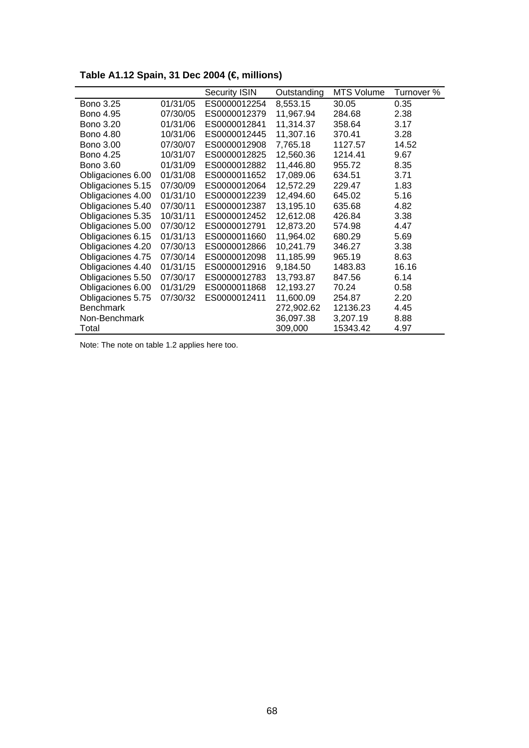**Table A1.12 Spain, 31 Dec 2004 (€, millions)**

| | | Security ISIN | Outstanding | MTS Volume | Turnover % |
|---|---|---|---|---|---|
| Bono 3.25 | 01/31/05 | ES0000012254 | 8,553.15 | 30.05 | 0.35 |
| Bono 4.95 | 07/30/05 | ES0000012379 | 11,967.94 | 284.68 | 2.38 |
| Bono 3.20 | 01/31/06 | ES0000012841 | 11,314.37 | 358.64 | 3.17 |
| Bono 4.80 | 10/31/06 | ES0000012445 | 11,307.16 | 370.41 | 3.28 |
| Bono 3.00 | 07/30/07 | ES0000012908 | 7,765.18 | 1127.57 | 14.52 |
| Bono 4.25 | 10/31/07 | ES0000012825 | 12,560.36 | 1214.41 | 9.67 |
| Bono 3.60 | 01/31/09 | ES0000012882 | 11,446.80 | 955.72 | 8.35 |
| Obligaciones 6.00 | 01/31/08 | ES0000011652 | 17,089.06 | 634.51 | 3.71 |
| Obligaciones 5.15 | 07/30/09 | ES0000012064 | 12,572.29 | 229.47 | 1.83 |
| Obligaciones 4.00 | 01/31/10 | ES0000012239 | 12,494.60 | 645.02 | 5.16 |
| Obligaciones 5.40 | 07/30/11 | ES0000012387 | 13,195.10 | 635.68 | 4.82 |
| Obligaciones 5.35 | 10/31/11 | ES0000012452 | 12,612.08 | 426.84 | 3.38 |
| Obligaciones 5.00 | 07/30/12 | ES0000012791 | 12,873.20 | 574.98 | 4.47 |
| Obligaciones 6.15 | 01/31/13 | ES0000011660 | 11,964.02 | 680.29 | 5.69 |
| Obligaciones 4.20 | 07/30/13 | ES0000012866 | 10,241.79 | 346.27 | 3.38 |
| Obligaciones 4.75 | 07/30/14 | ES0000012098 | 11,185.99 | 965.19 | 8.63 |
| Obligaciones 4.40 | 01/31/15 | ES0000012916 | 9,184.50 | 1483.83 | 16.16 |
| Obligaciones 5.50 | 07/30/17 | ES0000012783 | 13,793.87 | 847.56 | 6.14 |
| Obligaciones 6.00 | 01/31/29 | ES0000011868 | 12,193.27 | 70.24 | 0.58 |
| Obligaciones 5.75 | 07/30/32 | ES0000012411 | 11,600.09 | 254.87 | 2.20 |
| Benchmark | | | 272,902.62 | 12136.23 | 4.45 |
| Non-Benchmark | | | 36,097.38 | 3,207.19 | 8.88 |
| Total | | | 309,000 | 15343.42 | 4.97 |

Note: The note on table 1.2 applies here too.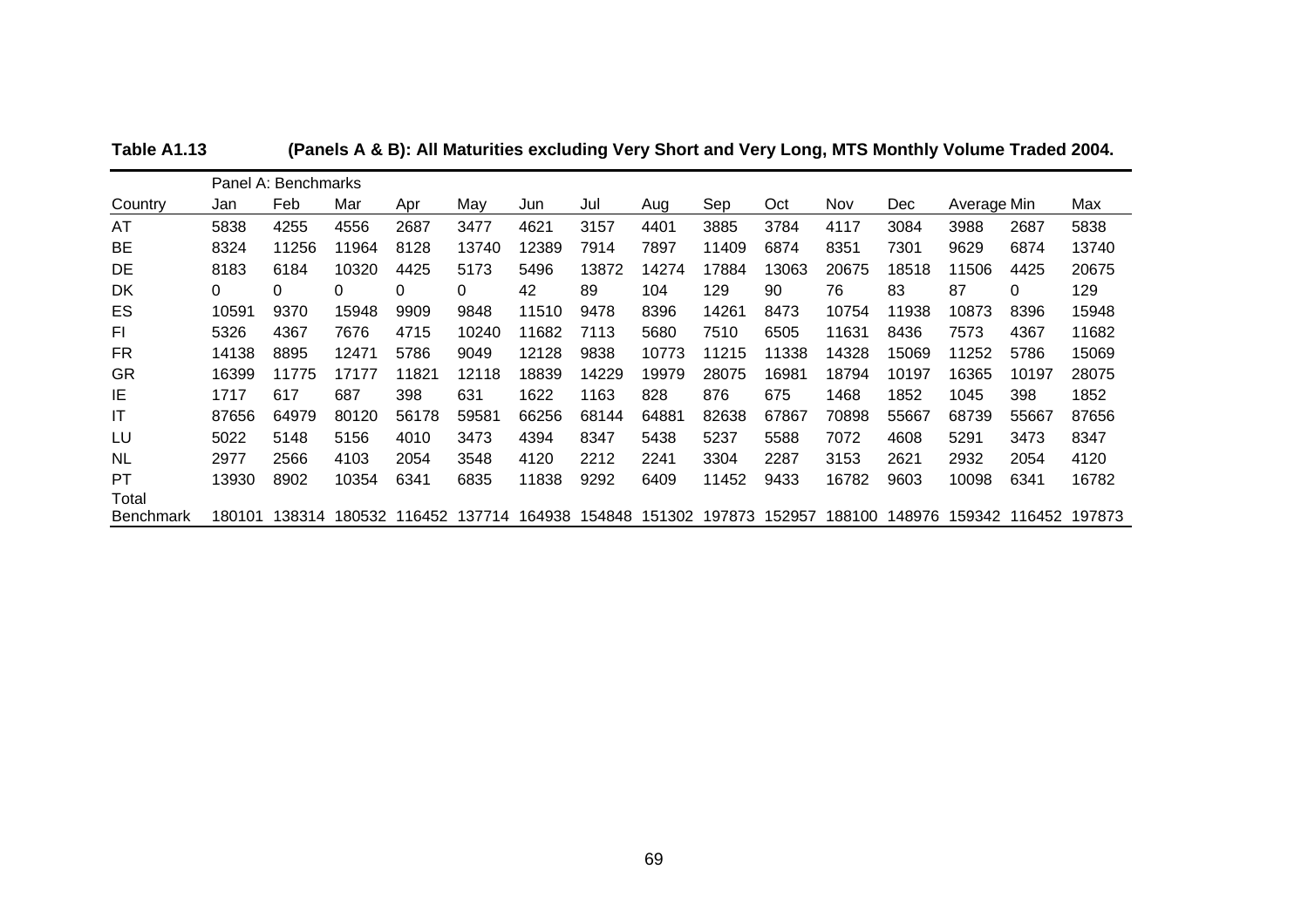**Table A1.13 (Panels A & B): All Maturities excluding Very Short and Very Long, MTS Monthly Volume Traded 2004.**

| | Panel A: Benchmarks | | | | | | | | | | | | | | |
|---|---|---|---|---|---|---|---|---|---|---|---|---|---|---|---|
| Country | Jan | Feb | Mar | Apr | May | Jun | Jul | Aug | Sep | Oct | Nov | Dec | Average | Min | Max |
| AT | 5838 | 4255 | 4556 | 2687 | 3477 | 4621 | 3157 | 4401 | 3885 | 3784 | 4117 | 3084 | 3988 | 2687 | 5838 |
| BE | 8324 | 11256 | 11964 | 8128 | 13740 | 12389 | 7914 | 7897 | 11409 | 6874 | 8351 | 7301 | 9629 | 6874 | 13740 |
| DE | 8183 | 6184 | 10320 | 4425 | 5173 | 5496 | 13872 | 14274 | 17884 | 13063 | 20675 | 18518 | 11506 | 4425 | 20675 |
| DK | 0 | 0 | 0 | 0 | 0 | 42 | 89 | 104 | 129 | 90 | 76 | 83 | 87 | 0 | 129 |
| ES | 10591 | 9370 | 15948 | 9909 | 9848 | 11510 | 9478 | 8396 | 14261 | 8473 | 10754 | 11938 | 10873 | 8396 | 15948 |
| FI | 5326 | 4367 | 7676 | 4715 | 10240 | 11682 | 7113 | 5680 | 7510 | 6505 | 11631 | 8436 | 7573 | 4367 | 11682 |
| FR | 14138 | 8895 | 12471 | 5786 | 9049 | 12128 | 9838 | 10773 | 11215 | 11338 | 14328 | 15069 | 11252 | 5786 | 15069 |
| GR | 16399 | 11775 | 17177 | 11821 | 12118 | 18839 | 14229 | 19979 | 28075 | 16981 | 18794 | 10197 | 16365 | 10197 | 28075 |
| IE | 1717 | 617 | 687 | 398 | 631 | 1622 | 1163 | 828 | 876 | 675 | 1468 | 1852 | 1045 | 398 | 1852 |
| IT | 87656 | 64979 | 80120 | 56178 | 59581 | 66256 | 68144 | 64881 | 82638 | 67867 | 70898 | 55667 | 68739 | 55667 | 87656 |
| LU | 5022 | 5148 | 5156 | 4010 | 3473 | 4394 | 8347 | 5438 | 5237 | 5588 | 7072 | 4608 | 5291 | 3473 | 8347 |
| NL | 2977 | 2566 | 4103 | 2054 | 3548 | 4120 | 2212 | 2241 | 3304 | 2287 | 3153 | 2621 | 2932 | 2054 | 4120 |
| PT | 13930 | 8902 | 10354 | 6341 | 6835 | 11838 | 9292 | 6409 | 11452 | 9433 | 16782 | 9603 | 10098 | 6341 | 16782 |
| Total Benchmark | 180101 | 138314 | 180532 | 116452 | 137714 | 164938 | 154848 | 151302 | 197873 | 152957 | 188100 | 148976 | 159342 | 116452 | 197873 |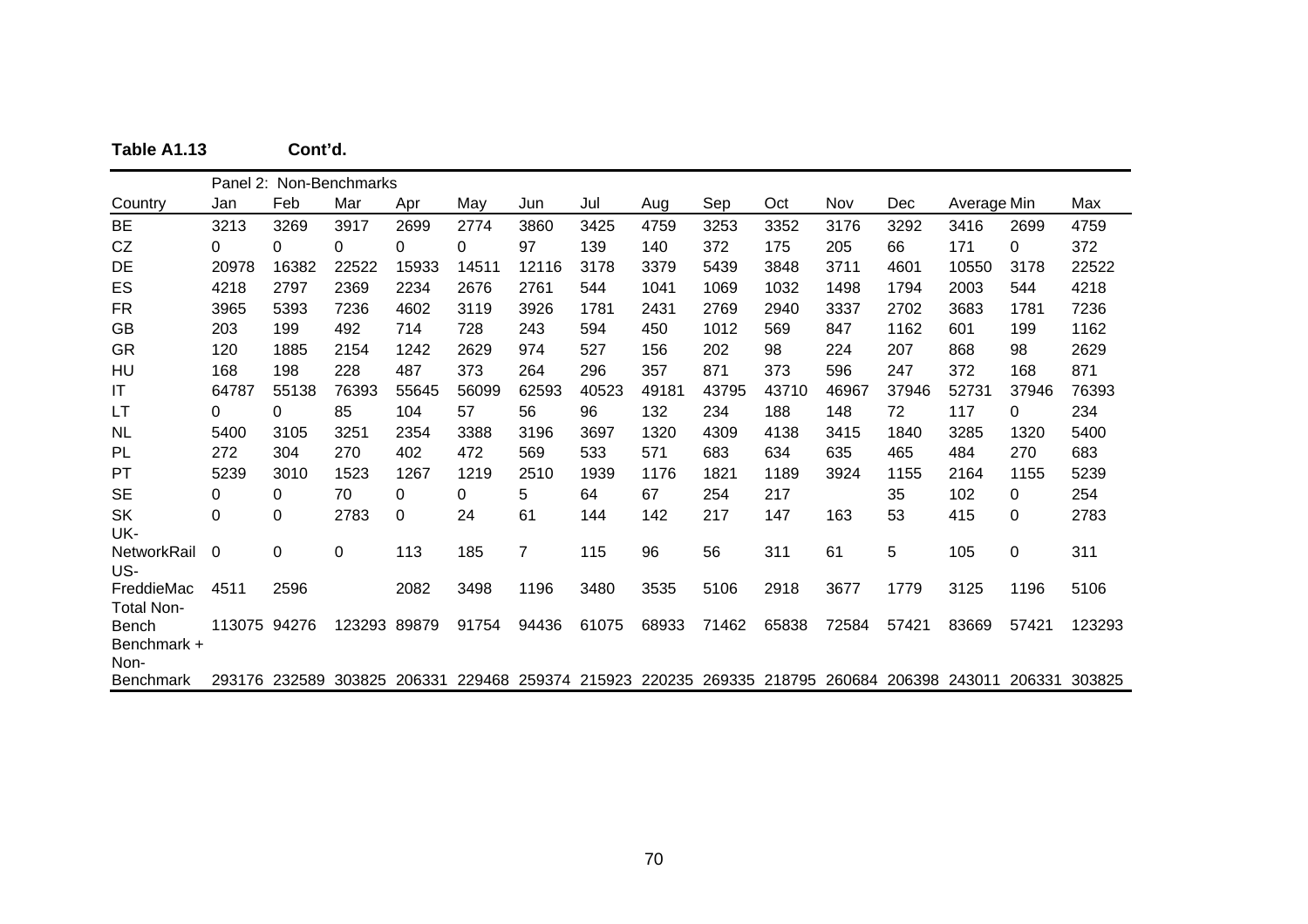**Table A1.13 Cont'd.**

| Country | Panel 2: Non-Benchmarks | | | | | | | | | | | | | | |
|---|---|---|---|---|---|---|---|---|---|---|---|---|---|---|---|
| | Jan | Feb | Mar | Apr | May | Jun | Jul | Aug | Sep | Oct | Nov | Dec | Average | Min | Max |
| BE | 3213 | 3269 | 3917 | 2699 | 2774 | 3860 | 3425 | 4759 | 3253 | 3352 | 3176 | 3292 | 3416 | 2699 | 4759 |
| CZ | 0 | 0 | 0 | 0 | 0 | 97 | 139 | 140 | 372 | 175 | 205 | 66 | 171 | 0 | 372 |
| DE | 20978 | 16382 | 22522 | 15933 | 14511 | 12116 | 3178 | 3379 | 5439 | 3848 | 3711 | 4601 | 10550 | 3178 | 22522 |
| ES | 4218 | 2797 | 2369 | 2234 | 2676 | 2761 | 544 | 1041 | 1069 | 1032 | 1498 | 1794 | 2003 | 544 | 4218 |
| FR | 3965 | 5393 | 7236 | 4602 | 3119 | 3926 | 1781 | 2431 | 2769 | 2940 | 3337 | 2702 | 3683 | 1781 | 7236 |
| GB | 203 | 199 | 492 | 714 | 728 | 243 | 594 | 450 | 1012 | 569 | 847 | 1162 | 601 | 199 | 1162 |
| GR | 120 | 1885 | 2154 | 1242 | 2629 | 974 | 527 | 156 | 202 | 98 | 224 | 207 | 868 | 98 | 2629 |
| HU | 168 | 198 | 228 | 487 | 373 | 264 | 296 | 357 | 871 | 373 | 596 | 247 | 372 | 168 | 871 |
| IT | 64787 | 55138 | 76393 | 55645 | 56099 | 62593 | 40523 | 49181 | 43795 | 43710 | 46967 | 37946 | 52731 | 37946 | 76393 |
| LT | 0 | 0 | 85 | 104 | 57 | 56 | 96 | 132 | 234 | 188 | 148 | 72 | 117 | 0 | 234 |
| NL | 5400 | 3105 | 3251 | 2354 | 3388 | 3196 | 3697 | 1320 | 4309 | 4138 | 3415 | 1840 | 3285 | 1320 | 5400 |
| PL | 272 | 304 | 270 | 402 | 472 | 569 | 533 | 571 | 683 | 634 | 635 | 465 | 484 | 270 | 683 |
| PT | 5239 | 3010 | 1523 | 1267 | 1219 | 2510 | 1939 | 1176 | 1821 | 1189 | 3924 | 1155 | 2164 | 1155 | 5239 |
| SE | 0 | 0 | 70 | 0 | 0 | 5 | 64 | 67 | 254 | 217 | | 35 | 102 | 0 | 254 |
| SK | 0 | 0 | 2783 | 0 | 24 | 61 | 144 | 142 | 217 | 147 | 163 | 53 | 415 | 0 | 2783 |
| UK-NetworkRail | 0 | 0 | 0 | 113 | 185 | 7 | 115 | 96 | 56 | 311 | 61 | 5 | 105 | 0 | 311 |
| US-FreddieMac | 4511 | 2596 | | 2082 | 3498 | 1196 | 3480 | 3535 | 5106 | 2918 | 3677 | 1779 | 3125 | 1196 | 5106 |
| Total Non-Bench | 113075 | 94276 | 123293 | 89879 | 91754 | 94436 | 61075 | 68933 | 71462 | 65838 | 72584 | 57421 | 83669 | 57421 | 123293 |
| Benchmark + Non-Benchmark | 293176 | 232589 | 303825 | 206331 | 229468 | 259374 | 215923 | 220235 | 269335 | 218795 | 260684 | 206398 | 243011 | 206331 | 303825 |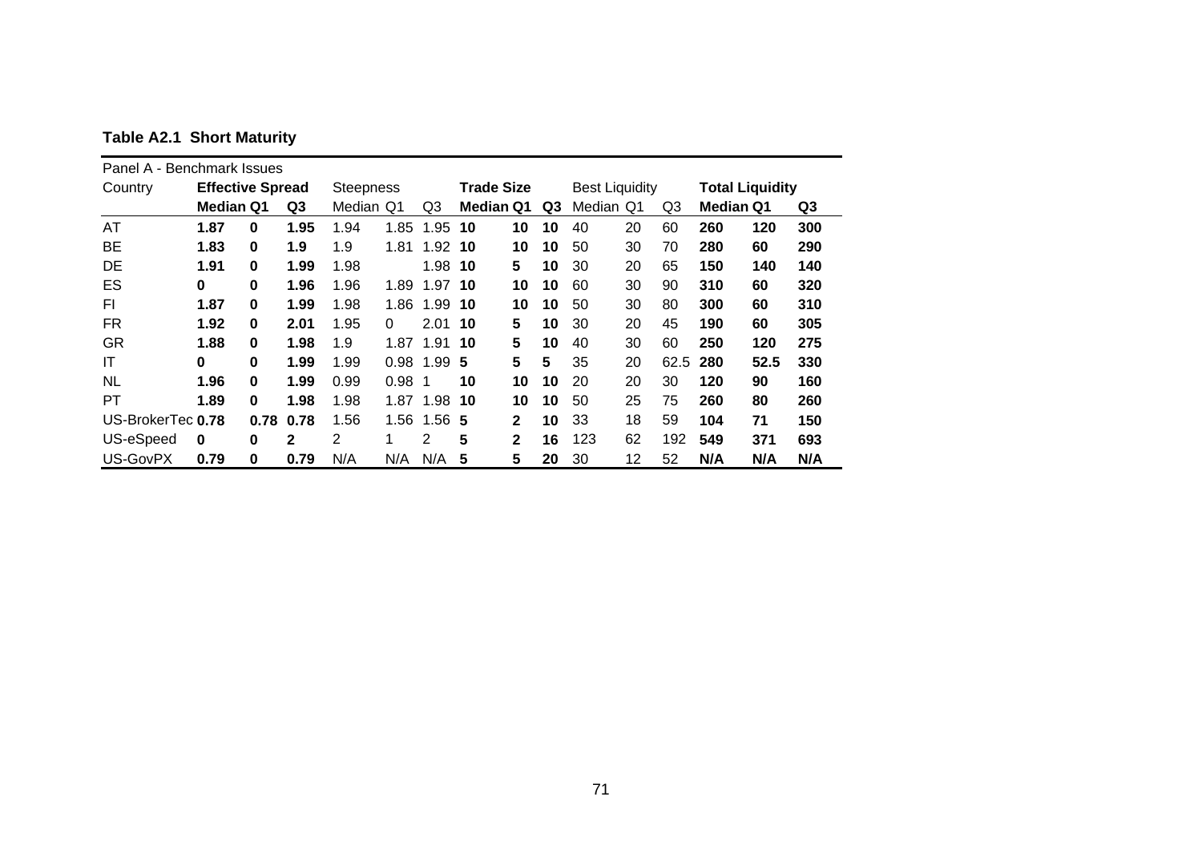**Table A2.1 Short Maturity**

| Panel A - Benchmark Issues | | | | | | | | | | | | | | | |
|---|---|---|---|---|---|---|---|---|---|---|---|---|---|---|---|
| Country | **Effective Spread** | | | Steepness | | | **Trade Size** | | | Best Liquidity | | | **Total Liquidity** | | |
| | **Median** | **Q1** | **Q3** | Median | Q1 | Q3 | **Median** | **Q1** | **Q3** | Median | Q1 | Q3 | **Median** | **Q1** | **Q3** |
| AT | **1.87** | **0** | **1.95** | 1.94 | 1.85 | 1.95 | **10** | **10** | **10** | 40 | 20 | 60 | **260** | **120** | **300** |
| BE | **1.83** | **0** | **1.9** | 1.9 | 1.81 | 1.92 | **10** | **10** | **10** | 50 | 30 | 70 | **280** | **60** | **290** |
| DE | **1.91** | **0** | **1.99** | 1.98 | | 1.98 | **10** | **5** | **10** | 30 | 20 | 65 | **150** | **140** | **140** |
| ES | **0** | **0** | **1.96** | 1.96 | 1.89 | 1.97 | **10** | **10** | **10** | 60 | 30 | 90 | **310** | **60** | **320** |
| FI | **1.87** | **0** | **1.99** | 1.98 | 1.86 | 1.99 | **10** | **10** | **10** | 50 | 30 | 80 | **300** | **60** | **310** |
| FR | **1.92** | **0** | **2.01** | 1.95 | 0 | 2.01 | **10** | **5** | **10** | 30 | 20 | 45 | **190** | **60** | **305** |
| GR | **1.88** | **0** | **1.98** | 1.9 | 1.87 | 1.91 | **10** | **5** | **10** | 40 | 30 | 60 | **250** | **120** | **275** |
| IT | **0** | **0** | **1.99** | 1.99 | 0.98 | 1.99 | **5** | **5** | **5** | 35 | 20 | 62.5 | **280** | **52.5** | **330** |
| NL | **1.96** | **0** | **1.99** | 0.99 | 0.98 | 1 | **10** | **10** | **10** | 20 | 20 | 30 | **120** | **90** | **160** |
| PT | **1.89** | **0** | **1.98** | 1.98 | 1.87 | 1.98 | **10** | **10** | **10** | 50 | 25 | 75 | **260** | **80** | **260** |
| US-BrokerTec | **0.78** | **0.78** | **0.78** | 1.56 | 1.56 | 1.56 | **5** | **2** | **10** | 33 | 18 | 59 | **104** | **71** | **150** |
| US-eSpeed | **0** | **0** | **2** | 2 | 1 | 2 | **5** | **2** | **16** | 123 | 62 | 192 | **549** | **371** | **693** |
| US-GovPX | **0.79** | **0** | **0.79** | N/A | N/A | N/A | **5** | **5** | **20** | 30 | 12 | 52 | **N/A** | **N/A** | **N/A** |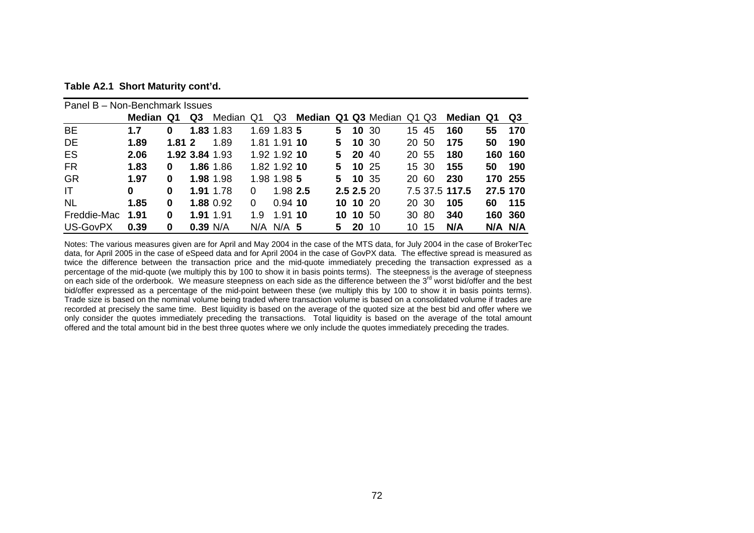**Table A2.1 Short Maturity cont'd.**

| Panel B – Non-Benchmark Issues | | | | | | | | | | | | | | | |
|---|---|---|---|---|---|---|---|---|---|---|---|---|---|---|---|
| | **Median** | **Q1** | **Q3** | Median | Q1 | Q3 | **Median** | **Q1** | **Q3** | Median | Q1 | Q3 | **Median** | **Q1** | **Q3** |
| BE | **1.7** | **0** | **1.83** | 1.83 | 1.69 | 1.83 | **5** | **5** | **10** | 30 | 15 | 45 | **160** | **55** | **170** |
| DE | **1.89** | **1.81** | **2** | 1.89 | 1.81 | 1.91 | **10** | **5** | **10** | 30 | 20 | 50 | **175** | **50** | **190** |
| ES | **2.06** | **1.92** | **3.84** | 1.93 | 1.92 | 1.92 | **10** | **5** | **20** | 40 | 20 | 55 | **180** | **160** | **160** |
| FR | **1.83** | **0** | **1.86** | 1.86 | 1.82 | 1.92 | **10** | **5** | **10** | 25 | 15 | 30 | **155** | **50** | **190** |
| GR | **1.97** | **0** | **1.98** | 1.98 | 1.98 | 1.98 | **5** | **5** | **10** | 35 | 20 | 60 | **230** | **170** | **255** |
| IT | **0** | **0** | **1.91** | 1.78 | 0 | 1.98 | **2.5** | **2.5** | **2.5** | 20 | 7.5 | 37.5 | **117.5** | **27.5** | **170** |
| NL | **1.85** | **0** | **1.88** | 0.92 | 0 | 0.94 | **10** | **10** | **10** | 20 | 20 | 30 | **105** | **60** | **115** |
| Freddie-Mac | **1.91** | **0** | **1.91** | 1.91 | 1.9 | 1.91 | **10** | **10** | **10** | 50 | 30 | 80 | **340** | **160** | **360** |
| US-GovPX | **0.39** | **0** | **0.39** | N/A | N/A | N/A | **5** | **5** | **20** | 10 | 10 | 15 | **N/A** | **N/A** | **N/A** |

Notes: The various measures given are for April and May 2004 in the case of the MTS data, for July 2004 in the case of BrokerTec data, for April 2005 in the case of eSpeed data and for April 2004 in the case of GovPX data. The effective spread is measured as twice the difference between the transaction price and the mid-quote immediately preceding the transaction expressed as a percentage of the mid-quote (we multiply this by 100 to show it in basis points terms). The steepness is the average of steepness on each side of the orderbook. We measure steepness on each side as the difference between the 3rd worst bid/offer and the best bid/offer expressed as a percentage of the mid-point between these (we multiply this by 100 to show it in basis points terms). Trade size is based on the nominal volume being traded where transaction volume is based on a consolidated volume if trades are recorded at precisely the same time. Best liquidity is based on the average of the quoted size at the best bid and offer where we only consider the quotes immediately preceding the transactions. Total liquidity is based on the average of the total amount offered and the total amount bid in the best three quotes where we only include the quotes immediately preceding the trades.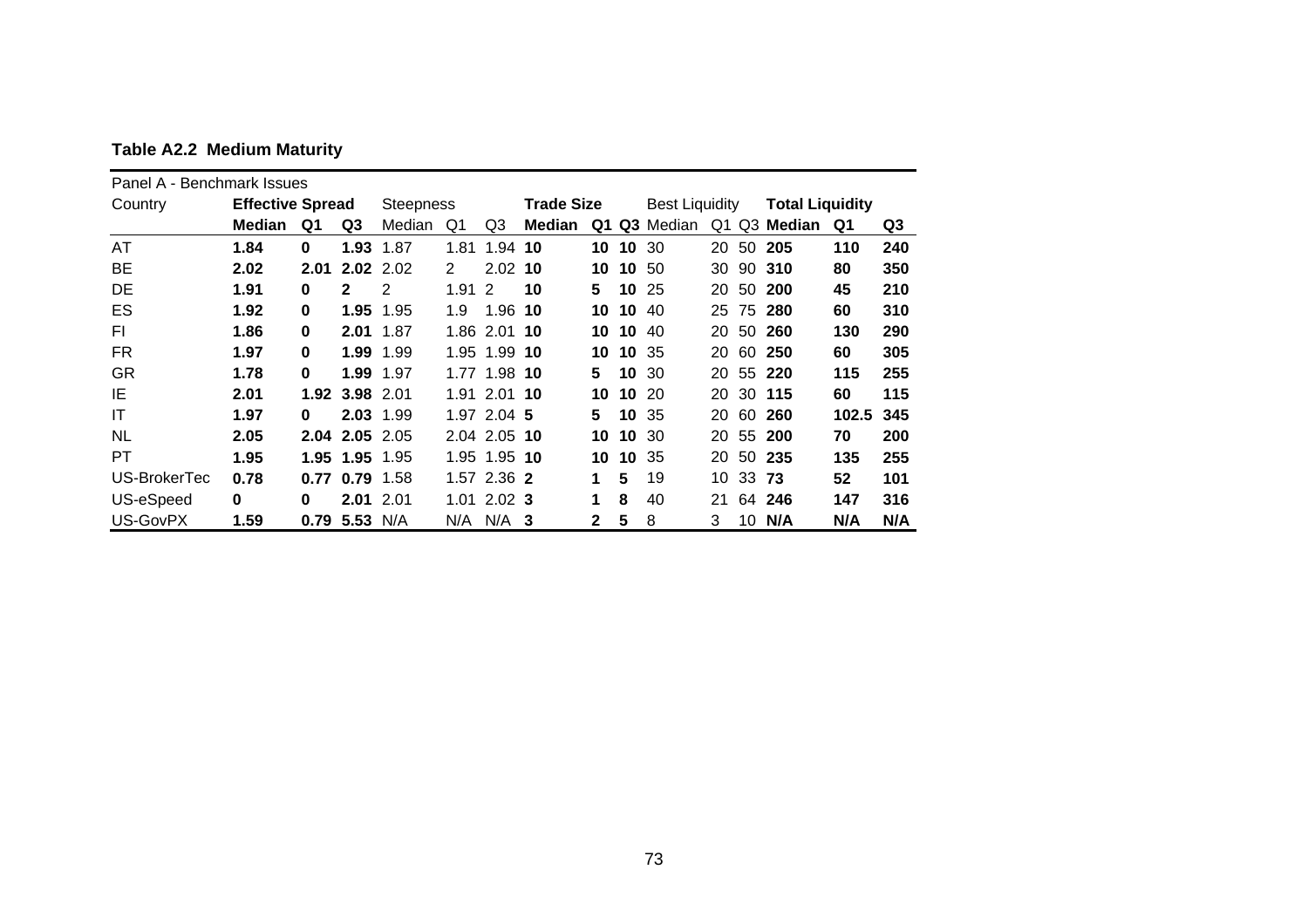**Table A2.2 Medium Maturity**

| Panel A - Benchmark Issues | | | | | | | | | | | | | | | | |
|---|---|---|---|---|---|---|---|---|---|---|---|---|---|---|---|---|
| Country | **Effective Spread** | | | Steepness | | | **Trade Size** | | | Best Liquidity | | | **Total Liquidity** | | |
| | **Median** | **Q1** | **Q3** | Median | Q1 | Q3 | **Median** | **Q1** | **Q3** | Median | Q1 | Q3 | **Median** | **Q1** | **Q3** |
| AT | **1.84** | **0** | **1.93** | 1.87 | 1.81 | 1.94 | **10** | **10** | **10** | 30 | 20 | 50 | **205** | **110** | **240** |
| BE | **2.02** | **2.01** | **2.02** | 2.02 | 2 | 2.02 | **10** | **10** | **10** | 50 | 30 | 90 | **310** | **80** | **350** |
| DE | **1.91** | **0** | **2** | 2 | 1.91 | 2 | **10** | **5** | **10** | 25 | 20 | 50 | **200** | **45** | **210** |
| ES | **1.92** | **0** | **1.95** | 1.95 | 1.9 | 1.96 | **10** | **10** | **10** | 40 | 25 | 75 | **280** | **60** | **310** |
| FI | **1.86** | **0** | **2.01** | 1.87 | 1.86 | 2.01 | **10** | **10** | **10** | 40 | 20 | 50 | **260** | **130** | **290** |
| FR | **1.97** | **0** | **1.99** | 1.99 | 1.95 | 1.99 | **10** | **10** | **10** | 35 | 20 | 60 | **250** | **60** | **305** |
| GR | **1.78** | **0** | **1.99** | 1.97 | 1.77 | 1.98 | **10** | **5** | **10** | 30 | 20 | 55 | **220** | **115** | **255** |
| IE | **2.01** | **1.92** | **3.98** | 2.01 | 1.91 | 2.01 | **10** | **10** | **10** | 20 | 20 | 30 | **115** | **60** | **115** |
| IT | **1.97** | **0** | **2.03** | 1.99 | 1.97 | 2.04 | **5** | **5** | **10** | 35 | 20 | 60 | **260** | **102.5** | **345** |
| NL | **2.05** | **2.04** | **2.05** | 2.05 | 2.04 | 2.05 | **10** | **10** | **10** | 30 | 20 | 55 | **200** | **70** | **200** |
| PT | **1.95** | **1.95** | **1.95** | 1.95 | 1.95 | 1.95 | **10** | **10** | **10** | 35 | 20 | 50 | **235** | **135** | **255** |
| US-BrokerTec | **0.78** | **0.77** | **0.79** | 1.58 | 1.57 | 2.36 | **2** | **1** | **5** | 19 | 10 | 33 | **73** | **52** | **101** |
| US-eSpeed | **0** | **0** | **2.01** | 2.01 | 1.01 | 2.02 | **3** | **1** | **8** | 40 | 21 | 64 | **246** | **147** | **316** |
| US-GovPX | **1.59** | **0.79** | **5.53** | N/A | N/A | N/A | **3** | **2** | **5** | 8 | 3 | 10 | **N/A** | **N/A** | **N/A** |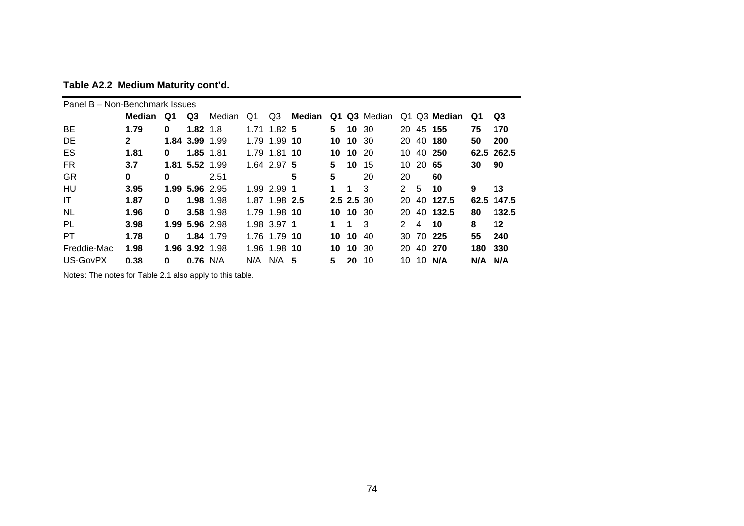**Table A2.2 Medium Maturity cont'd.**

| Panel B – Non-Benchmark Issues | | | | | | | | | | | | | | | |
|---|---|---|---|---|---|---|---|---|---|---|---|---|---|---|---|
| | **Median** | **Q1** | **Q3** | Median | Q1 | Q3 | **Median** | **Q1** | **Q3** | Median | Q1 | Q3 | **Median** | **Q1** | **Q3** |
| BE | **1.79** | **0** | **1.82** | 1.8 | 1.71 | 1.82 | **5** | **5** | **10** | 30 | 20 | 45 | **155** | **75** | **170** |
| DE | **2** | **1.84** | **3.99** | 1.99 | 1.79 | 1.99 | **10** | **10** | **10** | 30 | 20 | 40 | **180** | **50** | **200** |
| ES | **1.81** | **0** | **1.85** | 1.81 | 1.79 | 1.81 | **10** | **10** | **10** | 20 | 10 | 40 | **250** | **62.5** | **262.5** |
| FR | **3.7** | **1.81** | **5.52** | 1.99 | 1.64 | 2.97 | **5** | **5** | **10** | 15 | 10 | 20 | **65** | **30** | **90** |
| GR | **0** | **0** | | 2.51 | | | **5** | **5** | | 20 | 20 | | **60** | | |
| HU | **3.95** | **1.99** | **5.96** | 2.95 | 1.99 | 2.99 | **1** | **1** | **1** | 3 | 2 | 5 | **10** | **9** | **13** |
| IT | **1.87** | **0** | **1.98** | 1.98 | 1.87 | 1.98 | **2.5** | **2.5** | **2.5** | 30 | 20 | 40 | **127.5** | **62.5** | **147.5** |
| NL | **1.96** | **0** | **3.58** | 1.98 | 1.79 | 1.98 | **10** | **10** | **10** | 30 | 20 | 40 | **132.5** | **80** | **132.5** |
| PL | **3.98** | **1.99** | **5.96** | 2.98 | 1.98 | 3.97 | **1** | **1** | **1** | 3 | 2 | 4 | **10** | **8** | **12** |
| PT | **1.78** | **0** | **1.84** | 1.79 | 1.76 | 1.79 | **10** | **10** | **10** | 40 | 30 | 70 | **225** | **55** | **240** |
| Freddie-Mac | **1.98** | **1.96** | **3.92** | 1.98 | 1.96 | 1.98 | **10** | **10** | **10** | 30 | 20 | 40 | **270** | **180** | **330** |
| US-GovPX | **0.38** | **0** | **0.76** | N/A | N/A | N/A | **5** | **5** | **20** | 10 | 10 | 10 | **N/A** | **N/A** | **N/A** |

Notes: The notes for Table 2.1 also apply to this table.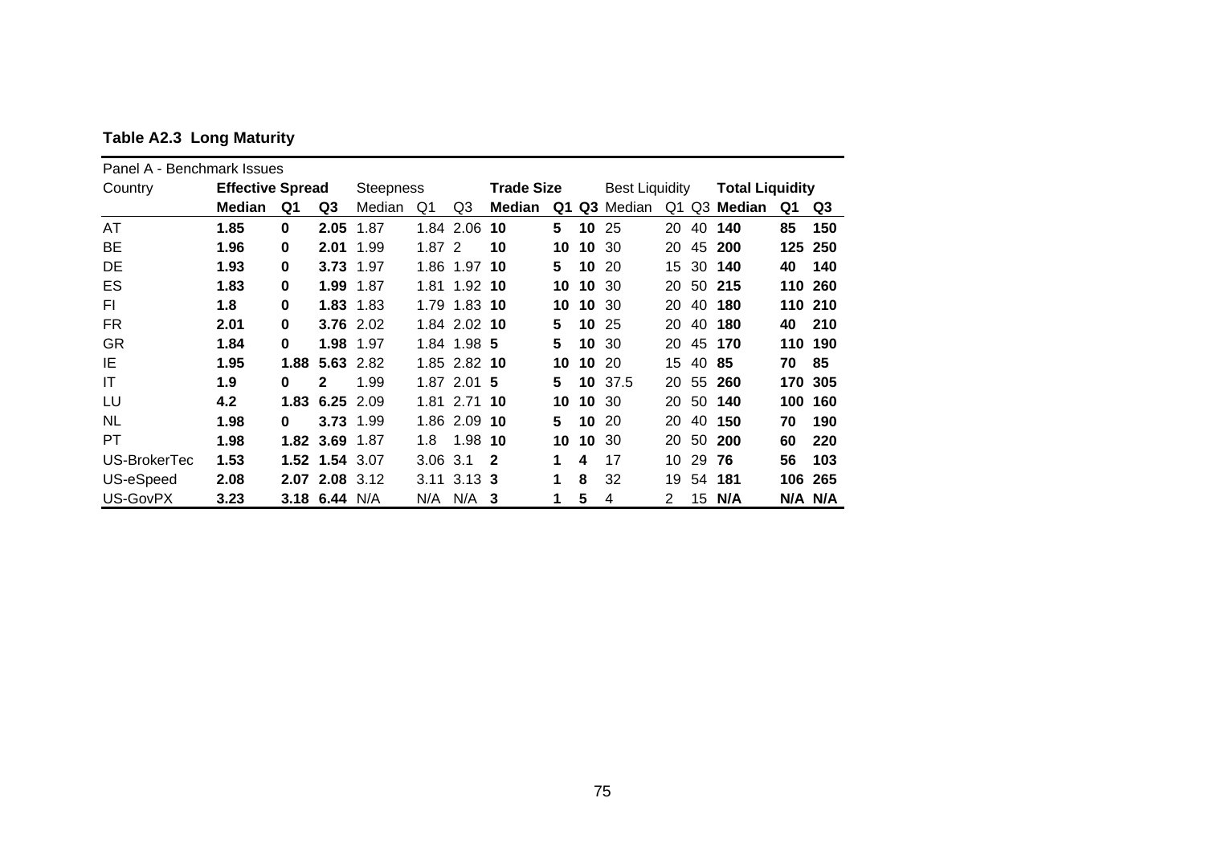**Table A2.3 Long Maturity**

| Panel A - Benchmark Issues | | | | | | | | | | | | | | | | |
|---|---|---|---|---|---|---|---|---|---|---|---|---|---|---|---|---|
| Country | **Effective Spread** | | | Steepness | | | **Trade Size** | | | Best Liquidity | | | **Total Liquidity** | | | |
| | **Median** | **Q1** | **Q3** | Median | Q1 | Q3 | **Median** | **Q1** | **Q3** | Median | Q1 | Q3 | **Median** | **Q1** | **Q3** | |
| AT | **1.85** | **0** | **2.05** | 1.87 | 1.84 | 2.06 | **10** | **5** | **10** | 25 | 20 | 40 | **140** | **85** | **150** | |
| BE | **1.96** | **0** | **2.01** | 1.99 | 1.87 | 2 | **10** | **10** | **10** | 30 | 20 | 45 | **200** | **125** | **250** | |
| DE | **1.93** | **0** | **3.73** | 1.97 | 1.86 | 1.97 | **10** | **5** | **10** | 20 | 15 | 30 | **140** | **40** | **140** | |
| ES | **1.83** | **0** | **1.99** | 1.87 | 1.81 | 1.92 | **10** | **10** | **10** | 30 | 20 | 50 | **215** | **110** | **260** | |
| FI | **1.8** | **0** | **1.83** | 1.83 | 1.79 | 1.83 | **10** | **10** | **10** | 30 | 20 | 40 | **180** | **110** | **210** | |
| FR | **2.01** | **0** | **3.76** | 2.02 | 1.84 | 2.02 | **10** | **5** | **10** | 25 | 20 | 40 | **180** | **40** | **210** | |
| GR | **1.84** | **0** | **1.98** | 1.97 | 1.84 | 1.98 | **5** | **5** | **10** | 30 | 20 | 45 | **170** | **110** | **190** | |
| IE | **1.95** | **1.88** | **5.63** | 2.82 | 1.85 | 2.82 | **10** | **10** | **10** | 20 | 15 | 40 | **85** | **70** | **85** | |
| IT | **1.9** | **0** | **2** | 1.99 | 1.87 | 2.01 | **5** | **5** | **10** | 37.5 | 20 | 55 | **260** | **170** | **305** | |
| LU | **4.2** | **1.83** | **6.25** | 2.09 | 1.81 | 2.71 | **10** | **10** | **10** | 30 | 20 | 50 | **140** | **100** | **160** | |
| NL | **1.98** | **0** | **3.73** | 1.99 | 1.86 | 2.09 | **10** | **5** | **10** | 20 | 20 | 40 | **150** | **70** | **190** | |
| PT | **1.98** | **1.82** | **3.69** | 1.87 | 1.8 | 1.98 | **10** | **10** | **10** | 30 | 20 | 50 | **200** | **60** | **220** | |
| US-BrokerTec | **1.53** | **1.52** | **1.54** | 3.07 | 3.06 | 3.1 | **2** | **1** | **4** | 17 | 10 | 29 | **76** | **56** | **103** | |
| US-eSpeed | **2.08** | **2.07** | **2.08** | 3.12 | 3.11 | 3.13 | **3** | **1** | **8** | 32 | 19 | 54 | **181** | **106** | **265** | |
| US-GovPX | **3.23** | **3.18** | **6.44** | N/A | N/A | N/A | **3** | **1** | **5** | 4 | 2 | 15 | **N/A** | **N/A** | **N/A** | |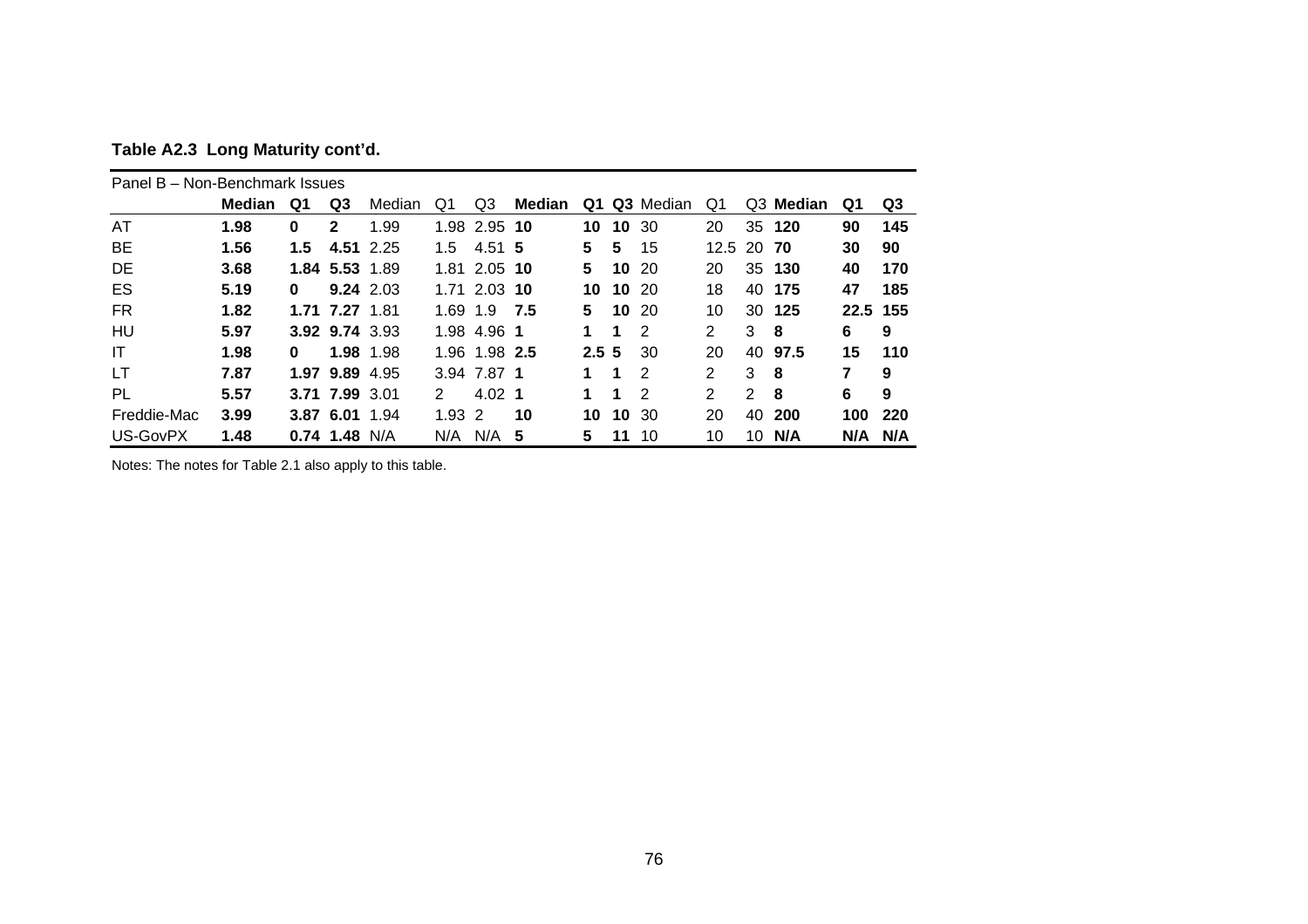**Table A2.3 Long Maturity cont'd.**

| Panel B – Non-Benchmark Issues | | | | | | | | | | | | | | | |
|---|---|---|---|---|---|---|---|---|---|---|---|---|---|---|---|
| | **Median** | **Q1** | **Q3** | Median | Q1 | Q3 | **Median** | **Q1** | **Q3** | Median | Q1 | Q3 | **Median** | **Q1** | **Q3** |
| AT | **1.98** | **0** | **2** | 1.99 | 1.98 | 2.95 | **10** | **10** | **10** | 30 | 20 | 35 | **120** | **90** | **145** |
| BE | **1.56** | **1.5** | **4.51** | 2.25 | 1.5 | 4.51 | **5** | **5** | **5** | 15 | 12.5 | 20 | **70** | **30** | **90** |
| DE | **3.68** | **1.84** | **5.53** | 1.89 | 1.81 | 2.05 | **10** | **5** | **10** | 20 | 20 | 35 | **130** | **40** | **170** |
| ES | **5.19** | **0** | **9.24** | 2.03 | 1.71 | 2.03 | **10** | **10** | **10** | 20 | 18 | 40 | **175** | **47** | **185** |
| FR | **1.82** | **1.71** | **7.27** | 1.81 | 1.69 | 1.9 | **7.5** | **5** | **10** | 20 | 10 | 30 | **125** | **22.5** | **155** |
| HU | **5.97** | **3.92** | **9.74** | 3.93 | 1.98 | 4.96 | **1** | **1** | **1** | 2 | 2 | 3 | **8** | **6** | **9** |
| IT | **1.98** | **0** | **1.98** | 1.98 | 1.96 | 1.98 | **2.5** | **2.5** | **5** | 30 | 20 | 40 | **97.5** | **15** | **110** |
| LT | **7.87** | **1.97** | **9.89** | 4.95 | 3.94 | 7.87 | **1** | **1** | **1** | 2 | 2 | 3 | **8** | **7** | **9** |
| PL | **5.57** | **3.71** | **7.99** | 3.01 | 2 | 4.02 | **1** | **1** | **1** | 2 | 2 | 2 | **8** | **6** | **9** |
| Freddie-Mac | **3.99** | **3.87** | **6.01** | 1.94 | 1.93 | 2 | **10** | **10** | **10** | 30 | 20 | 40 | **200** | **100** | **220** |
| US-GovPX | **1.48** | **0.74** | **1.48** | N/A | N/A | N/A | **5** | **5** | **11** | 10 | 10 | 10 | **N/A** | **N/A** | **N/A** |

Notes: The notes for Table 2.1 also apply to this table.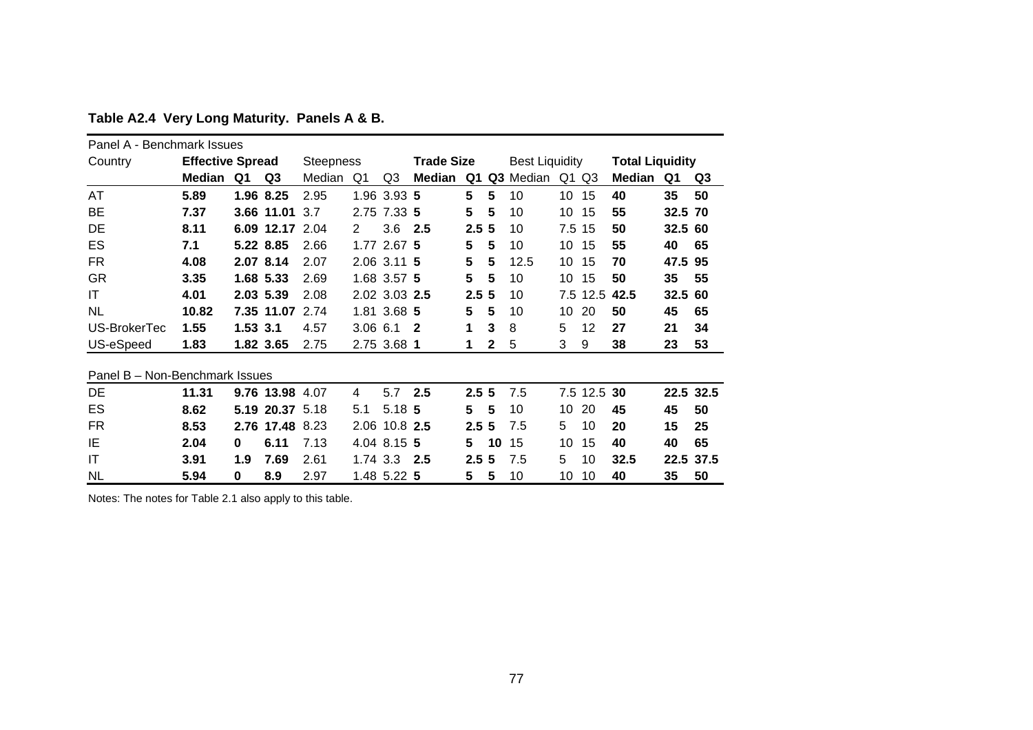**Table A2.4 Very Long Maturity. Panels A & B.**

| Panel A - Benchmark Issues | | | | | | | | | | | | | | | |
|---|---|---|---|---|---|---|---|---|---|---|---|---|---|---|---|
| Country | **Effective Spread** | | | Steepness | | | **Trade Size** | | | Best Liquidity | | | **Total Liquidity** | | |
| | **Median** | **Q1** | **Q3** | Median | Q1 | Q3 | **Median** | **Q1** | **Q3** | Median | Q1 | Q3 | **Median** | **Q1** | **Q3** |
| AT | **5.89** | **1.96** | **8.25** | 2.95 | 1.96 | 3.93 | **5** | **5** | **5** | 10 | 10 | 15 | **40** | **35** | **50** |
| BE | **7.37** | **3.66** | **11.01** | 3.7 | 2.75 | 7.33 | **5** | **5** | **5** | 10 | 10 | 15 | **55** | **32.5** | **70** |
| DE | **8.11** | **6.09** | **12.17** | 2.04 | 2 | 3.6 | **2.5** | **2.5** | **5** | 10 | 7.5 | 15 | **50** | **32.5** | **60** |
| ES | **7.1** | **5.22** | **8.85** | 2.66 | 1.77 | 2.67 | **5** | **5** | **5** | 10 | 10 | 15 | **55** | **40** | **65** |
| FR | **4.08** | **2.07** | **8.14** | 2.07 | 2.06 | 3.11 | **5** | **5** | **5** | 12.5 | 10 | 15 | **70** | **47.5** | **95** |
| GR | **3.35** | **1.68** | **5.33** | 2.69 | 1.68 | 3.57 | **5** | **5** | **5** | 10 | 10 | 15 | **50** | **35** | **55** |
| IT | **4.01** | **2.03** | **5.39** | 2.08 | 2.02 | 3.03 | **2.5** | **2.5** | **5** | 10 | 7.5 | 12.5 | **42.5** | **32.5** | **60** |
| NL | **10.82** | **7.35** | **11.07** | 2.74 | 1.81 | 3.68 | **5** | **5** | **5** | 10 | 10 | 20 | **50** | **45** | **65** |
| US-BrokerTec | **1.55** | **1.53** | **3.1** | 4.57 | 3.06 | 6.1 | **2** | **1** | **3** | 8 | 5 | 12 | **27** | **21** | **34** |
| US-eSpeed | **1.83** | **1.82** | **3.65** | 2.75 | 2.75 | 3.68 | **1** | **1** | **2** | 5 | 3 | 9 | **38** | **23** | **53** |
| **Panel B – Non-Benchmark Issues** | | | | | | | | | | | | | | | |
| DE | **11.31** | **9.76** | **13.98** | 4.07 | 4 | 5.7 | **2.5** | **2.5** | **5** | 7.5 | 7.5 | 12.5 | **30** | **22.5** | **32.5** |
| ES | **8.62** | **5.19** | **20.37** | 5.18 | 5.1 | 5.18 | **5** | **5** | **5** | 10 | 10 | 20 | **45** | **45** | **50** |
| FR | **8.53** | **2.76** | **17.48** | 8.23 | 2.06 | 10.8 | **2.5** | **2.5** | **5** | 7.5 | 5 | 10 | **20** | **15** | **25** |
| IE | **2.04** | **0** | **6.11** | 7.13 | 4.04 | 8.15 | **5** | **5** | **10** | 15 | 10 | 15 | **40** | **40** | **65** |
| IT | **3.91** | **1.9** | **7.69** | 2.61 | 1.74 | 3.3 | **2.5** | **2.5** | **5** | 7.5 | 5 | 10 | **32.5** | **22.5** | **37.5** |
| NL | **5.94** | **0** | **8.9** | 2.97 | 1.48 | 5.22 | **5** | **5** | **5** | 10 | 10 | 10 | **40** | **35** | **50** |

Notes: The notes for Table 2.1 also apply to this table.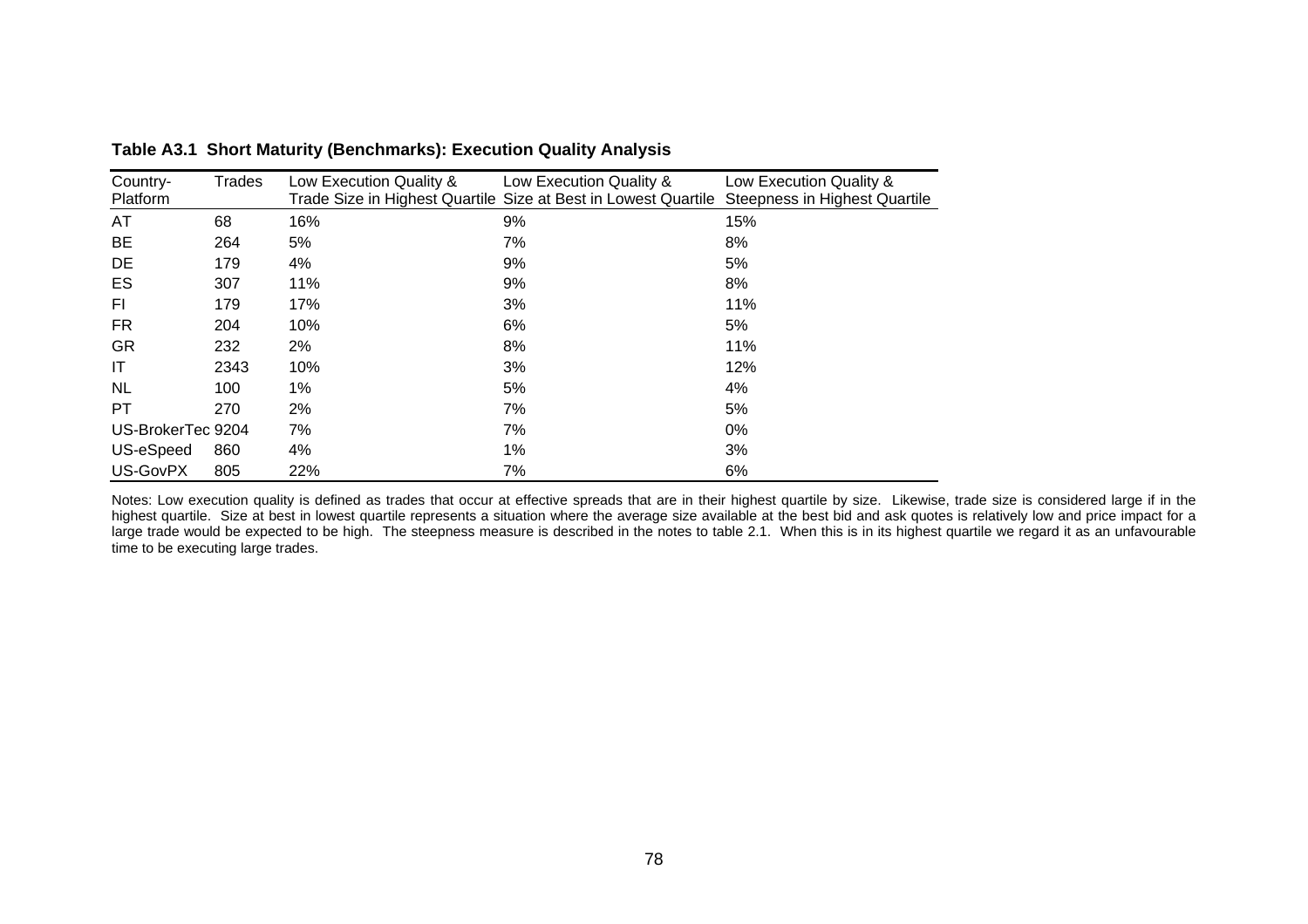**Table A3.1 Short Maturity (Benchmarks): Execution Quality Analysis**

| Country-Platform | Trades | Low Execution Quality & Trade Size in Highest Quartile | Low Execution Quality & Size at Best in Lowest Quartile | Low Execution Quality & Steepness in Highest Quartile |
|---|---|---|---|---|
| AT | 68 | 16% | 9% | 15% |
| BE | 264 | 5% | 7% | 8% |
| DE | 179 | 4% | 9% | 5% |
| ES | 307 | 11% | 9% | 8% |
| FI | 179 | 17% | 3% | 11% |
| FR | 204 | 10% | 6% | 5% |
| GR | 232 | 2% | 8% | 11% |
| IT | 2343 | 10% | 3% | 12% |
| NL | 100 | 1% | 5% | 4% |
| PT | 270 | 2% | 7% | 5% |
| US-BrokerTec | 9204 | 7% | 7% | 0% |
| US-eSpeed | 860 | 4% | 1% | 3% |
| US-GovPX | 805 | 22% | 7% | 6% |

Notes: Low execution quality is defined as trades that occur at effective spreads that are in their highest quartile by size. Likewise, trade size is considered large if in the highest quartile. Size at best in lowest quartile represents a situation where the average size available at the best bid and ask quotes is relatively low and price impact for a large trade would be expected to be high. The steepness measure is described in the notes to table 2.1. When this is in its highest quartile we regard it as an unfavourable time to be executing large trades.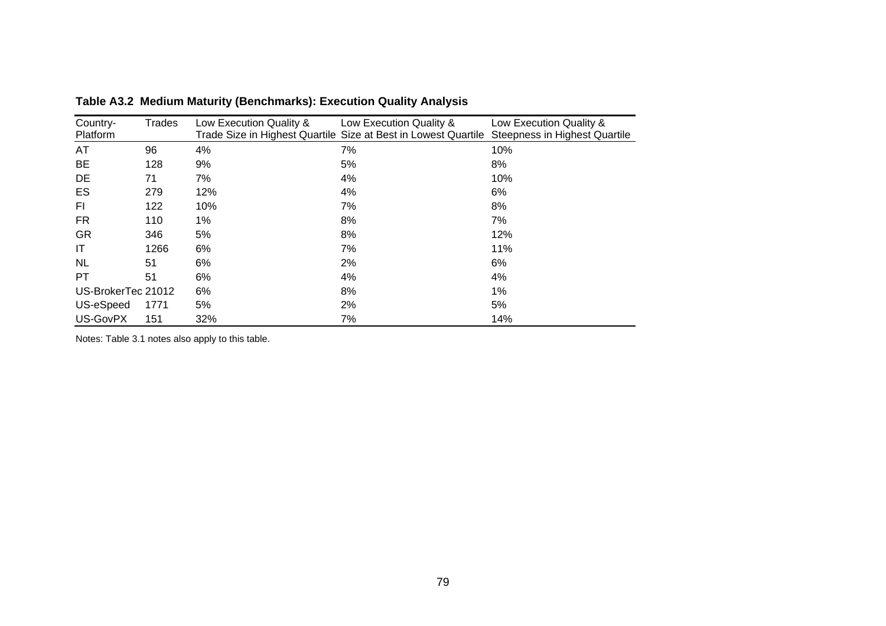**Table A3.2 Medium Maturity (Benchmarks): Execution Quality Analysis**

| Country-Platform | Trades | Low Execution Quality & Trade Size in Highest Quartile | Low Execution Quality & Size at Best in Lowest Quartile | Low Execution Quality & Steepness in Highest Quartile |
|---|---|---|---|---|
| AT | 96 | 4% | 7% | 10% |
| BE | 128 | 9% | 5% | 8% |
| DE | 71 | 7% | 4% | 10% |
| ES | 279 | 12% | 4% | 6% |
| FI | 122 | 10% | 7% | 8% |
| FR | 110 | 1% | 8% | 7% |
| GR | 346 | 5% | 8% | 12% |
| IT | 1266 | 6% | 7% | 11% |
| NL | 51 | 6% | 2% | 6% |
| PT | 51 | 6% | 4% | 4% |
| US-BrokerTec | 21012 | 6% | 8% | 1% |
| US-eSpeed | 1771 | 5% | 2% | 5% |
| US-GovPX | 151 | 32% | 7% | 14% |

Notes: Table 3.1 notes also apply to this table.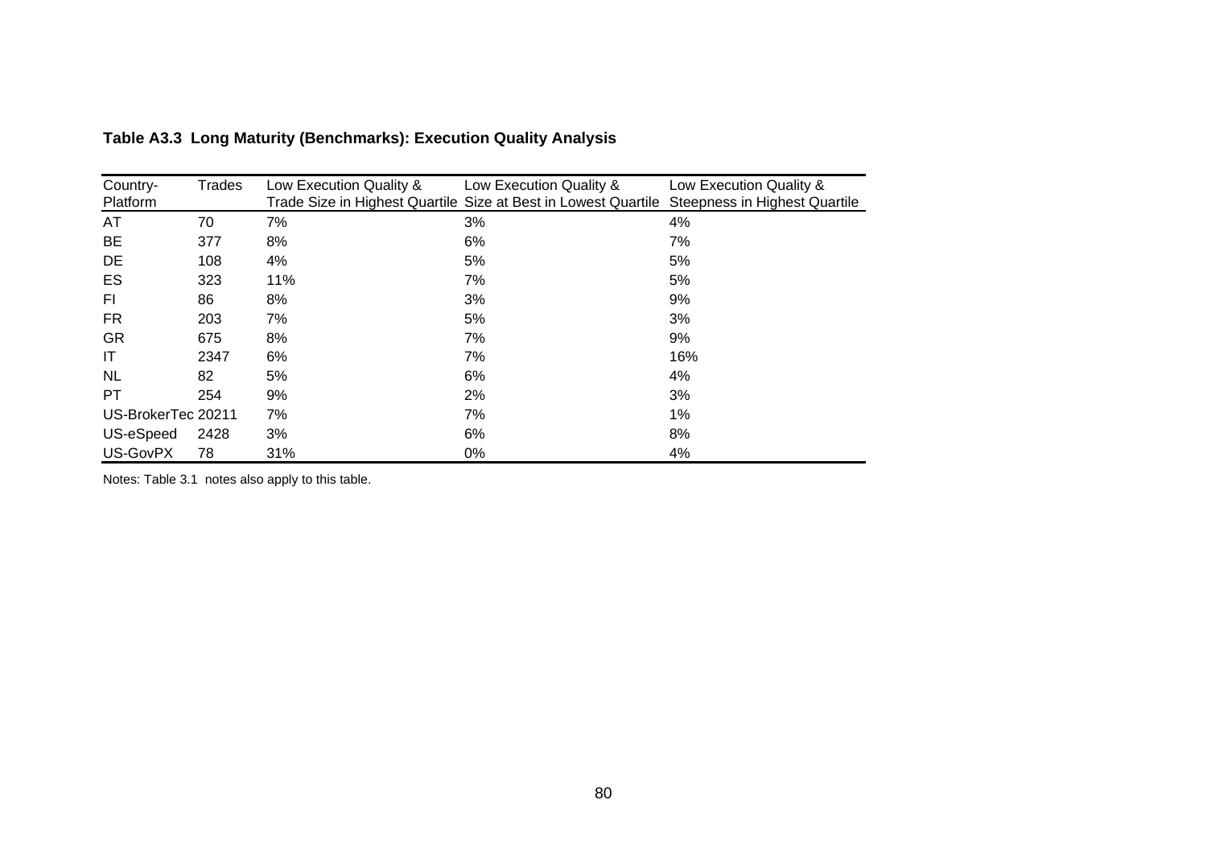**Table A3.3 Long Maturity (Benchmarks): Execution Quality Analysis**

| Country-Platform | Trades | Low Execution Quality & Trade Size in Highest Quartile | Low Execution Quality & Size at Best in Lowest Quartile | Low Execution Quality & Steepness in Highest Quartile |
|---|---|---|---|---|
| AT | 70 | 7% | 3% | 4% |
| BE | 377 | 8% | 6% | 7% |
| DE | 108 | 4% | 5% | 5% |
| ES | 323 | 11% | 7% | 5% |
| FI | 86 | 8% | 3% | 9% |
| FR | 203 | 7% | 5% | 3% |
| GR | 675 | 8% | 7% | 9% |
| IT | 2347 | 6% | 7% | 16% |
| NL | 82 | 5% | 6% | 4% |
| PT | 254 | 9% | 2% | 3% |
| US-BrokerTec | 20211 | 7% | 7% | 1% |
| US-eSpeed | 2428 | 3% | 6% | 8% |
| US-GovPX | 78 | 31% | 0% | 4% |

Notes: Table 3.1 notes also apply to this table.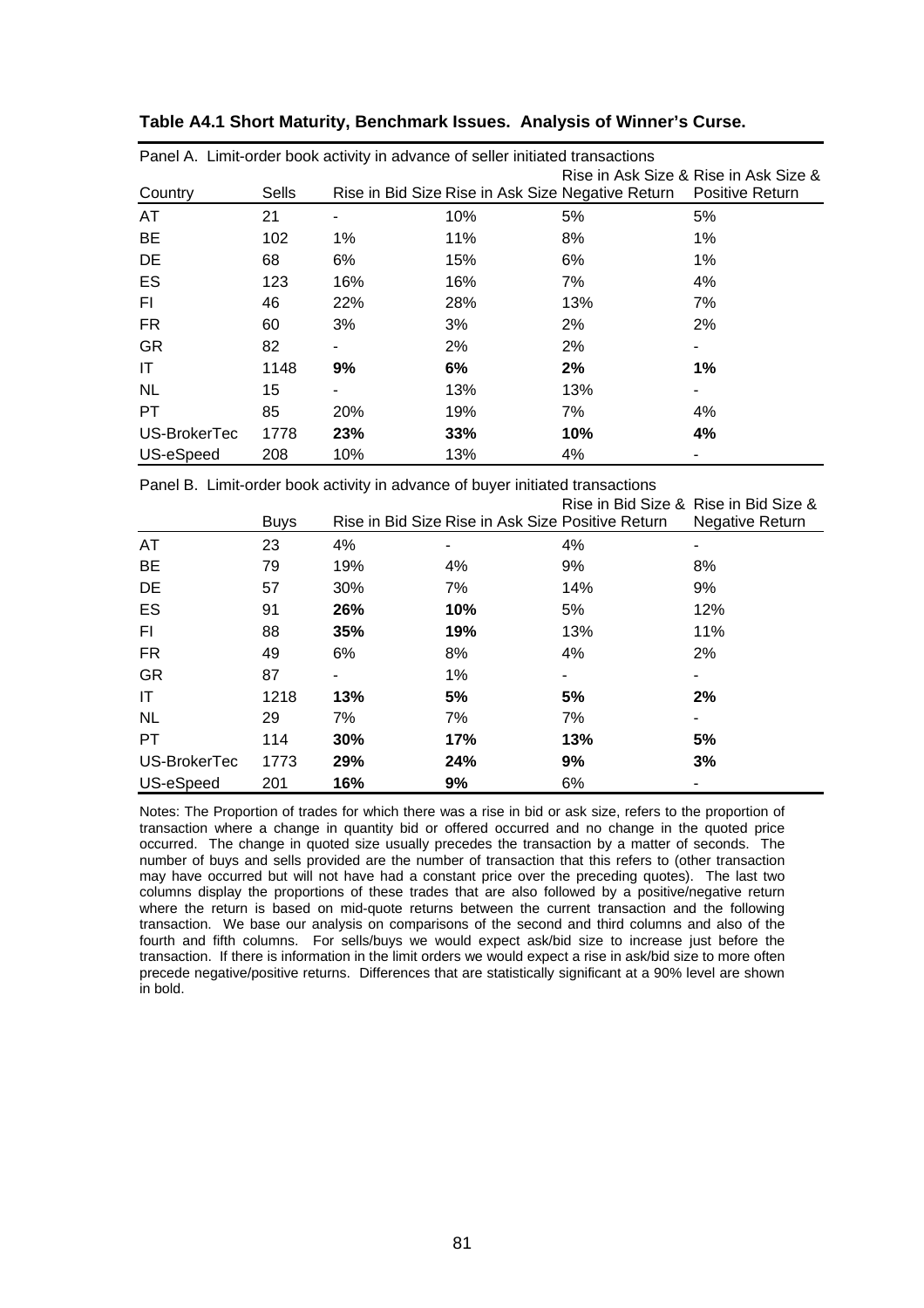**Table A4.1 Short Maturity, Benchmark Issues. Analysis of Winner's Curse.**

Panel A. Limit-order book activity in advance of seller initiated transactions

| Country | Sells | Rise in Bid Size | Rise in Ask Size | Rise in Ask Size & Negative Return | Rise in Ask Size & Positive Return |
|---|---|---|---|---|---|
| AT | 21 | - | 10% | 5% | 5% |
| BE | 102 | 1% | 11% | 8% | 1% |
| DE | 68 | 6% | 15% | 6% | 1% |
| ES | 123 | 16% | 16% | 7% | 4% |
| FI | 46 | 22% | 28% | 13% | 7% |
| FR | 60 | 3% | 3% | 2% | 2% |
| GR | 82 | - | 2% | 2% | - |
| IT | 1148 | **9%** | **6%** | **2%** | **1%** |
| NL | 15 | - | 13% | 13% | - |
| PT | 85 | 20% | 19% | 7% | 4% |
| US-BrokerTec | 1778 | **23%** | **33%** | **10%** | **4%** |
| US-eSpeed | 208 | 10% | 13% | 4% | - |

Panel B. Limit-order book activity in advance of buyer initiated transactions

| | Buys | Rise in Bid Size | Rise in Ask Size | Rise in Bid Size & Positive Return | Rise in Bid Size & Negative Return |
|---|---|---|---|---|---|
| AT | 23 | 4% | - | 4% | - |
| BE | 79 | 19% | 4% | 9% | 8% |
| DE | 57 | 30% | 7% | 14% | 9% |
| ES | 91 | **26%** | **10%** | 5% | 12% |
| FI | 88 | **35%** | **19%** | 13% | 11% |
| FR | 49 | 6% | 8% | 4% | 2% |
| GR | 87 | - | 1% | - | - |
| IT | 1218 | **13%** | **5%** | **5%** | **2%** |
| NL | 29 | 7% | 7% | 7% | - |
| PT | 114 | **30%** | **17%** | **13%** | **5%** |
| US-BrokerTec | 1773 | **29%** | **24%** | **9%** | **3%** |
| US-eSpeed | 201 | **16%** | **9%** | 6% | - |

Notes: The Proportion of trades for which there was a rise in bid or ask size, refers to the proportion of transaction where a change in quantity bid or offered occurred and no change in the quoted price occurred. The change in quoted size usually precedes the transaction by a matter of seconds. The number of buys and sells provided are the number of transaction that this refers to (other transaction may have occurred but will not have had a constant price over the preceding quotes). The last two columns display the proportions of these trades that are also followed by a positive/negative return where the return is based on mid-quote returns between the current transaction and the following transaction. We base our analysis on comparisons of the second and third columns and also of the fourth and fifth columns. For sells/buys we would expect ask/bid size to increase just before the transaction. If there is information in the limit orders we would expect a rise in ask/bid size to more often precede negative/positive returns. Differences that are statistically significant at a 90% level are shown in bold.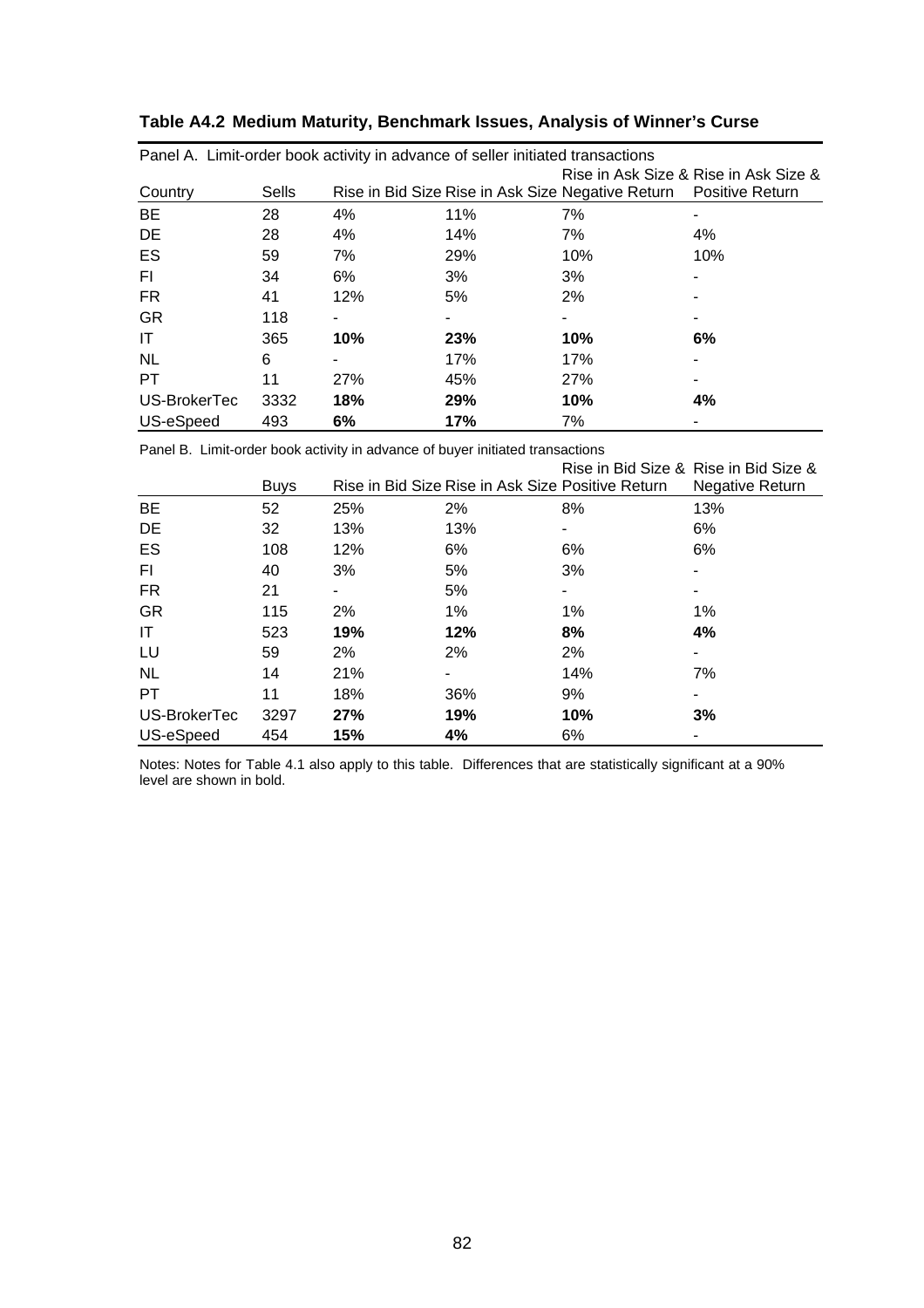**Table A4.2 Medium Maturity, Benchmark Issues, Analysis of Winner's Curse**

Panel A. Limit-order book activity in advance of seller initiated transactions

| Country | Sells | Rise in Bid Size | Rise in Ask Size | Rise in Ask Size & Negative Return | Rise in Ask Size & Positive Return |
|---|---|---|---|---|---|
| BE | 28 | 4% | 11% | 7% | - |
| DE | 28 | 4% | 14% | 7% | 4% |
| ES | 59 | 7% | 29% | 10% | 10% |
| FI | 34 | 6% | 3% | 3% | - |
| FR | 41 | 12% | 5% | 2% | - |
| GR | 118 | - | - | - | - |
| IT | 365 | **10%** | **23%** | **10%** | **6%** |
| NL | 6 | - | 17% | 17% | - |
| PT | 11 | 27% | 45% | 27% | - |
| US-BrokerTec | 3332 | **18%** | **29%** | **10%** | **4%** |
| US-eSpeed | 493 | **6%** | **17%** | 7% | - |

Panel B. Limit-order book activity in advance of buyer initiated transactions

| | Buys | Rise in Bid Size | Rise in Ask Size | Rise in Bid Size & Positive Return | Rise in Bid Size & Negative Return |
|---|---|---|---|---|---|
| BE | 52 | 25% | 2% | 8% | 13% |
| DE | 32 | 13% | 13% | - | 6% |
| ES | 108 | 12% | 6% | 6% | 6% |
| FI | 40 | 3% | 5% | 3% | - |
| FR | 21 | - | 5% | - | - |
| GR | 115 | 2% | 1% | 1% | 1% |
| IT | 523 | **19%** | **12%** | **8%** | **4%** |
| LU | 59 | 2% | 2% | 2% | - |
| NL | 14 | 21% | - | 14% | 7% |
| PT | 11 | 18% | 36% | 9% | - |
| US-BrokerTec | 3297 | **27%** | **19%** | **10%** | **3%** |
| US-eSpeed | 454 | **15%** | **4%** | 6% | - |

Notes: Notes for Table 4.1 also apply to this table. Differences that are statistically significant at a 90% level are shown in bold.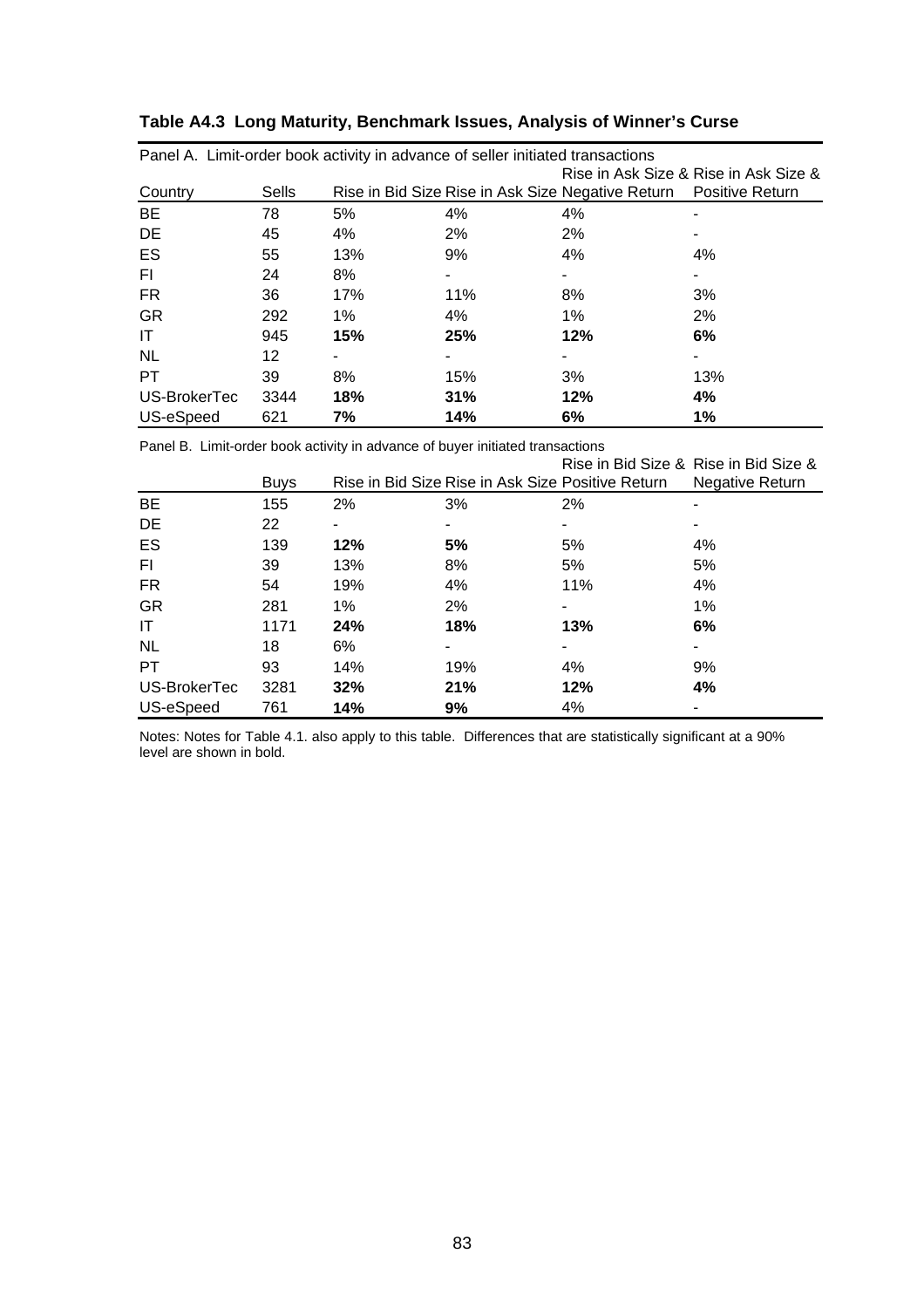### Table A4.3 Long Maturity, Benchmark Issues, Analysis of Winner's Curse

Panel A. Limit-order book activity in advance of seller initiated transactions

| Country | Sells | Rise in Bid Size | Rise in Ask Size | Rise in Ask Size & Negative Return | Rise in Ask Size & Positive Return |
|---|---|---|---|---|---|
| BE | 78 | 5% | 4% | 4% | - |
| DE | 45 | 4% | 2% | 2% | - |
| ES | 55 | 13% | 9% | 4% | 4% |
| FI | 24 | 8% | - | - | - |
| FR | 36 | 17% | 11% | 8% | 3% |
| GR | 292 | 1% | 4% | 1% | 2% |
| IT | 945 | **15%** | **25%** | **12%** | **6%** |
| NL | 12 | - | - | - | - |
| PT | 39 | 8% | 15% | 3% | 13% |
| US-BrokerTec | 3344 | **18%** | **31%** | **12%** | **4%** |
| US-eSpeed | 621 | **7%** | **14%** | **6%** | **1%** |

Panel B. Limit-order book activity in advance of buyer initiated transactions

| | Buys | Rise in Bid Size | Rise in Ask Size | Rise in Bid Size & Positive Return | Rise in Bid Size & Negative Return |
|---|---|---|---|---|---|
| BE | 155 | 2% | 3% | 2% | - |
| DE | 22 | - | - | - | - |
| ES | 139 | **12%** | **5%** | 5% | 4% |
| FI | 39 | 13% | 8% | 5% | 5% |
| FR | 54 | 19% | 4% | 11% | 4% |
| GR | 281 | 1% | 2% | - | 1% |
| IT | 1171 | **24%** | **18%** | **13%** | **6%** |
| NL | 18 | 6% | - | - | - |
| PT | 93 | 14% | 19% | 4% | 9% |
| US-BrokerTec | 3281 | **32%** | **21%** | **12%** | **4%** |
| US-eSpeed | 761 | **14%** | **9%** | 4% | - |

Notes: Notes for Table 4.1. also apply to this table. Differences that are statistically significant at a 90% level are shown in bold.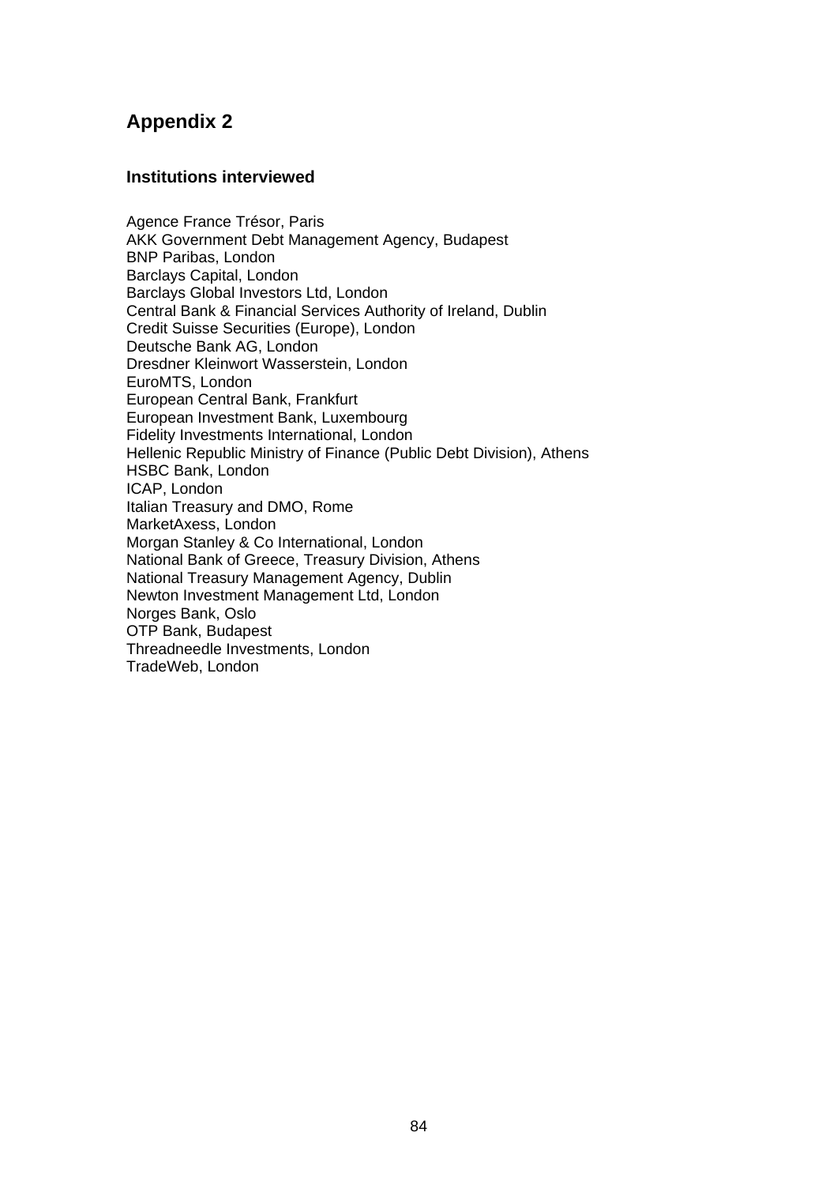## Appendix 2

### Institutions interviewed

Agence France Trésor, Paris
AKK Government Debt Management Agency, Budapest
BNP Paribas, London
Barclays Capital, London
Barclays Global Investors Ltd, London
Central Bank & Financial Services Authority of Ireland, Dublin
Credit Suisse Securities (Europe), London
Deutsche Bank AG, London
Dresdner Kleinwort Wasserstein, London
EuroMTS, London
European Central Bank, Frankfurt
European Investment Bank, Luxembourg
Fidelity Investments International, London
Hellenic Republic Ministry of Finance (Public Debt Division), Athens
HSBC Bank, London
ICAP, London
Italian Treasury and DMO, Rome
MarketAxess, London
Morgan Stanley & Co International, London
National Bank of Greece, Treasury Division, Athens
National Treasury Management Agency, Dublin
Newton Investment Management Ltd, London
Norges Bank, Oslo
OTP Bank, Budapest
Threadneedle Investments, London
TradeWeb, London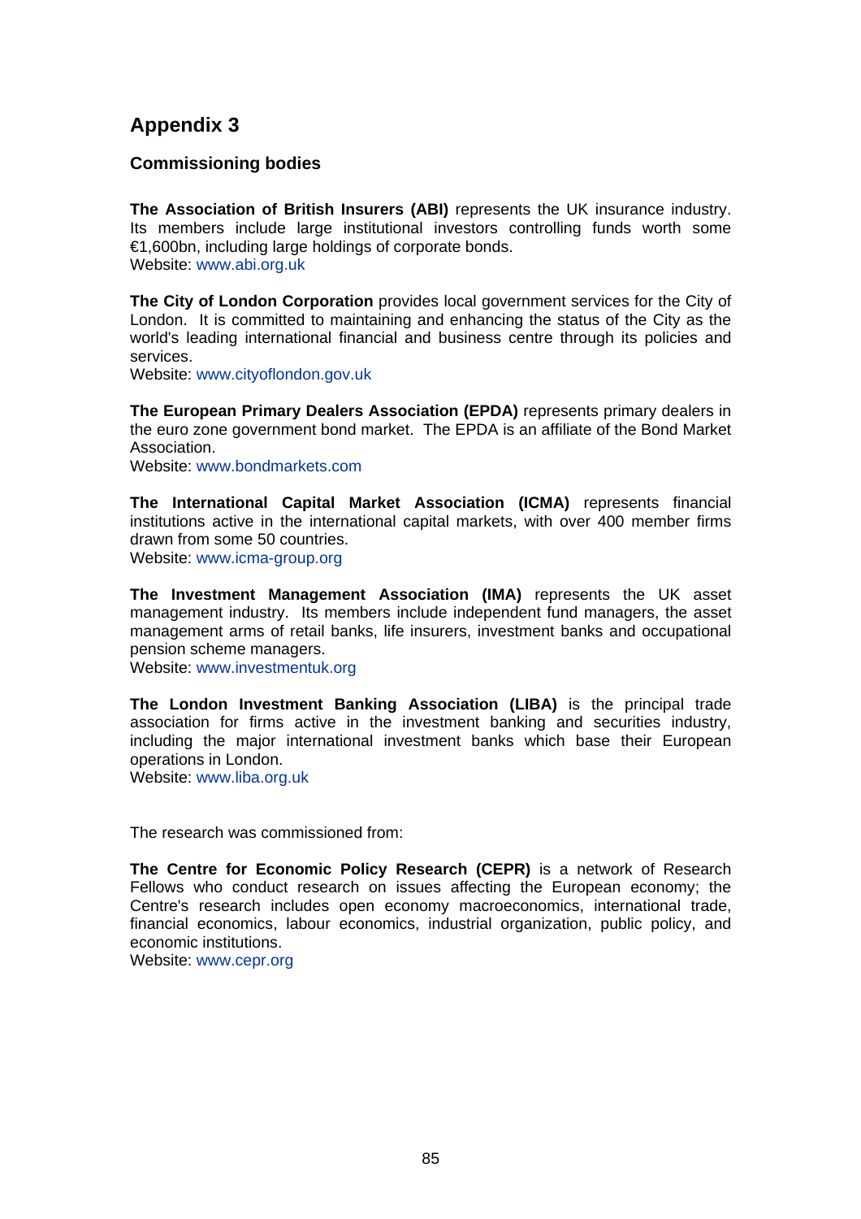# Appendix 3

## Commissioning bodies

**The Association of British Insurers (ABI)** represents the UK insurance industry. Its members include large institutional investors controlling funds worth some €1,600bn, including large holdings of corporate bonds.
Website: www.abi.org.uk

**The City of London Corporation** provides local government services for the City of London. It is committed to maintaining and enhancing the status of the City as the world's leading international financial and business centre through its policies and services.
Website: www.cityoflondon.gov.uk

**The European Primary Dealers Association (EPDA)** represents primary dealers in the euro zone government bond market. The EPDA is an affiliate of the Bond Market Association.
Website: www.bondmarkets.com

**The International Capital Market Association (ICMA)** represents financial institutions active in the international capital markets, with over 400 member firms drawn from some 50 countries.
Website: www.icma-group.org

**The Investment Management Association (IMA)** represents the UK asset management industry. Its members include independent fund managers, the asset management arms of retail banks, life insurers, investment banks and occupational pension scheme managers.
Website: www.investmentuk.org

**The London Investment Banking Association (LIBA)** is the principal trade association for firms active in the investment banking and securities industry, including the major international investment banks which base their European operations in London.
Website: www.liba.org.uk

The research was commissioned from:

**The Centre for Economic Policy Research (CEPR)** is a network of Research Fellows who conduct research on issues affecting the European economy; the Centre's research includes open economy macroeconomics, international trade, financial economics, labour economics, industrial organization, public policy, and economic institutions.
Website: www.cepr.org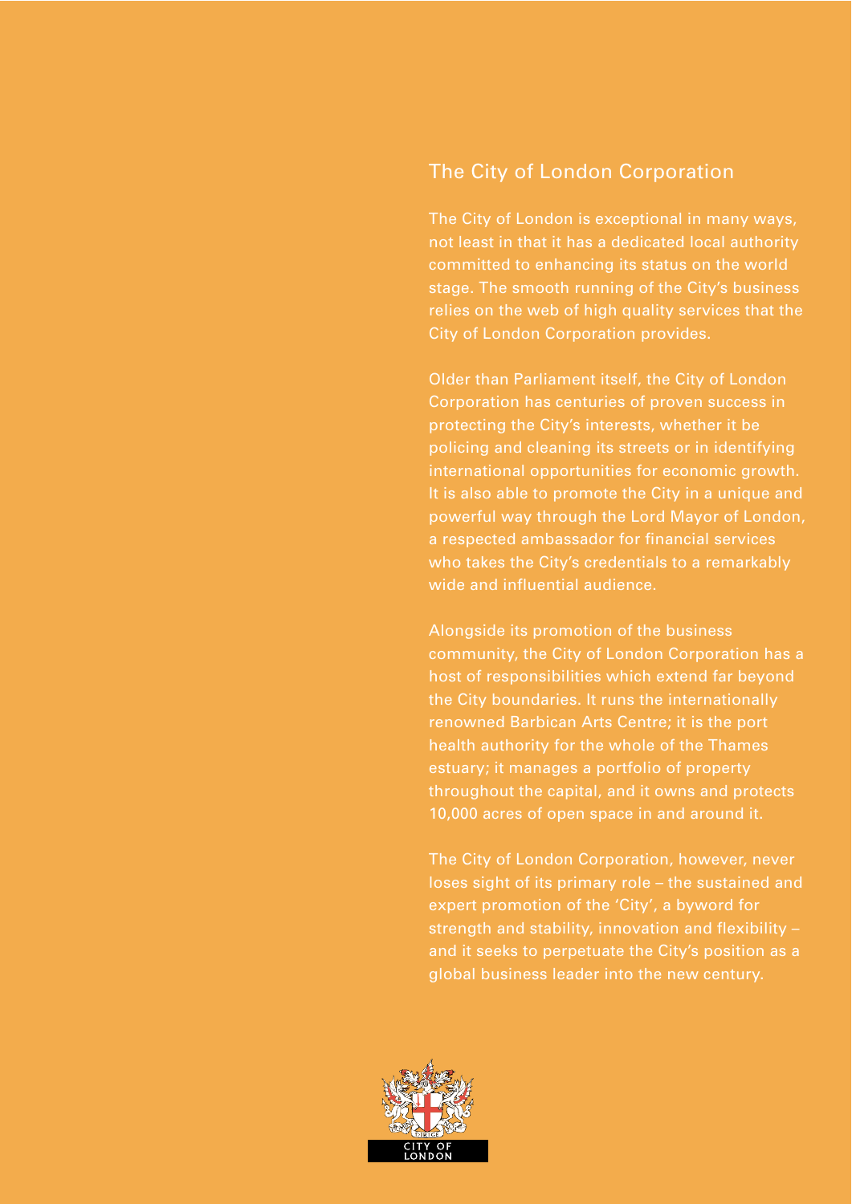## The City of London Corporation

The City of London is exceptional in many ways, not least in that it has a dedicated local authority committed to enhancing its status on the world stage. The smooth running of the City's business relies on the web of high quality services that the City of London Corporation provides.

Older than Parliament itself, the City of London Corporation has centuries of proven success in protecting the City's interests, whether it be policing and cleaning its streets or in identifying international opportunities for economic growth. It is also able to promote the City in a unique and powerful way through the Lord Mayor of London, a respected ambassador for financial services who takes the City's credentials to a remarkably wide and influential audience.

Alongside its promotion of the business community, the City of London Corporation has a host of responsibilities which extend far beyond the City boundaries. It runs the internationally renowned Barbican Arts Centre; it is the port health authority for the whole of the Thames estuary; it manages a portfolio of property throughout the capital, and it owns and protects 10,000 acres of open space in and around it.

The City of London Corporation, however, never loses sight of its primary role – the sustained and expert promotion of the 'City', a byword for strength and stability, innovation and flexibility – and it seeks to perpetuate the City's position as a global business leader into the new century.

CITY OF LONDON